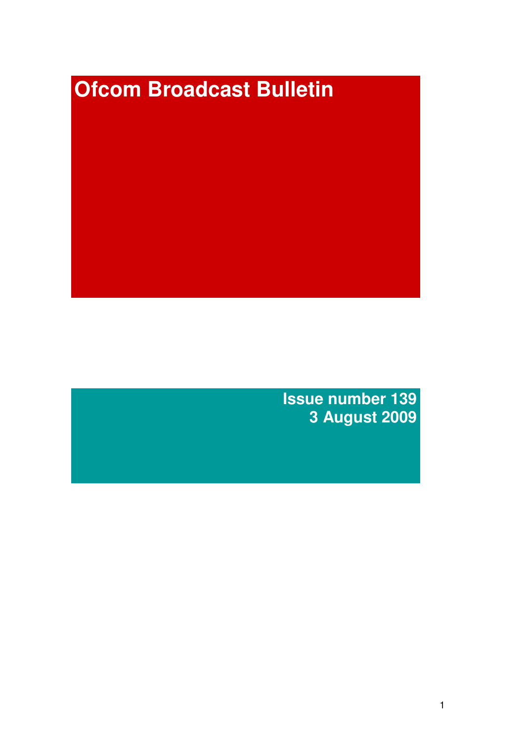# Ofcom Broadcast Bulletin

**Issue number 139**
**3 August 2009**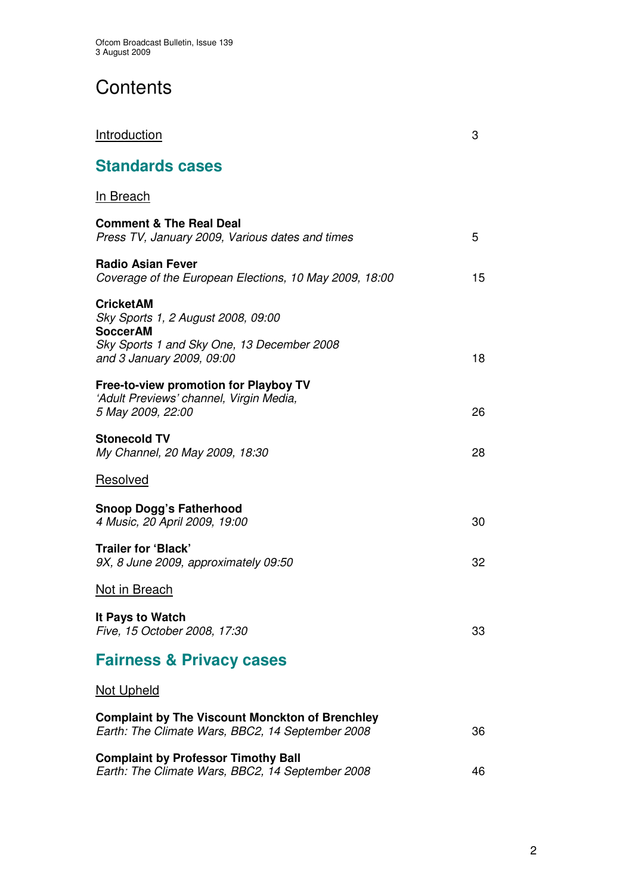# Contents

Introduction 3

## Standards cases

In Breach

**Comment & The Real Deal**
*Press TV, January 2009, Various dates and times* 5

**Radio Asian Fever**
*Coverage of the European Elections, 10 May 2009, 18:00* 15

**CricketAM**
*Sky Sports 1, 2 August 2008, 09:00*
**SoccerAM**
*Sky Sports 1 and Sky One, 13 December 2008 and 3 January 2009, 09:00* 18

**Free-to-view promotion for Playboy TV**
*'Adult Previews' channel, Virgin Media, 5 May 2009, 22:00* 26

**Stonecold TV**
*My Channel, 20 May 2009, 18:30* 28

Resolved

**Snoop Dogg's Fatherhood**
*4 Music, 20 April 2009, 19:00* 30

**Trailer for 'Black'**
*9X, 8 June 2009, approximately 09:50* 32

Not in Breach

**It Pays to Watch**
*Five, 15 October 2008, 17:30* 33

## Fairness & Privacy cases

Not Upheld

**Complaint by The Viscount Monckton of Brenchley**
*Earth: The Climate Wars, BBC2, 14 September 2008* 36

**Complaint by Professor Timothy Ball**
*Earth: The Climate Wars, BBC2, 14 September 2008* 46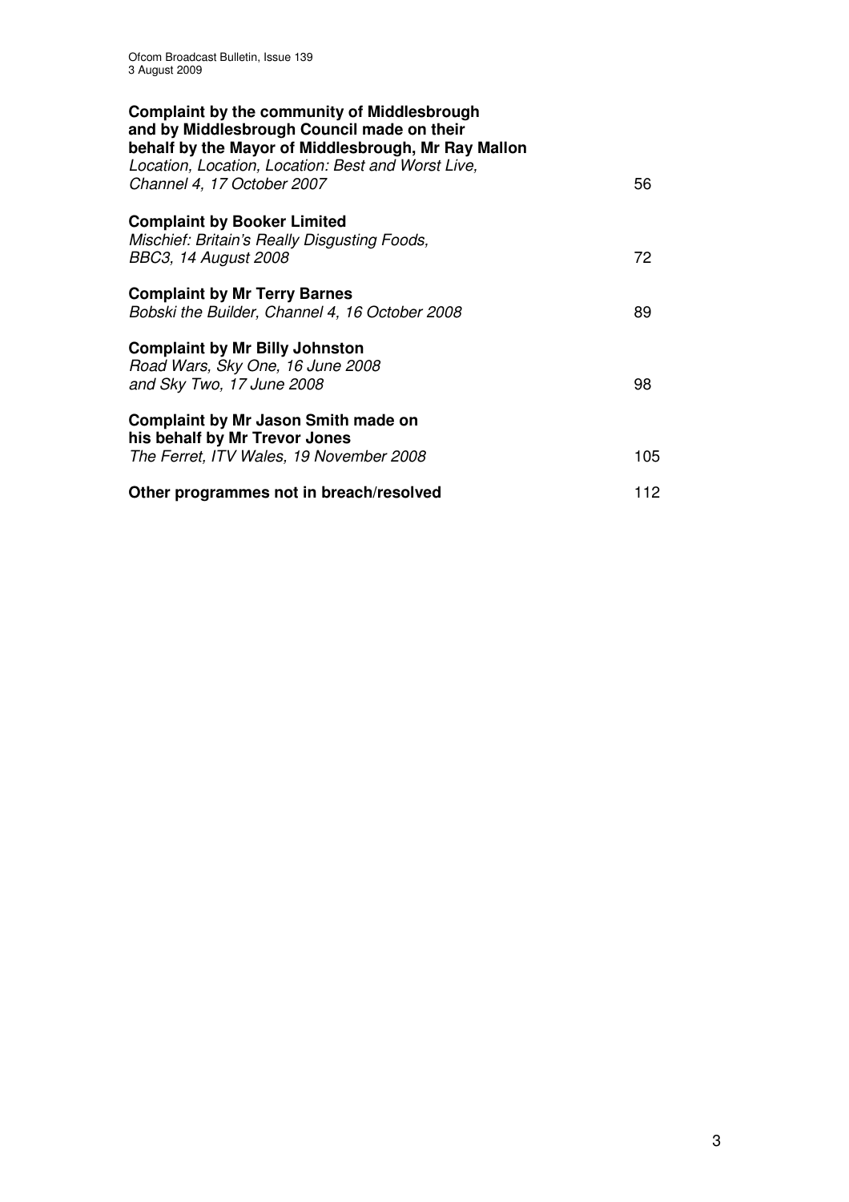**Complaint by the community of Middlesbrough and by Middlesbrough Council made on their behalf by the Mayor of Middlesbrough, Mr Ray Mallon**
*Location, Location, Location: Best and Worst Live, Channel 4, 17 October 2007* 56

**Complaint by Booker Limited**
*Mischief: Britain's Really Disgusting Foods, BBC3, 14 August 2008* 72

**Complaint by Mr Terry Barnes**
*Bobski the Builder, Channel 4, 16 October 2008* 89

**Complaint by Mr Billy Johnston**
*Road Wars, Sky One, 16 June 2008 and Sky Two, 17 June 2008* 98

**Complaint by Mr Jason Smith made on his behalf by Mr Trevor Jones**
*The Ferret, ITV Wales, 19 November 2008* 105

**Other programmes not in breach/resolved** 112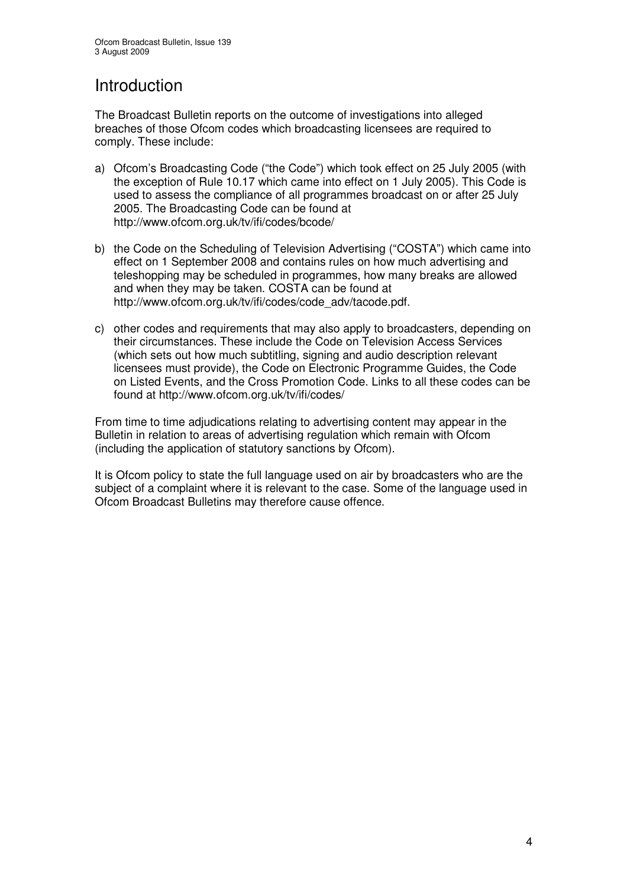# Introduction

The Broadcast Bulletin reports on the outcome of investigations into alleged breaches of those Ofcom codes which broadcasting licensees are required to comply. These include:

a) Ofcom's Broadcasting Code ("the Code") which took effect on 25 July 2005 (with the exception of Rule 10.17 which came into effect on 1 July 2005). This Code is used to assess the compliance of all programmes broadcast on or after 25 July 2005. The Broadcasting Code can be found at http://www.ofcom.org.uk/tv/ifi/codes/bcode/

b) the Code on the Scheduling of Television Advertising ("COSTA") which came into effect on 1 September 2008 and contains rules on how much advertising and teleshopping may be scheduled in programmes, how many breaks are allowed and when they may be taken. COSTA can be found at http://www.ofcom.org.uk/tv/ifi/codes/code_adv/tacode.pdf.

c) other codes and requirements that may also apply to broadcasters, depending on their circumstances. These include the Code on Television Access Services (which sets out how much subtitling, signing and audio description relevant licensees must provide), the Code on Electronic Programme Guides, the Code on Listed Events, and the Cross Promotion Code. Links to all these codes can be found at http://www.ofcom.org.uk/tv/ifi/codes/

From time to time adjudications relating to advertising content may appear in the Bulletin in relation to areas of advertising regulation which remain with Ofcom (including the application of statutory sanctions by Ofcom).

It is Ofcom policy to state the full language used on air by broadcasters who are the subject of a complaint where it is relevant to the case. Some of the language used in Ofcom Broadcast Bulletins may therefore cause offence.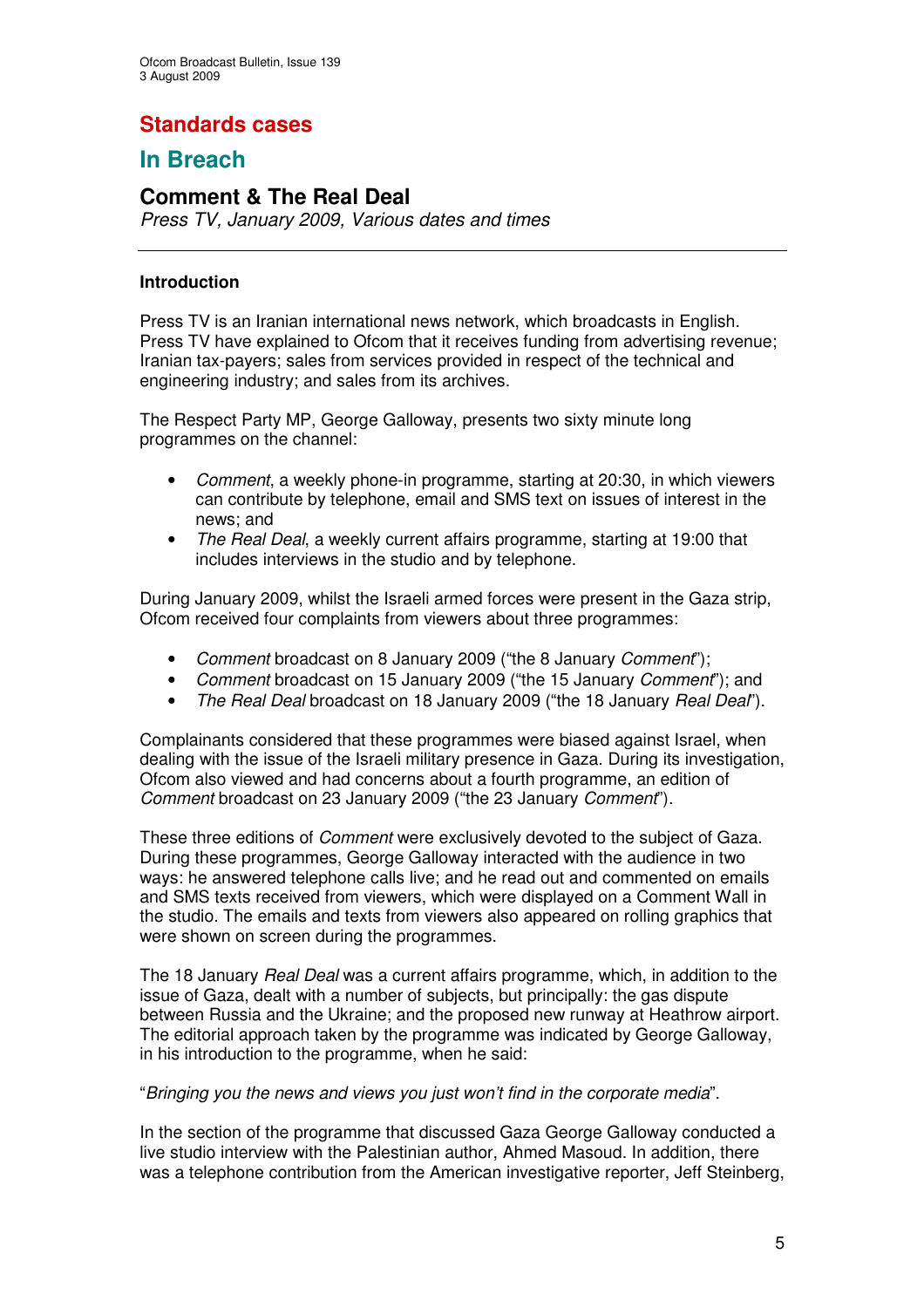# Standards cases

## In Breach

### Comment & The Real Deal

*Press TV, January 2009, Various dates and times*

---

#### Introduction

Press TV is an Iranian international news network, which broadcasts in English. Press TV have explained to Ofcom that it receives funding from advertising revenue; Iranian tax-payers; sales from services provided in respect of the technical and engineering industry; and sales from its archives.

The Respect Party MP, George Galloway, presents two sixty minute long programmes on the channel:

- *Comment*, a weekly phone-in programme, starting at 20:30, in which viewers can contribute by telephone, email and SMS text on issues of interest in the news; and
- *The Real Deal*, a weekly current affairs programme, starting at 19:00 that includes interviews in the studio and by telephone.

During January 2009, whilst the Israeli armed forces were present in the Gaza strip, Ofcom received four complaints from viewers about three programmes:

- *Comment* broadcast on 8 January 2009 ("the 8 January *Comment*");
- *Comment* broadcast on 15 January 2009 ("the 15 January *Comment*"); and
- *The Real Deal* broadcast on 18 January 2009 ("the 18 January *Real Deal*").

Complainants considered that these programmes were biased against Israel, when dealing with the issue of the Israeli military presence in Gaza. During its investigation, Ofcom also viewed and had concerns about a fourth programme, an edition of *Comment* broadcast on 23 January 2009 ("the 23 January *Comment*").

These three editions of *Comment* were exclusively devoted to the subject of Gaza. During these programmes, George Galloway interacted with the audience in two ways: he answered telephone calls live; and he read out and commented on emails and SMS texts received from viewers, which were displayed on a Comment Wall in the studio. The emails and texts from viewers also appeared on rolling graphics that were shown on screen during the programmes.

The 18 January *Real Deal* was a current affairs programme, which, in addition to the issue of Gaza, dealt with a number of subjects, but principally: the gas dispute between Russia and the Ukraine; and the proposed new runway at Heathrow airport. The editorial approach taken by the programme was indicated by George Galloway, in his introduction to the programme, when he said:

"*Bringing you the news and views you just won't find in the corporate media*".

In the section of the programme that discussed Gaza George Galloway conducted a live studio interview with the Palestinian author, Ahmed Masoud. In addition, there was a telephone contribution from the American investigative reporter, Jeff Steinberg,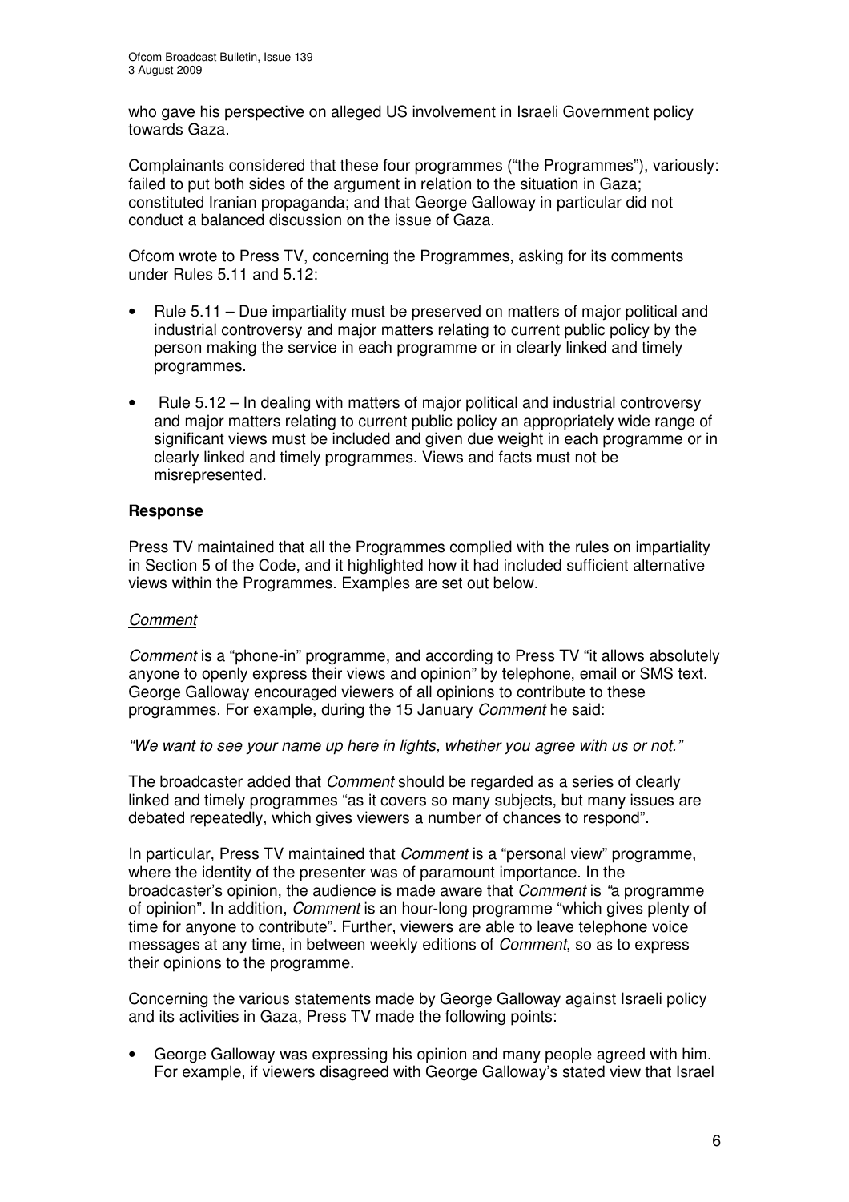who gave his perspective on alleged US involvement in Israeli Government policy towards Gaza.

Complainants considered that these four programmes ("the Programmes"), variously: failed to put both sides of the argument in relation to the situation in Gaza; constituted Iranian propaganda; and that George Galloway in particular did not conduct a balanced discussion on the issue of Gaza.

Ofcom wrote to Press TV, concerning the Programmes, asking for its comments under Rules 5.11 and 5.12:

- Rule 5.11 – Due impartiality must be preserved on matters of major political and industrial controversy and major matters relating to current public policy by the person making the service in each programme or in clearly linked and timely programmes.
- Rule 5.12 – In dealing with matters of major political and industrial controversy and major matters relating to current public policy an appropriately wide range of significant views must be included and given due weight in each programme or in clearly linked and timely programmes. Views and facts must not be misrepresented.

**Response**

Press TV maintained that all the Programmes complied with the rules on impartiality in Section 5 of the Code, and it highlighted how it had included sufficient alternative views within the Programmes. Examples are set out below.

*Comment*

*Comment* is a "phone-in" programme, and according to Press TV "it allows absolutely anyone to openly express their views and opinion" by telephone, email or SMS text. George Galloway encouraged viewers of all opinions to contribute to these programmes. For example, during the 15 January *Comment* he said:

*"We want to see your name up here in lights, whether you agree with us or not."*

The broadcaster added that *Comment* should be regarded as a series of clearly linked and timely programmes "as it covers so many subjects, but many issues are debated repeatedly, which gives viewers a number of chances to respond".

In particular, Press TV maintained that *Comment* is a "personal view" programme, where the identity of the presenter was of paramount importance. In the broadcaster's opinion, the audience is made aware that *Comment* is *"*a programme of opinion". In addition, *Comment* is an hour-long programme "which gives plenty of time for anyone to contribute". Further, viewers are able to leave telephone voice messages at any time, in between weekly editions of *Comment*, so as to express their opinions to the programme.

Concerning the various statements made by George Galloway against Israeli policy and its activities in Gaza, Press TV made the following points:

- George Galloway was expressing his opinion and many people agreed with him. For example, if viewers disagreed with George Galloway's stated view that Israel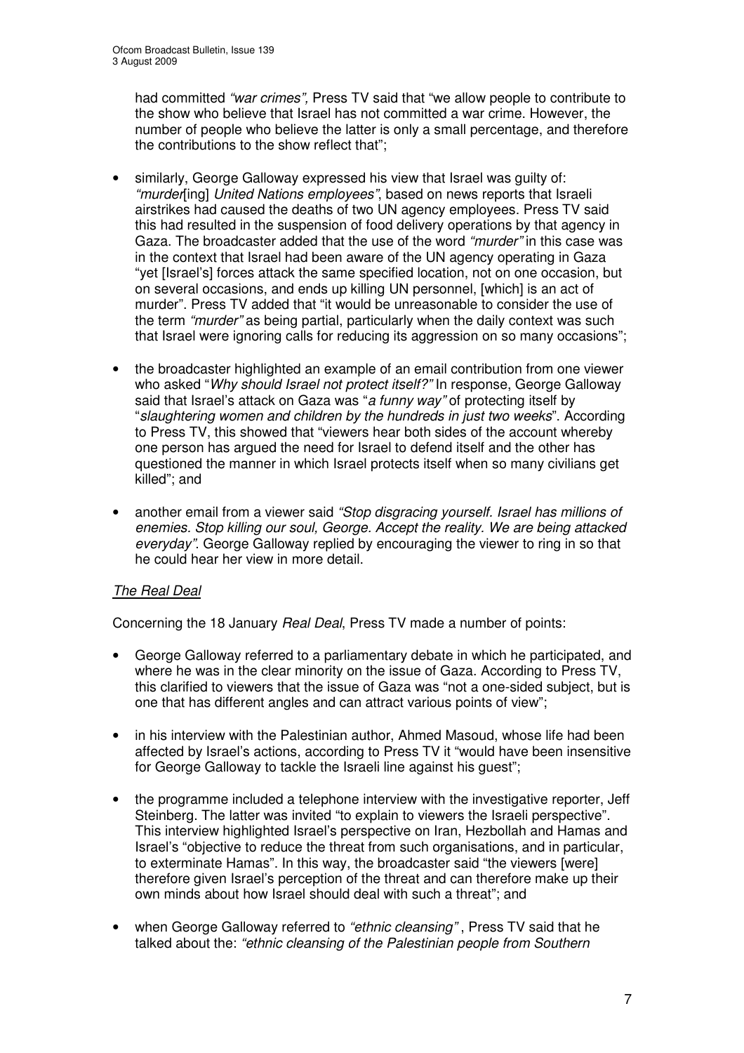had committed *"war crimes",* Press TV said that "we allow people to contribute to the show who believe that Israel has not committed a war crime. However, the number of people who believe the latter is only a small percentage, and therefore the contributions to the show reflect that";

- similarly, George Galloway expressed his view that Israel was guilty of: *"murder*[ing] *United Nations employees"*, based on news reports that Israeli airstrikes had caused the deaths of two UN agency employees. Press TV said this had resulted in the suspension of food delivery operations by that agency in Gaza. The broadcaster added that the use of the word *"murder"* in this case was in the context that Israel had been aware of the UN agency operating in Gaza "yet [Israel's] forces attack the same specified location, not on one occasion, but on several occasions, and ends up killing UN personnel, [which] is an act of murder". Press TV added that "it would be unreasonable to consider the use of the term *"murder"* as being partial, particularly when the daily context was such that Israel were ignoring calls for reducing its aggression on so many occasions";

- the broadcaster highlighted an example of an email contribution from one viewer who asked "*Why should Israel not protect itself?"* In response, George Galloway said that Israel's attack on Gaza was "*a funny way"* of protecting itself by "*slaughtering women and children by the hundreds in just two weeks*". According to Press TV, this showed that "viewers hear both sides of the account whereby one person has argued the need for Israel to defend itself and the other has questioned the manner in which Israel protects itself when so many civilians get killed"; and

- another email from a viewer said *"Stop disgracing yourself. Israel has millions of enemies. Stop killing our soul, George. Accept the reality. We are being attacked everyday"*. George Galloway replied by encouraging the viewer to ring in so that he could hear her view in more detail.

*The Real Deal*

Concerning the 18 January *Real Deal*, Press TV made a number of points:

- George Galloway referred to a parliamentary debate in which he participated, and where he was in the clear minority on the issue of Gaza. According to Press TV, this clarified to viewers that the issue of Gaza was "not a one-sided subject, but is one that has different angles and can attract various points of view";

- in his interview with the Palestinian author, Ahmed Masoud, whose life had been affected by Israel's actions, according to Press TV it "would have been insensitive for George Galloway to tackle the Israeli line against his guest";

- the programme included a telephone interview with the investigative reporter, Jeff Steinberg. The latter was invited "to explain to viewers the Israeli perspective". This interview highlighted Israel's perspective on Iran, Hezbollah and Hamas and Israel's "objective to reduce the threat from such organisations, and in particular, to exterminate Hamas". In this way, the broadcaster said "the viewers [were] therefore given Israel's perception of the threat and can therefore make up their own minds about how Israel should deal with such a threat"; and

- when George Galloway referred to *"ethnic cleansing"* , Press TV said that he talked about the: *"ethnic cleansing of the Palestinian people from Southern*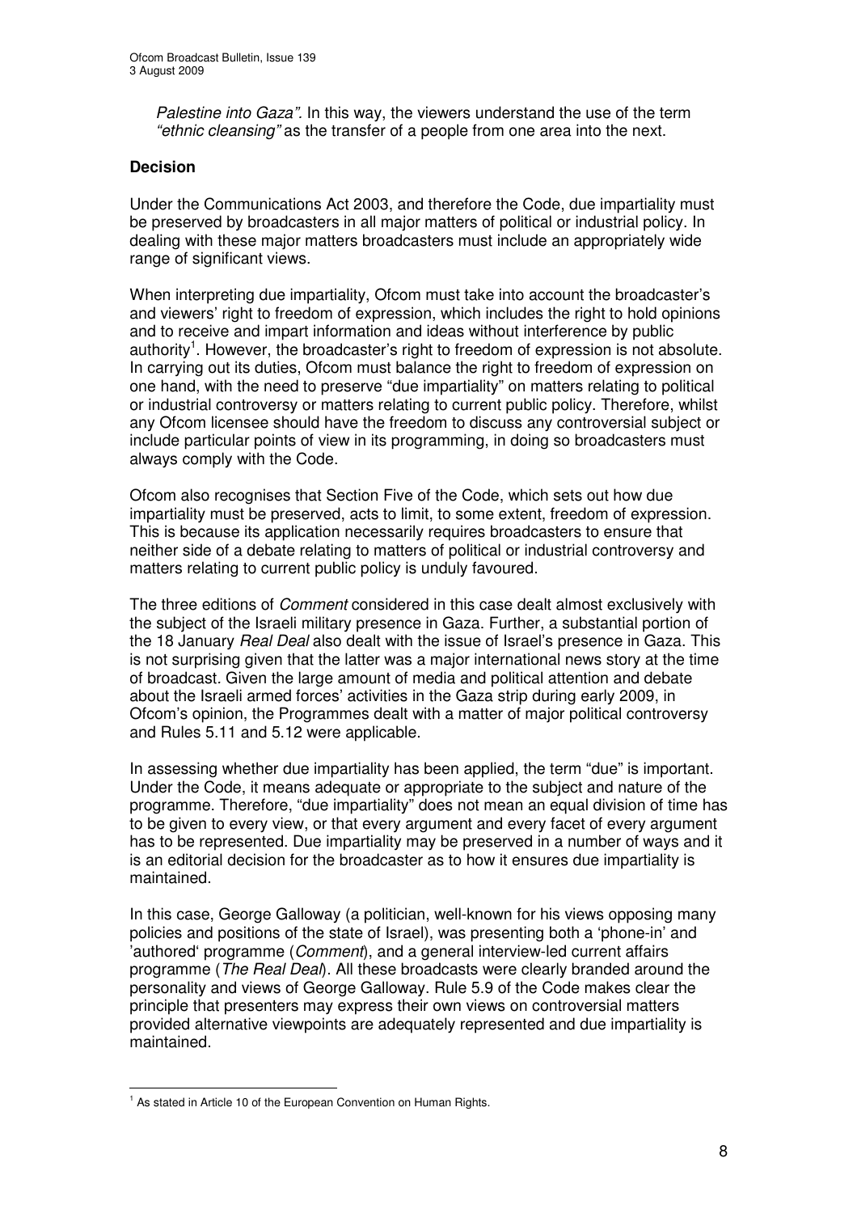*Palestine into Gaza"*. In this way, the viewers understand the use of the term *"ethnic cleansing"* as the transfer of a people from one area into the next.

**Decision**

Under the Communications Act 2003, and therefore the Code, due impartiality must be preserved by broadcasters in all major matters of political or industrial policy. In dealing with these major matters broadcasters must include an appropriately wide range of significant views.

When interpreting due impartiality, Ofcom must take into account the broadcaster's and viewers' right to freedom of expression, which includes the right to hold opinions and to receive and impart information and ideas without interference by public authority[1]. However, the broadcaster's right to freedom of expression is not absolute. In carrying out its duties, Ofcom must balance the right to freedom of expression on one hand, with the need to preserve "due impartiality" on matters relating to political or industrial controversy or matters relating to current public policy. Therefore, whilst any Ofcom licensee should have the freedom to discuss any controversial subject or include particular points of view in its programming, in doing so broadcasters must always comply with the Code.

Ofcom also recognises that Section Five of the Code, which sets out how due impartiality must be preserved, acts to limit, to some extent, freedom of expression. This is because its application necessarily requires broadcasters to ensure that neither side of a debate relating to matters of political or industrial controversy and matters relating to current public policy is unduly favoured.

The three editions of *Comment* considered in this case dealt almost exclusively with the subject of the Israeli military presence in Gaza. Further, a substantial portion of the 18 January *Real Deal* also dealt with the issue of Israel's presence in Gaza. This is not surprising given that the latter was a major international news story at the time of broadcast. Given the large amount of media and political attention and debate about the Israeli armed forces' activities in the Gaza strip during early 2009, in Ofcom's opinion, the Programmes dealt with a matter of major political controversy and Rules 5.11 and 5.12 were applicable.

In assessing whether due impartiality has been applied, the term "due" is important. Under the Code, it means adequate or appropriate to the subject and nature of the programme. Therefore, "due impartiality" does not mean an equal division of time has to be given to every view, or that every argument and every facet of every argument has to be represented. Due impartiality may be preserved in a number of ways and it is an editorial decision for the broadcaster as to how it ensures due impartiality is maintained.

In this case, George Galloway (a politician, well-known for his views opposing many policies and positions of the state of Israel), was presenting both a 'phone-in' and 'authored' programme (*Comment*), and a general interview-led current affairs programme (*The Real Deal*). All these broadcasts were clearly branded around the personality and views of George Galloway. Rule 5.9 of the Code makes clear the principle that presenters may express their own views on controversial matters provided alternative viewpoints are adequately represented and due impartiality is maintained.

[1] As stated in Article 10 of the European Convention on Human Rights.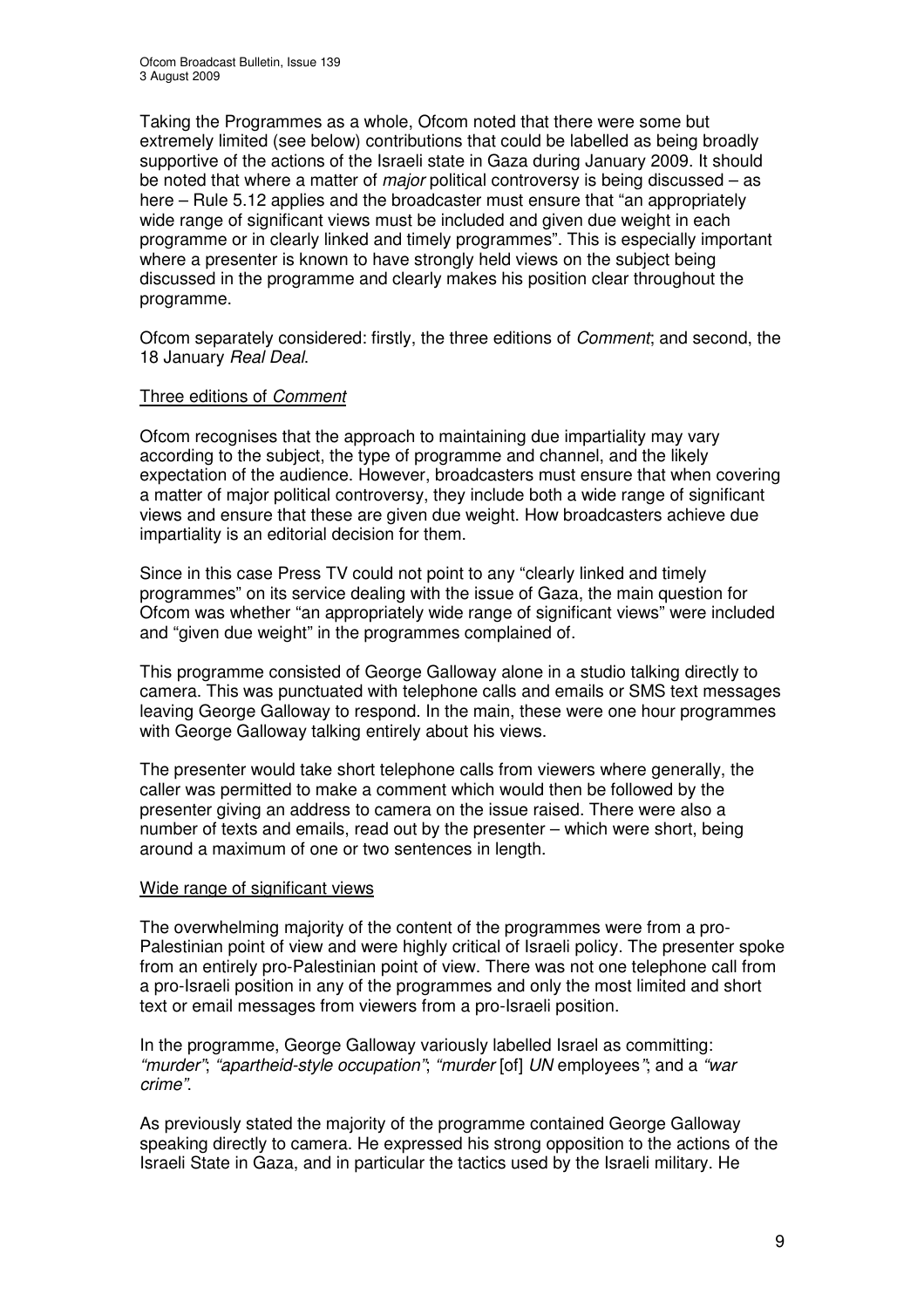Taking the Programmes as a whole, Ofcom noted that there were some but extremely limited (see below) contributions that could be labelled as being broadly supportive of the actions of the Israeli state in Gaza during January 2009. It should be noted that where a matter of *major* political controversy is being discussed – as here – Rule 5.12 applies and the broadcaster must ensure that "an appropriately wide range of significant views must be included and given due weight in each programme or in clearly linked and timely programmes". This is especially important where a presenter is known to have strongly held views on the subject being discussed in the programme and clearly makes his position clear throughout the programme.

Ofcom separately considered: firstly, the three editions of *Comment*; and second, the 18 January *Real Deal*.

Three editions of *Comment*

Ofcom recognises that the approach to maintaining due impartiality may vary according to the subject, the type of programme and channel, and the likely expectation of the audience. However, broadcasters must ensure that when covering a matter of major political controversy, they include both a wide range of significant views and ensure that these are given due weight. How broadcasters achieve due impartiality is an editorial decision for them.

Since in this case Press TV could not point to any "clearly linked and timely programmes" on its service dealing with the issue of Gaza, the main question for Ofcom was whether "an appropriately wide range of significant views" were included and "given due weight" in the programmes complained of.

This programme consisted of George Galloway alone in a studio talking directly to camera. This was punctuated with telephone calls and emails or SMS text messages leaving George Galloway to respond. In the main, these were one hour programmes with George Galloway talking entirely about his views.

The presenter would take short telephone calls from viewers where generally, the caller was permitted to make a comment which would then be followed by the presenter giving an address to camera on the issue raised. There were also a number of texts and emails, read out by the presenter – which were short, being around a maximum of one or two sentences in length.

Wide range of significant views

The overwhelming majority of the content of the programmes were from a pro-Palestinian point of view and were highly critical of Israeli policy. The presenter spoke from an entirely pro-Palestinian point of view. There was not one telephone call from a pro-Israeli position in any of the programmes and only the most limited and short text or email messages from viewers from a pro-Israeli position.

In the programme, George Galloway variously labelled Israel as committing: *"murder"*; *"apartheid-style occupation"*; *"murder* [of] *UN* employees*"*; and a *"war crime"*.

As previously stated the majority of the programme contained George Galloway speaking directly to camera. He expressed his strong opposition to the actions of the Israeli State in Gaza, and in particular the tactics used by the Israeli military. He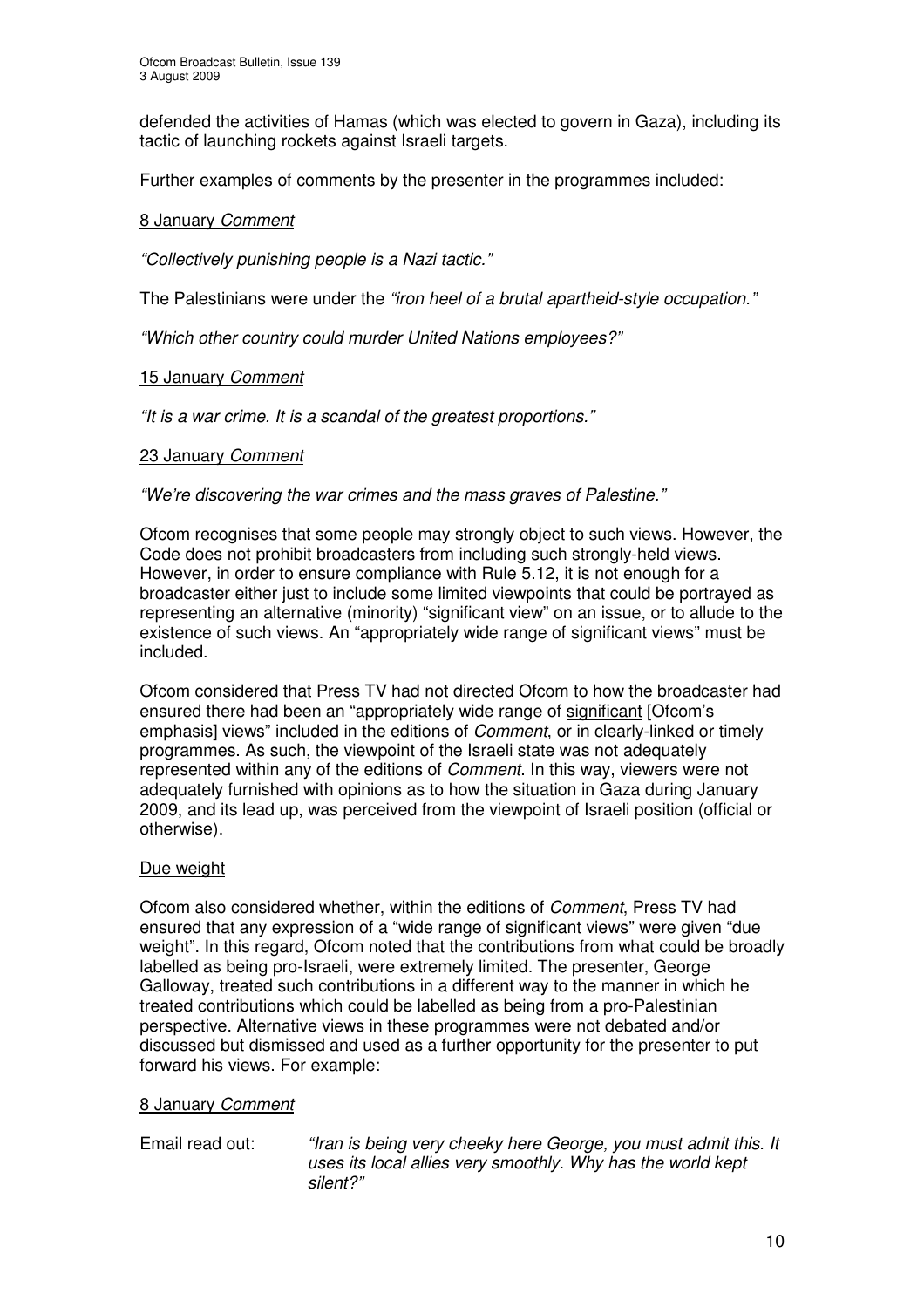defended the activities of Hamas (which was elected to govern in Gaza), including its tactic of launching rockets against Israeli targets.

Further examples of comments by the presenter in the programmes included:

8 January *Comment*

*"Collectively punishing people is a Nazi tactic."*

The Palestinians were under the *"iron heel of a brutal apartheid-style occupation."*

*"Which other country could murder United Nations employees?"*

15 January *Comment*

*"It is a war crime. It is a scandal of the greatest proportions."*

23 January *Comment*

*"We're discovering the war crimes and the mass graves of Palestine."*

Ofcom recognises that some people may strongly object to such views. However, the Code does not prohibit broadcasters from including such strongly-held views. However, in order to ensure compliance with Rule 5.12, it is not enough for a broadcaster either just to include some limited viewpoints that could be portrayed as representing an alternative (minority) "significant view" on an issue, or to allude to the existence of such views. An "appropriately wide range of significant views" must be included.

Ofcom considered that Press TV had not directed Ofcom to how the broadcaster had ensured there had been an "appropriately wide range of significant [Ofcom's emphasis] views" included in the editions of *Comment*, or in clearly-linked or timely programmes. As such, the viewpoint of the Israeli state was not adequately represented within any of the editions of *Comment*. In this way, viewers were not adequately furnished with opinions as to how the situation in Gaza during January 2009, and its lead up, was perceived from the viewpoint of Israeli position (official or otherwise).

Due weight

Ofcom also considered whether, within the editions of *Comment*, Press TV had ensured that any expression of a "wide range of significant views" were given "due weight". In this regard, Ofcom noted that the contributions from what could be broadly labelled as being pro-Israeli, were extremely limited. The presenter, George Galloway, treated such contributions in a different way to the manner in which he treated contributions which could be labelled as being from a pro-Palestinian perspective. Alternative views in these programmes were not debated and/or discussed but dismissed and used as a further opportunity for the presenter to put forward his views. For example:

8 January *Comment*

Email read out: *"Iran is being very cheeky here George, you must admit this. It uses its local allies very smoothly. Why has the world kept silent?"*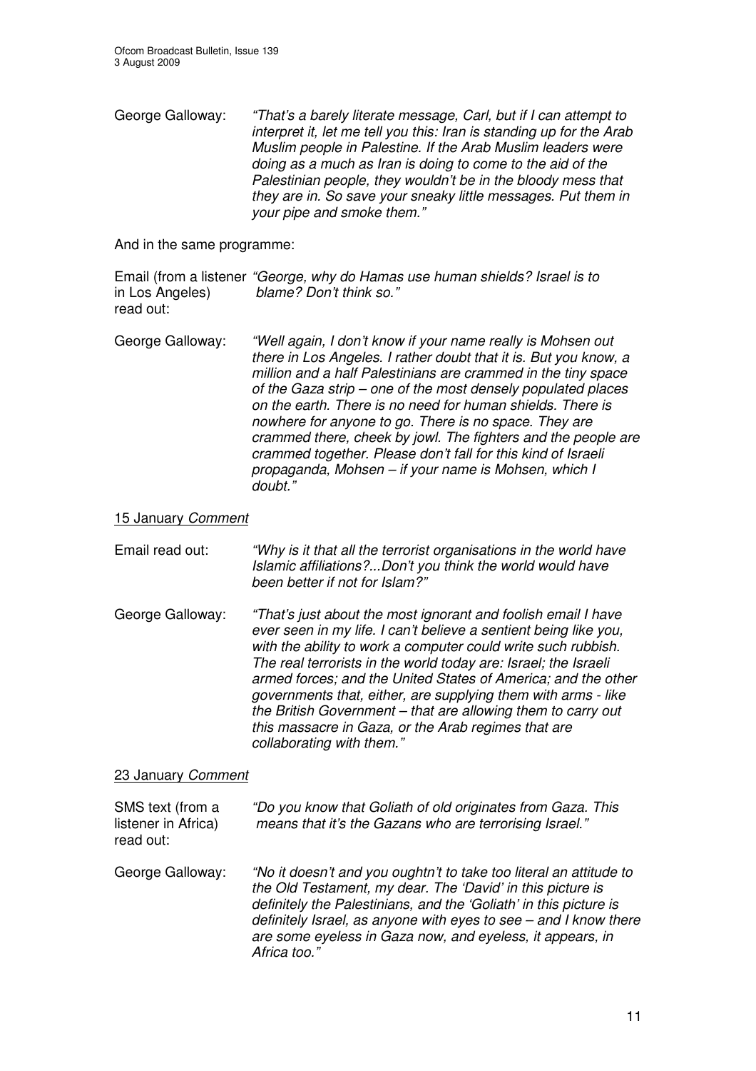George Galloway: *"That's a barely literate message, Carl, but if I can attempt to interpret it, let me tell you this: Iran is standing up for the Arab Muslim people in Palestine. If the Arab Muslim leaders were doing as a much as Iran is doing to come to the aid of the Palestinian people, they wouldn't be in the bloody mess that they are in. So save your sneaky little messages. Put them in your pipe and smoke them."*

And in the same programme:

Email (from a listener in Los Angeles) read out: *"George, why do Hamas use human shields? Israel is to blame? Don't think so."*

George Galloway: *"Well again, I don't know if your name really is Mohsen out there in Los Angeles. I rather doubt that it is. But you know, a million and a half Palestinians are crammed in the tiny space of the Gaza strip – one of the most densely populated places on the earth. There is no need for human shields. There is nowhere for anyone to go. There is no space. They are crammed there, cheek by jowl. The fighters and the people are crammed together. Please don't fall for this kind of Israeli propaganda, Mohsen – if your name is Mohsen, which I doubt."*

15 January *Comment*

Email read out: *"Why is it that all the terrorist organisations in the world have Islamic affiliations?...Don't you think the world would have been better if not for Islam?"*

George Galloway: *"That's just about the most ignorant and foolish email I have ever seen in my life. I can't believe a sentient being like you, with the ability to work a computer could write such rubbish. The real terrorists in the world today are: Israel; the Israeli armed forces; and the United States of America; and the other governments that, either, are supplying them with arms - like the British Government – that are allowing them to carry out this massacre in Gaza, or the Arab regimes that are collaborating with them."*

23 January *Comment*

SMS text (from a listener in Africa) read out: *"Do you know that Goliath of old originates from Gaza. This means that it's the Gazans who are terrorising Israel."*

George Galloway: *"No it doesn't and you oughtn't to take too literal an attitude to the Old Testament, my dear. The 'David' in this picture is definitely the Palestinians, and the 'Goliath' in this picture is definitely Israel, as anyone with eyes to see – and I know there are some eyeless in Gaza now, and eyeless, it appears, in Africa too."*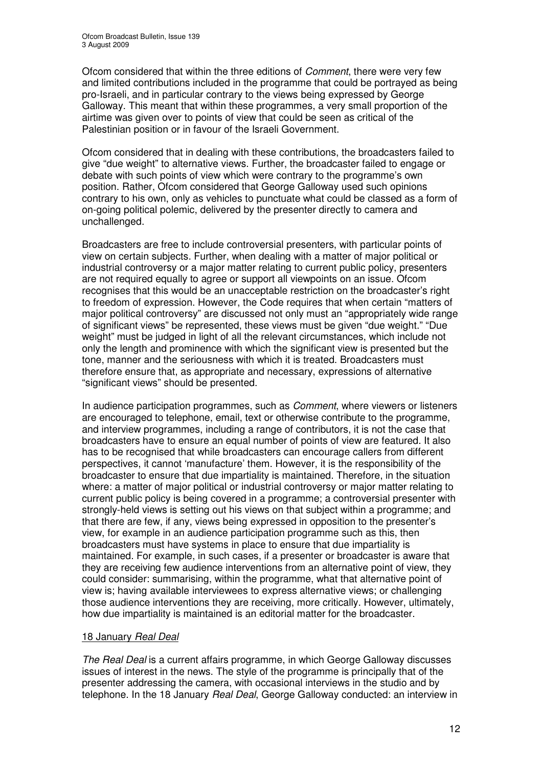Ofcom considered that within the three editions of *Comment*, there were very few and limited contributions included in the programme that could be portrayed as being pro-Israeli, and in particular contrary to the views being expressed by George Galloway. This meant that within these programmes, a very small proportion of the airtime was given over to points of view that could be seen as critical of the Palestinian position or in favour of the Israeli Government.

Ofcom considered that in dealing with these contributions, the broadcasters failed to give "due weight" to alternative views. Further, the broadcaster failed to engage or debate with such points of view which were contrary to the programme's own position. Rather, Ofcom considered that George Galloway used such opinions contrary to his own, only as vehicles to punctuate what could be classed as a form of on-going political polemic, delivered by the presenter directly to camera and unchallenged.

Broadcasters are free to include controversial presenters, with particular points of view on certain subjects. Further, when dealing with a matter of major political or industrial controversy or a major matter relating to current public policy, presenters are not required equally to agree or support all viewpoints on an issue. Ofcom recognises that this would be an unacceptable restriction on the broadcaster's right to freedom of expression. However, the Code requires that when certain "matters of major political controversy" are discussed not only must an "appropriately wide range of significant views" be represented, these views must be given "due weight." "Due weight" must be judged in light of all the relevant circumstances, which include not only the length and prominence with which the significant view is presented but the tone, manner and the seriousness with which it is treated. Broadcasters must therefore ensure that, as appropriate and necessary, expressions of alternative "significant views" should be presented.

In audience participation programmes, such as *Comment*, where viewers or listeners are encouraged to telephone, email, text or otherwise contribute to the programme, and interview programmes, including a range of contributors, it is not the case that broadcasters have to ensure an equal number of points of view are featured. It also has to be recognised that while broadcasters can encourage callers from different perspectives, it cannot 'manufacture' them. However, it is the responsibility of the broadcaster to ensure that due impartiality is maintained. Therefore, in the situation where: a matter of major political or industrial controversy or major matter relating to current public policy is being covered in a programme; a controversial presenter with strongly-held views is setting out his views on that subject within a programme; and that there are few, if any, views being expressed in opposition to the presenter's view, for example in an audience participation programme such as this, then broadcasters must have systems in place to ensure that due impartiality is maintained. For example, in such cases, if a presenter or broadcaster is aware that they are receiving few audience interventions from an alternative point of view, they could consider: summarising, within the programme, what that alternative point of view is; having available interviewees to express alternative views; or challenging those audience interventions they are receiving, more critically. However, ultimately, how due impartiality is maintained is an editorial matter for the broadcaster.

<u>18 January *Real Deal*</u>

*The Real Deal* is a current affairs programme, in which George Galloway discusses issues of interest in the news. The style of the programme is principally that of the presenter addressing the camera, with occasional interviews in the studio and by telephone. In the 18 January *Real Deal*, George Galloway conducted: an interview in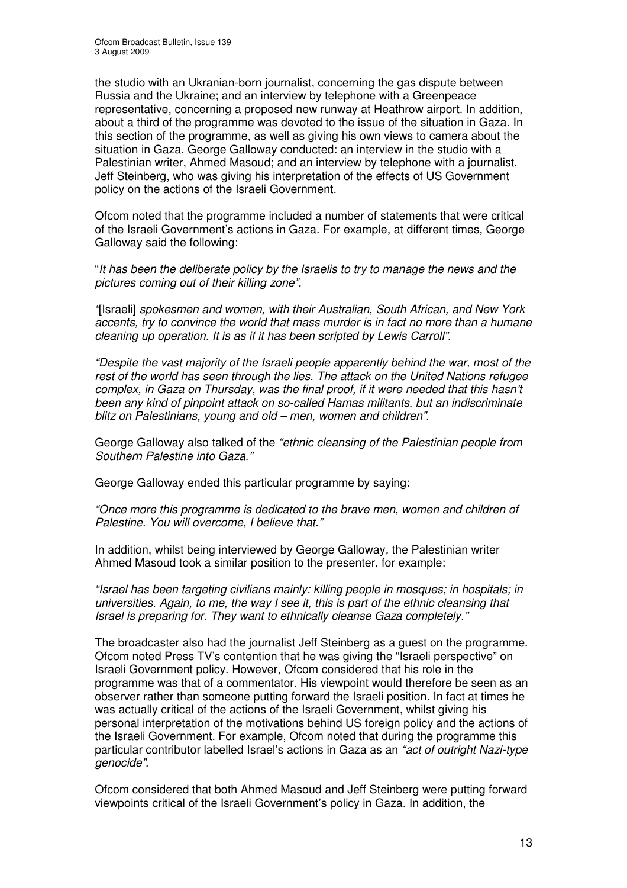the studio with an Ukranian-born journalist, concerning the gas dispute between Russia and the Ukraine; and an interview by telephone with a Greenpeace representative, concerning a proposed new runway at Heathrow airport. In addition, about a third of the programme was devoted to the issue of the situation in Gaza. In this section of the programme, as well as giving his own views to camera about the situation in Gaza, George Galloway conducted: an interview in the studio with a Palestinian writer, Ahmed Masoud; and an interview by telephone with a journalist, Jeff Steinberg, who was giving his interpretation of the effects of US Government policy on the actions of the Israeli Government.

Ofcom noted that the programme included a number of statements that were critical of the Israeli Government's actions in Gaza. For example, at different times, George Galloway said the following:

"*It has been the deliberate policy by the Israelis to try to manage the news and the pictures coming out of their killing zone".*

*"*[Israeli] *spokesmen and women, with their Australian, South African, and New York accents, try to convince the world that mass murder is in fact no more than a humane cleaning up operation. It is as if it has been scripted by Lewis Carroll".*

*"Despite the vast majority of the Israeli people apparently behind the war, most of the rest of the world has seen through the lies. The attack on the United Nations refugee complex, in Gaza on Thursday, was the final proof, if it were needed that this hasn't been any kind of pinpoint attack on so-called Hamas militants, but an indiscriminate blitz on Palestinians, young and old – men, women and children".*

George Galloway also talked of the *"ethnic cleansing of the Palestinian people from Southern Palestine into Gaza."*

George Galloway ended this particular programme by saying:

*"Once more this programme is dedicated to the brave men, women and children of Palestine. You will overcome, I believe that."*

In addition, whilst being interviewed by George Galloway, the Palestinian writer Ahmed Masoud took a similar position to the presenter, for example:

*"Israel has been targeting civilians mainly: killing people in mosques; in hospitals; in universities. Again, to me, the way I see it, this is part of the ethnic cleansing that Israel is preparing for. They want to ethnically cleanse Gaza completely."*

The broadcaster also had the journalist Jeff Steinberg as a guest on the programme. Ofcom noted Press TV's contention that he was giving the "Israeli perspective" on Israeli Government policy. However, Ofcom considered that his role in the programme was that of a commentator. His viewpoint would therefore be seen as an observer rather than someone putting forward the Israeli position. In fact at times he was actually critical of the actions of the Israeli Government, whilst giving his personal interpretation of the motivations behind US foreign policy and the actions of the Israeli Government. For example, Ofcom noted that during the programme this particular contributor labelled Israel's actions in Gaza as an *"act of outright Nazi-type genocide".*

Ofcom considered that both Ahmed Masoud and Jeff Steinberg were putting forward viewpoints critical of the Israeli Government's policy in Gaza. In addition, the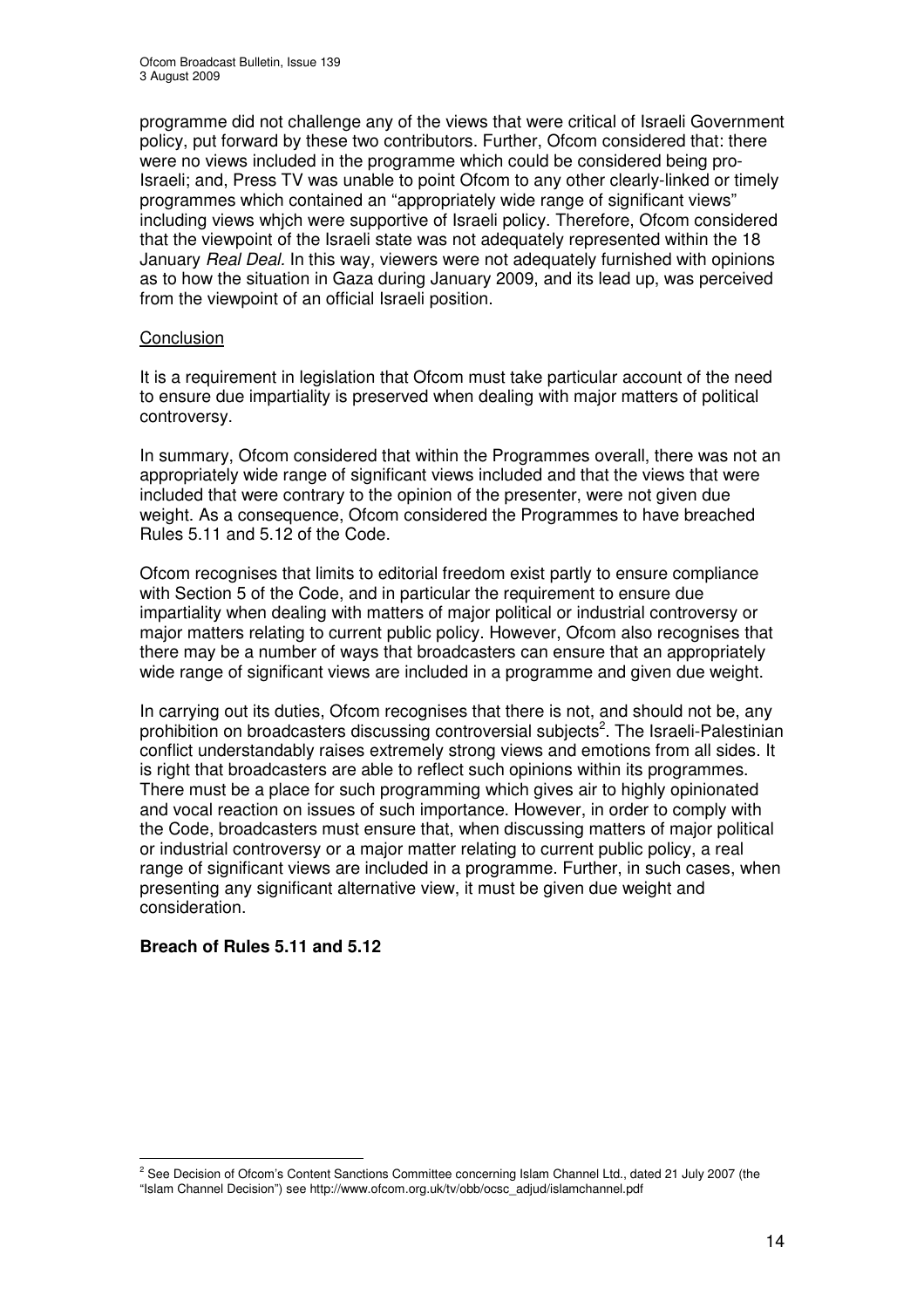programme did not challenge any of the views that were critical of Israeli Government policy, put forward by these two contributors. Further, Ofcom considered that: there were no views included in the programme which could be considered being pro-Israeli; and, Press TV was unable to point Ofcom to any other clearly-linked or timely programmes which contained an "appropriately wide range of significant views" including views whjch were supportive of Israeli policy. Therefore, Ofcom considered that the viewpoint of the Israeli state was not adequately represented within the 18 January *Real Deal*. In this way, viewers were not adequately furnished with opinions as to how the situation in Gaza during January 2009, and its lead up, was perceived from the viewpoint of an official Israeli position.

Conclusion

It is a requirement in legislation that Ofcom must take particular account of the need to ensure due impartiality is preserved when dealing with major matters of political controversy.

In summary, Ofcom considered that within the Programmes overall, there was not an appropriately wide range of significant views included and that the views that were included that were contrary to the opinion of the presenter, were not given due weight. As a consequence, Ofcom considered the Programmes to have breached Rules 5.11 and 5.12 of the Code.

Ofcom recognises that limits to editorial freedom exist partly to ensure compliance with Section 5 of the Code, and in particular the requirement to ensure due impartiality when dealing with matters of major political or industrial controversy or major matters relating to current public policy. However, Ofcom also recognises that there may be a number of ways that broadcasters can ensure that an appropriately wide range of significant views are included in a programme and given due weight.

In carrying out its duties, Ofcom recognises that there is not, and should not be, any prohibition on broadcasters discussing controversial subjects[2]. The Israeli-Palestinian conflict understandably raises extremely strong views and emotions from all sides. It is right that broadcasters are able to reflect such opinions within its programmes. There must be a place for such programming which gives air to highly opinionated and vocal reaction on issues of such importance. However, in order to comply with the Code, broadcasters must ensure that, when discussing matters of major political or industrial controversy or a major matter relating to current public policy, a real range of significant views are included in a programme. Further, in such cases, when presenting any significant alternative view, it must be given due weight and consideration.

**Breach of Rules 5.11 and 5.12**

[2] See Decision of Ofcom's Content Sanctions Committee concerning Islam Channel Ltd., dated 21 July 2007 (the "Islam Channel Decision") see http://www.ofcom.org.uk/tv/obb/ocsc_adjud/islamchannel.pdf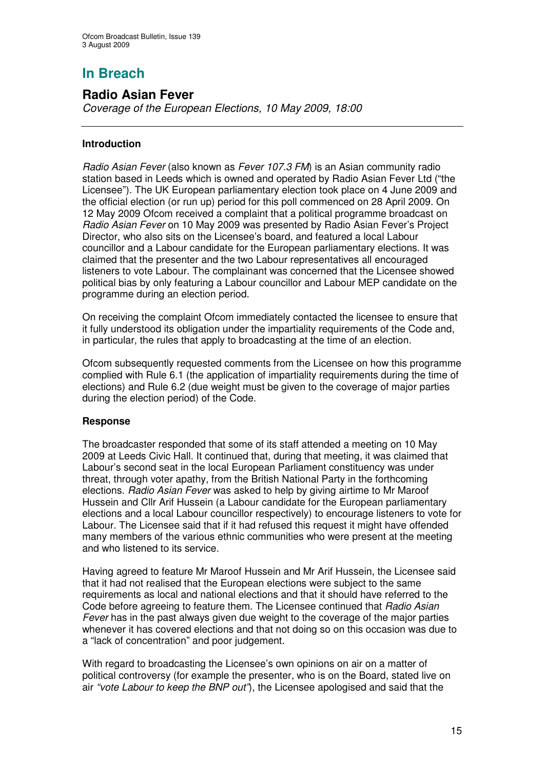# In Breach

## Radio Asian Fever

*Coverage of the European Elections, 10 May 2009, 18:00*

### Introduction

*Radio Asian Fever* (also known as *Fever 107.3 FM*) is an Asian community radio station based in Leeds which is owned and operated by Radio Asian Fever Ltd ("the Licensee"). The UK European parliamentary election took place on 4 June 2009 and the official election (or run up) period for this poll commenced on 28 April 2009. On 12 May 2009 Ofcom received a complaint that a political programme broadcast on *Radio Asian Fever* on 10 May 2009 was presented by Radio Asian Fever's Project Director, who also sits on the Licensee's board, and featured a local Labour councillor and a Labour candidate for the European parliamentary elections. It was claimed that the presenter and the two Labour representatives all encouraged listeners to vote Labour. The complainant was concerned that the Licensee showed political bias by only featuring a Labour councillor and Labour MEP candidate on the programme during an election period.

On receiving the complaint Ofcom immediately contacted the licensee to ensure that it fully understood its obligation under the impartiality requirements of the Code and, in particular, the rules that apply to broadcasting at the time of an election.

Ofcom subsequently requested comments from the Licensee on how this programme complied with Rule 6.1 (the application of impartiality requirements during the time of elections) and Rule 6.2 (due weight must be given to the coverage of major parties during the election period) of the Code.

### Response

The broadcaster responded that some of its staff attended a meeting on 10 May 2009 at Leeds Civic Hall. It continued that, during that meeting, it was claimed that Labour's second seat in the local European Parliament constituency was under threat, through voter apathy, from the British National Party in the forthcoming elections. *Radio Asian Fever* was asked to help by giving airtime to Mr Maroof Hussein and Cllr Arif Hussein (a Labour candidate for the European parliamentary elections and a local Labour councillor respectively) to encourage listeners to vote for Labour. The Licensee said that if it had refused this request it might have offended many members of the various ethnic communities who were present at the meeting and who listened to its service.

Having agreed to feature Mr Maroof Hussein and Mr Arif Hussein, the Licensee said that it had not realised that the European elections were subject to the same requirements as local and national elections and that it should have referred to the Code before agreeing to feature them. The Licensee continued that *Radio Asian Fever* has in the past always given due weight to the coverage of the major parties whenever it has covered elections and that not doing so on this occasion was due to a "lack of concentration" and poor judgement.

With regard to broadcasting the Licensee's own opinions on air on a matter of political controversy (for example the presenter, who is on the Board, stated live on air *"vote Labour to keep the BNP out"*), the Licensee apologised and said that the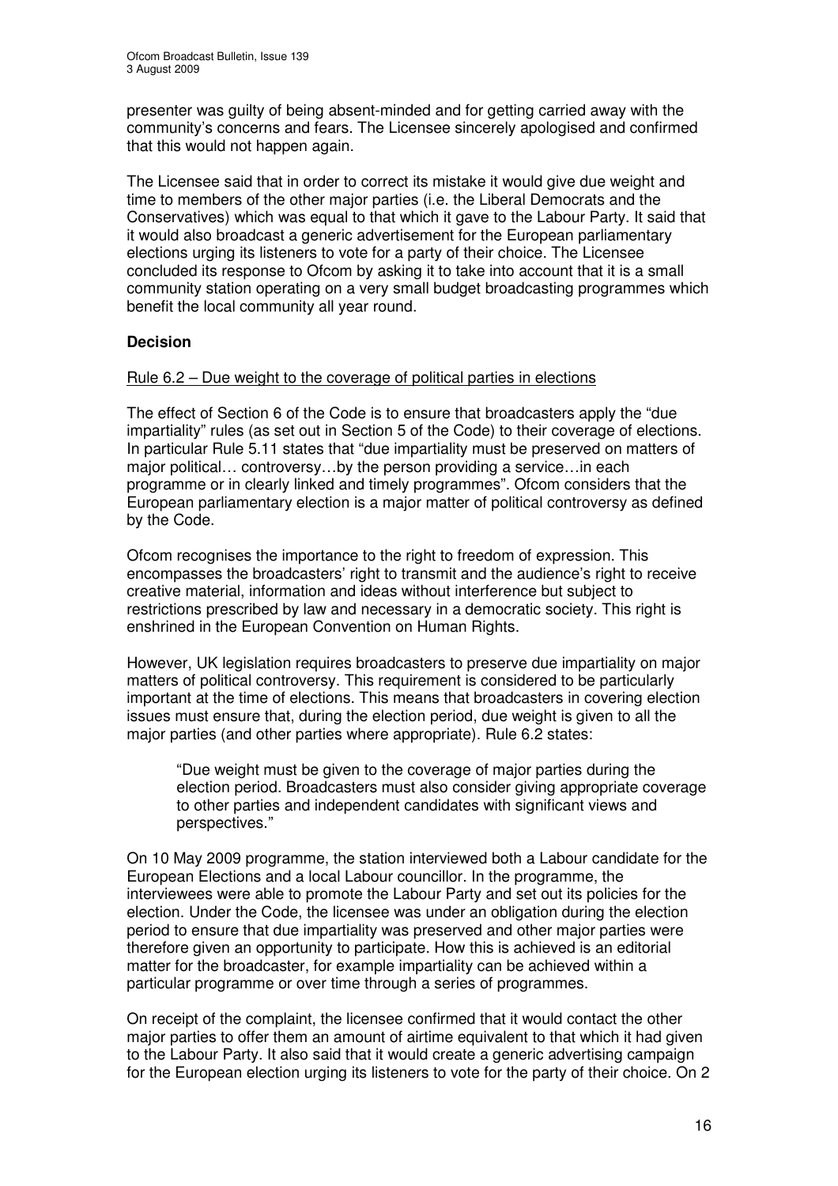presenter was guilty of being absent-minded and for getting carried away with the community's concerns and fears. The Licensee sincerely apologised and confirmed that this would not happen again.

The Licensee said that in order to correct its mistake it would give due weight and time to members of the other major parties (i.e. the Liberal Democrats and the Conservatives) which was equal to that which it gave to the Labour Party. It said that it would also broadcast a generic advertisement for the European parliamentary elections urging its listeners to vote for a party of their choice. The Licensee concluded its response to Ofcom by asking it to take into account that it is a small community station operating on a very small budget broadcasting programmes which benefit the local community all year round.

**Decision**

Rule 6.2 – Due weight to the coverage of political parties in elections

The effect of Section 6 of the Code is to ensure that broadcasters apply the "due impartiality" rules (as set out in Section 5 of the Code) to their coverage of elections. In particular Rule 5.11 states that "due impartiality must be preserved on matters of major political… controversy…by the person providing a service…in each programme or in clearly linked and timely programmes". Ofcom considers that the European parliamentary election is a major matter of political controversy as defined by the Code.

Ofcom recognises the importance to the right to freedom of expression. This encompasses the broadcasters' right to transmit and the audience's right to receive creative material, information and ideas without interference but subject to restrictions prescribed by law and necessary in a democratic society. This right is enshrined in the European Convention on Human Rights.

However, UK legislation requires broadcasters to preserve due impartiality on major matters of political controversy. This requirement is considered to be particularly important at the time of elections. This means that broadcasters in covering election issues must ensure that, during the election period, due weight is given to all the major parties (and other parties where appropriate). Rule 6.2 states:

> "Due weight must be given to the coverage of major parties during the election period. Broadcasters must also consider giving appropriate coverage to other parties and independent candidates with significant views and perspectives."

On 10 May 2009 programme, the station interviewed both a Labour candidate for the European Elections and a local Labour councillor. In the programme, the interviewees were able to promote the Labour Party and set out its policies for the election. Under the Code, the licensee was under an obligation during the election period to ensure that due impartiality was preserved and other major parties were therefore given an opportunity to participate. How this is achieved is an editorial matter for the broadcaster, for example impartiality can be achieved within a particular programme or over time through a series of programmes.

On receipt of the complaint, the licensee confirmed that it would contact the other major parties to offer them an amount of airtime equivalent to that which it had given to the Labour Party. It also said that it would create a generic advertising campaign for the European election urging its listeners to vote for the party of their choice. On 2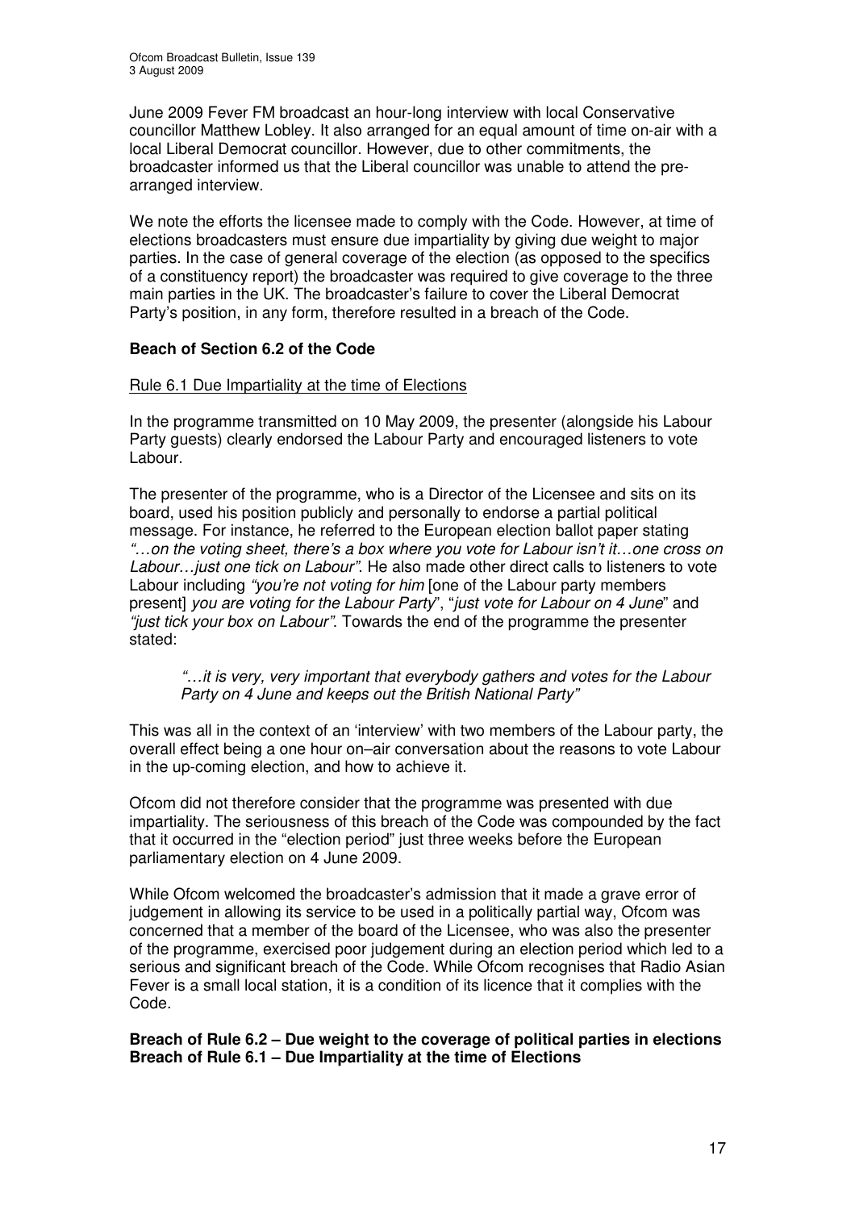June 2009 Fever FM broadcast an hour-long interview with local Conservative councillor Matthew Lobley. It also arranged for an equal amount of time on-air with a local Liberal Democrat councillor. However, due to other commitments, the broadcaster informed us that the Liberal councillor was unable to attend the pre-arranged interview.

We note the efforts the licensee made to comply with the Code. However, at time of elections broadcasters must ensure due impartiality by giving due weight to major parties. In the case of general coverage of the election (as opposed to the specifics of a constituency report) the broadcaster was required to give coverage to the three main parties in the UK. The broadcaster's failure to cover the Liberal Democrat Party's position, in any form, therefore resulted in a breach of the Code.

**Beach of Section 6.2 of the Code**

<u>Rule 6.1 Due Impartiality at the time of Elections</u>

In the programme transmitted on 10 May 2009, the presenter (alongside his Labour Party guests) clearly endorsed the Labour Party and encouraged listeners to vote Labour.

The presenter of the programme, who is a Director of the Licensee and sits on its board, used his position publicly and personally to endorse a partial political message. For instance, he referred to the European election ballot paper stating *"…on the voting sheet, there's a box where you vote for Labour isn't it…one cross on Labour…just one tick on Labour"*. He also made other direct calls to listeners to vote Labour including *"you're not voting for him* [one of the Labour party members present] *you are voting for the Labour Party*", "*just vote for Labour on 4 June*" and *"just tick your box on Labour"*. Towards the end of the programme the presenter stated:

> *"…it is very, very important that everybody gathers and votes for the Labour Party on 4 June and keeps out the British National Party"*

This was all in the context of an 'interview' with two members of the Labour party, the overall effect being a one hour on–air conversation about the reasons to vote Labour in the up-coming election, and how to achieve it.

Ofcom did not therefore consider that the programme was presented with due impartiality. The seriousness of this breach of the Code was compounded by the fact that it occurred in the "election period" just three weeks before the European parliamentary election on 4 June 2009.

While Ofcom welcomed the broadcaster's admission that it made a grave error of judgement in allowing its service to be used in a politically partial way, Ofcom was concerned that a member of the board of the Licensee, who was also the presenter of the programme, exercised poor judgement during an election period which led to a serious and significant breach of the Code. While Ofcom recognises that Radio Asian Fever is a small local station, it is a condition of its licence that it complies with the Code.

**Breach of Rule 6.2 – Due weight to the coverage of political parties in elections**
**Breach of Rule 6.1 – Due Impartiality at the time of Elections**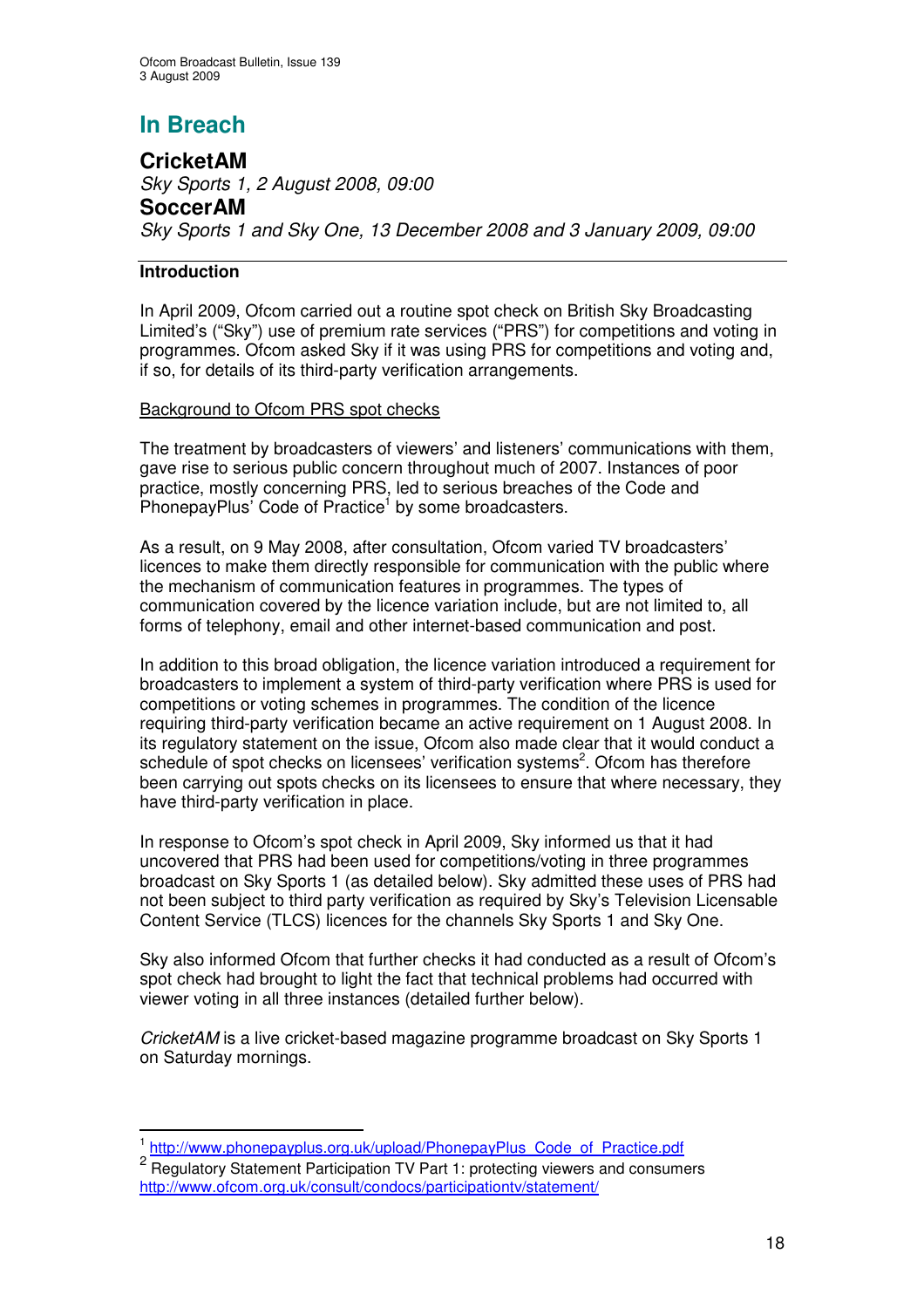# In Breach

## CricketAM

*Sky Sports 1, 2 August 2008, 09:00*

## SoccerAM

*Sky Sports 1 and Sky One, 13 December 2008 and 3 January 2009, 09:00*

---

### Introduction

In April 2009, Ofcom carried out a routine spot check on British Sky Broadcasting Limited's ("Sky") use of premium rate services ("PRS") for competitions and voting in programmes. Ofcom asked Sky if it was using PRS for competitions and voting and, if so, for details of its third-party verification arrangements.

Background to Ofcom PRS spot checks

The treatment by broadcasters of viewers' and listeners' communications with them, gave rise to serious public concern throughout much of 2007. Instances of poor practice, mostly concerning PRS, led to serious breaches of the Code and PhonepayPlus' Code of Practice[1] by some broadcasters.

As a result, on 9 May 2008, after consultation, Ofcom varied TV broadcasters' licences to make them directly responsible for communication with the public where the mechanism of communication features in programmes. The types of communication covered by the licence variation include, but are not limited to, all forms of telephony, email and other internet-based communication and post.

In addition to this broad obligation, the licence variation introduced a requirement for broadcasters to implement a system of third-party verification where PRS is used for competitions or voting schemes in programmes. The condition of the licence requiring third-party verification became an active requirement on 1 August 2008. In its regulatory statement on the issue, Ofcom also made clear that it would conduct a schedule of spot checks on licensees' verification systems[2]. Ofcom has therefore been carrying out spots checks on its licensees to ensure that where necessary, they have third-party verification in place.

In response to Ofcom's spot check in April 2009, Sky informed us that it had uncovered that PRS had been used for competitions/voting in three programmes broadcast on Sky Sports 1 (as detailed below). Sky admitted these uses of PRS had not been subject to third party verification as required by Sky's Television Licensable Content Service (TLCS) licences for the channels Sky Sports 1 and Sky One.

Sky also informed Ofcom that further checks it had conducted as a result of Ofcom's spot check had brought to light the fact that technical problems had occurred with viewer voting in all three instances (detailed further below).

*CricketAM* is a live cricket-based magazine programme broadcast on Sky Sports 1 on Saturday mornings.

---

[1] http://www.phonepayplus.org.uk/upload/PhonepayPlus_Code_of_Practice.pdf

[2] Regulatory Statement Participation TV Part 1: protecting viewers and consumers http://www.ofcom.org.uk/consult/condocs/participationtv/statement/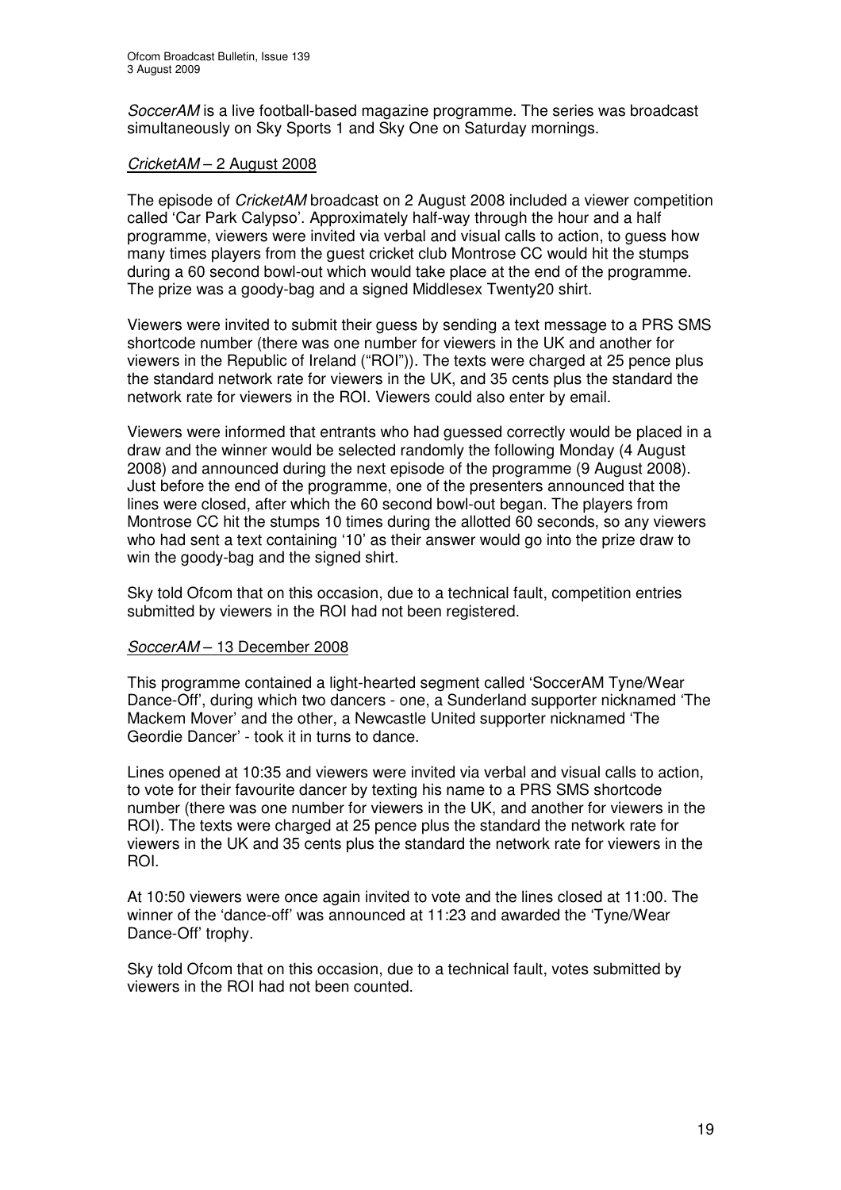*SoccerAM* is a live football-based magazine programme. The series was broadcast simultaneously on Sky Sports 1 and Sky One on Saturday mornings.

*CricketAM* – 2 August 2008

The episode of *CricketAM* broadcast on 2 August 2008 included a viewer competition called 'Car Park Calypso'. Approximately half-way through the hour and a half programme, viewers were invited via verbal and visual calls to action, to guess how many times players from the guest cricket club Montrose CC would hit the stumps during a 60 second bowl-out which would take place at the end of the programme. The prize was a goody-bag and a signed Middlesex Twenty20 shirt.

Viewers were invited to submit their guess by sending a text message to a PRS SMS shortcode number (there was one number for viewers in the UK and another for viewers in the Republic of Ireland ("ROI")). The texts were charged at 25 pence plus the standard network rate for viewers in the UK, and 35 cents plus the standard the network rate for viewers in the ROI. Viewers could also enter by email.

Viewers were informed that entrants who had guessed correctly would be placed in a draw and the winner would be selected randomly the following Monday (4 August 2008) and announced during the next episode of the programme (9 August 2008). Just before the end of the programme, one of the presenters announced that the lines were closed, after which the 60 second bowl-out began. The players from Montrose CC hit the stumps 10 times during the allotted 60 seconds, so any viewers who had sent a text containing '10' as their answer would go into the prize draw to win the goody-bag and the signed shirt.

Sky told Ofcom that on this occasion, due to a technical fault, competition entries submitted by viewers in the ROI had not been registered.

*SoccerAM* – 13 December 2008

This programme contained a light-hearted segment called 'SoccerAM Tyne/Wear Dance-Off', during which two dancers - one, a Sunderland supporter nicknamed 'The Mackem Mover' and the other, a Newcastle United supporter nicknamed 'The Geordie Dancer' - took it in turns to dance.

Lines opened at 10:35 and viewers were invited via verbal and visual calls to action, to vote for their favourite dancer by texting his name to a PRS SMS shortcode number (there was one number for viewers in the UK, and another for viewers in the ROI). The texts were charged at 25 pence plus the standard the network rate for viewers in the UK and 35 cents plus the standard the network rate for viewers in the ROI.

At 10:50 viewers were once again invited to vote and the lines closed at 11:00. The winner of the 'dance-off' was announced at 11:23 and awarded the 'Tyne/Wear Dance-Off' trophy.

Sky told Ofcom that on this occasion, due to a technical fault, votes submitted by viewers in the ROI had not been counted.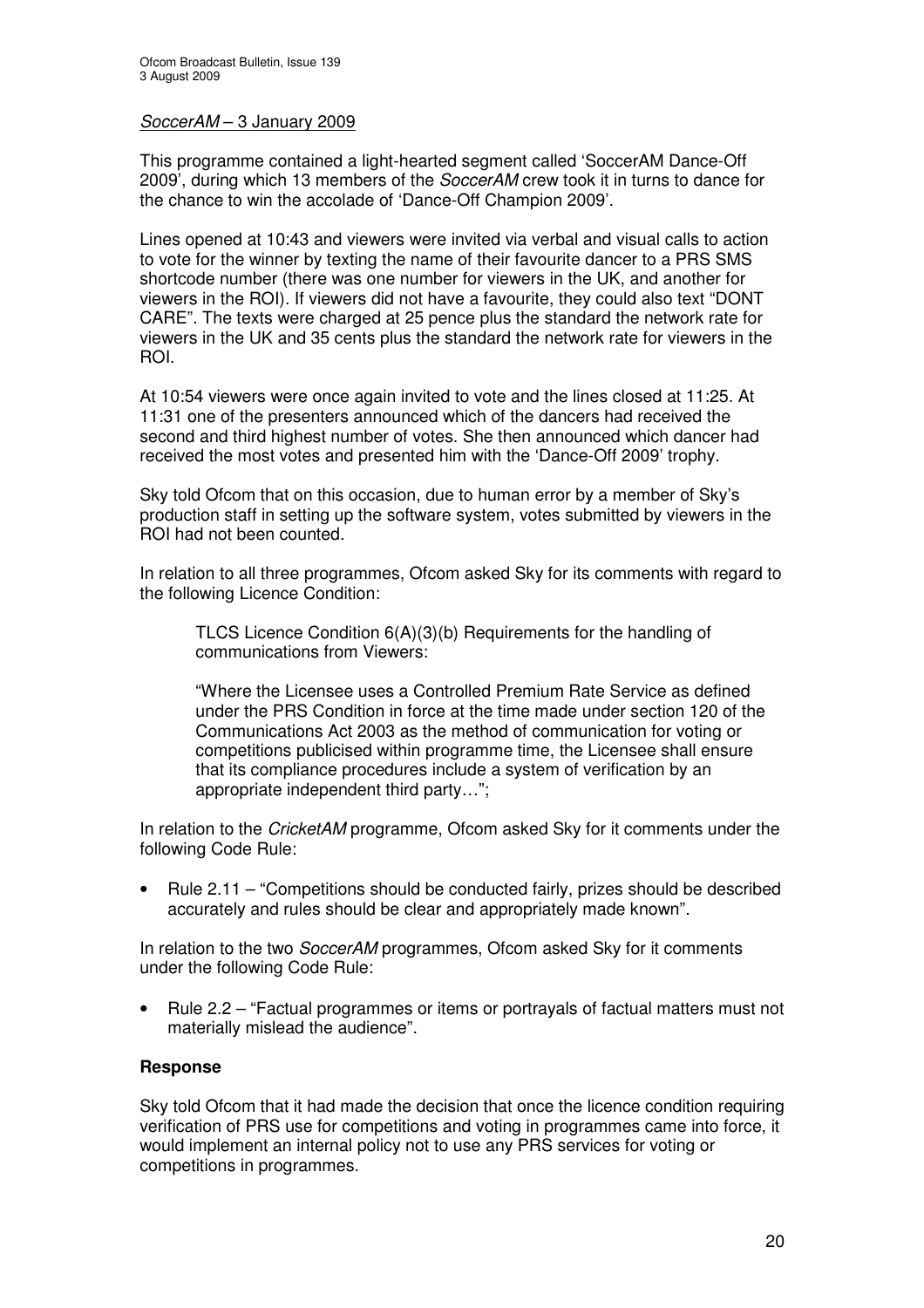<u>*SoccerAM* – 3 January 2009</u>

This programme contained a light-hearted segment called 'SoccerAM Dance-Off 2009', during which 13 members of the *SoccerAM* crew took it in turns to dance for the chance to win the accolade of 'Dance-Off Champion 2009'.

Lines opened at 10:43 and viewers were invited via verbal and visual calls to action to vote for the winner by texting the name of their favourite dancer to a PRS SMS shortcode number (there was one number for viewers in the UK, and another for viewers in the ROI). If viewers did not have a favourite, they could also text "DONT CARE". The texts were charged at 25 pence plus the standard the network rate for viewers in the UK and 35 cents plus the standard the network rate for viewers in the ROI.

At 10:54 viewers were once again invited to vote and the lines closed at 11:25. At 11:31 one of the presenters announced which of the dancers had received the second and third highest number of votes. She then announced which dancer had received the most votes and presented him with the 'Dance-Off 2009' trophy.

Sky told Ofcom that on this occasion, due to human error by a member of Sky's production staff in setting up the software system, votes submitted by viewers in the ROI had not been counted.

In relation to all three programmes, Ofcom asked Sky for its comments with regard to the following Licence Condition:

> TLCS Licence Condition 6(A)(3)(b) Requirements for the handling of communications from Viewers:
>
> "Where the Licensee uses a Controlled Premium Rate Service as defined under the PRS Condition in force at the time made under section 120 of the Communications Act 2003 as the method of communication for voting or competitions publicised within programme time, the Licensee shall ensure that its compliance procedures include a system of verification by an appropriate independent third party…";

In relation to the *CricketAM* programme, Ofcom asked Sky for it comments under the following Code Rule:

- Rule 2.11 – "Competitions should be conducted fairly, prizes should be described accurately and rules should be clear and appropriately made known".

In relation to the two *SoccerAM* programmes, Ofcom asked Sky for it comments under the following Code Rule:

- Rule 2.2 – "Factual programmes or items or portrayals of factual matters must not materially mislead the audience".

**Response**

Sky told Ofcom that it had made the decision that once the licence condition requiring verification of PRS use for competitions and voting in programmes came into force, it would implement an internal policy not to use any PRS services for voting or competitions in programmes.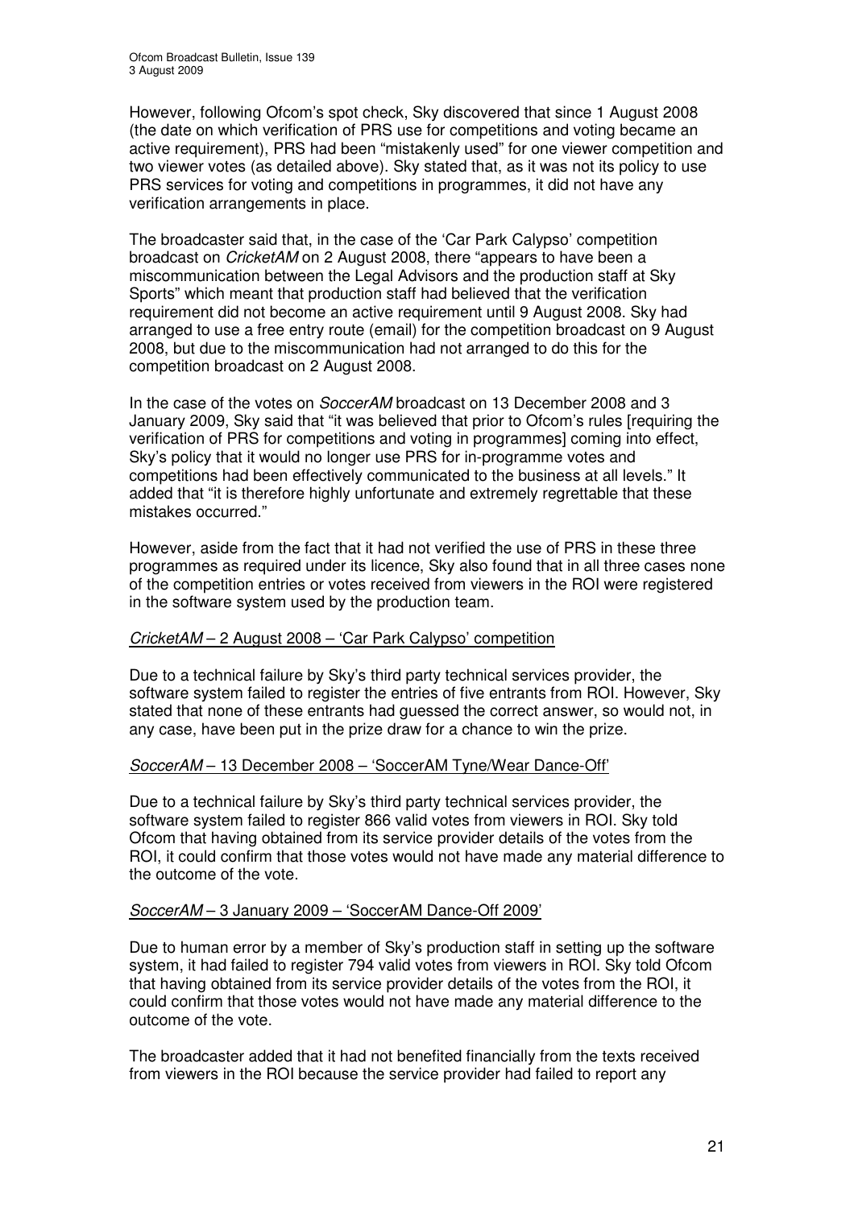However, following Ofcom's spot check, Sky discovered that since 1 August 2008 (the date on which verification of PRS use for competitions and voting became an active requirement), PRS had been "mistakenly used" for one viewer competition and two viewer votes (as detailed above). Sky stated that, as it was not its policy to use PRS services for voting and competitions in programmes, it did not have any verification arrangements in place.

The broadcaster said that, in the case of the 'Car Park Calypso' competition broadcast on *CricketAM* on 2 August 2008, there "appears to have been a miscommunication between the Legal Advisors and the production staff at Sky Sports" which meant that production staff had believed that the verification requirement did not become an active requirement until 9 August 2008. Sky had arranged to use a free entry route (email) for the competition broadcast on 9 August 2008, but due to the miscommunication had not arranged to do this for the competition broadcast on 2 August 2008.

In the case of the votes on *SoccerAM* broadcast on 13 December 2008 and 3 January 2009, Sky said that "it was believed that prior to Ofcom's rules [requiring the verification of PRS for competitions and voting in programmes] coming into effect, Sky's policy that it would no longer use PRS for in-programme votes and competitions had been effectively communicated to the business at all levels." It added that "it is therefore highly unfortunate and extremely regrettable that these mistakes occurred."

However, aside from the fact that it had not verified the use of PRS in these three programmes as required under its licence, Sky also found that in all three cases none of the competition entries or votes received from viewers in the ROI were registered in the software system used by the production team.

*CricketAM* – 2 August 2008 – 'Car Park Calypso' competition

Due to a technical failure by Sky's third party technical services provider, the software system failed to register the entries of five entrants from ROI. However, Sky stated that none of these entrants had guessed the correct answer, so would not, in any case, have been put in the prize draw for a chance to win the prize.

*SoccerAM* – 13 December 2008 – 'SoccerAM Tyne/Wear Dance-Off'

Due to a technical failure by Sky's third party technical services provider, the software system failed to register 866 valid votes from viewers in ROI. Sky told Ofcom that having obtained from its service provider details of the votes from the ROI, it could confirm that those votes would not have made any material difference to the outcome of the vote.

*SoccerAM* – 3 January 2009 – 'SoccerAM Dance-Off 2009'

Due to human error by a member of Sky's production staff in setting up the software system, it had failed to register 794 valid votes from viewers in ROI. Sky told Ofcom that having obtained from its service provider details of the votes from the ROI, it could confirm that those votes would not have made any material difference to the outcome of the vote.

The broadcaster added that it had not benefited financially from the texts received from viewers in the ROI because the service provider had failed to report any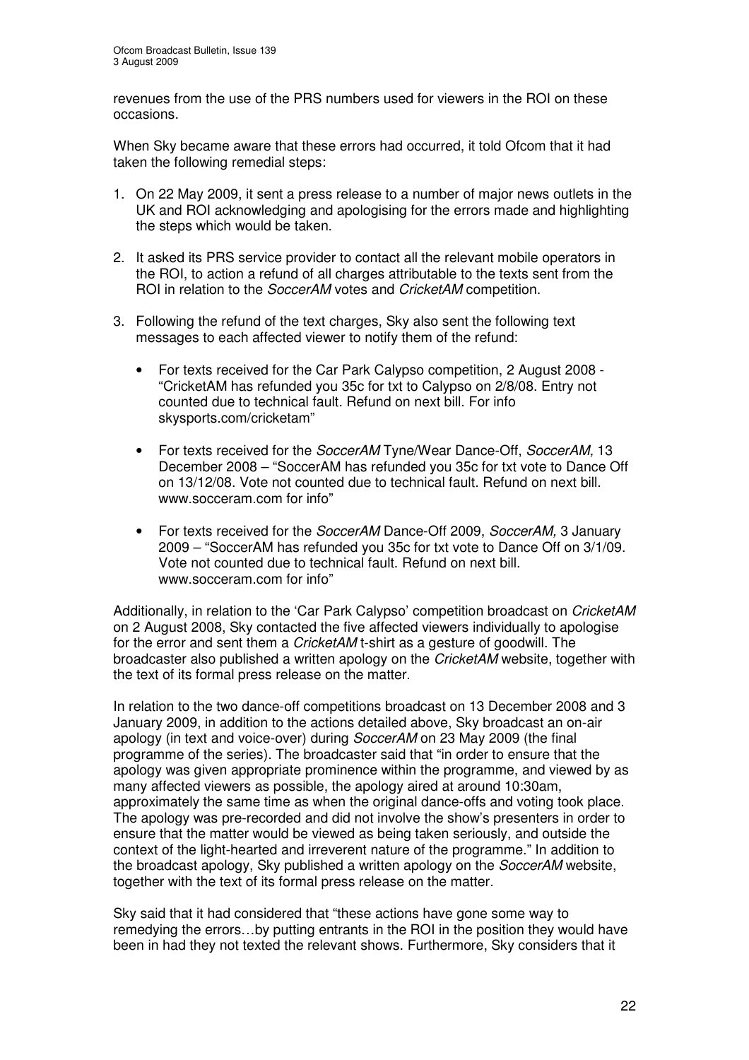revenues from the use of the PRS numbers used for viewers in the ROI on these occasions.

When Sky became aware that these errors had occurred, it told Ofcom that it had taken the following remedial steps:

1. On 22 May 2009, it sent a press release to a number of major news outlets in the UK and ROI acknowledging and apologising for the errors made and highlighting the steps which would be taken.

2. It asked its PRS service provider to contact all the relevant mobile operators in the ROI, to action a refund of all charges attributable to the texts sent from the ROI in relation to the *SoccerAM* votes and *CricketAM* competition.

3. Following the refund of the text charges, Sky also sent the following text messages to each affected viewer to notify them of the refund:

   - For texts received for the Car Park Calypso competition, 2 August 2008 - "CricketAM has refunded you 35c for txt to Calypso on 2/8/08. Entry not counted due to technical fault. Refund on next bill. For info skysports.com/cricketam"

   - For texts received for the *SoccerAM* Tyne/Wear Dance-Off, *SoccerAM,* 13 December 2008 – "SoccerAM has refunded you 35c for txt vote to Dance Off on 13/12/08. Vote not counted due to technical fault. Refund on next bill. www.socceram.com for info"

   - For texts received for the *SoccerAM* Dance-Off 2009, *SoccerAM,* 3 January 2009 – "SoccerAM has refunded you 35c for txt vote to Dance Off on 3/1/09. Vote not counted due to technical fault. Refund on next bill. www.socceram.com for info"

Additionally, in relation to the 'Car Park Calypso' competition broadcast on *CricketAM* on 2 August 2008, Sky contacted the five affected viewers individually to apologise for the error and sent them a *CricketAM* t-shirt as a gesture of goodwill. The broadcaster also published a written apology on the *CricketAM* website, together with the text of its formal press release on the matter.

In relation to the two dance-off competitions broadcast on 13 December 2008 and 3 January 2009, in addition to the actions detailed above, Sky broadcast an on-air apology (in text and voice-over) during *SoccerAM* on 23 May 2009 (the final programme of the series). The broadcaster said that "in order to ensure that the apology was given appropriate prominence within the programme, and viewed by as many affected viewers as possible, the apology aired at around 10:30am, approximately the same time as when the original dance-offs and voting took place. The apology was pre-recorded and did not involve the show's presenters in order to ensure that the matter would be viewed as being taken seriously, and outside the context of the light-hearted and irreverent nature of the programme." In addition to the broadcast apology, Sky published a written apology on the *SoccerAM* website, together with the text of its formal press release on the matter.

Sky said that it had considered that "these actions have gone some way to remedying the errors…by putting entrants in the ROI in the position they would have been in had they not texted the relevant shows. Furthermore, Sky considers that it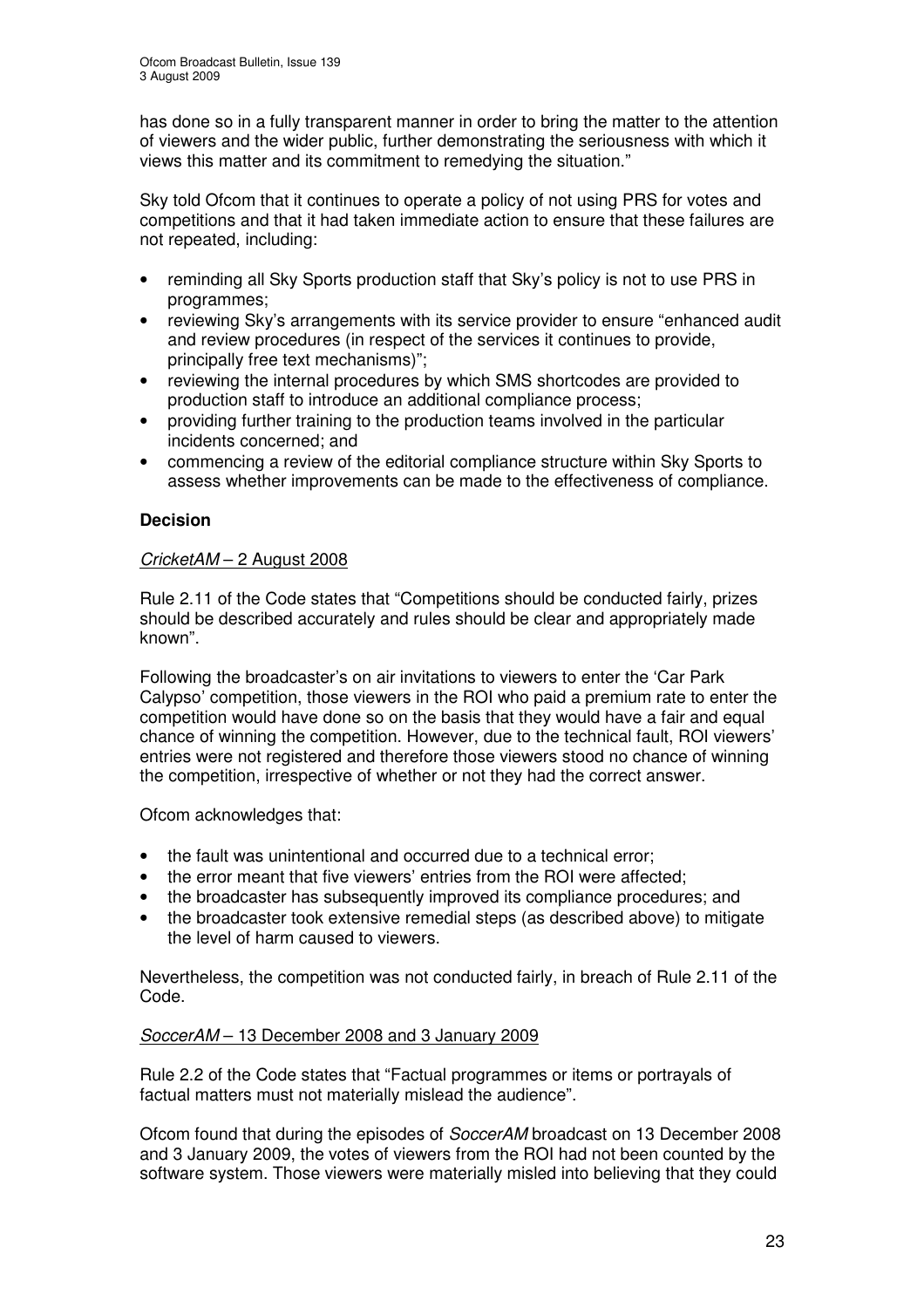has done so in a fully transparent manner in order to bring the matter to the attention of viewers and the wider public, further demonstrating the seriousness with which it views this matter and its commitment to remedying the situation."

Sky told Ofcom that it continues to operate a policy of not using PRS for votes and competitions and that it had taken immediate action to ensure that these failures are not repeated, including:

- reminding all Sky Sports production staff that Sky's policy is not to use PRS in programmes;
- reviewing Sky's arrangements with its service provider to ensure "enhanced audit and review procedures (in respect of the services it continues to provide, principally free text mechanisms)";
- reviewing the internal procedures by which SMS shortcodes are provided to production staff to introduce an additional compliance process;
- providing further training to the production teams involved in the particular incidents concerned; and
- commencing a review of the editorial compliance structure within Sky Sports to assess whether improvements can be made to the effectiveness of compliance.

**Decision**

*CricketAM* – 2 August 2008

Rule 2.11 of the Code states that "Competitions should be conducted fairly, prizes should be described accurately and rules should be clear and appropriately made known".

Following the broadcaster's on air invitations to viewers to enter the 'Car Park Calypso' competition, those viewers in the ROI who paid a premium rate to enter the competition would have done so on the basis that they would have a fair and equal chance of winning the competition. However, due to the technical fault, ROI viewers' entries were not registered and therefore those viewers stood no chance of winning the competition, irrespective of whether or not they had the correct answer.

Ofcom acknowledges that:

- the fault was unintentional and occurred due to a technical error;
- the error meant that five viewers' entries from the ROI were affected;
- the broadcaster has subsequently improved its compliance procedures; and
- the broadcaster took extensive remedial steps (as described above) to mitigate the level of harm caused to viewers.

Nevertheless, the competition was not conducted fairly, in breach of Rule 2.11 of the Code.

*SoccerAM* – 13 December 2008 and 3 January 2009

Rule 2.2 of the Code states that "Factual programmes or items or portrayals of factual matters must not materially mislead the audience".

Ofcom found that during the episodes of *SoccerAM* broadcast on 13 December 2008 and 3 January 2009, the votes of viewers from the ROI had not been counted by the software system. Those viewers were materially misled into believing that they could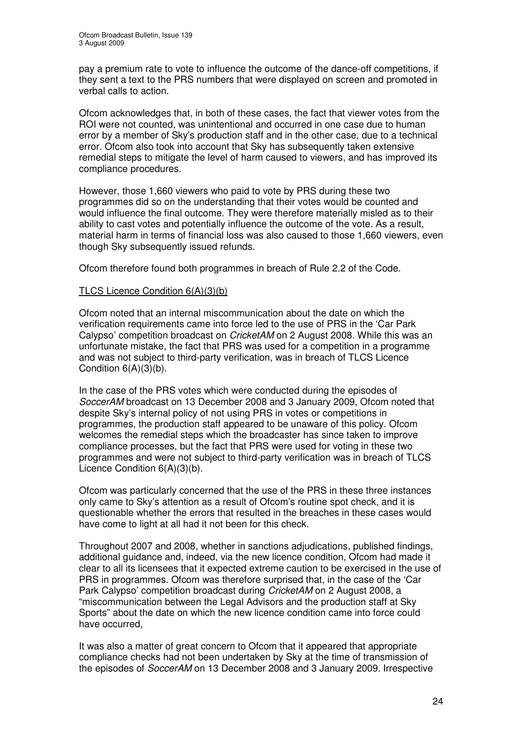pay a premium rate to vote to influence the outcome of the dance-off competitions, if they sent a text to the PRS numbers that were displayed on screen and promoted in verbal calls to action.

Ofcom acknowledges that, in both of these cases, the fact that viewer votes from the ROI were not counted, was unintentional and occurred in one case due to human error by a member of Sky's production staff and in the other case, due to a technical error. Ofcom also took into account that Sky has subsequently taken extensive remedial steps to mitigate the level of harm caused to viewers, and has improved its compliance procedures.

However, those 1,660 viewers who paid to vote by PRS during these two programmes did so on the understanding that their votes would be counted and would influence the final outcome. They were therefore materially misled as to their ability to cast votes and potentially influence the outcome of the vote. As a result, material harm in terms of financial loss was also caused to those 1,660 viewers, even though Sky subsequently issued refunds.

Ofcom therefore found both programmes in breach of Rule 2.2 of the Code.

TLCS Licence Condition 6(A)(3)(b)

Ofcom noted that an internal miscommunication about the date on which the verification requirements came into force led to the use of PRS in the 'Car Park Calypso' competition broadcast on *CricketAM* on 2 August 2008. While this was an unfortunate mistake, the fact that PRS was used for a competition in a programme and was not subject to third-party verification, was in breach of TLCS Licence Condition 6(A)(3)(b).

In the case of the PRS votes which were conducted during the episodes of *SoccerAM* broadcast on 13 December 2008 and 3 January 2009, Ofcom noted that despite Sky's internal policy of not using PRS in votes or competitions in programmes, the production staff appeared to be unaware of this policy. Ofcom welcomes the remedial steps which the broadcaster has since taken to improve compliance processes, but the fact that PRS were used for voting in these two programmes and were not subject to third-party verification was in breach of TLCS Licence Condition 6(A)(3)(b).

Ofcom was particularly concerned that the use of the PRS in these three instances only came to Sky's attention as a result of Ofcom's routine spot check, and it is questionable whether the errors that resulted in the breaches in these cases would have come to light at all had it not been for this check.

Throughout 2007 and 2008, whether in sanctions adjudications, published findings, additional guidance and, indeed, via the new licence condition, Ofcom had made it clear to all its licensees that it expected extreme caution to be exercised in the use of PRS in programmes. Ofcom was therefore surprised that, in the case of the 'Car Park Calypso' competition broadcast during *CricketAM* on 2 August 2008, a "miscommunication between the Legal Advisors and the production staff at Sky Sports" about the date on which the new licence condition came into force could have occurred,

It was also a matter of great concern to Ofcom that it appeared that appropriate compliance checks had not been undertaken by Sky at the time of transmission of the episodes of *SoccerAM* on 13 December 2008 and 3 January 2009. Irrespective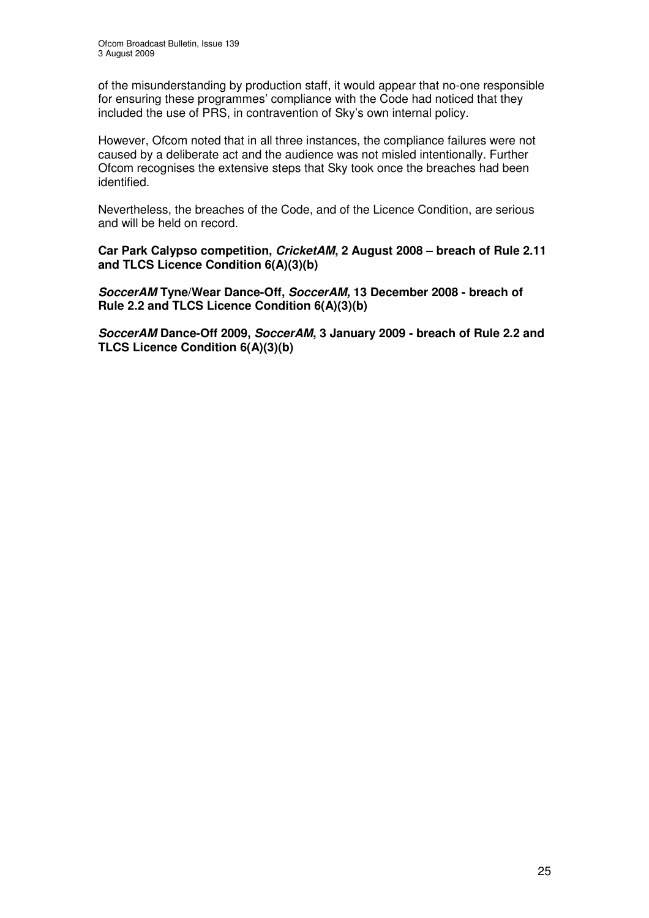of the misunderstanding by production staff, it would appear that no-one responsible for ensuring these programmes' compliance with the Code had noticed that they included the use of PRS, in contravention of Sky's own internal policy.

However, Ofcom noted that in all three instances, the compliance failures were not caused by a deliberate act and the audience was not misled intentionally. Further Ofcom recognises the extensive steps that Sky took once the breaches had been identified.

Nevertheless, the breaches of the Code, and of the Licence Condition, are serious and will be held on record.

**Car Park Calypso competition, *CricketAM*, 2 August 2008 – breach of Rule 2.11 and TLCS Licence Condition 6(A)(3)(b)**

***SoccerAM* Tyne/Wear Dance-Off, *SoccerAM,* 13 December 2008 - breach of Rule 2.2 and TLCS Licence Condition 6(A)(3)(b)**

***SoccerAM* Dance-Off 2009, *SoccerAM*, 3 January 2009 - breach of Rule 2.2 and TLCS Licence Condition 6(A)(3)(b)**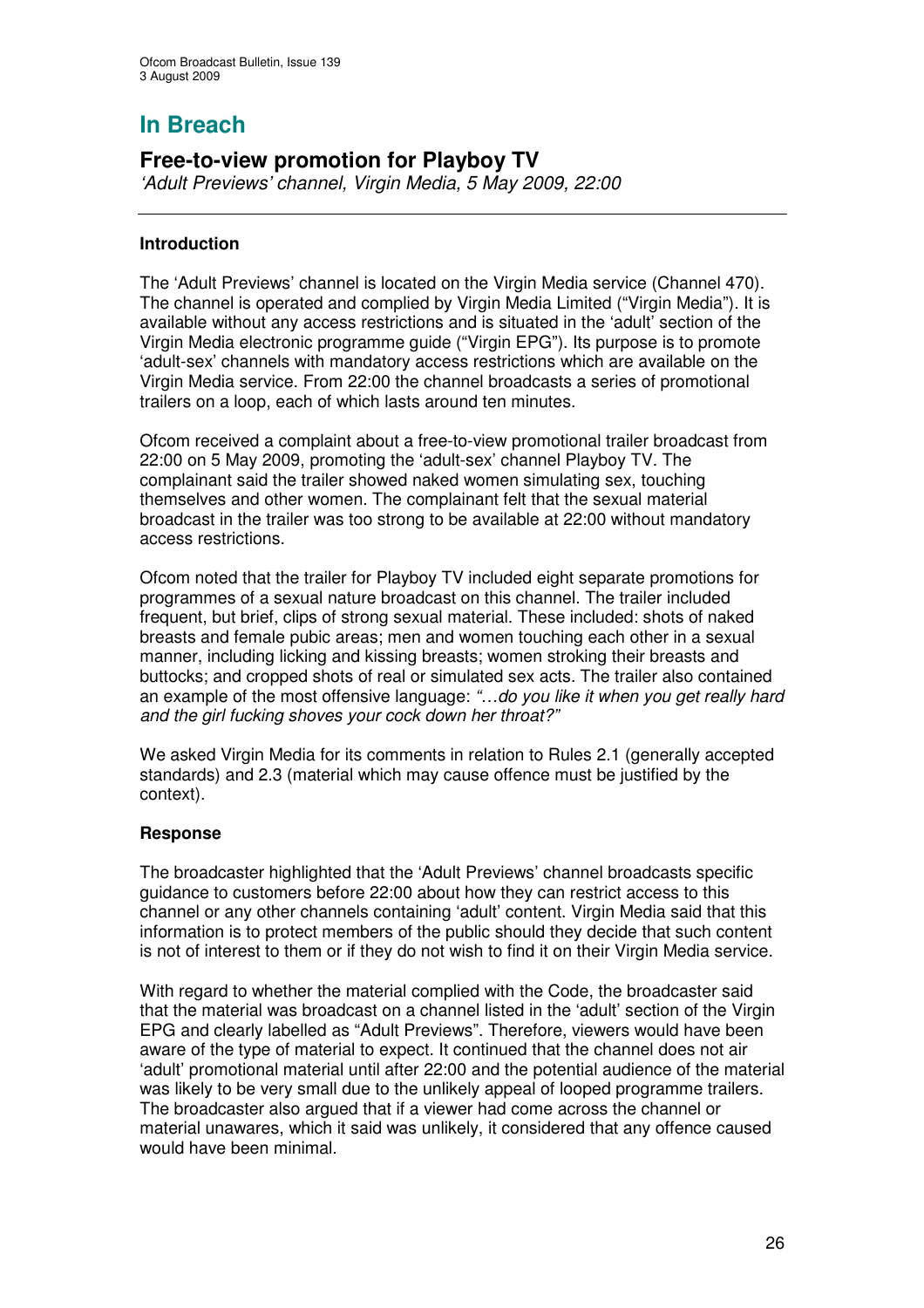# In Breach

## Free-to-view promotion for Playboy TV

*'Adult Previews' channel, Virgin Media, 5 May 2009, 22:00*

### Introduction

The 'Adult Previews' channel is located on the Virgin Media service (Channel 470). The channel is operated and complied by Virgin Media Limited ("Virgin Media"). It is available without any access restrictions and is situated in the 'adult' section of the Virgin Media electronic programme guide ("Virgin EPG"). Its purpose is to promote 'adult-sex' channels with mandatory access restrictions which are available on the Virgin Media service. From 22:00 the channel broadcasts a series of promotional trailers on a loop, each of which lasts around ten minutes.

Ofcom received a complaint about a free-to-view promotional trailer broadcast from 22:00 on 5 May 2009, promoting the 'adult-sex' channel Playboy TV. The complainant said the trailer showed naked women simulating sex, touching themselves and other women. The complainant felt that the sexual material broadcast in the trailer was too strong to be available at 22:00 without mandatory access restrictions.

Ofcom noted that the trailer for Playboy TV included eight separate promotions for programmes of a sexual nature broadcast on this channel. The trailer included frequent, but brief, clips of strong sexual material. These included: shots of naked breasts and female pubic areas; men and women touching each other in a sexual manner, including licking and kissing breasts; women stroking their breasts and buttocks; and cropped shots of real or simulated sex acts. The trailer also contained an example of the most offensive language: *"…do you like it when you get really hard and the girl fucking shoves your cock down her throat?"*

We asked Virgin Media for its comments in relation to Rules 2.1 (generally accepted standards) and 2.3 (material which may cause offence must be justified by the context).

### Response

The broadcaster highlighted that the 'Adult Previews' channel broadcasts specific guidance to customers before 22:00 about how they can restrict access to this channel or any other channels containing 'adult' content. Virgin Media said that this information is to protect members of the public should they decide that such content is not of interest to them or if they do not wish to find it on their Virgin Media service.

With regard to whether the material complied with the Code, the broadcaster said that the material was broadcast on a channel listed in the 'adult' section of the Virgin EPG and clearly labelled as "Adult Previews". Therefore, viewers would have been aware of the type of material to expect. It continued that the channel does not air 'adult' promotional material until after 22:00 and the potential audience of the material was likely to be very small due to the unlikely appeal of looped programme trailers. The broadcaster also argued that if a viewer had come across the channel or material unawares, which it said was unlikely, it considered that any offence caused would have been minimal.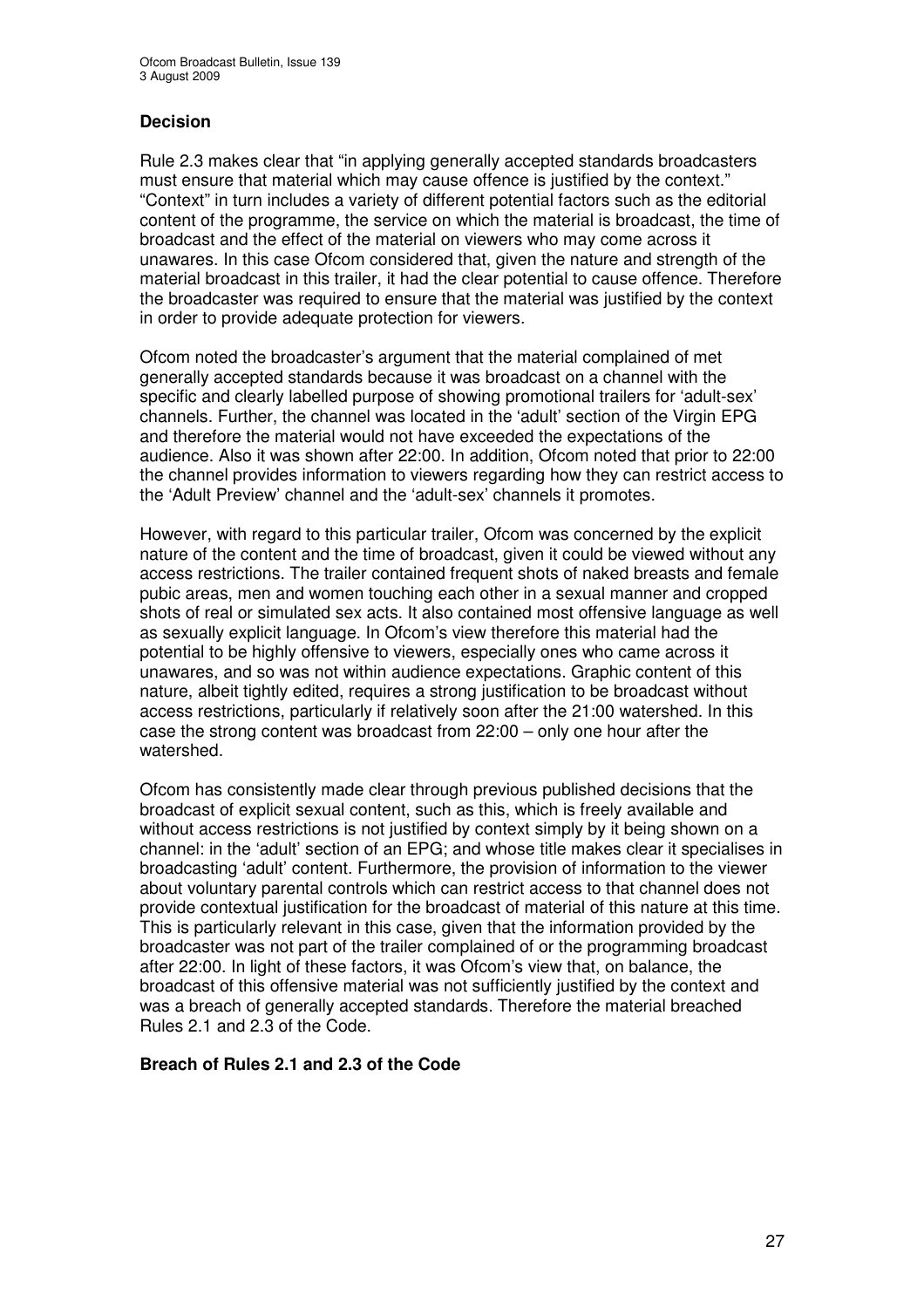### Decision

Rule 2.3 makes clear that "in applying generally accepted standards broadcasters must ensure that material which may cause offence is justified by the context." "Context" in turn includes a variety of different potential factors such as the editorial content of the programme, the service on which the material is broadcast, the time of broadcast and the effect of the material on viewers who may come across it unawares. In this case Ofcom considered that, given the nature and strength of the material broadcast in this trailer, it had the clear potential to cause offence. Therefore the broadcaster was required to ensure that the material was justified by the context in order to provide adequate protection for viewers.

Ofcom noted the broadcaster's argument that the material complained of met generally accepted standards because it was broadcast on a channel with the specific and clearly labelled purpose of showing promotional trailers for 'adult-sex' channels. Further, the channel was located in the 'adult' section of the Virgin EPG and therefore the material would not have exceeded the expectations of the audience. Also it was shown after 22:00. In addition, Ofcom noted that prior to 22:00 the channel provides information to viewers regarding how they can restrict access to the 'Adult Preview' channel and the 'adult-sex' channels it promotes.

However, with regard to this particular trailer, Ofcom was concerned by the explicit nature of the content and the time of broadcast, given it could be viewed without any access restrictions. The trailer contained frequent shots of naked breasts and female pubic areas, men and women touching each other in a sexual manner and cropped shots of real or simulated sex acts. It also contained most offensive language as well as sexually explicit language. In Ofcom's view therefore this material had the potential to be highly offensive to viewers, especially ones who came across it unawares, and so was not within audience expectations. Graphic content of this nature, albeit tightly edited, requires a strong justification to be broadcast without access restrictions, particularly if relatively soon after the 21:00 watershed. In this case the strong content was broadcast from 22:00 – only one hour after the watershed.

Ofcom has consistently made clear through previous published decisions that the broadcast of explicit sexual content, such as this, which is freely available and without access restrictions is not justified by context simply by it being shown on a channel: in the 'adult' section of an EPG; and whose title makes clear it specialises in broadcasting 'adult' content. Furthermore, the provision of information to the viewer about voluntary parental controls which can restrict access to that channel does not provide contextual justification for the broadcast of material of this nature at this time. This is particularly relevant in this case, given that the information provided by the broadcaster was not part of the trailer complained of or the programming broadcast after 22:00. In light of these factors, it was Ofcom's view that, on balance, the broadcast of this offensive material was not sufficiently justified by the context and was a breach of generally accepted standards. Therefore the material breached Rules 2.1 and 2.3 of the Code.

**Breach of Rules 2.1 and 2.3 of the Code**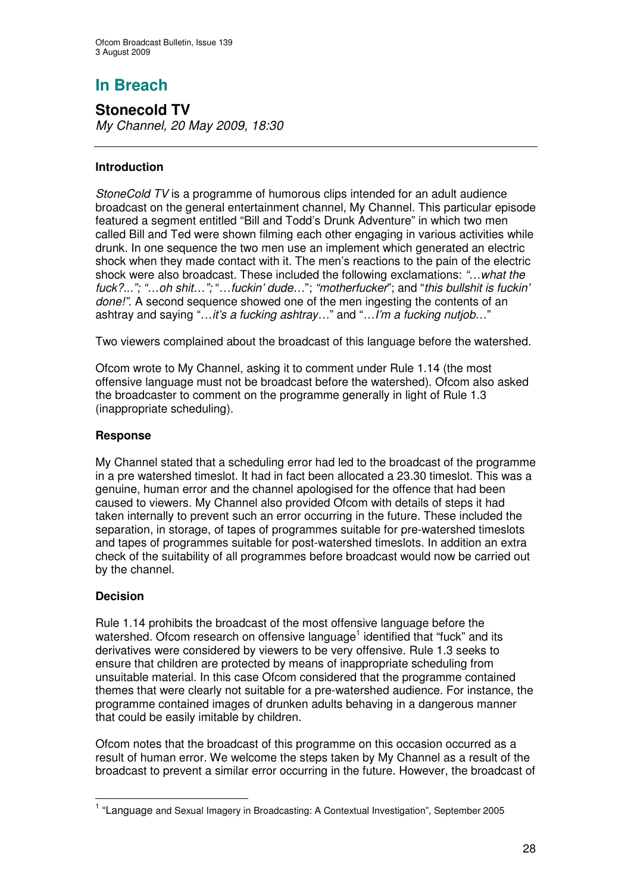# In Breach

## Stonecold TV

*My Channel, 20 May 2009, 18:30*

### Introduction

*StoneCold TV* is a programme of humorous clips intended for an adult audience broadcast on the general entertainment channel, My Channel. This particular episode featured a segment entitled "Bill and Todd's Drunk Adventure" in which two men called Bill and Ted were shown filming each other engaging in various activities while drunk. In one sequence the two men use an implement which generated an electric shock when they made contact with it. The men's reactions to the pain of the electric shock were also broadcast. These included the following exclamations: *"…what the fuck?..."; "…oh shit…";* "*…fuckin' dude…*"; *"motherfucker*"; and "*this bullshit is fuckin' done!".* A second sequence showed one of the men ingesting the contents of an ashtray and saying "…*it's a fucking ashtray…*" and "…*I'm a fucking nutjob…*"

Two viewers complained about the broadcast of this language before the watershed.

Ofcom wrote to My Channel, asking it to comment under Rule 1.14 (the most offensive language must not be broadcast before the watershed). Ofcom also asked the broadcaster to comment on the programme generally in light of Rule 1.3 (inappropriate scheduling).

### Response

My Channel stated that a scheduling error had led to the broadcast of the programme in a pre watershed timeslot. It had in fact been allocated a 23.30 timeslot. This was a genuine, human error and the channel apologised for the offence that had been caused to viewers. My Channel also provided Ofcom with details of steps it had taken internally to prevent such an error occurring in the future. These included the separation, in storage, of tapes of programmes suitable for pre-watershed timeslots and tapes of programmes suitable for post-watershed timeslots. In addition an extra check of the suitability of all programmes before broadcast would now be carried out by the channel.

### Decision

Rule 1.14 prohibits the broadcast of the most offensive language before the watershed. Ofcom research on offensive language[1] identified that "fuck" and its derivatives were considered by viewers to be very offensive. Rule 1.3 seeks to ensure that children are protected by means of inappropriate scheduling from unsuitable material. In this case Ofcom considered that the programme contained themes that were clearly not suitable for a pre-watershed audience. For instance, the programme contained images of drunken adults behaving in a dangerous manner that could be easily imitable by children.

Ofcom notes that the broadcast of this programme on this occasion occurred as a result of human error. We welcome the steps taken by My Channel as a result of the broadcast to prevent a similar error occurring in the future. However, the broadcast of

[1] "Language and Sexual Imagery in Broadcasting: A Contextual Investigation", September 2005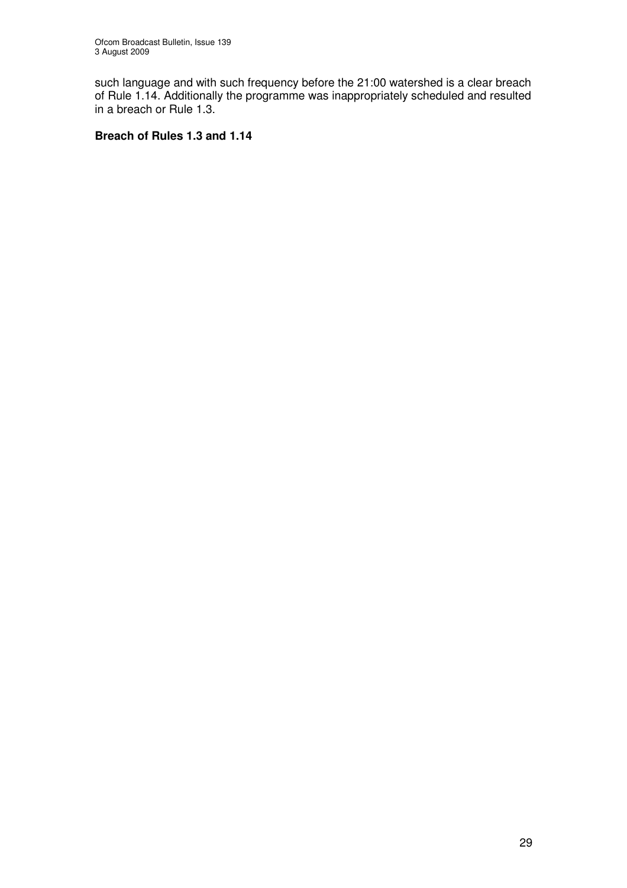such language and with such frequency before the 21:00 watershed is a clear breach of Rule 1.14. Additionally the programme was inappropriately scheduled and resulted in a breach or Rule 1.3.

**Breach of Rules 1.3 and 1.14**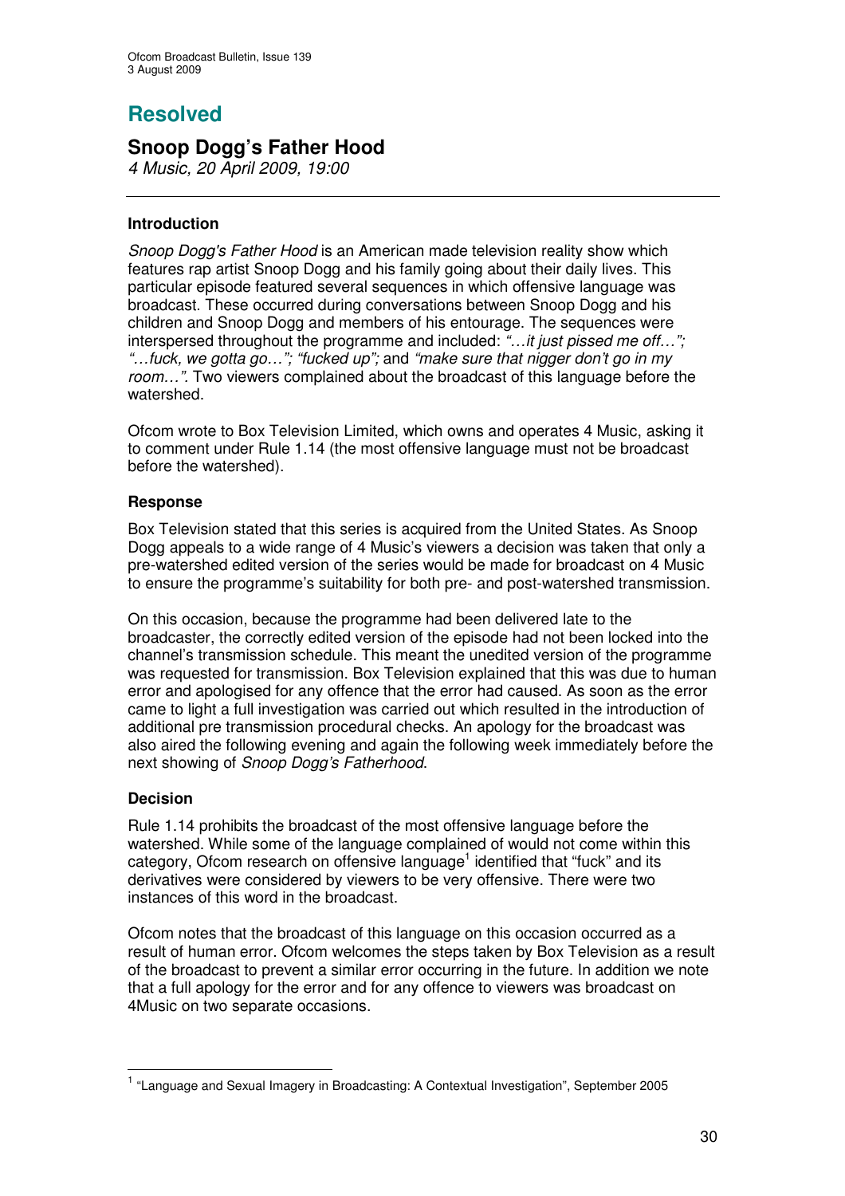# Resolved

## Snoop Dogg's Father Hood

*4 Music, 20 April 2009, 19:00*

---

### Introduction

*Snoop Dogg's Father Hood* is an American made television reality show which features rap artist Snoop Dogg and his family going about their daily lives. This particular episode featured several sequences in which offensive language was broadcast. These occurred during conversations between Snoop Dogg and his children and Snoop Dogg and members of his entourage. The sequences were interspersed throughout the programme and included: *"…it just pissed me off…"; "…fuck, we gotta go…"; "fucked up";* and *"make sure that nigger don't go in my room…".* Two viewers complained about the broadcast of this language before the watershed.

Ofcom wrote to Box Television Limited, which owns and operates 4 Music, asking it to comment under Rule 1.14 (the most offensive language must not be broadcast before the watershed).

### Response

Box Television stated that this series is acquired from the United States. As Snoop Dogg appeals to a wide range of 4 Music's viewers a decision was taken that only a pre-watershed edited version of the series would be made for broadcast on 4 Music to ensure the programme's suitability for both pre- and post-watershed transmission.

On this occasion, because the programme had been delivered late to the broadcaster, the correctly edited version of the episode had not been locked into the channel's transmission schedule. This meant the unedited version of the programme was requested for transmission. Box Television explained that this was due to human error and apologised for any offence that the error had caused. As soon as the error came to light a full investigation was carried out which resulted in the introduction of additional pre transmission procedural checks. An apology for the broadcast was also aired the following evening and again the following week immediately before the next showing of *Snoop Dogg's Fatherhood*.

### Decision

Rule 1.14 prohibits the broadcast of the most offensive language before the watershed. While some of the language complained of would not come within this category, Ofcom research on offensive language[1] identified that "fuck" and its derivatives were considered by viewers to be very offensive. There were two instances of this word in the broadcast.

Ofcom notes that the broadcast of this language on this occasion occurred as a result of human error. Ofcom welcomes the steps taken by Box Television as a result of the broadcast to prevent a similar error occurring in the future. In addition we note that a full apology for the error and for any offence to viewers was broadcast on 4Music on two separate occasions.

---

[1] "Language and Sexual Imagery in Broadcasting: A Contextual Investigation", September 2005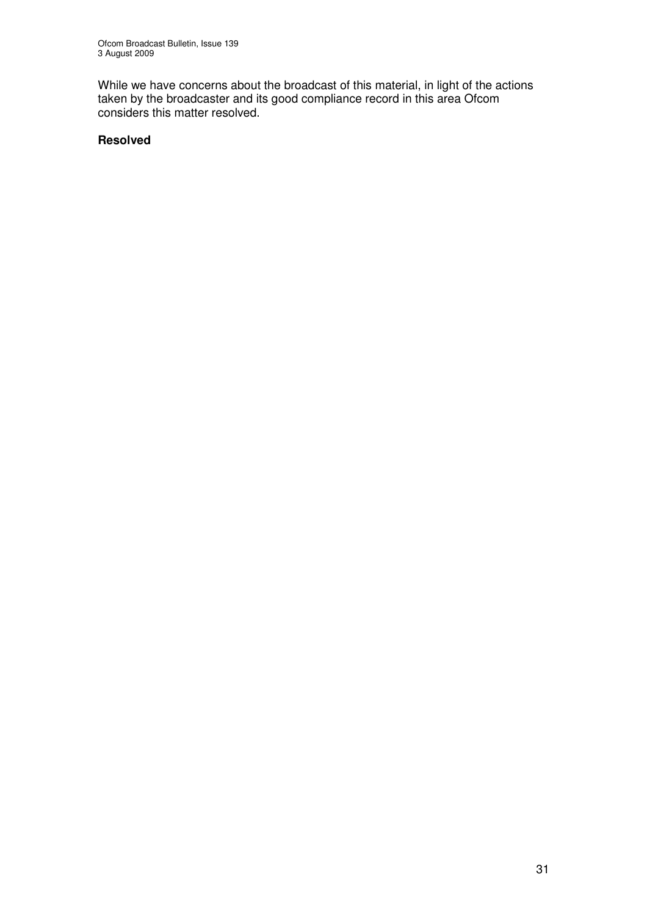While we have concerns about the broadcast of this material, in light of the actions taken by the broadcaster and its good compliance record in this area Ofcom considers this matter resolved.

**Resolved**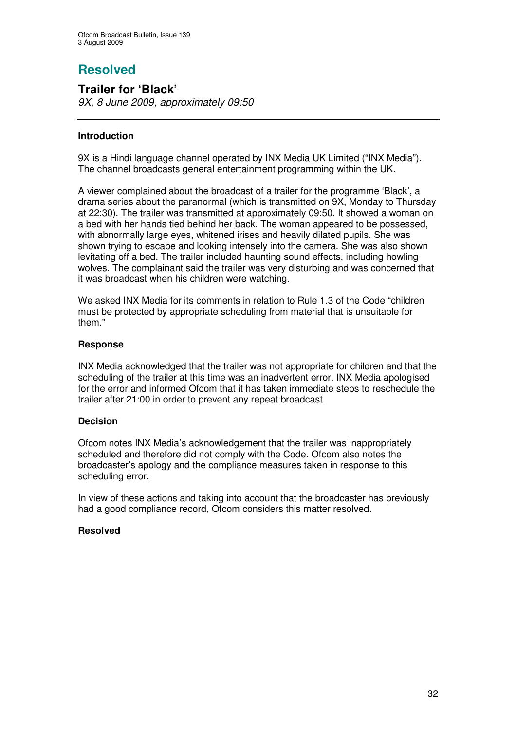# Resolved

## Trailer for 'Black'

*9X, 8 June 2009, approximately 09:50*

---

### Introduction

9X is a Hindi language channel operated by INX Media UK Limited ("INX Media"). The channel broadcasts general entertainment programming within the UK.

A viewer complained about the broadcast of a trailer for the programme 'Black', a drama series about the paranormal (which is transmitted on 9X, Monday to Thursday at 22:30). The trailer was transmitted at approximately 09:50. It showed a woman on a bed with her hands tied behind her back. The woman appeared to be possessed, with abnormally large eyes, whitened irises and heavily dilated pupils. She was shown trying to escape and looking intensely into the camera. She was also shown levitating off a bed. The trailer included haunting sound effects, including howling wolves. The complainant said the trailer was very disturbing and was concerned that it was broadcast when his children were watching.

We asked INX Media for its comments in relation to Rule 1.3 of the Code "children must be protected by appropriate scheduling from material that is unsuitable for them."

### Response

INX Media acknowledged that the trailer was not appropriate for children and that the scheduling of the trailer at this time was an inadvertent error. INX Media apologised for the error and informed Ofcom that it has taken immediate steps to reschedule the trailer after 21:00 in order to prevent any repeat broadcast.

### Decision

Ofcom notes INX Media's acknowledgement that the trailer was inappropriately scheduled and therefore did not comply with the Code. Ofcom also notes the broadcaster's apology and the compliance measures taken in response to this scheduling error.

In view of these actions and taking into account that the broadcaster has previously had a good compliance record, Ofcom considers this matter resolved.

**Resolved**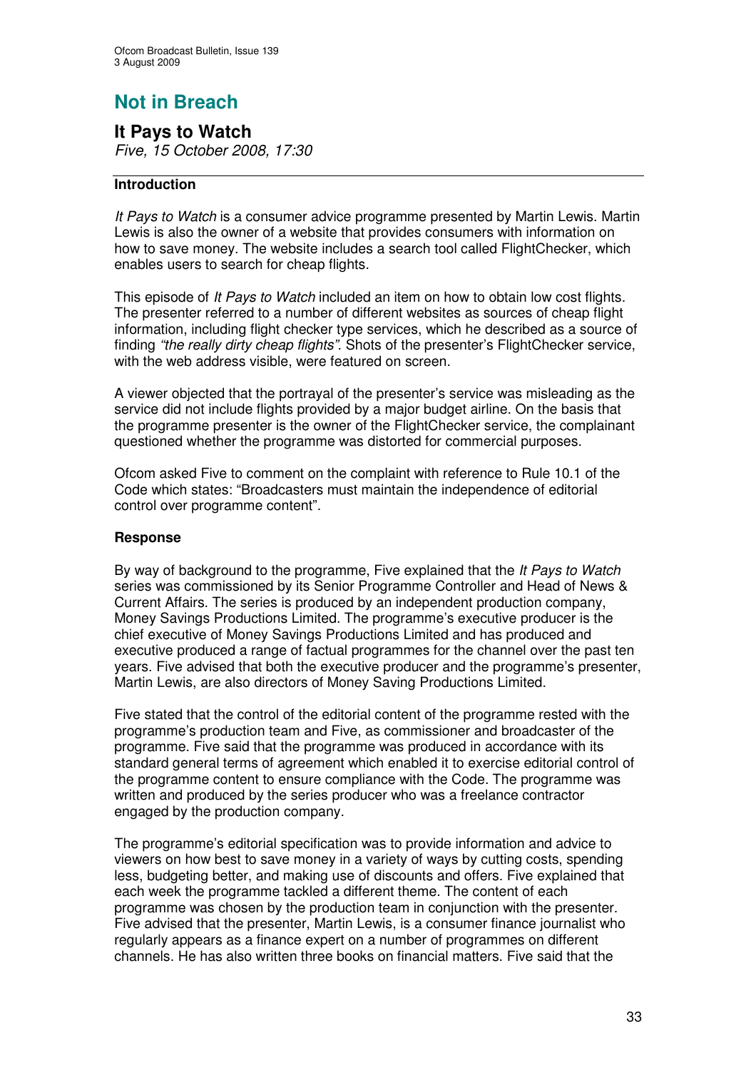# Not in Breach

## It Pays to Watch

*Five, 15 October 2008, 17:30*

### Introduction

*It Pays to Watch* is a consumer advice programme presented by Martin Lewis. Martin Lewis is also the owner of a website that provides consumers with information on how to save money. The website includes a search tool called FlightChecker, which enables users to search for cheap flights.

This episode of *It Pays to Watch* included an item on how to obtain low cost flights. The presenter referred to a number of different websites as sources of cheap flight information, including flight checker type services, which he described as a source of finding *"the really dirty cheap flights"*. Shots of the presenter's FlightChecker service, with the web address visible, were featured on screen.

A viewer objected that the portrayal of the presenter's service was misleading as the service did not include flights provided by a major budget airline. On the basis that the programme presenter is the owner of the FlightChecker service, the complainant questioned whether the programme was distorted for commercial purposes.

Ofcom asked Five to comment on the complaint with reference to Rule 10.1 of the Code which states: "Broadcasters must maintain the independence of editorial control over programme content".

### Response

By way of background to the programme, Five explained that the *It Pays to Watch* series was commissioned by its Senior Programme Controller and Head of News & Current Affairs. The series is produced by an independent production company, Money Savings Productions Limited. The programme's executive producer is the chief executive of Money Savings Productions Limited and has produced and executive produced a range of factual programmes for the channel over the past ten years. Five advised that both the executive producer and the programme's presenter, Martin Lewis, are also directors of Money Saving Productions Limited.

Five stated that the control of the editorial content of the programme rested with the programme's production team and Five, as commissioner and broadcaster of the programme. Five said that the programme was produced in accordance with its standard general terms of agreement which enabled it to exercise editorial control of the programme content to ensure compliance with the Code. The programme was written and produced by the series producer who was a freelance contractor engaged by the production company.

The programme's editorial specification was to provide information and advice to viewers on how best to save money in a variety of ways by cutting costs, spending less, budgeting better, and making use of discounts and offers. Five explained that each week the programme tackled a different theme. The content of each programme was chosen by the production team in conjunction with the presenter. Five advised that the presenter, Martin Lewis, is a consumer finance journalist who regularly appears as a finance expert on a number of programmes on different channels. He has also written three books on financial matters. Five said that the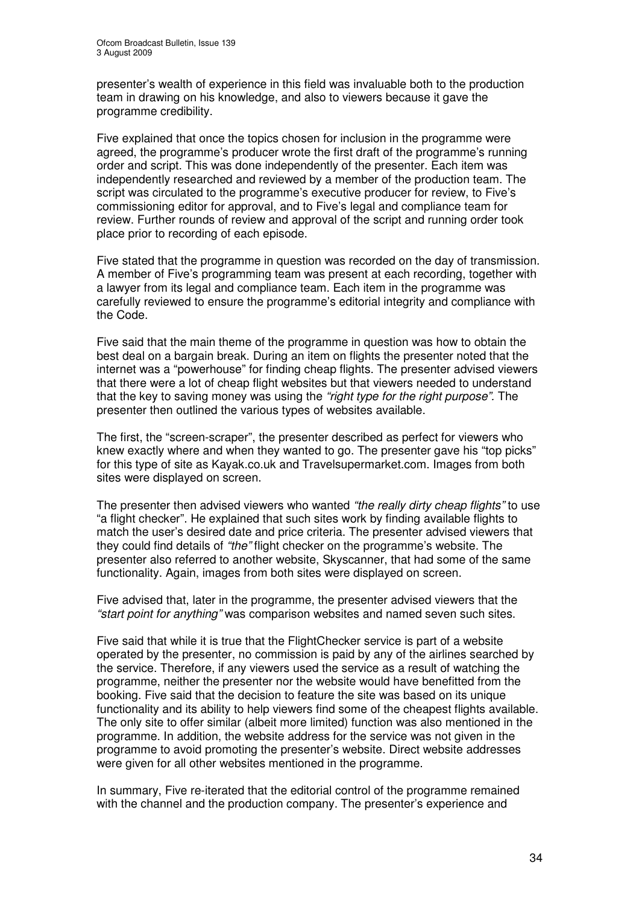presenter's wealth of experience in this field was invaluable both to the production team in drawing on his knowledge, and also to viewers because it gave the programme credibility.

Five explained that once the topics chosen for inclusion in the programme were agreed, the programme's producer wrote the first draft of the programme's running order and script. This was done independently of the presenter. Each item was independently researched and reviewed by a member of the production team. The script was circulated to the programme's executive producer for review, to Five's commissioning editor for approval, and to Five's legal and compliance team for review. Further rounds of review and approval of the script and running order took place prior to recording of each episode.

Five stated that the programme in question was recorded on the day of transmission. A member of Five's programming team was present at each recording, together with a lawyer from its legal and compliance team. Each item in the programme was carefully reviewed to ensure the programme's editorial integrity and compliance with the Code.

Five said that the main theme of the programme in question was how to obtain the best deal on a bargain break. During an item on flights the presenter noted that the internet was a "powerhouse" for finding cheap flights. The presenter advised viewers that there were a lot of cheap flight websites but that viewers needed to understand that the key to saving money was using the *"right type for the right purpose".* The presenter then outlined the various types of websites available.

The first, the "screen-scraper", the presenter described as perfect for viewers who knew exactly where and when they wanted to go. The presenter gave his "top picks" for this type of site as Kayak.co.uk and Travelsupermarket.com. Images from both sites were displayed on screen.

The presenter then advised viewers who wanted *"the really dirty cheap flights"* to use "a flight checker". He explained that such sites work by finding available flights to match the user's desired date and price criteria. The presenter advised viewers that they could find details of *"the"* flight checker on the programme's website. The presenter also referred to another website, Skyscanner, that had some of the same functionality. Again, images from both sites were displayed on screen.

Five advised that, later in the programme, the presenter advised viewers that the *"start point for anything"* was comparison websites and named seven such sites.

Five said that while it is true that the FlightChecker service is part of a website operated by the presenter, no commission is paid by any of the airlines searched by the service. Therefore, if any viewers used the service as a result of watching the programme, neither the presenter nor the website would have benefitted from the booking. Five said that the decision to feature the site was based on its unique functionality and its ability to help viewers find some of the cheapest flights available. The only site to offer similar (albeit more limited) function was also mentioned in the programme. In addition, the website address for the service was not given in the programme to avoid promoting the presenter's website. Direct website addresses were given for all other websites mentioned in the programme.

In summary, Five re-iterated that the editorial control of the programme remained with the channel and the production company. The presenter's experience and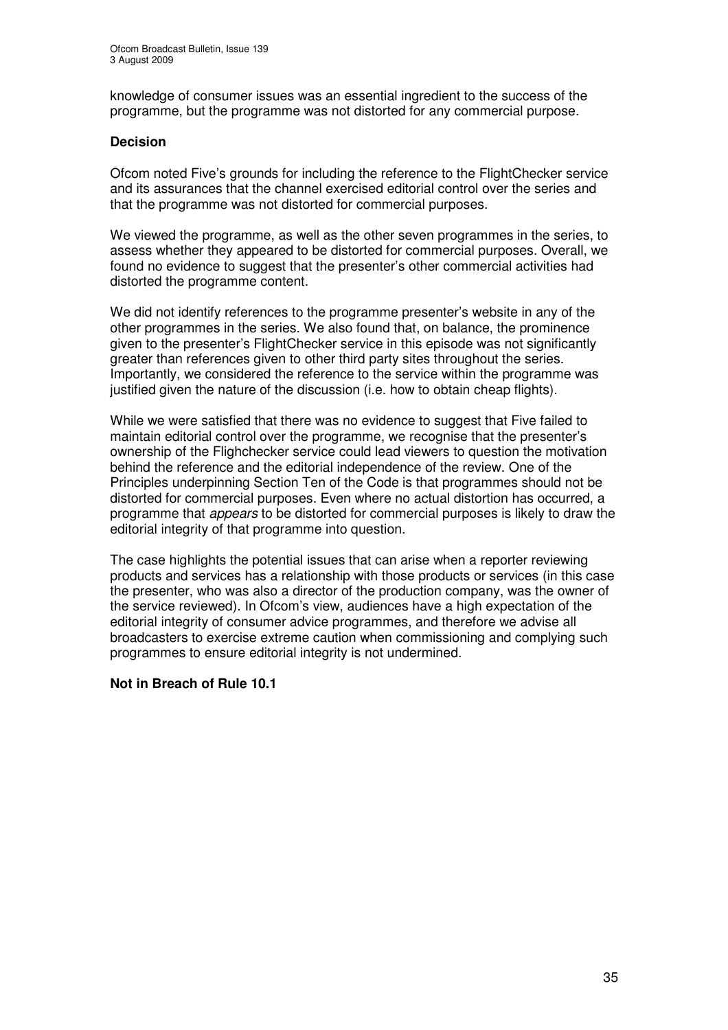knowledge of consumer issues was an essential ingredient to the success of the programme, but the programme was not distorted for any commercial purpose.

**Decision**

Ofcom noted Five's grounds for including the reference to the FlightChecker service and its assurances that the channel exercised editorial control over the series and that the programme was not distorted for commercial purposes.

We viewed the programme, as well as the other seven programmes in the series, to assess whether they appeared to be distorted for commercial purposes. Overall, we found no evidence to suggest that the presenter's other commercial activities had distorted the programme content.

We did not identify references to the programme presenter's website in any of the other programmes in the series. We also found that, on balance, the prominence given to the presenter's FlightChecker service in this episode was not significantly greater than references given to other third party sites throughout the series. Importantly, we considered the reference to the service within the programme was justified given the nature of the discussion (i.e. how to obtain cheap flights).

While we were satisfied that there was no evidence to suggest that Five failed to maintain editorial control over the programme, we recognise that the presenter's ownership of the Flighchecker service could lead viewers to question the motivation behind the reference and the editorial independence of the review. One of the Principles underpinning Section Ten of the Code is that programmes should not be distorted for commercial purposes. Even where no actual distortion has occurred, a programme that *appears* to be distorted for commercial purposes is likely to draw the editorial integrity of that programme into question.

The case highlights the potential issues that can arise when a reporter reviewing products and services has a relationship with those products or services (in this case the presenter, who was also a director of the production company, was the owner of the service reviewed). In Ofcom's view, audiences have a high expectation of the editorial integrity of consumer advice programmes, and therefore we advise all broadcasters to exercise extreme caution when commissioning and complying such programmes to ensure editorial integrity is not undermined.

**Not in Breach of Rule 10.1**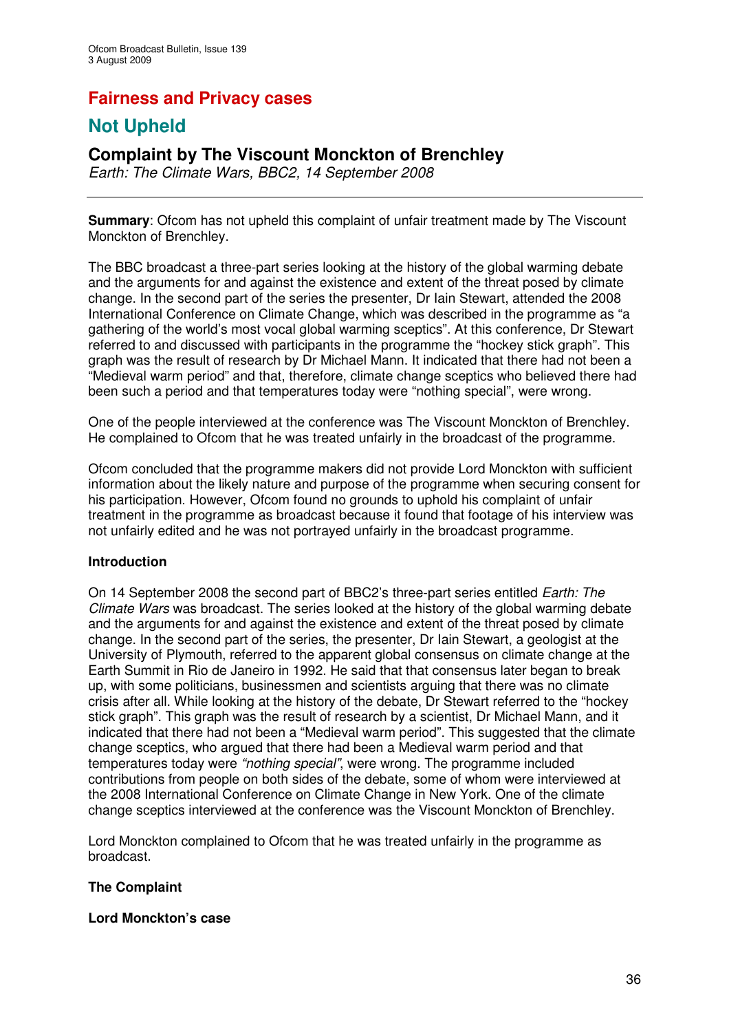# Fairness and Privacy cases

## Not Upheld

### Complaint by The Viscount Monckton of Brenchley

*Earth: The Climate Wars, BBC2, 14 September 2008*

---

**Summary**: Ofcom has not upheld this complaint of unfair treatment made by The Viscount Monckton of Brenchley.

The BBC broadcast a three-part series looking at the history of the global warming debate and the arguments for and against the existence and extent of the threat posed by climate change. In the second part of the series the presenter, Dr Iain Stewart, attended the 2008 International Conference on Climate Change, which was described in the programme as "a gathering of the world's most vocal global warming sceptics". At this conference, Dr Stewart referred to and discussed with participants in the programme the "hockey stick graph". This graph was the result of research by Dr Michael Mann. It indicated that there had not been a "Medieval warm period" and that, therefore, climate change sceptics who believed there had been such a period and that temperatures today were "nothing special", were wrong.

One of the people interviewed at the conference was The Viscount Monckton of Brenchley. He complained to Ofcom that he was treated unfairly in the broadcast of the programme.

Ofcom concluded that the programme makers did not provide Lord Monckton with sufficient information about the likely nature and purpose of the programme when securing consent for his participation. However, Ofcom found no grounds to uphold his complaint of unfair treatment in the programme as broadcast because it found that footage of his interview was not unfairly edited and he was not portrayed unfairly in the broadcast programme.

**Introduction**

On 14 September 2008 the second part of BBC2's three-part series entitled *Earth: The Climate Wars* was broadcast. The series looked at the history of the global warming debate and the arguments for and against the existence and extent of the threat posed by climate change. In the second part of the series, the presenter, Dr Iain Stewart, a geologist at the University of Plymouth, referred to the apparent global consensus on climate change at the Earth Summit in Rio de Janeiro in 1992. He said that that consensus later began to break up, with some politicians, businessmen and scientists arguing that there was no climate crisis after all. While looking at the history of the debate, Dr Stewart referred to the "hockey stick graph". This graph was the result of research by a scientist, Dr Michael Mann, and it indicated that there had not been a "Medieval warm period". This suggested that the climate change sceptics, who argued that there had been a Medieval warm period and that temperatures today were *"nothing special"*, were wrong. The programme included contributions from people on both sides of the debate, some of whom were interviewed at the 2008 International Conference on Climate Change in New York. One of the climate change sceptics interviewed at the conference was the Viscount Monckton of Brenchley.

Lord Monckton complained to Ofcom that he was treated unfairly in the programme as broadcast.

**The Complaint**

**Lord Monckton's case**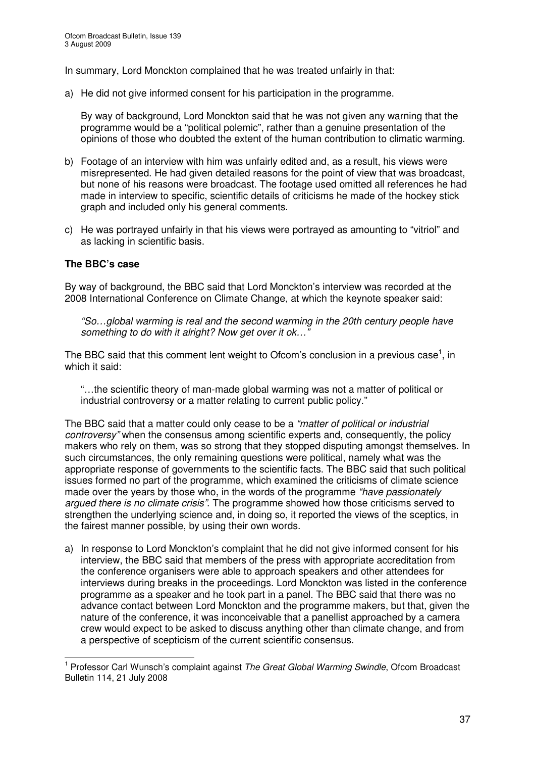In summary, Lord Monckton complained that he was treated unfairly in that:

a) He did not give informed consent for his participation in the programme.

   By way of background, Lord Monckton said that he was not given any warning that the programme would be a "political polemic", rather than a genuine presentation of the opinions of those who doubted the extent of the human contribution to climatic warming.

b) Footage of an interview with him was unfairly edited and, as a result, his views were misrepresented. He had given detailed reasons for the point of view that was broadcast, but none of his reasons were broadcast. The footage used omitted all references he had made in interview to specific, scientific details of criticisms he made of the hockey stick graph and included only his general comments.

c) He was portrayed unfairly in that his views were portrayed as amounting to "vitriol" and as lacking in scientific basis.

**The BBC's case**

By way of background, the BBC said that Lord Monckton's interview was recorded at the 2008 International Conference on Climate Change, at which the keynote speaker said:

> *"So…global warming is real and the second warming in the 20th century people have something to do with it alright? Now get over it ok…"*

The BBC said that this comment lent weight to Ofcom's conclusion in a previous case[1], in which it said:

> "…the scientific theory of man-made global warming was not a matter of political or industrial controversy or a matter relating to current public policy."

The BBC said that a matter could only cease to be a *"matter of political or industrial controversy"* when the consensus among scientific experts and, consequently, the policy makers who rely on them, was so strong that they stopped disputing amongst themselves. In such circumstances, the only remaining questions were political, namely what was the appropriate response of governments to the scientific facts. The BBC said that such political issues formed no part of the programme, which examined the criticisms of climate science made over the years by those who, in the words of the programme *"have passionately argued there is no climate crisis"*. The programme showed how those criticisms served to strengthen the underlying science and, in doing so, it reported the views of the sceptics, in the fairest manner possible, by using their own words.

a) In response to Lord Monckton's complaint that he did not give informed consent for his interview, the BBC said that members of the press with appropriate accreditation from the conference organisers were able to approach speakers and other attendees for interviews during breaks in the proceedings. Lord Monckton was listed in the conference programme as a speaker and he took part in a panel. The BBC said that there was no advance contact between Lord Monckton and the programme makers, but that, given the nature of the conference, it was inconceivable that a panellist approached by a camera crew would expect to be asked to discuss anything other than climate change, and from a perspective of scepticism of the current scientific consensus.

[1] Professor Carl Wunsch's complaint against *The Great Global Warming Swindle*, Ofcom Broadcast Bulletin 114, 21 July 2008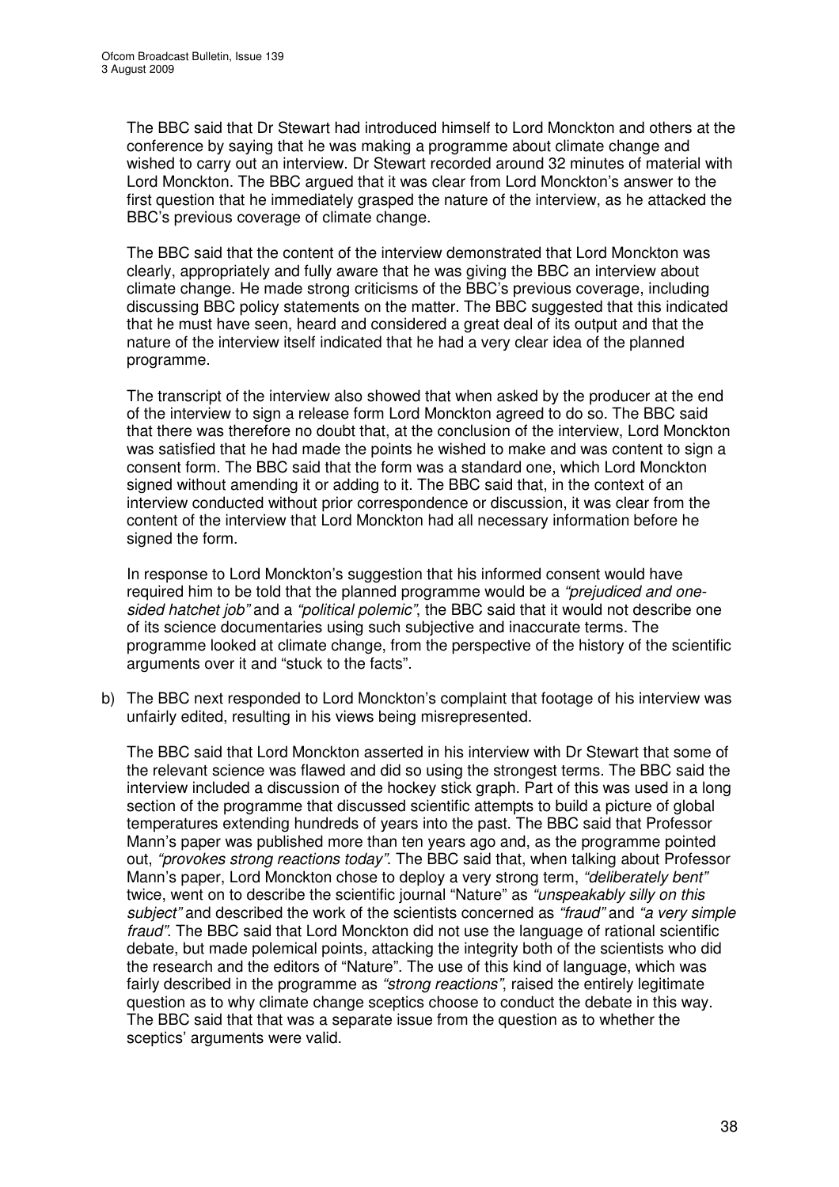The BBC said that Dr Stewart had introduced himself to Lord Monckton and others at the conference by saying that he was making a programme about climate change and wished to carry out an interview. Dr Stewart recorded around 32 minutes of material with Lord Monckton. The BBC argued that it was clear from Lord Monckton's answer to the first question that he immediately grasped the nature of the interview, as he attacked the BBC's previous coverage of climate change.

The BBC said that the content of the interview demonstrated that Lord Monckton was clearly, appropriately and fully aware that he was giving the BBC an interview about climate change. He made strong criticisms of the BBC's previous coverage, including discussing BBC policy statements on the matter. The BBC suggested that this indicated that he must have seen, heard and considered a great deal of its output and that the nature of the interview itself indicated that he had a very clear idea of the planned programme.

The transcript of the interview also showed that when asked by the producer at the end of the interview to sign a release form Lord Monckton agreed to do so. The BBC said that there was therefore no doubt that, at the conclusion of the interview, Lord Monckton was satisfied that he had made the points he wished to make and was content to sign a consent form. The BBC said that the form was a standard one, which Lord Monckton signed without amending it or adding to it. The BBC said that, in the context of an interview conducted without prior correspondence or discussion, it was clear from the content of the interview that Lord Monckton had all necessary information before he signed the form.

In response to Lord Monckton's suggestion that his informed consent would have required him to be told that the planned programme would be a *"prejudiced and one-sided hatchet job"* and a *"political polemic"*, the BBC said that it would not describe one of its science documentaries using such subjective and inaccurate terms. The programme looked at climate change, from the perspective of the history of the scientific arguments over it and "stuck to the facts".

b) The BBC next responded to Lord Monckton's complaint that footage of his interview was unfairly edited, resulting in his views being misrepresented.

The BBC said that Lord Monckton asserted in his interview with Dr Stewart that some of the relevant science was flawed and did so using the strongest terms. The BBC said the interview included a discussion of the hockey stick graph. Part of this was used in a long section of the programme that discussed scientific attempts to build a picture of global temperatures extending hundreds of years into the past. The BBC said that Professor Mann's paper was published more than ten years ago and, as the programme pointed out, *"provokes strong reactions today"*. The BBC said that, when talking about Professor Mann's paper, Lord Monckton chose to deploy a very strong term, *"deliberately bent"* twice, went on to describe the scientific journal "Nature" as *"unspeakably silly on this subject"* and described the work of the scientists concerned as *"fraud"* and *"a very simple fraud"*. The BBC said that Lord Monckton did not use the language of rational scientific debate, but made polemical points, attacking the integrity both of the scientists who did the research and the editors of "Nature". The use of this kind of language, which was fairly described in the programme as *"strong reactions"*, raised the entirely legitimate question as to why climate change sceptics choose to conduct the debate in this way. The BBC said that that was a separate issue from the question as to whether the sceptics' arguments were valid.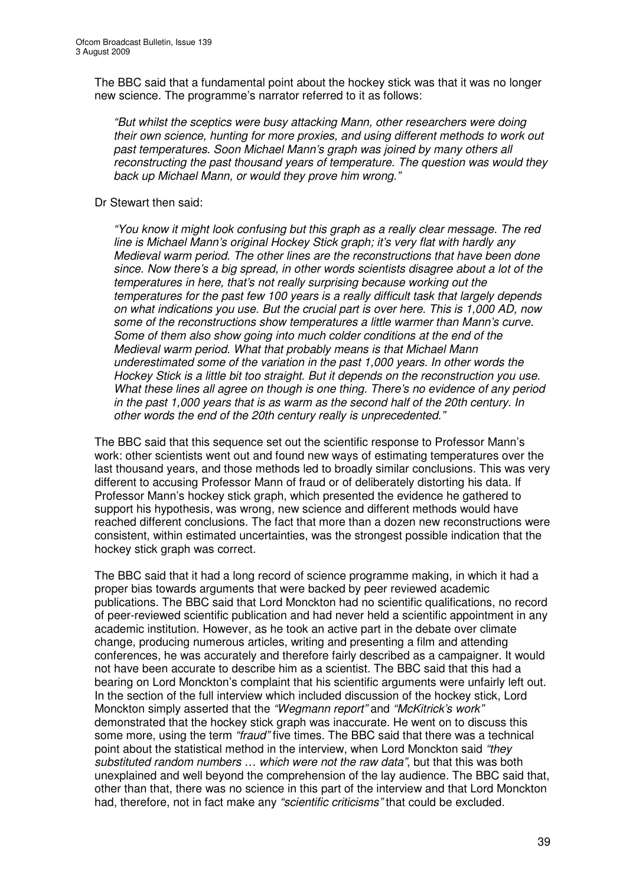The BBC said that a fundamental point about the hockey stick was that it was no longer new science. The programme's narrator referred to it as follows:

> *"But whilst the sceptics were busy attacking Mann, other researchers were doing their own science, hunting for more proxies, and using different methods to work out past temperatures. Soon Michael Mann's graph was joined by many others all reconstructing the past thousand years of temperature. The question was would they back up Michael Mann, or would they prove him wrong."*

Dr Stewart then said:

> *"You know it might look confusing but this graph as a really clear message. The red line is Michael Mann's original Hockey Stick graph; it's very flat with hardly any Medieval warm period. The other lines are the reconstructions that have been done since. Now there's a big spread, in other words scientists disagree about a lot of the temperatures in here, that's not really surprising because working out the temperatures for the past few 100 years is a really difficult task that largely depends on what indications you use. But the crucial part is over here. This is 1,000 AD, now some of the reconstructions show temperatures a little warmer than Mann's curve. Some of them also show going into much colder conditions at the end of the Medieval warm period. What that probably means is that Michael Mann underestimated some of the variation in the past 1,000 years. In other words the Hockey Stick is a little bit too straight. But it depends on the reconstruction you use. What these lines all agree on though is one thing. There's no evidence of any period in the past 1,000 years that is as warm as the second half of the 20th century. In other words the end of the 20th century really is unprecedented."*

The BBC said that this sequence set out the scientific response to Professor Mann's work: other scientists went out and found new ways of estimating temperatures over the last thousand years, and those methods led to broadly similar conclusions. This was very different to accusing Professor Mann of fraud or of deliberately distorting his data. If Professor Mann's hockey stick graph, which presented the evidence he gathered to support his hypothesis, was wrong, new science and different methods would have reached different conclusions. The fact that more than a dozen new reconstructions were consistent, within estimated uncertainties, was the strongest possible indication that the hockey stick graph was correct.

The BBC said that it had a long record of science programme making, in which it had a proper bias towards arguments that were backed by peer reviewed academic publications. The BBC said that Lord Monckton had no scientific qualifications, no record of peer-reviewed scientific publication and had never held a scientific appointment in any academic institution. However, as he took an active part in the debate over climate change, producing numerous articles, writing and presenting a film and attending conferences, he was accurately and therefore fairly described as a campaigner. It would not have been accurate to describe him as a scientist. The BBC said that this had a bearing on Lord Monckton's complaint that his scientific arguments were unfairly left out. In the section of the full interview which included discussion of the hockey stick, Lord Monckton simply asserted that the *"Wegmann report"* and *"McKitrick's work"* demonstrated that the hockey stick graph was inaccurate. He went on to discuss this some more, using the term *"fraud"* five times. The BBC said that there was a technical point about the statistical method in the interview, when Lord Monckton said *"they substituted random numbers … which were not the raw data"*, but that this was both unexplained and well beyond the comprehension of the lay audience. The BBC said that, other than that, there was no science in this part of the interview and that Lord Monckton had, therefore, not in fact make any *"scientific criticisms"* that could be excluded.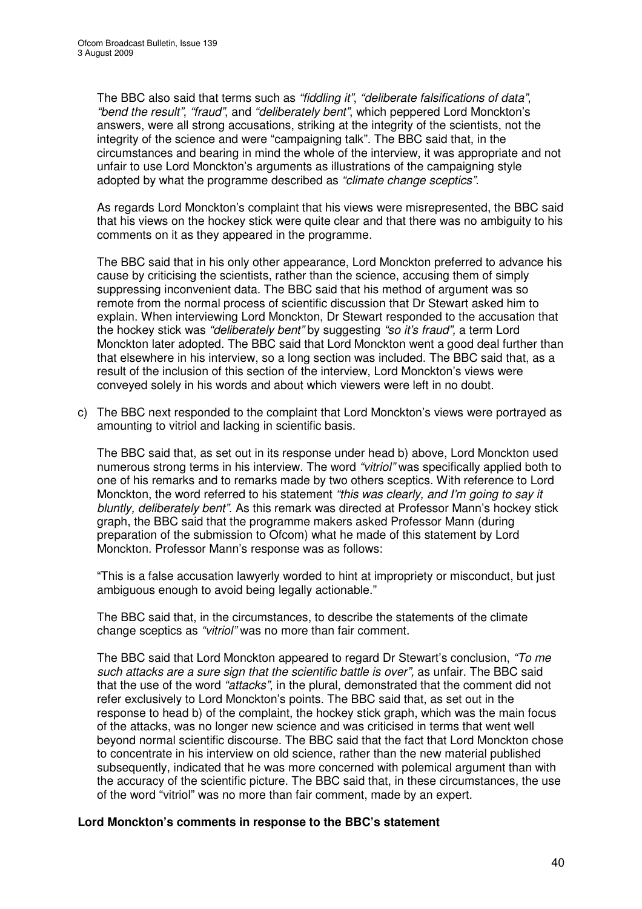The BBC also said that terms such as *"fiddling it"*, *"deliberate falsifications of data"*, *"bend the result"*, *"fraud"*, and *"deliberately bent"*, which peppered Lord Monckton's answers, were all strong accusations, striking at the integrity of the scientists, not the integrity of the science and were "campaigning talk". The BBC said that, in the circumstances and bearing in mind the whole of the interview, it was appropriate and not unfair to use Lord Monckton's arguments as illustrations of the campaigning style adopted by what the programme described as *"climate change sceptics"*.

As regards Lord Monckton's complaint that his views were misrepresented, the BBC said that his views on the hockey stick were quite clear and that there was no ambiguity to his comments on it as they appeared in the programme.

The BBC said that in his only other appearance, Lord Monckton preferred to advance his cause by criticising the scientists, rather than the science, accusing them of simply suppressing inconvenient data. The BBC said that his method of argument was so remote from the normal process of scientific discussion that Dr Stewart asked him to explain. When interviewing Lord Monckton, Dr Stewart responded to the accusation that the hockey stick was *"deliberately bent"* by suggesting *"so it's fraud"*, a term Lord Monckton later adopted. The BBC said that Lord Monckton went a good deal further than that elsewhere in his interview, so a long section was included. The BBC said that, as a result of the inclusion of this section of the interview, Lord Monckton's views were conveyed solely in his words and about which viewers were left in no doubt.

c) The BBC next responded to the complaint that Lord Monckton's views were portrayed as amounting to vitriol and lacking in scientific basis.

   The BBC said that, as set out in its response under head b) above, Lord Monckton used numerous strong terms in his interview. The word *"vitriol"* was specifically applied both to one of his remarks and to remarks made by two others sceptics. With reference to Lord Monckton, the word referred to his statement *"this was clearly, and I'm going to say it bluntly, deliberately bent"*. As this remark was directed at Professor Mann's hockey stick graph, the BBC said that the programme makers asked Professor Mann (during preparation of the submission to Ofcom) what he made of this statement by Lord Monckton. Professor Mann's response was as follows:

   "This is a false accusation lawyerly worded to hint at impropriety or misconduct, but just ambiguous enough to avoid being legally actionable."

   The BBC said that, in the circumstances, to describe the statements of the climate change sceptics as *"vitriol"* was no more than fair comment.

   The BBC said that Lord Monckton appeared to regard Dr Stewart's conclusion, *"To me such attacks are a sure sign that the scientific battle is over"*, as unfair. The BBC said that the use of the word *"attacks"*, in the plural, demonstrated that the comment did not refer exclusively to Lord Monckton's points. The BBC said that, as set out in the response to head b) of the complaint, the hockey stick graph, which was the main focus of the attacks, was no longer new science and was criticised in terms that went well beyond normal scientific discourse. The BBC said that the fact that Lord Monckton chose to concentrate in his interview on old science, rather than the new material published subsequently, indicated that he was more concerned with polemical argument than with the accuracy of the scientific picture. The BBC said that, in these circumstances, the use of the word "vitriol" was no more than fair comment, made by an expert.

**Lord Monckton's comments in response to the BBC's statement**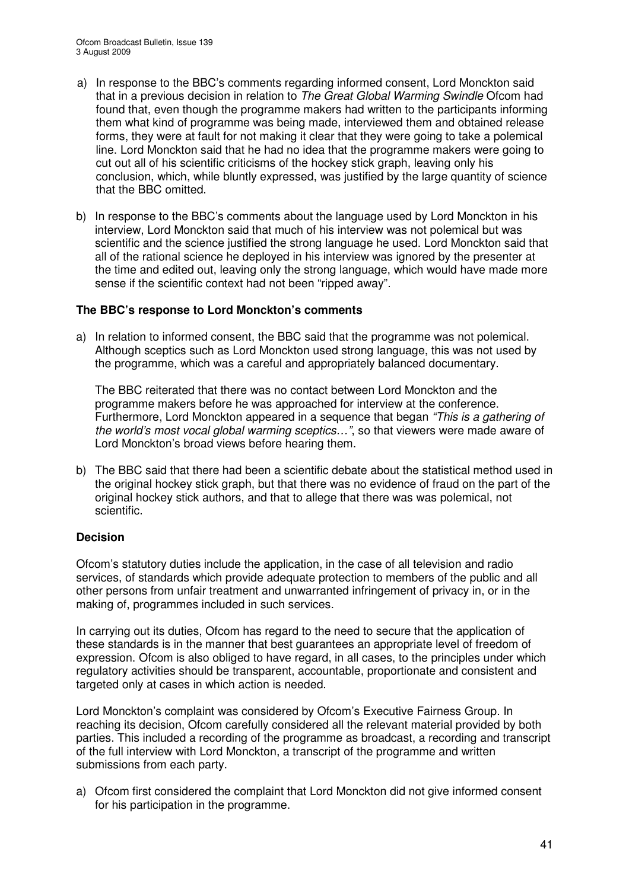a) In response to the BBC's comments regarding informed consent, Lord Monckton said that in a previous decision in relation to *The Great Global Warming Swindle* Ofcom had found that, even though the programme makers had written to the participants informing them what kind of programme was being made, interviewed them and obtained release forms, they were at fault for not making it clear that they were going to take a polemical line. Lord Monckton said that he had no idea that the programme makers were going to cut out all of his scientific criticisms of the hockey stick graph, leaving only his conclusion, which, while bluntly expressed, was justified by the large quantity of science that the BBC omitted.

b) In response to the BBC's comments about the language used by Lord Monckton in his interview, Lord Monckton said that much of his interview was not polemical but was scientific and the science justified the strong language he used. Lord Monckton said that all of the rational science he deployed in his interview was ignored by the presenter at the time and edited out, leaving only the strong language, which would have made more sense if the scientific context had not been "ripped away".

**The BBC's response to Lord Monckton's comments**

a) In relation to informed consent, the BBC said that the programme was not polemical. Although sceptics such as Lord Monckton used strong language, this was not used by the programme, which was a careful and appropriately balanced documentary.

   The BBC reiterated that there was no contact between Lord Monckton and the programme makers before he was approached for interview at the conference. Furthermore, Lord Monckton appeared in a sequence that began *"This is a gathering of the world's most vocal global warming sceptics…"*, so that viewers were made aware of Lord Monckton's broad views before hearing them.

b) The BBC said that there had been a scientific debate about the statistical method used in the original hockey stick graph, but that there was no evidence of fraud on the part of the original hockey stick authors, and that to allege that there was was polemical, not scientific.

**Decision**

Ofcom's statutory duties include the application, in the case of all television and radio services, of standards which provide adequate protection to members of the public and all other persons from unfair treatment and unwarranted infringement of privacy in, or in the making of, programmes included in such services.

In carrying out its duties, Ofcom has regard to the need to secure that the application of these standards is in the manner that best guarantees an appropriate level of freedom of expression. Ofcom is also obliged to have regard, in all cases, to the principles under which regulatory activities should be transparent, accountable, proportionate and consistent and targeted only at cases in which action is needed.

Lord Monckton's complaint was considered by Ofcom's Executive Fairness Group. In reaching its decision, Ofcom carefully considered all the relevant material provided by both parties. This included a recording of the programme as broadcast, a recording and transcript of the full interview with Lord Monckton, a transcript of the programme and written submissions from each party.

a) Ofcom first considered the complaint that Lord Monckton did not give informed consent for his participation in the programme.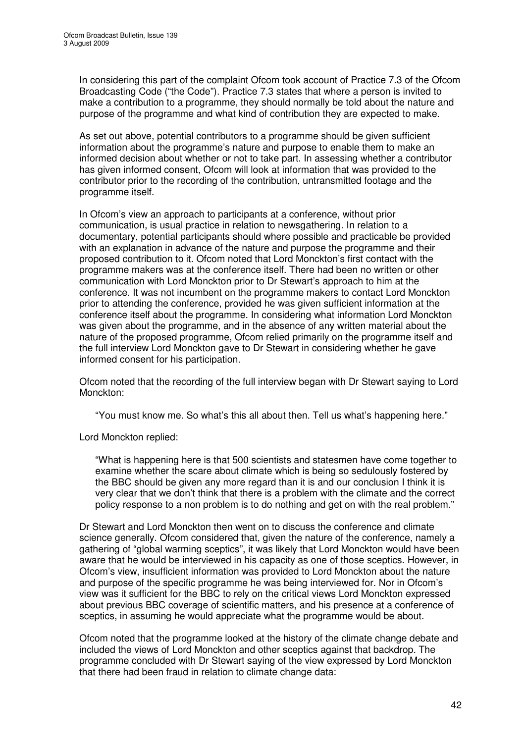In considering this part of the complaint Ofcom took account of Practice 7.3 of the Ofcom Broadcasting Code ("the Code"). Practice 7.3 states that where a person is invited to make a contribution to a programme, they should normally be told about the nature and purpose of the programme and what kind of contribution they are expected to make.

As set out above, potential contributors to a programme should be given sufficient information about the programme's nature and purpose to enable them to make an informed decision about whether or not to take part. In assessing whether a contributor has given informed consent, Ofcom will look at information that was provided to the contributor prior to the recording of the contribution, untransmitted footage and the programme itself.

In Ofcom's view an approach to participants at a conference, without prior communication, is usual practice in relation to newsgathering. In relation to a documentary, potential participants should where possible and practicable be provided with an explanation in advance of the nature and purpose the programme and their proposed contribution to it. Ofcom noted that Lord Monckton's first contact with the programme makers was at the conference itself. There had been no written or other communication with Lord Monckton prior to Dr Stewart's approach to him at the conference. It was not incumbent on the programme makers to contact Lord Monckton prior to attending the conference, provided he was given sufficient information at the conference itself about the programme. In considering what information Lord Monckton was given about the programme, and in the absence of any written material about the nature of the proposed programme, Ofcom relied primarily on the programme itself and the full interview Lord Monckton gave to Dr Stewart in considering whether he gave informed consent for his participation.

Ofcom noted that the recording of the full interview began with Dr Stewart saying to Lord Monckton:

> "You must know me. So what's this all about then. Tell us what's happening here."

Lord Monckton replied:

> "What is happening here is that 500 scientists and statesmen have come together to examine whether the scare about climate which is being so sedulously fostered by the BBC should be given any more regard than it is and our conclusion I think it is very clear that we don't think that there is a problem with the climate and the correct policy response to a non problem is to do nothing and get on with the real problem."

Dr Stewart and Lord Monckton then went on to discuss the conference and climate science generally. Ofcom considered that, given the nature of the conference, namely a gathering of "global warming sceptics", it was likely that Lord Monckton would have been aware that he would be interviewed in his capacity as one of those sceptics. However, in Ofcom's view, insufficient information was provided to Lord Monckton about the nature and purpose of the specific programme he was being interviewed for. Nor in Ofcom's view was it sufficient for the BBC to rely on the critical views Lord Monckton expressed about previous BBC coverage of scientific matters, and his presence at a conference of sceptics, in assuming he would appreciate what the programme would be about.

Ofcom noted that the programme looked at the history of the climate change debate and included the views of Lord Monckton and other sceptics against that backdrop. The programme concluded with Dr Stewart saying of the view expressed by Lord Monckton that there had been fraud in relation to climate change data: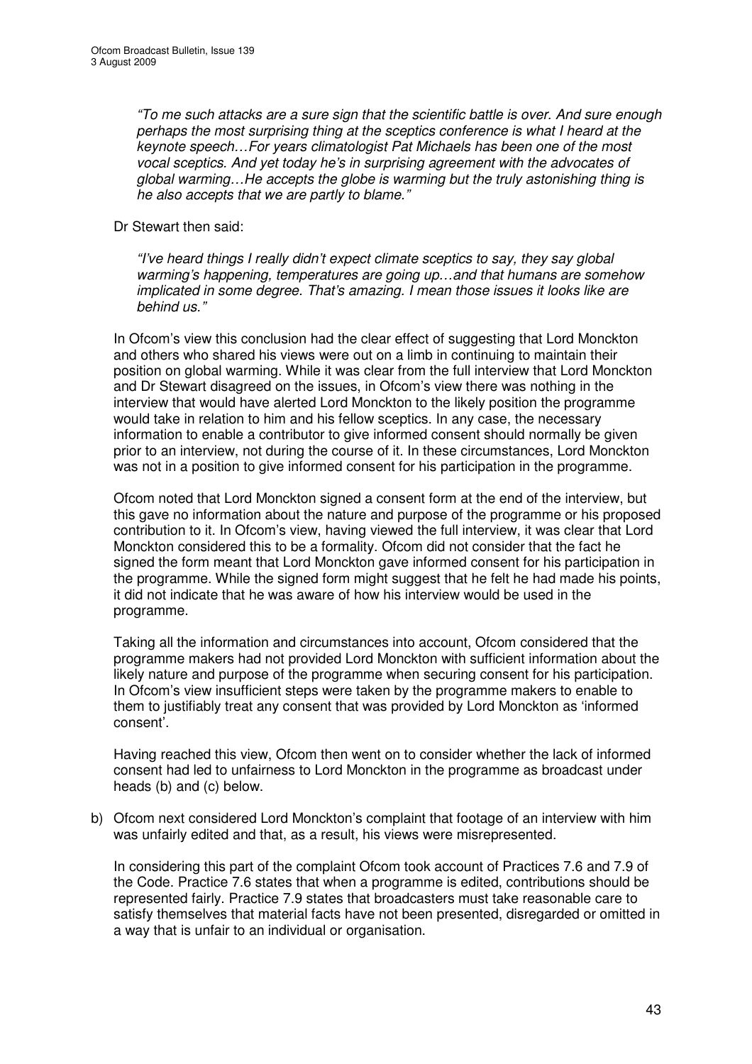*"To me such attacks are a sure sign that the scientific battle is over. And sure enough perhaps the most surprising thing at the sceptics conference is what I heard at the keynote speech…For years climatologist Pat Michaels has been one of the most vocal sceptics. And yet today he's in surprising agreement with the advocates of global warming…He accepts the globe is warming but the truly astonishing thing is he also accepts that we are partly to blame."*

Dr Stewart then said:

*"I've heard things I really didn't expect climate sceptics to say, they say global warming's happening, temperatures are going up…and that humans are somehow implicated in some degree. That's amazing. I mean those issues it looks like are behind us."*

In Ofcom's view this conclusion had the clear effect of suggesting that Lord Monckton and others who shared his views were out on a limb in continuing to maintain their position on global warming. While it was clear from the full interview that Lord Monckton and Dr Stewart disagreed on the issues, in Ofcom's view there was nothing in the interview that would have alerted Lord Monckton to the likely position the programme would take in relation to him and his fellow sceptics. In any case, the necessary information to enable a contributor to give informed consent should normally be given prior to an interview, not during the course of it. In these circumstances, Lord Monckton was not in a position to give informed consent for his participation in the programme.

Ofcom noted that Lord Monckton signed a consent form at the end of the interview, but this gave no information about the nature and purpose of the programme or his proposed contribution to it. In Ofcom's view, having viewed the full interview, it was clear that Lord Monckton considered this to be a formality. Ofcom did not consider that the fact he signed the form meant that Lord Monckton gave informed consent for his participation in the programme. While the signed form might suggest that he felt he had made his points, it did not indicate that he was aware of how his interview would be used in the programme.

Taking all the information and circumstances into account, Ofcom considered that the programme makers had not provided Lord Monckton with sufficient information about the likely nature and purpose of the programme when securing consent for his participation. In Ofcom's view insufficient steps were taken by the programme makers to enable to them to justifiably treat any consent that was provided by Lord Monckton as 'informed consent'.

Having reached this view, Ofcom then went on to consider whether the lack of informed consent had led to unfairness to Lord Monckton in the programme as broadcast under heads (b) and (c) below.

b) Ofcom next considered Lord Monckton's complaint that footage of an interview with him was unfairly edited and that, as a result, his views were misrepresented.

In considering this part of the complaint Ofcom took account of Practices 7.6 and 7.9 of the Code. Practice 7.6 states that when a programme is edited, contributions should be represented fairly. Practice 7.9 states that broadcasters must take reasonable care to satisfy themselves that material facts have not been presented, disregarded or omitted in a way that is unfair to an individual or organisation.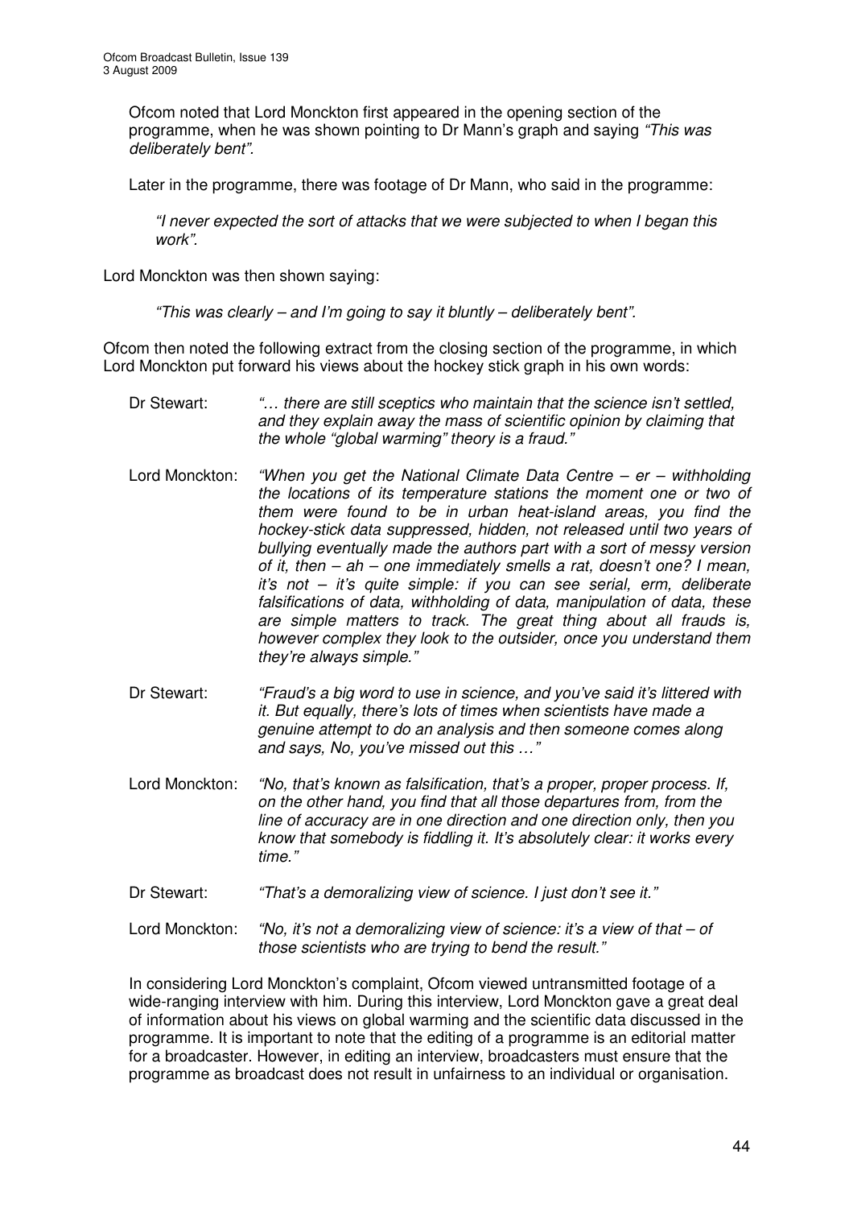Ofcom noted that Lord Monckton first appeared in the opening section of the programme, when he was shown pointing to Dr Mann's graph and saying *"This was deliberately bent"*.

Later in the programme, there was footage of Dr Mann, who said in the programme:

> *"I never expected the sort of attacks that we were subjected to when I began this work".*

Lord Monckton was then shown saying:

> *"This was clearly – and I'm going to say it bluntly – deliberately bent".*

Ofcom then noted the following extract from the closing section of the programme, in which Lord Monckton put forward his views about the hockey stick graph in his own words:

Dr Stewart: *"… there are still sceptics who maintain that the science isn't settled, and they explain away the mass of scientific opinion by claiming that the whole "global warming" theory is a fraud."*

Lord Monckton: *"When you get the National Climate Data Centre – er – withholding the locations of its temperature stations the moment one or two of them were found to be in urban heat-island areas, you find the hockey-stick data suppressed, hidden, not released until two years of bullying eventually made the authors part with a sort of messy version of it, then – ah – one immediately smells a rat, doesn't one? I mean, it's not – it's quite simple: if you can see serial, erm, deliberate falsifications of data, withholding of data, manipulation of data, these are simple matters to track. The great thing about all frauds is, however complex they look to the outsider, once you understand them they're always simple."*

Dr Stewart: *"Fraud's a big word to use in science, and you've said it's littered with it. But equally, there's lots of times when scientists have made a genuine attempt to do an analysis and then someone comes along and says, No, you've missed out this …"*

Lord Monckton: *"No, that's known as falsification, that's a proper, proper process. If, on the other hand, you find that all those departures from, from the line of accuracy are in one direction and one direction only, then you know that somebody is fiddling it. It's absolutely clear: it works every time."*

Dr Stewart: *"That's a demoralizing view of science. I just don't see it."*

Lord Monckton: *"No, it's not a demoralizing view of science: it's a view of that – of those scientists who are trying to bend the result."*

In considering Lord Monckton's complaint, Ofcom viewed untransmitted footage of a wide-ranging interview with him. During this interview, Lord Monckton gave a great deal of information about his views on global warming and the scientific data discussed in the programme. It is important to note that the editing of a programme is an editorial matter for a broadcaster. However, in editing an interview, broadcasters must ensure that the programme as broadcast does not result in unfairness to an individual or organisation.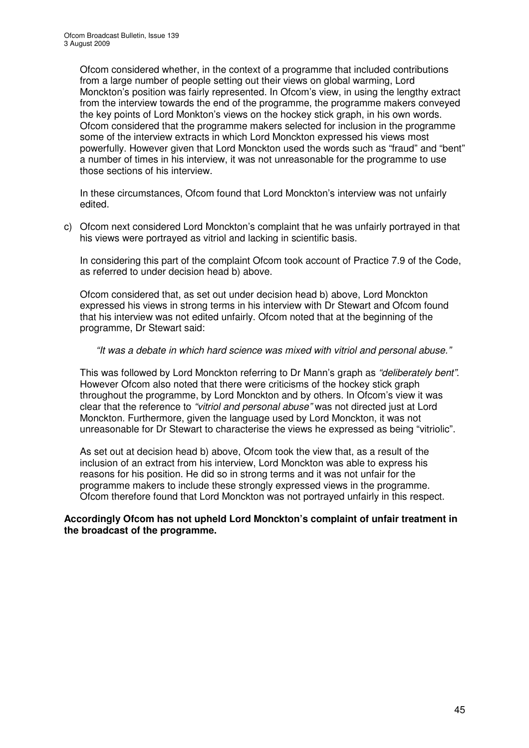Ofcom considered whether, in the context of a programme that included contributions from a large number of people setting out their views on global warming, Lord Monckton's position was fairly represented. In Ofcom's view, in using the lengthy extract from the interview towards the end of the programme, the programme makers conveyed the key points of Lord Monkton's views on the hockey stick graph, in his own words. Ofcom considered that the programme makers selected for inclusion in the programme some of the interview extracts in which Lord Monckton expressed his views most powerfully. However given that Lord Monckton used the words such as "fraud" and "bent" a number of times in his interview, it was not unreasonable for the programme to use those sections of his interview.

In these circumstances, Ofcom found that Lord Monckton's interview was not unfairly edited.

c) Ofcom next considered Lord Monckton's complaint that he was unfairly portrayed in that his views were portrayed as vitriol and lacking in scientific basis.

In considering this part of the complaint Ofcom took account of Practice 7.9 of the Code, as referred to under decision head b) above.

Ofcom considered that, as set out under decision head b) above, Lord Monckton expressed his views in strong terms in his interview with Dr Stewart and Ofcom found that his interview was not edited unfairly. Ofcom noted that at the beginning of the programme, Dr Stewart said:

> *"It was a debate in which hard science was mixed with vitriol and personal abuse."*

This was followed by Lord Monckton referring to Dr Mann's graph as *"deliberately bent"*. However Ofcom also noted that there were criticisms of the hockey stick graph throughout the programme, by Lord Monckton and by others. In Ofcom's view it was clear that the reference to *"vitriol and personal abuse"* was not directed just at Lord Monckton. Furthermore, given the language used by Lord Monckton, it was not unreasonable for Dr Stewart to characterise the views he expressed as being "vitriolic".

As set out at decision head b) above, Ofcom took the view that, as a result of the inclusion of an extract from his interview, Lord Monckton was able to express his reasons for his position. He did so in strong terms and it was not unfair for the programme makers to include these strongly expressed views in the programme. Ofcom therefore found that Lord Monckton was not portrayed unfairly in this respect.

**Accordingly Ofcom has not upheld Lord Monckton's complaint of unfair treatment in the broadcast of the programme.**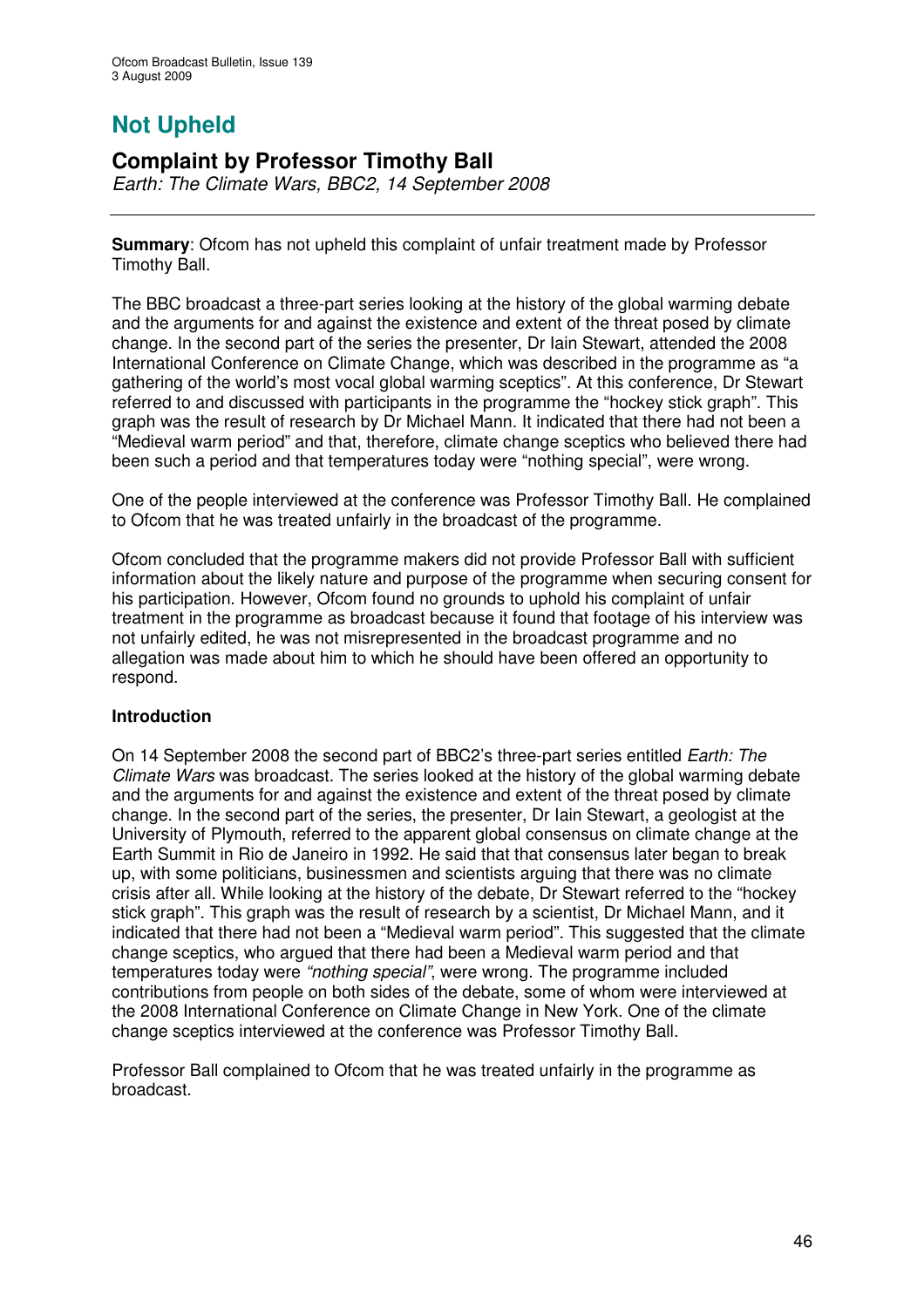# Not Upheld

## Complaint by Professor Timothy Ball

*Earth: The Climate Wars, BBC2, 14 September 2008*

**Summary**: Ofcom has not upheld this complaint of unfair treatment made by Professor Timothy Ball.

The BBC broadcast a three-part series looking at the history of the global warming debate and the arguments for and against the existence and extent of the threat posed by climate change. In the second part of the series the presenter, Dr Iain Stewart, attended the 2008 International Conference on Climate Change, which was described in the programme as "a gathering of the world's most vocal global warming sceptics". At this conference, Dr Stewart referred to and discussed with participants in the programme the "hockey stick graph". This graph was the result of research by Dr Michael Mann. It indicated that there had not been a "Medieval warm period" and that, therefore, climate change sceptics who believed there had been such a period and that temperatures today were "nothing special", were wrong.

One of the people interviewed at the conference was Professor Timothy Ball. He complained to Ofcom that he was treated unfairly in the broadcast of the programme.

Ofcom concluded that the programme makers did not provide Professor Ball with sufficient information about the likely nature and purpose of the programme when securing consent for his participation. However, Ofcom found no grounds to uphold his complaint of unfair treatment in the programme as broadcast because it found that footage of his interview was not unfairly edited, he was not misrepresented in the broadcast programme and no allegation was made about him to which he should have been offered an opportunity to respond.

### Introduction

On 14 September 2008 the second part of BBC2's three-part series entitled *Earth: The Climate Wars* was broadcast. The series looked at the history of the global warming debate and the arguments for and against the existence and extent of the threat posed by climate change. In the second part of the series, the presenter, Dr Iain Stewart, a geologist at the University of Plymouth, referred to the apparent global consensus on climate change at the Earth Summit in Rio de Janeiro in 1992. He said that that consensus later began to break up, with some politicians, businessmen and scientists arguing that there was no climate crisis after all. While looking at the history of the debate, Dr Stewart referred to the "hockey stick graph". This graph was the result of research by a scientist, Dr Michael Mann, and it indicated that there had not been a "Medieval warm period". This suggested that the climate change sceptics, who argued that there had been a Medieval warm period and that temperatures today were *"nothing special"*, were wrong. The programme included contributions from people on both sides of the debate, some of whom were interviewed at the 2008 International Conference on Climate Change in New York. One of the climate change sceptics interviewed at the conference was Professor Timothy Ball.

Professor Ball complained to Ofcom that he was treated unfairly in the programme as broadcast.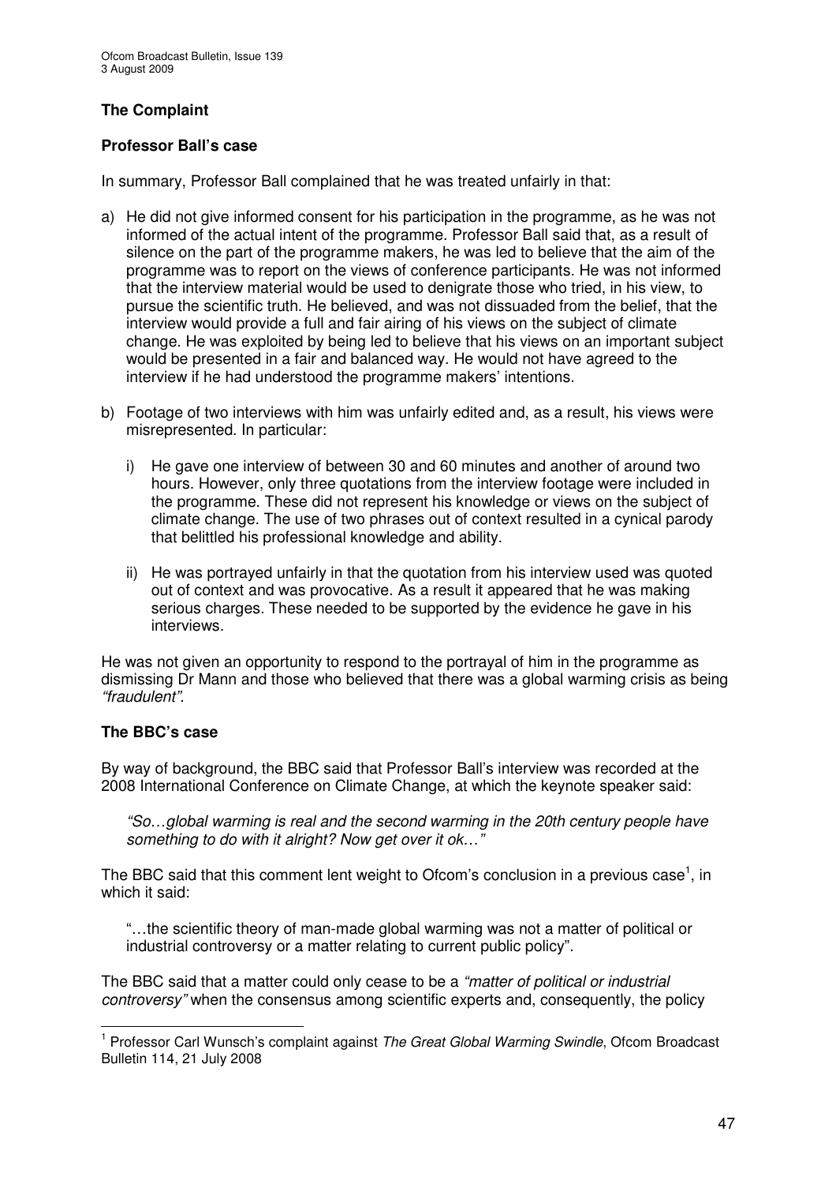### The Complaint

**Professor Ball's case**

In summary, Professor Ball complained that he was treated unfairly in that:

a) He did not give informed consent for his participation in the programme, as he was not informed of the actual intent of the programme. Professor Ball said that, as a result of silence on the part of the programme makers, he was led to believe that the aim of the programme was to report on the views of conference participants. He was not informed that the interview material would be used to denigrate those who tried, in his view, to pursue the scientific truth. He believed, and was not dissuaded from the belief, that the interview would provide a full and fair airing of his views on the subject of climate change. He was exploited by being led to believe that his views on an important subject would be presented in a fair and balanced way. He would not have agreed to the interview if he had understood the programme makers' intentions.

b) Footage of two interviews with him was unfairly edited and, as a result, his views were misrepresented. In particular:

   i) He gave one interview of between 30 and 60 minutes and another of around two hours. However, only three quotations from the interview footage were included in the programme. These did not represent his knowledge or views on the subject of climate change. The use of two phrases out of context resulted in a cynical parody that belittled his professional knowledge and ability.

   ii) He was portrayed unfairly in that the quotation from his interview used was quoted out of context and was provocative. As a result it appeared that he was making serious charges. These needed to be supported by the evidence he gave in his interviews.

He was not given an opportunity to respond to the portrayal of him in the programme as dismissing Dr Mann and those who believed that there was a global warming crisis as being *"fraudulent"*.

**The BBC's case**

By way of background, the BBC said that Professor Ball's interview was recorded at the 2008 International Conference on Climate Change, at which the keynote speaker said:

> *"So…global warming is real and the second warming in the 20th century people have something to do with it alright? Now get over it ok…"*

The BBC said that this comment lent weight to Ofcom's conclusion in a previous case[1], in which it said:

> "…the scientific theory of man-made global warming was not a matter of political or industrial controversy or a matter relating to current public policy".

The BBC said that a matter could only cease to be a *"matter of political or industrial controversy"* when the consensus among scientific experts and, consequently, the policy

---

[1] Professor Carl Wunsch's complaint against *The Great Global Warming Swindle*, Ofcom Broadcast Bulletin 114, 21 July 2008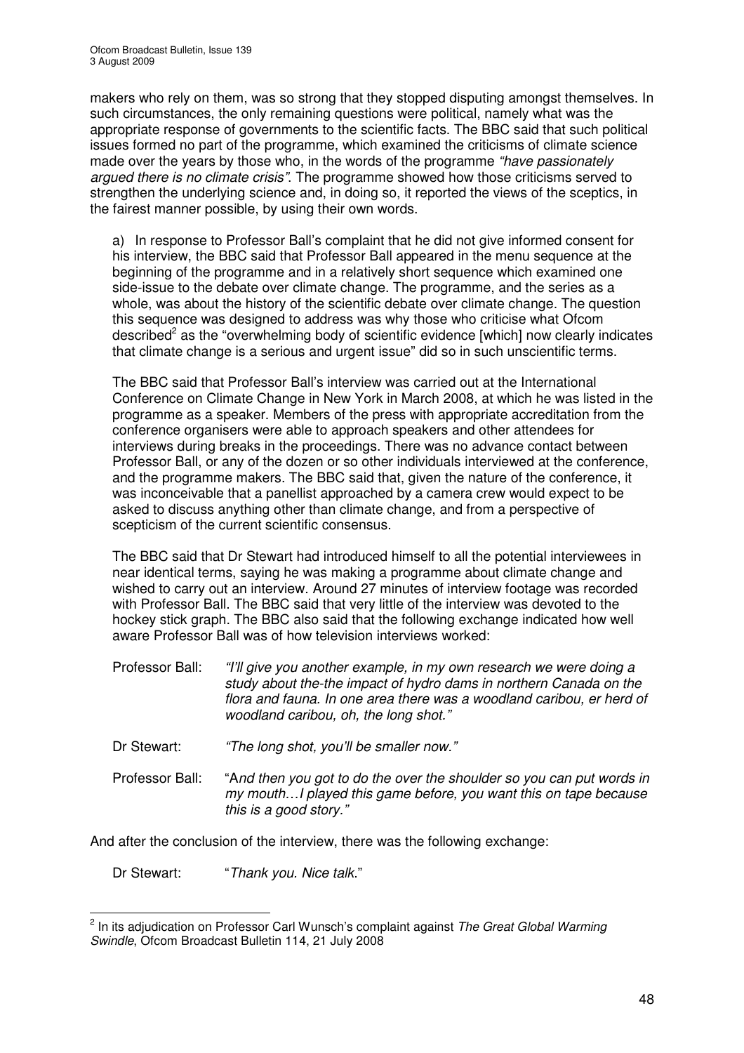makers who rely on them, was so strong that they stopped disputing amongst themselves. In such circumstances, the only remaining questions were political, namely what was the appropriate response of governments to the scientific facts. The BBC said that such political issues formed no part of the programme, which examined the criticisms of climate science made over the years by those who, in the words of the programme *"have passionately argued there is no climate crisis"*. The programme showed how those criticisms served to strengthen the underlying science and, in doing so, it reported the views of the sceptics, in the fairest manner possible, by using their own words.

a) In response to Professor Ball's complaint that he did not give informed consent for his interview, the BBC said that Professor Ball appeared in the menu sequence at the beginning of the programme and in a relatively short sequence which examined one side-issue to the debate over climate change. The programme, and the series as a whole, was about the history of the scientific debate over climate change. The question this sequence was designed to address was why those who criticise what Ofcom described[2] as the "overwhelming body of scientific evidence [which] now clearly indicates that climate change is a serious and urgent issue" did so in such unscientific terms.

The BBC said that Professor Ball's interview was carried out at the International Conference on Climate Change in New York in March 2008, at which he was listed in the programme as a speaker. Members of the press with appropriate accreditation from the conference organisers were able to approach speakers and other attendees for interviews during breaks in the proceedings. There was no advance contact between Professor Ball, or any of the dozen or so other individuals interviewed at the conference, and the programme makers. The BBC said that, given the nature of the conference, it was inconceivable that a panellist approached by a camera crew would expect to be asked to discuss anything other than climate change, and from a perspective of scepticism of the current scientific consensus.

The BBC said that Dr Stewart had introduced himself to all the potential interviewees in near identical terms, saying he was making a programme about climate change and wished to carry out an interview. Around 27 minutes of interview footage was recorded with Professor Ball. The BBC said that very little of the interview was devoted to the hockey stick graph. The BBC also said that the following exchange indicated how well aware Professor Ball was of how television interviews worked:

Professor Ball: *"I'll give you another example, in my own research we were doing a study about the-the impact of hydro dams in northern Canada on the flora and fauna. In one area there was a woodland caribou, er herd of woodland caribou, oh, the long shot."*

Dr Stewart: *"The long shot, you'll be smaller now."*

Professor Ball: "*And then you got to do the over the shoulder so you can put words in my mouth…I played this game before, you want this on tape because this is a good story.*"

And after the conclusion of the interview, there was the following exchange:

Dr Stewart: "*Thank you. Nice talk.*"

[2] In its adjudication on Professor Carl Wunsch's complaint against *The Great Global Warming Swindle*, Ofcom Broadcast Bulletin 114, 21 July 2008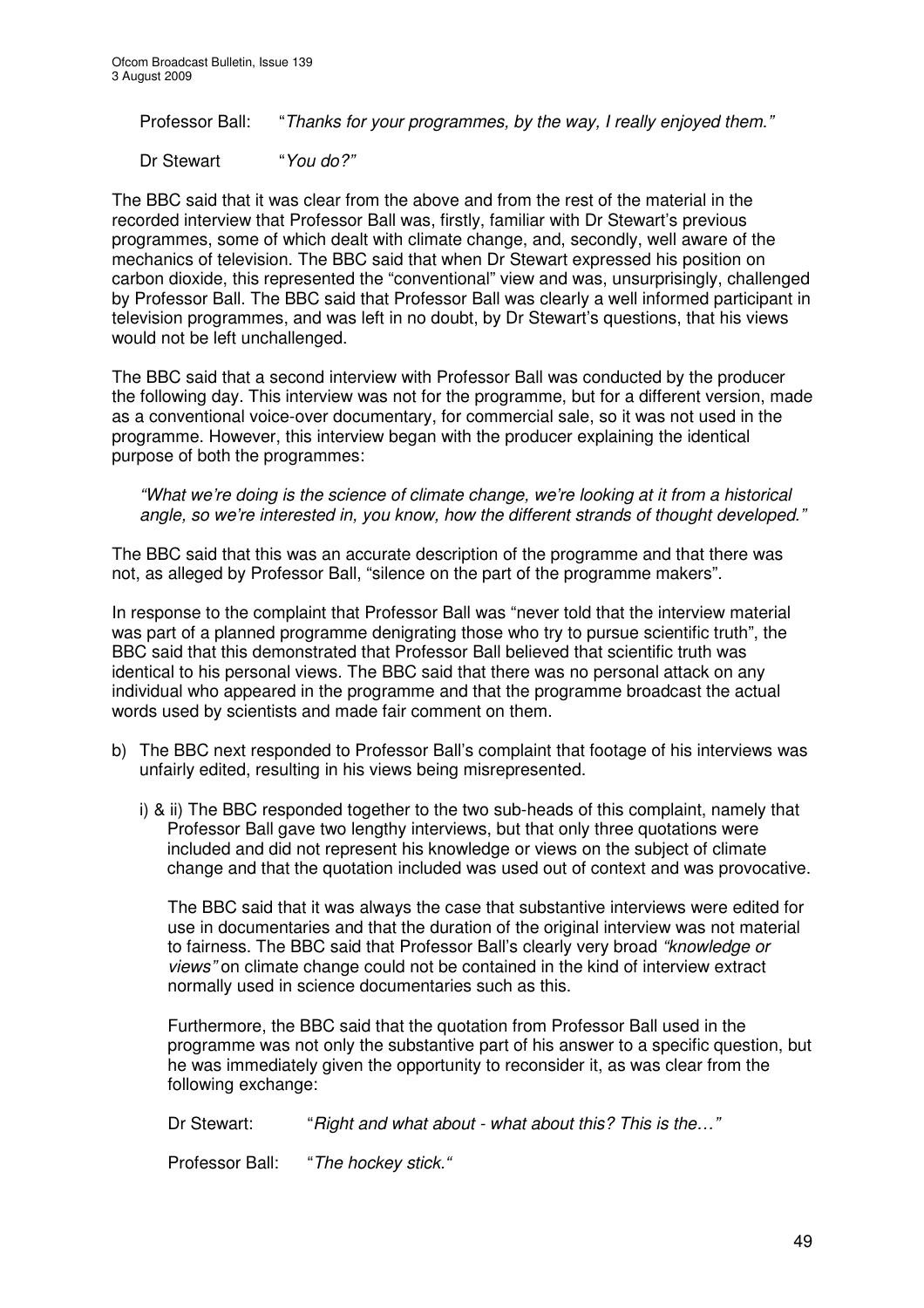Professor Ball: "*Thanks for your programmes, by the way, I really enjoyed them.*"

Dr Stewart "*You do?*"

The BBC said that it was clear from the above and from the rest of the material in the recorded interview that Professor Ball was, firstly, familiar with Dr Stewart's previous programmes, some of which dealt with climate change, and, secondly, well aware of the mechanics of television. The BBC said that when Dr Stewart expressed his position on carbon dioxide, this represented the "conventional" view and was, unsurprisingly, challenged by Professor Ball. The BBC said that Professor Ball was clearly a well informed participant in television programmes, and was left in no doubt, by Dr Stewart's questions, that his views would not be left unchallenged.

The BBC said that a second interview with Professor Ball was conducted by the producer the following day. This interview was not for the programme, but for a different version, made as a conventional voice-over documentary, for commercial sale, so it was not used in the programme. However, this interview began with the producer explaining the identical purpose of both the programmes:

> *"What we're doing is the science of climate change, we're looking at it from a historical angle, so we're interested in, you know, how the different strands of thought developed."*

The BBC said that this was an accurate description of the programme and that there was not, as alleged by Professor Ball, "silence on the part of the programme makers".

In response to the complaint that Professor Ball was "never told that the interview material was part of a planned programme denigrating those who try to pursue scientific truth", the BBC said that this demonstrated that Professor Ball believed that scientific truth was identical to his personal views. The BBC said that there was no personal attack on any individual who appeared in the programme and that the programme broadcast the actual words used by scientists and made fair comment on them.

b) The BBC next responded to Professor Ball's complaint that footage of his interviews was unfairly edited, resulting in his views being misrepresented.

   i) & ii) The BBC responded together to the two sub-heads of this complaint, namely that Professor Ball gave two lengthy interviews, but that only three quotations were included and did not represent his knowledge or views on the subject of climate change and that the quotation included was used out of context and was provocative.

   The BBC said that it was always the case that substantive interviews were edited for use in documentaries and that the duration of the original interview was not material to fairness. The BBC said that Professor Ball's clearly very broad *"knowledge or views"* on climate change could not be contained in the kind of interview extract normally used in science documentaries such as this.

   Furthermore, the BBC said that the quotation from Professor Ball used in the programme was not only the substantive part of his answer to a specific question, but he was immediately given the opportunity to reconsider it, as was clear from the following exchange:

   Dr Stewart: "*Right and what about - what about this? This is the…*"

   Professor Ball: "*The hockey stick.*"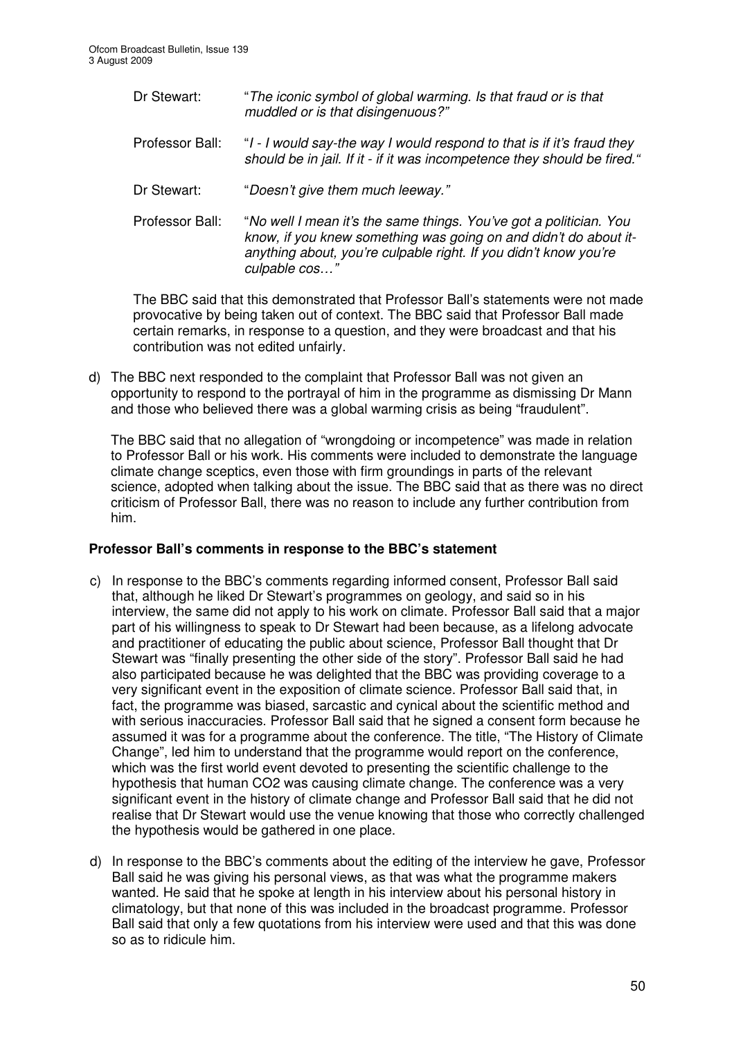Dr Stewart: "*The iconic symbol of global warming. Is that fraud or is that muddled or is that disingenuous?*"

Professor Ball: "*I - I would say-the way I would respond to that is if it's fraud they should be in jail. If it - if it was incompetence they should be fired.*"

Dr Stewart: "*Doesn't give them much leeway.*"

Professor Ball: "*No well I mean it's the same things. You've got a politician. You know, if you knew something was going on and didn't do about it-anything about, you're culpable right. If you didn't know you're culpable cos…*"

The BBC said that this demonstrated that Professor Ball's statements were not made provocative by being taken out of context. The BBC said that Professor Ball made certain remarks, in response to a question, and they were broadcast and that his contribution was not edited unfairly.

d) The BBC next responded to the complaint that Professor Ball was not given an opportunity to respond to the portrayal of him in the programme as dismissing Dr Mann and those who believed there was a global warming crisis as being "fraudulent".

The BBC said that no allegation of "wrongdoing or incompetence" was made in relation to Professor Ball or his work. His comments were included to demonstrate the language climate change sceptics, even those with firm groundings in parts of the relevant science, adopted when talking about the issue. The BBC said that as there was no direct criticism of Professor Ball, there was no reason to include any further contribution from him.

**Professor Ball's comments in response to the BBC's statement**

c) In response to the BBC's comments regarding informed consent, Professor Ball said that, although he liked Dr Stewart's programmes on geology, and said so in his interview, the same did not apply to his work on climate. Professor Ball said that a major part of his willingness to speak to Dr Stewart had been because, as a lifelong advocate and practitioner of educating the public about science, Professor Ball thought that Dr Stewart was "finally presenting the other side of the story". Professor Ball said he had also participated because he was delighted that the BBC was providing coverage to a very significant event in the exposition of climate science. Professor Ball said that, in fact, the programme was biased, sarcastic and cynical about the scientific method and with serious inaccuracies. Professor Ball said that he signed a consent form because he assumed it was for a programme about the conference. The title, "The History of Climate Change", led him to understand that the programme would report on the conference, which was the first world event devoted to presenting the scientific challenge to the hypothesis that human CO2 was causing climate change. The conference was a very significant event in the history of climate change and Professor Ball said that he did not realise that Dr Stewart would use the venue knowing that those who correctly challenged the hypothesis would be gathered in one place.

d) In response to the BBC's comments about the editing of the interview he gave, Professor Ball said he was giving his personal views, as that was what the programme makers wanted. He said that he spoke at length in his interview about his personal history in climatology, but that none of this was included in the broadcast programme. Professor Ball said that only a few quotations from his interview were used and that this was done so as to ridicule him.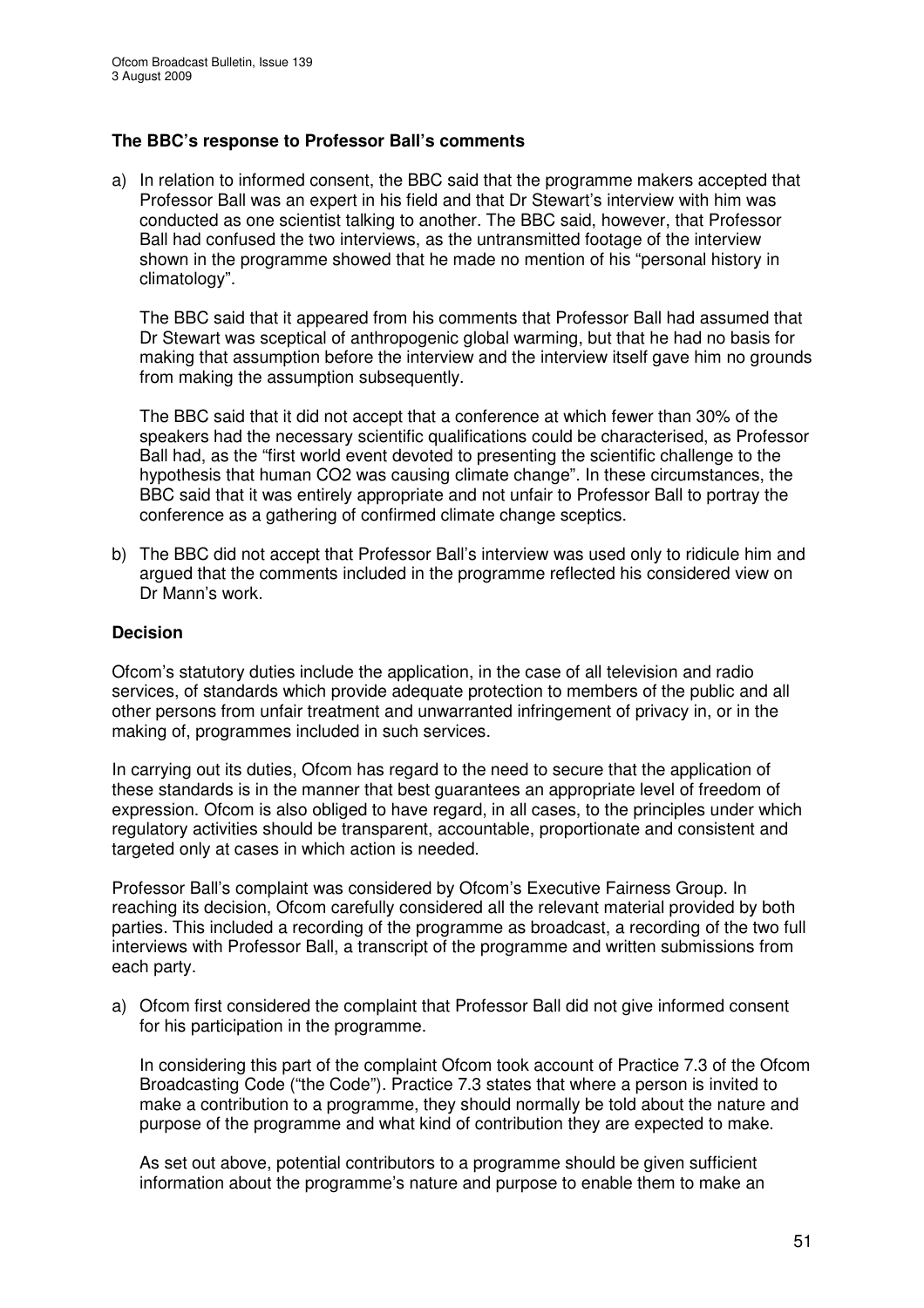**The BBC's response to Professor Ball's comments**

a) In relation to informed consent, the BBC said that the programme makers accepted that Professor Ball was an expert in his field and that Dr Stewart's interview with him was conducted as one scientist talking to another. The BBC said, however, that Professor Ball had confused the two interviews, as the untransmitted footage of the interview shown in the programme showed that he made no mention of his "personal history in climatology".

   The BBC said that it appeared from his comments that Professor Ball had assumed that Dr Stewart was sceptical of anthropogenic global warming, but that he had no basis for making that assumption before the interview and the interview itself gave him no grounds from making the assumption subsequently.

   The BBC said that it did not accept that a conference at which fewer than 30% of the speakers had the necessary scientific qualifications could be characterised, as Professor Ball had, as the "first world event devoted to presenting the scientific challenge to the hypothesis that human CO2 was causing climate change". In these circumstances, the BBC said that it was entirely appropriate and not unfair to Professor Ball to portray the conference as a gathering of confirmed climate change sceptics.

b) The BBC did not accept that Professor Ball's interview was used only to ridicule him and argued that the comments included in the programme reflected his considered view on Dr Mann's work.

**Decision**

Ofcom's statutory duties include the application, in the case of all television and radio services, of standards which provide adequate protection to members of the public and all other persons from unfair treatment and unwarranted infringement of privacy in, or in the making of, programmes included in such services.

In carrying out its duties, Ofcom has regard to the need to secure that the application of these standards is in the manner that best guarantees an appropriate level of freedom of expression. Ofcom is also obliged to have regard, in all cases, to the principles under which regulatory activities should be transparent, accountable, proportionate and consistent and targeted only at cases in which action is needed.

Professor Ball's complaint was considered by Ofcom's Executive Fairness Group. In reaching its decision, Ofcom carefully considered all the relevant material provided by both parties. This included a recording of the programme as broadcast, a recording of the two full interviews with Professor Ball, a transcript of the programme and written submissions from each party.

a) Ofcom first considered the complaint that Professor Ball did not give informed consent for his participation in the programme.

   In considering this part of the complaint Ofcom took account of Practice 7.3 of the Ofcom Broadcasting Code ("the Code"). Practice 7.3 states that where a person is invited to make a contribution to a programme, they should normally be told about the nature and purpose of the programme and what kind of contribution they are expected to make.

   As set out above, potential contributors to a programme should be given sufficient information about the programme's nature and purpose to enable them to make an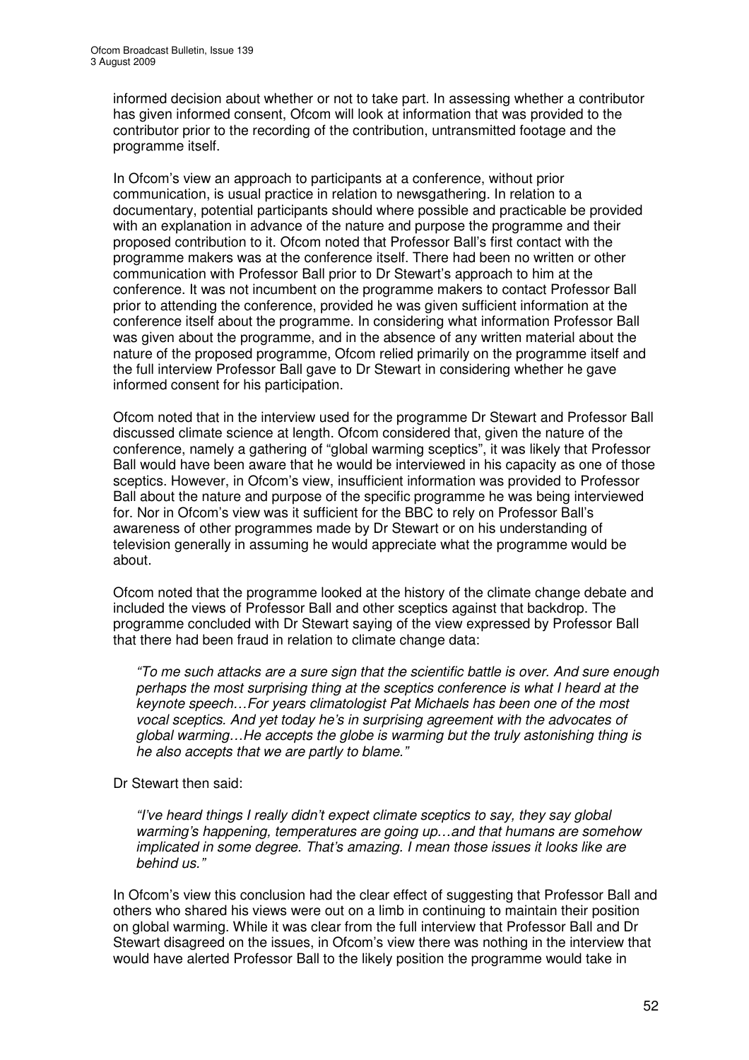informed decision about whether or not to take part. In assessing whether a contributor has given informed consent, Ofcom will look at information that was provided to the contributor prior to the recording of the contribution, untransmitted footage and the programme itself.

In Ofcom's view an approach to participants at a conference, without prior communication, is usual practice in relation to newsgathering. In relation to a documentary, potential participants should where possible and practicable be provided with an explanation in advance of the nature and purpose the programme and their proposed contribution to it. Ofcom noted that Professor Ball's first contact with the programme makers was at the conference itself. There had been no written or other communication with Professor Ball prior to Dr Stewart's approach to him at the conference. It was not incumbent on the programme makers to contact Professor Ball prior to attending the conference, provided he was given sufficient information at the conference itself about the programme. In considering what information Professor Ball was given about the programme, and in the absence of any written material about the nature of the proposed programme, Ofcom relied primarily on the programme itself and the full interview Professor Ball gave to Dr Stewart in considering whether he gave informed consent for his participation.

Ofcom noted that in the interview used for the programme Dr Stewart and Professor Ball discussed climate science at length. Ofcom considered that, given the nature of the conference, namely a gathering of "global warming sceptics", it was likely that Professor Ball would have been aware that he would be interviewed in his capacity as one of those sceptics. However, in Ofcom's view, insufficient information was provided to Professor Ball about the nature and purpose of the specific programme he was being interviewed for. Nor in Ofcom's view was it sufficient for the BBC to rely on Professor Ball's awareness of other programmes made by Dr Stewart or on his understanding of television generally in assuming he would appreciate what the programme would be about.

Ofcom noted that the programme looked at the history of the climate change debate and included the views of Professor Ball and other sceptics against that backdrop. The programme concluded with Dr Stewart saying of the view expressed by Professor Ball that there had been fraud in relation to climate change data:

> *"To me such attacks are a sure sign that the scientific battle is over. And sure enough perhaps the most surprising thing at the sceptics conference is what I heard at the keynote speech…For years climatologist Pat Michaels has been one of the most vocal sceptics. And yet today he's in surprising agreement with the advocates of global warming…He accepts the globe is warming but the truly astonishing thing is he also accepts that we are partly to blame."*

Dr Stewart then said:

> *"I've heard things I really didn't expect climate sceptics to say, they say global warming's happening, temperatures are going up…and that humans are somehow implicated in some degree. That's amazing. I mean those issues it looks like are behind us."*

In Ofcom's view this conclusion had the clear effect of suggesting that Professor Ball and others who shared his views were out on a limb in continuing to maintain their position on global warming. While it was clear from the full interview that Professor Ball and Dr Stewart disagreed on the issues, in Ofcom's view there was nothing in the interview that would have alerted Professor Ball to the likely position the programme would take in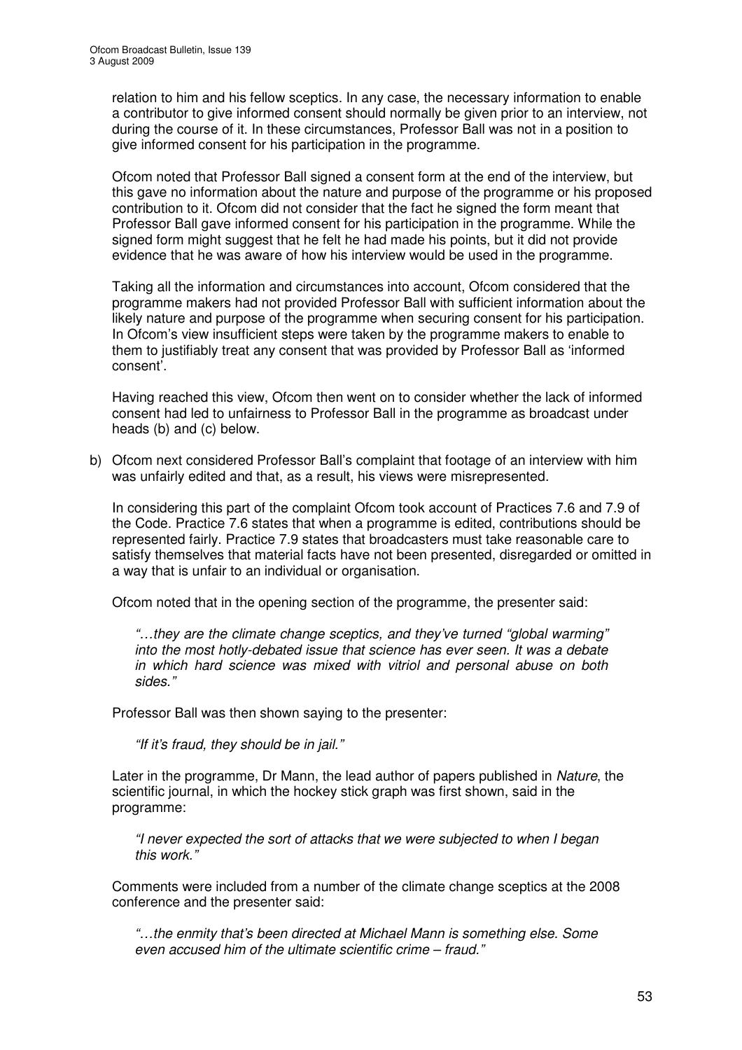relation to him and his fellow sceptics. In any case, the necessary information to enable a contributor to give informed consent should normally be given prior to an interview, not during the course of it. In these circumstances, Professor Ball was not in a position to give informed consent for his participation in the programme.

Ofcom noted that Professor Ball signed a consent form at the end of the interview, but this gave no information about the nature and purpose of the programme or his proposed contribution to it. Ofcom did not consider that the fact he signed the form meant that Professor Ball gave informed consent for his participation in the programme. While the signed form might suggest that he felt he had made his points, but it did not provide evidence that he was aware of how his interview would be used in the programme.

Taking all the information and circumstances into account, Ofcom considered that the programme makers had not provided Professor Ball with sufficient information about the likely nature and purpose of the programme when securing consent for his participation. In Ofcom's view insufficient steps were taken by the programme makers to enable to them to justifiably treat any consent that was provided by Professor Ball as 'informed consent'.

Having reached this view, Ofcom then went on to consider whether the lack of informed consent had led to unfairness to Professor Ball in the programme as broadcast under heads (b) and (c) below.

b) Ofcom next considered Professor Ball's complaint that footage of an interview with him was unfairly edited and that, as a result, his views were misrepresented.

   In considering this part of the complaint Ofcom took account of Practices 7.6 and 7.9 of the Code. Practice 7.6 states that when a programme is edited, contributions should be represented fairly. Practice 7.9 states that broadcasters must take reasonable care to satisfy themselves that material facts have not been presented, disregarded or omitted in a way that is unfair to an individual or organisation.

   Ofcom noted that in the opening section of the programme, the presenter said:

   > *"…they are the climate change sceptics, and they've turned "global warming" into the most hotly-debated issue that science has ever seen. It was a debate in which hard science was mixed with vitriol and personal abuse on both sides."*

   Professor Ball was then shown saying to the presenter:

   > *"If it's fraud, they should be in jail."*

   Later in the programme, Dr Mann, the lead author of papers published in *Nature*, the scientific journal, in which the hockey stick graph was first shown, said in the programme:

   > *"I never expected the sort of attacks that we were subjected to when I began this work."*

   Comments were included from a number of the climate change sceptics at the 2008 conference and the presenter said:

   > *"…the enmity that's been directed at Michael Mann is something else. Some even accused him of the ultimate scientific crime – fraud."*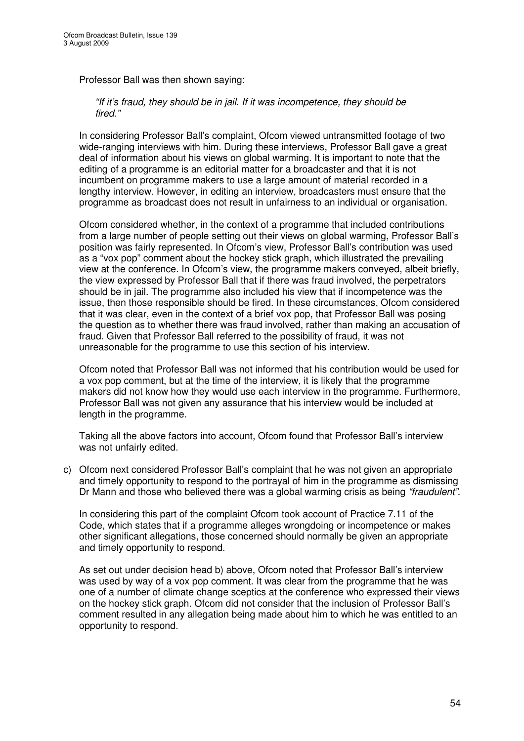Professor Ball was then shown saying:

> *"If it's fraud, they should be in jail. If it was incompetence, they should be fired."*

In considering Professor Ball's complaint, Ofcom viewed untransmitted footage of two wide-ranging interviews with him. During these interviews, Professor Ball gave a great deal of information about his views on global warming. It is important to note that the editing of a programme is an editorial matter for a broadcaster and that it is not incumbent on programme makers to use a large amount of material recorded in a lengthy interview. However, in editing an interview, broadcasters must ensure that the programme as broadcast does not result in unfairness to an individual or organisation.

Ofcom considered whether, in the context of a programme that included contributions from a large number of people setting out their views on global warming, Professor Ball's position was fairly represented. In Ofcom's view, Professor Ball's contribution was used as a "vox pop" comment about the hockey stick graph, which illustrated the prevailing view at the conference. In Ofcom's view, the programme makers conveyed, albeit briefly, the view expressed by Professor Ball that if there was fraud involved, the perpetrators should be in jail. The programme also included his view that if incompetence was the issue, then those responsible should be fired. In these circumstances, Ofcom considered that it was clear, even in the context of a brief vox pop, that Professor Ball was posing the question as to whether there was fraud involved, rather than making an accusation of fraud. Given that Professor Ball referred to the possibility of fraud, it was not unreasonable for the programme to use this section of his interview.

Ofcom noted that Professor Ball was not informed that his contribution would be used for a vox pop comment, but at the time of the interview, it is likely that the programme makers did not know how they would use each interview in the programme. Furthermore, Professor Ball was not given any assurance that his interview would be included at length in the programme.

Taking all the above factors into account, Ofcom found that Professor Ball's interview was not unfairly edited.

c) Ofcom next considered Professor Ball's complaint that he was not given an appropriate and timely opportunity to respond to the portrayal of him in the programme as dismissing Dr Mann and those who believed there was a global warming crisis as being *"fraudulent"*.

In considering this part of the complaint Ofcom took account of Practice 7.11 of the Code, which states that if a programme alleges wrongdoing or incompetence or makes other significant allegations, those concerned should normally be given an appropriate and timely opportunity to respond.

As set out under decision head b) above, Ofcom noted that Professor Ball's interview was used by way of a vox pop comment. It was clear from the programme that he was one of a number of climate change sceptics at the conference who expressed their views on the hockey stick graph. Ofcom did not consider that the inclusion of Professor Ball's comment resulted in any allegation being made about him to which he was entitled to an opportunity to respond.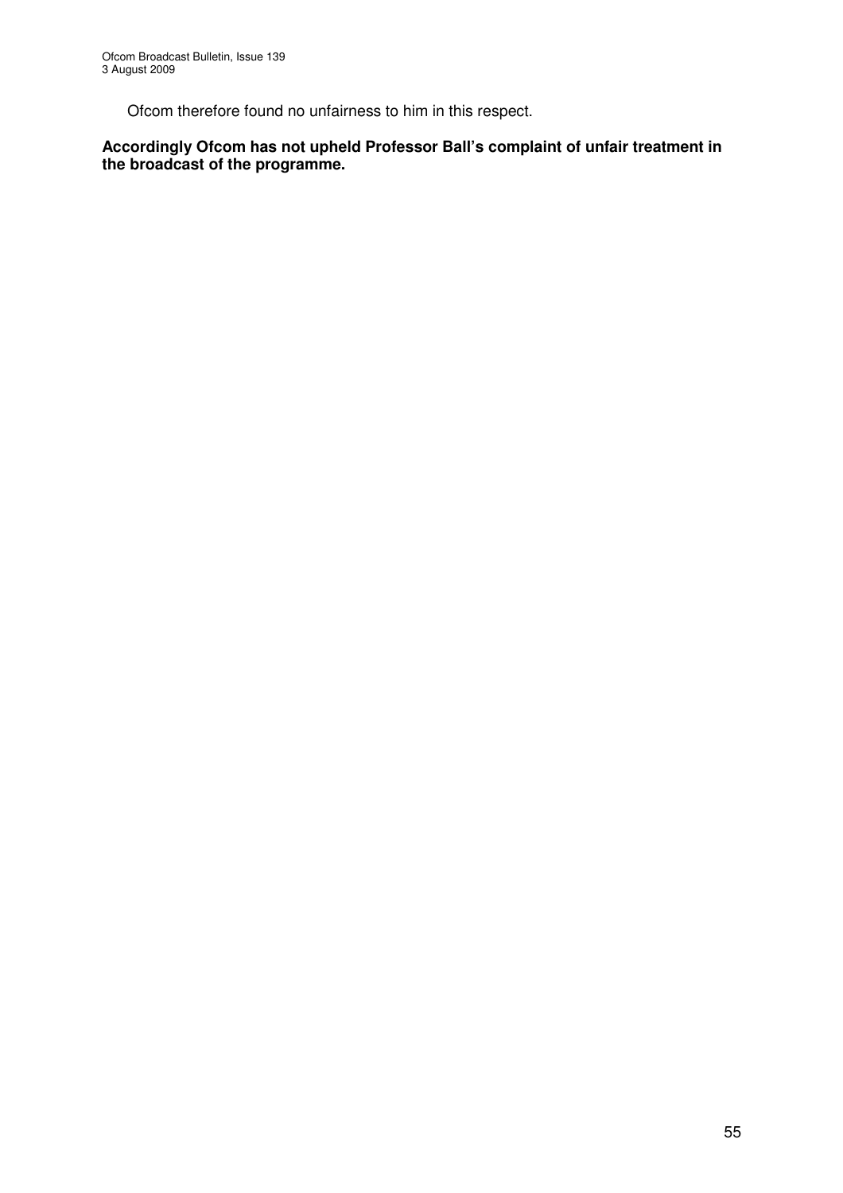Ofcom therefore found no unfairness to him in this respect.

**Accordingly Ofcom has not upheld Professor Ball's complaint of unfair treatment in the broadcast of the programme.**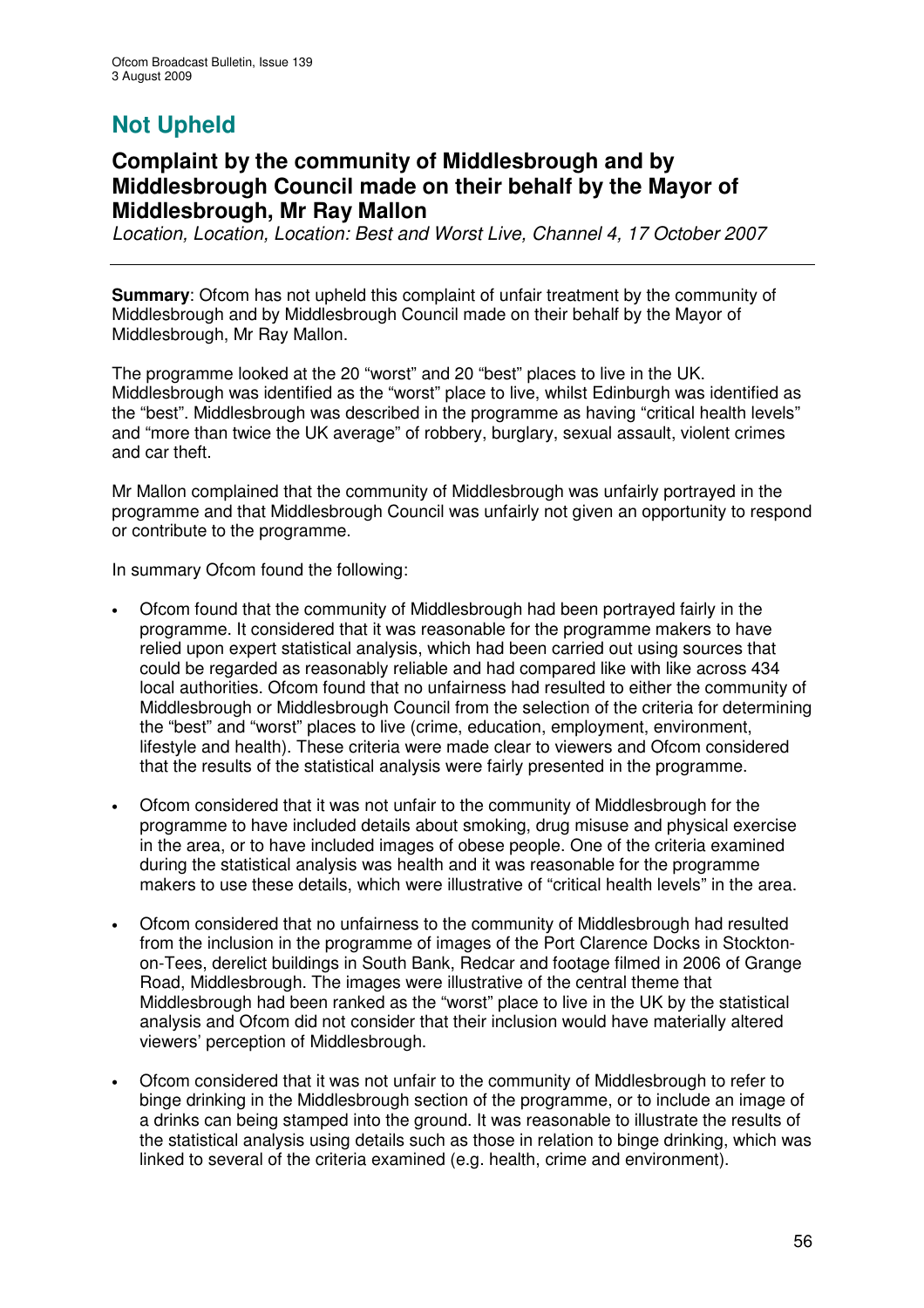## Not Upheld

### Complaint by the community of Middlesbrough and by Middlesbrough Council made on their behalf by the Mayor of Middlesbrough, Mr Ray Mallon

*Location, Location, Location: Best and Worst Live, Channel 4, 17 October 2007*

---

**Summary**: Ofcom has not upheld this complaint of unfair treatment by the community of Middlesbrough and by Middlesbrough Council made on their behalf by the Mayor of Middlesbrough, Mr Ray Mallon.

The programme looked at the 20 "worst" and 20 "best" places to live in the UK. Middlesbrough was identified as the "worst" place to live, whilst Edinburgh was identified as the "best". Middlesbrough was described in the programme as having "critical health levels" and "more than twice the UK average" of robbery, burglary, sexual assault, violent crimes and car theft.

Mr Mallon complained that the community of Middlesbrough was unfairly portrayed in the programme and that Middlesbrough Council was unfairly not given an opportunity to respond or contribute to the programme.

In summary Ofcom found the following:

- Ofcom found that the community of Middlesbrough had been portrayed fairly in the programme. It considered that it was reasonable for the programme makers to have relied upon expert statistical analysis, which had been carried out using sources that could be regarded as reasonably reliable and had compared like with like across 434 local authorities. Ofcom found that no unfairness had resulted to either the community of Middlesbrough or Middlesbrough Council from the selection of the criteria for determining the "best" and "worst" places to live (crime, education, employment, environment, lifestyle and health). These criteria were made clear to viewers and Ofcom considered that the results of the statistical analysis were fairly presented in the programme.

- Ofcom considered that it was not unfair to the community of Middlesbrough for the programme to have included details about smoking, drug misuse and physical exercise in the area, or to have included images of obese people. One of the criteria examined during the statistical analysis was health and it was reasonable for the programme makers to use these details, which were illustrative of "critical health levels" in the area.

- Ofcom considered that no unfairness to the community of Middlesbrough had resulted from the inclusion in the programme of images of the Port Clarence Docks in Stockton-on-Tees, derelict buildings in South Bank, Redcar and footage filmed in 2006 of Grange Road, Middlesbrough. The images were illustrative of the central theme that Middlesbrough had been ranked as the "worst" place to live in the UK by the statistical analysis and Ofcom did not consider that their inclusion would have materially altered viewers' perception of Middlesbrough.

- Ofcom considered that it was not unfair to the community of Middlesbrough to refer to binge drinking in the Middlesbrough section of the programme, or to include an image of a drinks can being stamped into the ground. It was reasonable to illustrate the results of the statistical analysis using details such as those in relation to binge drinking, which was linked to several of the criteria examined (e.g. health, crime and environment).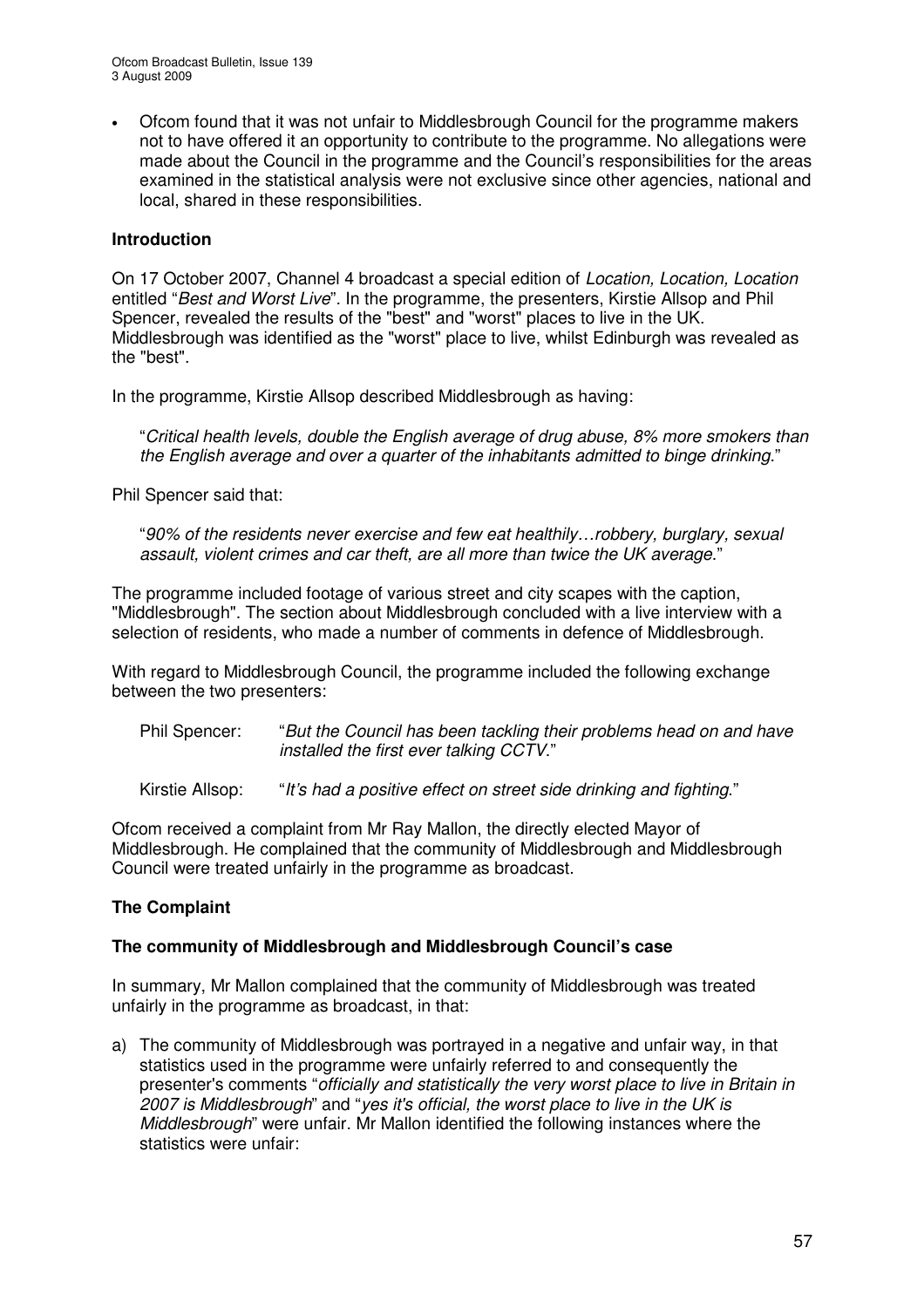- Ofcom found that it was not unfair to Middlesbrough Council for the programme makers not to have offered it an opportunity to contribute to the programme. No allegations were made about the Council in the programme and the Council's responsibilities for the areas examined in the statistical analysis were not exclusive since other agencies, national and local, shared in these responsibilities.

**Introduction**

On 17 October 2007, Channel 4 broadcast a special edition of *Location, Location, Location* entitled "*Best and Worst Live*". In the programme, the presenters, Kirstie Allsop and Phil Spencer, revealed the results of the "best" and "worst" places to live in the UK. Middlesbrough was identified as the "worst" place to live, whilst Edinburgh was revealed as the "best".

In the programme, Kirstie Allsop described Middlesbrough as having:

> "*Critical health levels, double the English average of drug abuse, 8% more smokers than the English average and over a quarter of the inhabitants admitted to binge drinking*."

Phil Spencer said that:

> "*90% of the residents never exercise and few eat healthily…robbery, burglary, sexual assault, violent crimes and car theft, are all more than twice the UK average*."

The programme included footage of various street and city scapes with the caption, "Middlesbrough". The section about Middlesbrough concluded with a live interview with a selection of residents, who made a number of comments in defence of Middlesbrough.

With regard to Middlesbrough Council, the programme included the following exchange between the two presenters:

> Phil Spencer: "*But the Council has been tackling their problems head on and have installed the first ever talking CCTV*."
>
> Kirstie Allsop: "*It's had a positive effect on street side drinking and fighting*."

Ofcom received a complaint from Mr Ray Mallon, the directly elected Mayor of Middlesbrough. He complained that the community of Middlesbrough and Middlesbrough Council were treated unfairly in the programme as broadcast.

**The Complaint**

**The community of Middlesbrough and Middlesbrough Council's case**

In summary, Mr Mallon complained that the community of Middlesbrough was treated unfairly in the programme as broadcast, in that:

a) The community of Middlesbrough was portrayed in a negative and unfair way, in that statistics used in the programme were unfairly referred to and consequently the presenter's comments "*officially and statistically the very worst place to live in Britain in 2007 is Middlesbrough*" and "*yes it's official, the worst place to live in the UK is Middlesbrough*" were unfair. Mr Mallon identified the following instances where the statistics were unfair: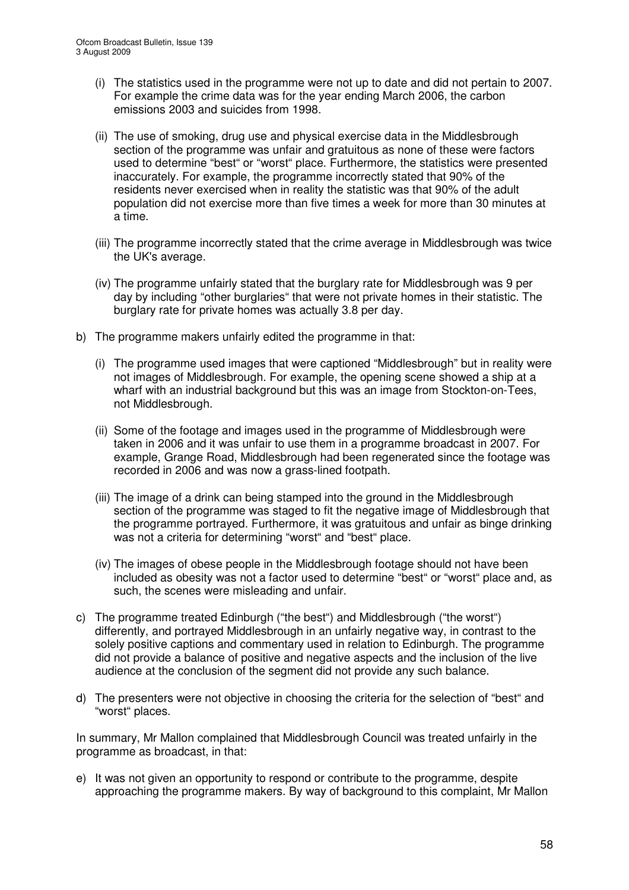(i) The statistics used in the programme were not up to date and did not pertain to 2007. For example the crime data was for the year ending March 2006, the carbon emissions 2003 and suicides from 1998.

(ii) The use of smoking, drug use and physical exercise data in the Middlesbrough section of the programme was unfair and gratuitous as none of these were factors used to determine "best" or "worst" place. Furthermore, the statistics were presented inaccurately. For example, the programme incorrectly stated that 90% of the residents never exercised when in reality the statistic was that 90% of the adult population did not exercise more than five times a week for more than 30 minutes at a time.

(iii) The programme incorrectly stated that the crime average in Middlesbrough was twice the UK's average.

(iv) The programme unfairly stated that the burglary rate for Middlesbrough was 9 per day by including "other burglaries" that were not private homes in their statistic. The burglary rate for private homes was actually 3.8 per day.

b) The programme makers unfairly edited the programme in that:

(i) The programme used images that were captioned "Middlesbrough" but in reality were not images of Middlesbrough. For example, the opening scene showed a ship at a wharf with an industrial background but this was an image from Stockton-on-Tees, not Middlesbrough.

(ii) Some of the footage and images used in the programme of Middlesbrough were taken in 2006 and it was unfair to use them in a programme broadcast in 2007. For example, Grange Road, Middlesbrough had been regenerated since the footage was recorded in 2006 and was now a grass-lined footpath.

(iii) The image of a drink can being stamped into the ground in the Middlesbrough section of the programme was staged to fit the negative image of Middlesbrough that the programme portrayed. Furthermore, it was gratuitous and unfair as binge drinking was not a criteria for determining "worst" and "best" place.

(iv) The images of obese people in the Middlesbrough footage should not have been included as obesity was not a factor used to determine "best" or "worst" place and, as such, the scenes were misleading and unfair.

c) The programme treated Edinburgh ("the best") and Middlesbrough ("the worst") differently, and portrayed Middlesbrough in an unfairly negative way, in contrast to the solely positive captions and commentary used in relation to Edinburgh. The programme did not provide a balance of positive and negative aspects and the inclusion of the live audience at the conclusion of the segment did not provide any such balance.

d) The presenters were not objective in choosing the criteria for the selection of "best" and "worst" places.

In summary, Mr Mallon complained that Middlesbrough Council was treated unfairly in the programme as broadcast, in that:

e) It was not given an opportunity to respond or contribute to the programme, despite approaching the programme makers. By way of background to this complaint, Mr Mallon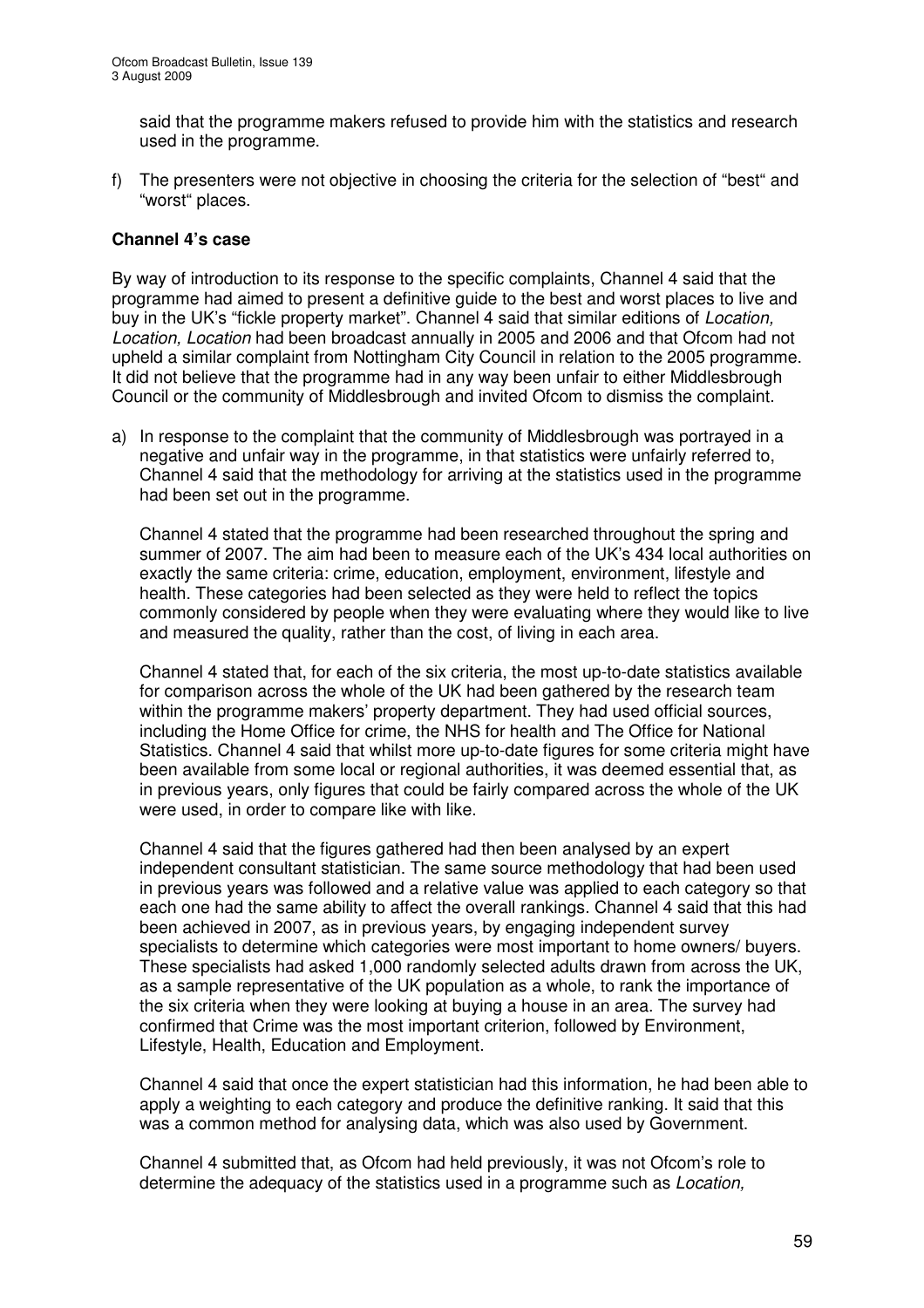said that the programme makers refused to provide him with the statistics and research used in the programme.

f) The presenters were not objective in choosing the criteria for the selection of "best" and "worst" places.

**Channel 4's case**

By way of introduction to its response to the specific complaints, Channel 4 said that the programme had aimed to present a definitive guide to the best and worst places to live and buy in the UK's "fickle property market". Channel 4 said that similar editions of *Location, Location, Location* had been broadcast annually in 2005 and 2006 and that Ofcom had not upheld a similar complaint from Nottingham City Council in relation to the 2005 programme. It did not believe that the programme had in any way been unfair to either Middlesbrough Council or the community of Middlesbrough and invited Ofcom to dismiss the complaint.

a) In response to the complaint that the community of Middlesbrough was portrayed in a negative and unfair way in the programme, in that statistics were unfairly referred to, Channel 4 said that the methodology for arriving at the statistics used in the programme had been set out in the programme.

   Channel 4 stated that the programme had been researched throughout the spring and summer of 2007. The aim had been to measure each of the UK's 434 local authorities on exactly the same criteria: crime, education, employment, environment, lifestyle and health. These categories had been selected as they were held to reflect the topics commonly considered by people when they were evaluating where they would like to live and measured the quality, rather than the cost, of living in each area.

   Channel 4 stated that, for each of the six criteria, the most up-to-date statistics available for comparison across the whole of the UK had been gathered by the research team within the programme makers' property department. They had used official sources, including the Home Office for crime, the NHS for health and The Office for National Statistics. Channel 4 said that whilst more up-to-date figures for some criteria might have been available from some local or regional authorities, it was deemed essential that, as in previous years, only figures that could be fairly compared across the whole of the UK were used, in order to compare like with like.

   Channel 4 said that the figures gathered had then been analysed by an expert independent consultant statistician. The same source methodology that had been used in previous years was followed and a relative value was applied to each category so that each one had the same ability to affect the overall rankings. Channel 4 said that this had been achieved in 2007, as in previous years, by engaging independent survey specialists to determine which categories were most important to home owners/ buyers. These specialists had asked 1,000 randomly selected adults drawn from across the UK, as a sample representative of the UK population as a whole, to rank the importance of the six criteria when they were looking at buying a house in an area. The survey had confirmed that Crime was the most important criterion, followed by Environment, Lifestyle, Health, Education and Employment.

   Channel 4 said that once the expert statistician had this information, he had been able to apply a weighting to each category and produce the definitive ranking. It said that this was a common method for analysing data, which was also used by Government.

   Channel 4 submitted that, as Ofcom had held previously, it was not Ofcom's role to determine the adequacy of the statistics used in a programme such as *Location,*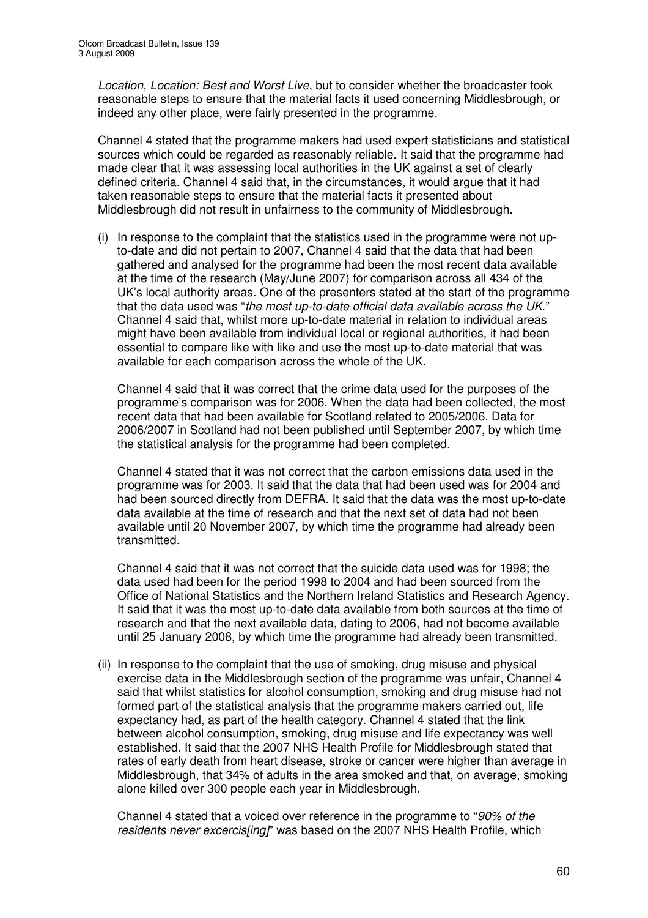*Location, Location: Best and Worst Live*, but to consider whether the broadcaster took reasonable steps to ensure that the material facts it used concerning Middlesbrough, or indeed any other place, were fairly presented in the programme.

Channel 4 stated that the programme makers had used expert statisticians and statistical sources which could be regarded as reasonably reliable. It said that the programme had made clear that it was assessing local authorities in the UK against a set of clearly defined criteria. Channel 4 said that, in the circumstances, it would argue that it had taken reasonable steps to ensure that the material facts it presented about Middlesbrough did not result in unfairness to the community of Middlesbrough.

(i) In response to the complaint that the statistics used in the programme were not up-to-date and did not pertain to 2007, Channel 4 said that the data that had been gathered and analysed for the programme had been the most recent data available at the time of the research (May/June 2007) for comparison across all 434 of the UK's local authority areas. One of the presenters stated at the start of the programme that the data used was "*the most up-to-date official data available across the UK*." Channel 4 said that, whilst more up-to-date material in relation to individual areas might have been available from individual local or regional authorities, it had been essential to compare like with like and use the most up-to-date material that was available for each comparison across the whole of the UK.

Channel 4 said that it was correct that the crime data used for the purposes of the programme's comparison was for 2006. When the data had been collected, the most recent data that had been available for Scotland related to 2005/2006. Data for 2006/2007 in Scotland had not been published until September 2007, by which time the statistical analysis for the programme had been completed.

Channel 4 stated that it was not correct that the carbon emissions data used in the programme was for 2003. It said that the data that had been used was for 2004 and had been sourced directly from DEFRA. It said that the data was the most up-to-date data available at the time of research and that the next set of data had not been available until 20 November 2007, by which time the programme had already been transmitted.

Channel 4 said that it was not correct that the suicide data used was for 1998; the data used had been for the period 1998 to 2004 and had been sourced from the Office of National Statistics and the Northern Ireland Statistics and Research Agency. It said that it was the most up-to-date data available from both sources at the time of research and that the next available data, dating to 2006, had not become available until 25 January 2008, by which time the programme had already been transmitted.

(ii) In response to the complaint that the use of smoking, drug misuse and physical exercise data in the Middlesbrough section of the programme was unfair, Channel 4 said that whilst statistics for alcohol consumption, smoking and drug misuse had not formed part of the statistical analysis that the programme makers carried out, life expectancy had, as part of the health category. Channel 4 stated that the link between alcohol consumption, smoking, drug misuse and life expectancy was well established. It said that the 2007 NHS Health Profile for Middlesbrough stated that rates of early death from heart disease, stroke or cancer were higher than average in Middlesbrough, that 34% of adults in the area smoked and that, on average, smoking alone killed over 300 people each year in Middlesbrough.

Channel 4 stated that a voiced over reference in the programme to "*90% of the residents never excercis[ing]*" was based on the 2007 NHS Health Profile, which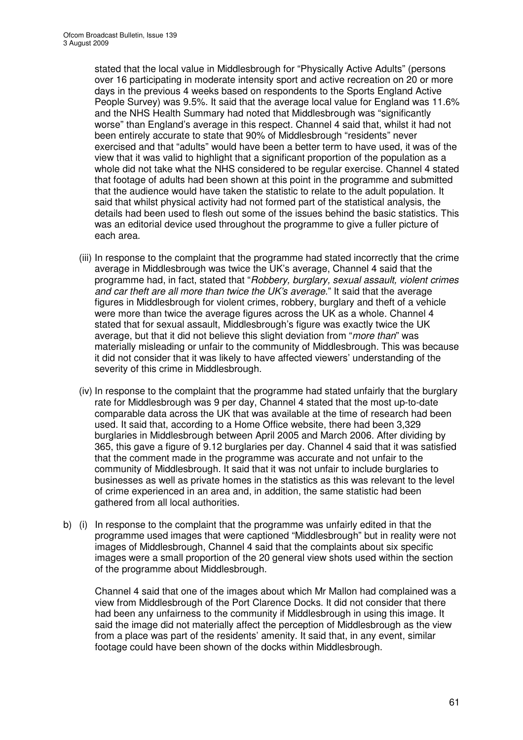stated that the local value in Middlesbrough for "Physically Active Adults" (persons over 16 participating in moderate intensity sport and active recreation on 20 or more days in the previous 4 weeks based on respondents to the Sports England Active People Survey) was 9.5%. It said that the average local value for England was 11.6% and the NHS Health Summary had noted that Middlesbrough was "significantly worse" than England's average in this respect. Channel 4 said that, whilst it had not been entirely accurate to state that 90% of Middlesbrough "residents" never exercised and that "adults" would have been a better term to have used, it was of the view that it was valid to highlight that a significant proportion of the population as a whole did not take what the NHS considered to be regular exercise. Channel 4 stated that footage of adults had been shown at this point in the programme and submitted that the audience would have taken the statistic to relate to the adult population. It said that whilst physical activity had not formed part of the statistical analysis, the details had been used to flesh out some of the issues behind the basic statistics. This was an editorial device used throughout the programme to give a fuller picture of each area.

(iii) In response to the complaint that the programme had stated incorrectly that the crime average in Middlesbrough was twice the UK's average, Channel 4 said that the programme had, in fact, stated that "*Robbery, burglary, sexual assault, violent crimes and car theft are all more than twice the UK's average*." It said that the average figures in Middlesbrough for violent crimes, robbery, burglary and theft of a vehicle were more than twice the average figures across the UK as a whole. Channel 4 stated that for sexual assault, Middlesbrough's figure was exactly twice the UK average, but that it did not believe this slight deviation from "*more than*" was materially misleading or unfair to the community of Middlesbrough. This was because it did not consider that it was likely to have affected viewers' understanding of the severity of this crime in Middlesbrough.

(iv) In response to the complaint that the programme had stated unfairly that the burglary rate for Middlesbrough was 9 per day, Channel 4 stated that the most up-to-date comparable data across the UK that was available at the time of research had been used. It said that, according to a Home Office website, there had been 3,329 burglaries in Middlesbrough between April 2005 and March 2006. After dividing by 365, this gave a figure of 9.12 burglaries per day. Channel 4 said that it was satisfied that the comment made in the programme was accurate and not unfair to the community of Middlesbrough. It said that it was not unfair to include burglaries to businesses as well as private homes in the statistics as this was relevant to the level of crime experienced in an area and, in addition, the same statistic had been gathered from all local authorities.

b) (i) In response to the complaint that the programme was unfairly edited in that the programme used images that were captioned "Middlesbrough" but in reality were not images of Middlesbrough, Channel 4 said that the complaints about six specific images were a small proportion of the 20 general view shots used within the section of the programme about Middlesbrough.

Channel 4 said that one of the images about which Mr Mallon had complained was a view from Middlesbrough of the Port Clarence Docks. It did not consider that there had been any unfairness to the community if Middlesbrough in using this image. It said the image did not materially affect the perception of Middlesbrough as the view from a place was part of the residents' amenity. It said that, in any event, similar footage could have been shown of the docks within Middlesbrough.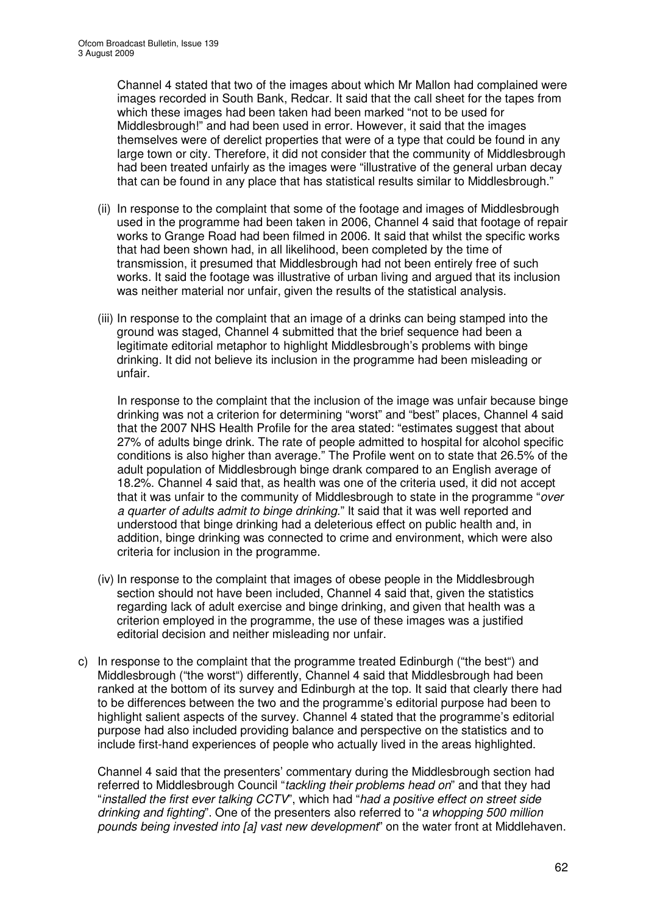Channel 4 stated that two of the images about which Mr Mallon had complained were images recorded in South Bank, Redcar. It said that the call sheet for the tapes from which these images had been taken had been marked "not to be used for Middlesbrough!" and had been used in error. However, it said that the images themselves were of derelict properties that were of a type that could be found in any large town or city. Therefore, it did not consider that the community of Middlesbrough had been treated unfairly as the images were "illustrative of the general urban decay that can be found in any place that has statistical results similar to Middlesbrough."

(ii) In response to the complaint that some of the footage and images of Middlesbrough used in the programme had been taken in 2006, Channel 4 said that footage of repair works to Grange Road had been filmed in 2006. It said that whilst the specific works that had been shown had, in all likelihood, been completed by the time of transmission, it presumed that Middlesbrough had not been entirely free of such works. It said the footage was illustrative of urban living and argued that its inclusion was neither material nor unfair, given the results of the statistical analysis.

(iii) In response to the complaint that an image of a drinks can being stamped into the ground was staged, Channel 4 submitted that the brief sequence had been a legitimate editorial metaphor to highlight Middlesbrough's problems with binge drinking. It did not believe its inclusion in the programme had been misleading or unfair.

In response to the complaint that the inclusion of the image was unfair because binge drinking was not a criterion for determining "worst" and "best" places, Channel 4 said that the 2007 NHS Health Profile for the area stated: "estimates suggest that about 27% of adults binge drink. The rate of people admitted to hospital for alcohol specific conditions is also higher than average." The Profile went on to state that 26.5% of the adult population of Middlesbrough binge drank compared to an English average of 18.2%. Channel 4 said that, as health was one of the criteria used, it did not accept that it was unfair to the community of Middlesbrough to state in the programme "*over a quarter of adults admit to binge drinking*." It said that it was well reported and understood that binge drinking had a deleterious effect on public health and, in addition, binge drinking was connected to crime and environment, which were also criteria for inclusion in the programme.

(iv) In response to the complaint that images of obese people in the Middlesbrough section should not have been included, Channel 4 said that, given the statistics regarding lack of adult exercise and binge drinking, and given that health was a criterion employed in the programme, the use of these images was a justified editorial decision and neither misleading nor unfair.

c) In response to the complaint that the programme treated Edinburgh ("the best") and Middlesbrough ("the worst") differently, Channel 4 said that Middlesbrough had been ranked at the bottom of its survey and Edinburgh at the top. It said that clearly there had to be differences between the two and the programme's editorial purpose had been to highlight salient aspects of the survey. Channel 4 stated that the programme's editorial purpose had also included providing balance and perspective on the statistics and to include first-hand experiences of people who actually lived in the areas highlighted.

Channel 4 said that the presenters' commentary during the Middlesbrough section had referred to Middlesbrough Council "*tackling their problems head on*" and that they had "*installed the first ever talking CCTV*", which had "*had a positive effect on street side drinking and fighting*". One of the presenters also referred to "*a whopping 500 million pounds being invested into [a] vast new development*" on the water front at Middlehaven.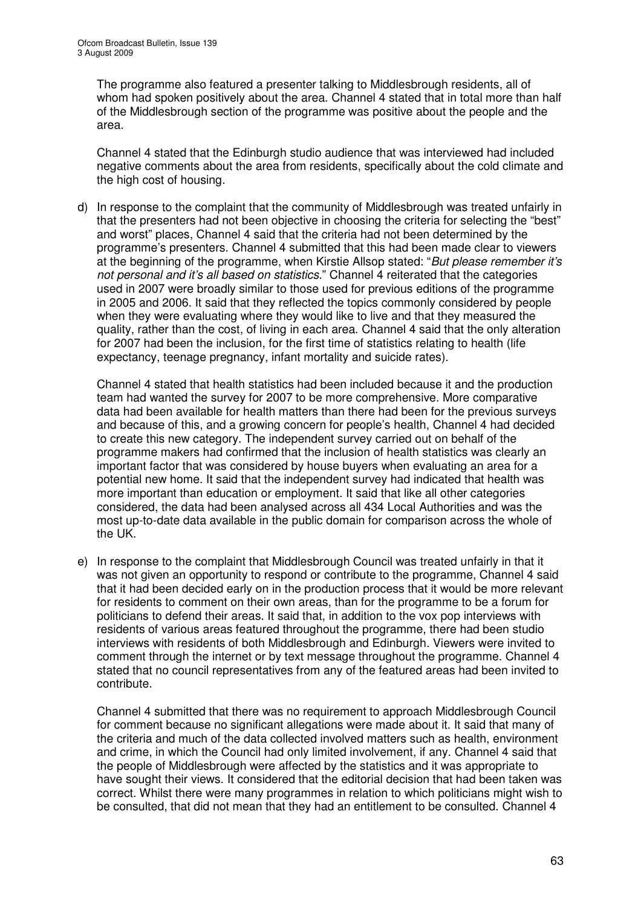The programme also featured a presenter talking to Middlesbrough residents, all of whom had spoken positively about the area. Channel 4 stated that in total more than half of the Middlesbrough section of the programme was positive about the people and the area.

Channel 4 stated that the Edinburgh studio audience that was interviewed had included negative comments about the area from residents, specifically about the cold climate and the high cost of housing.

d) In response to the complaint that the community of Middlesbrough was treated unfairly in that the presenters had not been objective in choosing the criteria for selecting the "best" and worst" places, Channel 4 said that the criteria had not been determined by the programme's presenters. Channel 4 submitted that this had been made clear to viewers at the beginning of the programme, when Kirstie Allsop stated: "*But please remember it's not personal and it's all based on statistics*." Channel 4 reiterated that the categories used in 2007 were broadly similar to those used for previous editions of the programme in 2005 and 2006. It said that they reflected the topics commonly considered by people when they were evaluating where they would like to live and that they measured the quality, rather than the cost, of living in each area. Channel 4 said that the only alteration for 2007 had been the inclusion, for the first time of statistics relating to health (life expectancy, teenage pregnancy, infant mortality and suicide rates).

   Channel 4 stated that health statistics had been included because it and the production team had wanted the survey for 2007 to be more comprehensive. More comparative data had been available for health matters than there had been for the previous surveys and because of this, and a growing concern for people's health, Channel 4 had decided to create this new category. The independent survey carried out on behalf of the programme makers had confirmed that the inclusion of health statistics was clearly an important factor that was considered by house buyers when evaluating an area for a potential new home. It said that the independent survey had indicated that health was more important than education or employment. It said that like all other categories considered, the data had been analysed across all 434 Local Authorities and was the most up-to-date data available in the public domain for comparison across the whole of the UK.

e) In response to the complaint that Middlesbrough Council was treated unfairly in that it was not given an opportunity to respond or contribute to the programme, Channel 4 said that it had been decided early on in the production process that it would be more relevant for residents to comment on their own areas, than for the programme to be a forum for politicians to defend their areas. It said that, in addition to the vox pop interviews with residents of various areas featured throughout the programme, there had been studio interviews with residents of both Middlesbrough and Edinburgh. Viewers were invited to comment through the internet or by text message throughout the programme. Channel 4 stated that no council representatives from any of the featured areas had been invited to contribute.

   Channel 4 submitted that there was no requirement to approach Middlesbrough Council for comment because no significant allegations were made about it. It said that many of the criteria and much of the data collected involved matters such as health, environment and crime, in which the Council had only limited involvement, if any. Channel 4 said that the people of Middlesbrough were affected by the statistics and it was appropriate to have sought their views. It considered that the editorial decision that had been taken was correct. Whilst there were many programmes in relation to which politicians might wish to be consulted, that did not mean that they had an entitlement to be consulted. Channel 4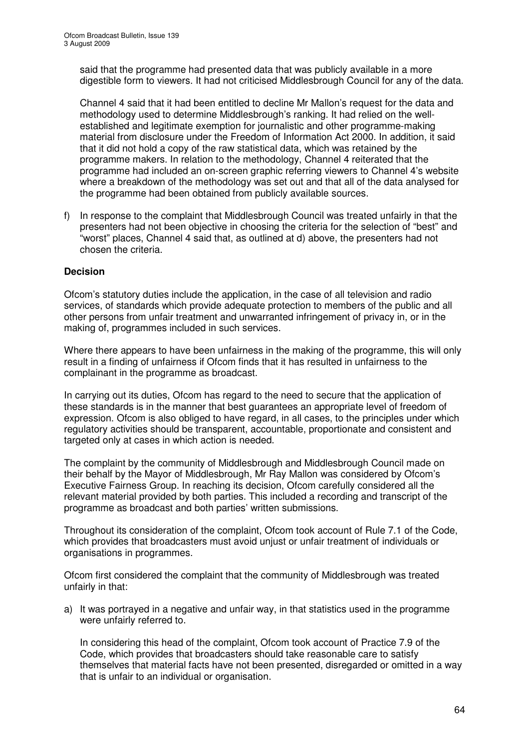said that the programme had presented data that was publicly available in a more digestible form to viewers. It had not criticised Middlesbrough Council for any of the data.

Channel 4 said that it had been entitled to decline Mr Mallon's request for the data and methodology used to determine Middlesbrough's ranking. It had relied on the well-established and legitimate exemption for journalistic and other programme-making material from disclosure under the Freedom of Information Act 2000. In addition, it said that it did not hold a copy of the raw statistical data, which was retained by the programme makers. In relation to the methodology, Channel 4 reiterated that the programme had included an on-screen graphic referring viewers to Channel 4's website where a breakdown of the methodology was set out and that all of the data analysed for the programme had been obtained from publicly available sources.

f) In response to the complaint that Middlesbrough Council was treated unfairly in that the presenters had not been objective in choosing the criteria for the selection of "best" and "worst" places, Channel 4 said that, as outlined at d) above, the presenters had not chosen the criteria.

**Decision**

Ofcom's statutory duties include the application, in the case of all television and radio services, of standards which provide adequate protection to members of the public and all other persons from unfair treatment and unwarranted infringement of privacy in, or in the making of, programmes included in such services.

Where there appears to have been unfairness in the making of the programme, this will only result in a finding of unfairness if Ofcom finds that it has resulted in unfairness to the complainant in the programme as broadcast.

In carrying out its duties, Ofcom has regard to the need to secure that the application of these standards is in the manner that best guarantees an appropriate level of freedom of expression. Ofcom is also obliged to have regard, in all cases, to the principles under which regulatory activities should be transparent, accountable, proportionate and consistent and targeted only at cases in which action is needed.

The complaint by the community of Middlesbrough and Middlesbrough Council made on their behalf by the Mayor of Middlesbrough, Mr Ray Mallon was considered by Ofcom's Executive Fairness Group. In reaching its decision, Ofcom carefully considered all the relevant material provided by both parties. This included a recording and transcript of the programme as broadcast and both parties' written submissions.

Throughout its consideration of the complaint, Ofcom took account of Rule 7.1 of the Code, which provides that broadcasters must avoid unjust or unfair treatment of individuals or organisations in programmes.

Ofcom first considered the complaint that the community of Middlesbrough was treated unfairly in that:

a) It was portrayed in a negative and unfair way, in that statistics used in the programme were unfairly referred to.

   In considering this head of the complaint, Ofcom took account of Practice 7.9 of the Code, which provides that broadcasters should take reasonable care to satisfy themselves that material facts have not been presented, disregarded or omitted in a way that is unfair to an individual or organisation.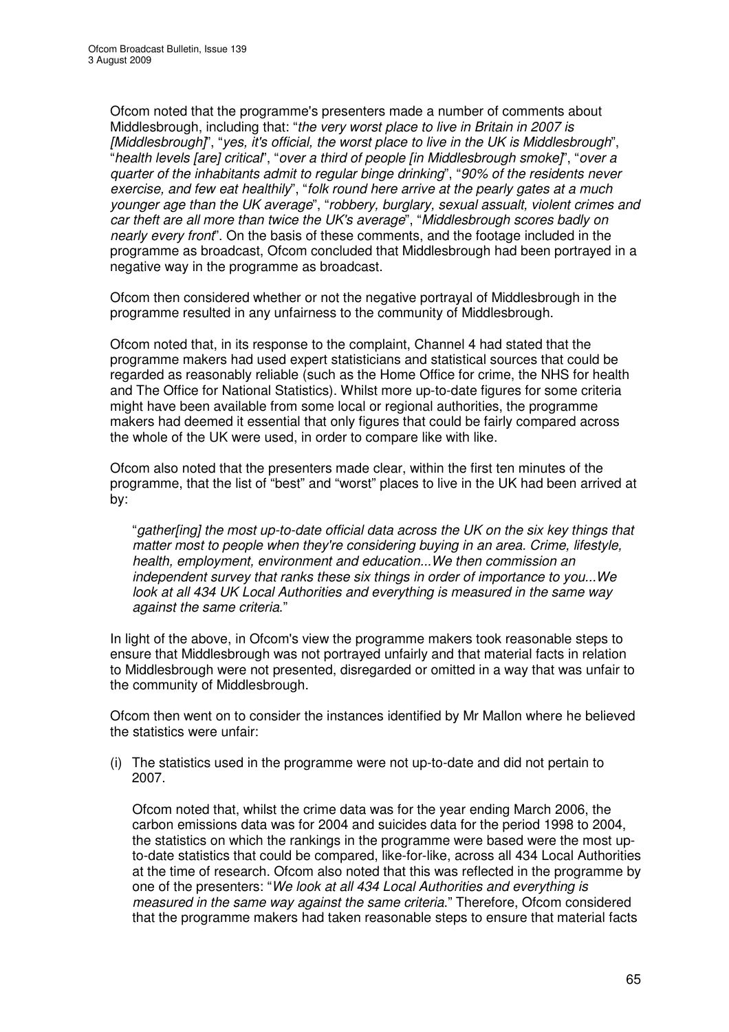Ofcom noted that the programme's presenters made a number of comments about Middlesbrough, including that: "*the very worst place to live in Britain in 2007 is [Middlesbrough]*", "*yes, it's official, the worst place to live in the UK is Middlesbrough*", "*health levels [are] critical*", "*over a third of people [in Middlesbrough smoke]*", "*over a quarter of the inhabitants admit to regular binge drinking*", "*90% of the residents never exercise, and few eat healthily*", "*folk round here arrive at the pearly gates at a much younger age than the UK average*", "*robbery, burglary, sexual assault, violent crimes and car theft are all more than twice the UK's average*", "*Middlesbrough scores badly on nearly every front*". On the basis of these comments, and the footage included in the programme as broadcast, Ofcom concluded that Middlesbrough had been portrayed in a negative way in the programme as broadcast.

Ofcom then considered whether or not the negative portrayal of Middlesbrough in the programme resulted in any unfairness to the community of Middlesbrough.

Ofcom noted that, in its response to the complaint, Channel 4 had stated that the programme makers had used expert statisticians and statistical sources that could be regarded as reasonably reliable (such as the Home Office for crime, the NHS for health and The Office for National Statistics). Whilst more up-to-date figures for some criteria might have been available from some local or regional authorities, the programme makers had deemed it essential that only figures that could be fairly compared across the whole of the UK were used, in order to compare like with like.

Ofcom also noted that the presenters made clear, within the first ten minutes of the programme, that the list of "best" and "worst" places to live in the UK had been arrived at by:

> "*gather[ing] the most up-to-date official data across the UK on the six key things that matter most to people when they're considering buying in an area. Crime, lifestyle, health, employment, environment and education...We then commission an independent survey that ranks these six things in order of importance to you...We look at all 434 UK Local Authorities and everything is measured in the same way against the same criteria*."

In light of the above, in Ofcom's view the programme makers took reasonable steps to ensure that Middlesbrough was not portrayed unfairly and that material facts in relation to Middlesbrough were not presented, disregarded or omitted in a way that was unfair to the community of Middlesbrough.

Ofcom then went on to consider the instances identified by Mr Mallon where he believed the statistics were unfair:

(i) The statistics used in the programme were not up-to-date and did not pertain to 2007.

   Ofcom noted that, whilst the crime data was for the year ending March 2006, the carbon emissions data was for 2004 and suicides data for the period 1998 to 2004, the statistics on which the rankings in the programme were based were the most up-to-date statistics that could be compared, like-for-like, across all 434 Local Authorities at the time of research. Ofcom also noted that this was reflected in the programme by one of the presenters: "*We look at all 434 Local Authorities and everything is measured in the same way against the same criteria*." Therefore, Ofcom considered that the programme makers had taken reasonable steps to ensure that material facts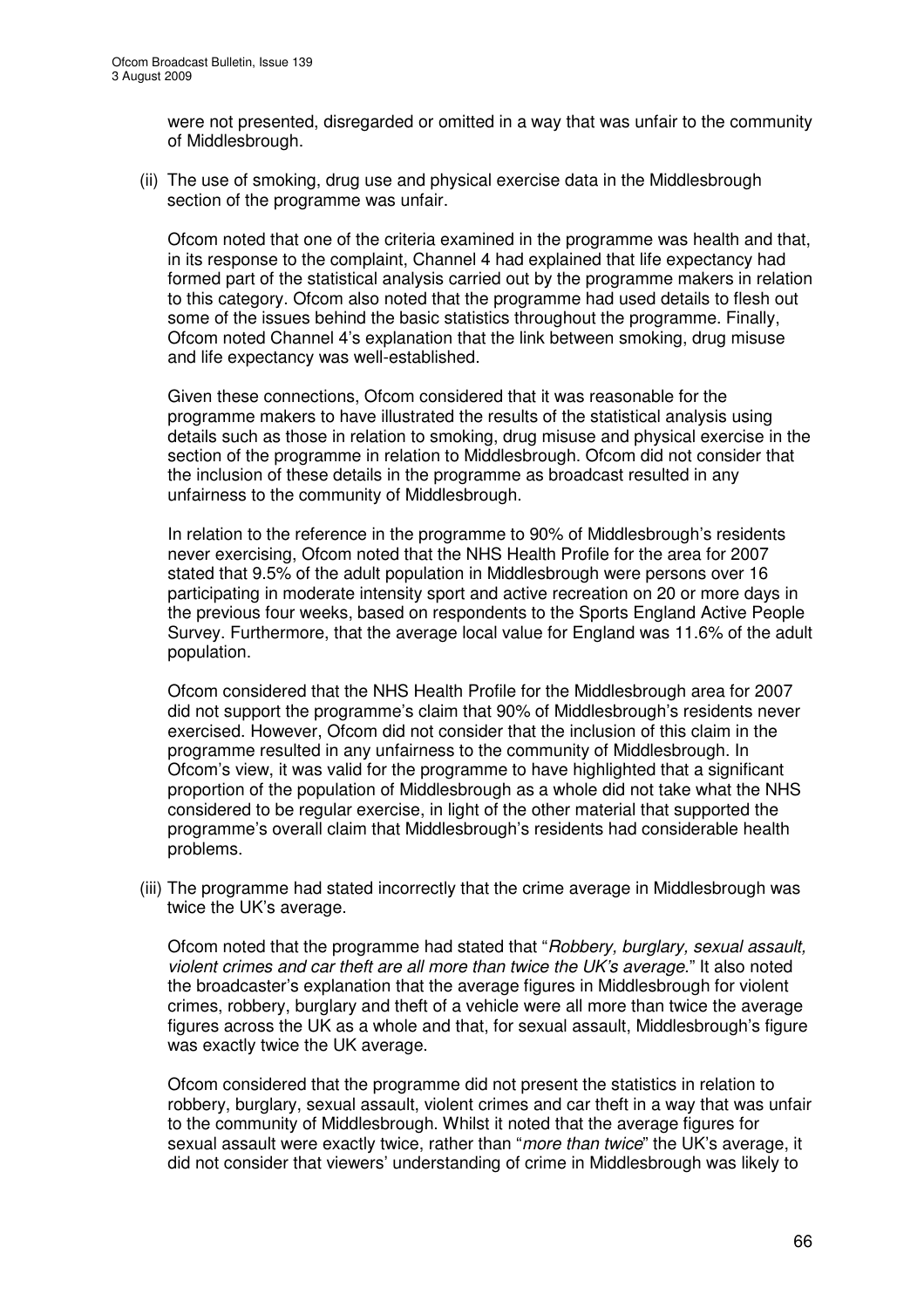were not presented, disregarded or omitted in a way that was unfair to the community of Middlesbrough.

(ii) The use of smoking, drug use and physical exercise data in the Middlesbrough section of the programme was unfair.

Ofcom noted that one of the criteria examined in the programme was health and that, in its response to the complaint, Channel 4 had explained that life expectancy had formed part of the statistical analysis carried out by the programme makers in relation to this category. Ofcom also noted that the programme had used details to flesh out some of the issues behind the basic statistics throughout the programme. Finally, Ofcom noted Channel 4's explanation that the link between smoking, drug misuse and life expectancy was well-established.

Given these connections, Ofcom considered that it was reasonable for the programme makers to have illustrated the results of the statistical analysis using details such as those in relation to smoking, drug misuse and physical exercise in the section of the programme in relation to Middlesbrough. Ofcom did not consider that the inclusion of these details in the programme as broadcast resulted in any unfairness to the community of Middlesbrough.

In relation to the reference in the programme to 90% of Middlesbrough's residents never exercising, Ofcom noted that the NHS Health Profile for the area for 2007 stated that 9.5% of the adult population in Middlesbrough were persons over 16 participating in moderate intensity sport and active recreation on 20 or more days in the previous four weeks, based on respondents to the Sports England Active People Survey. Furthermore, that the average local value for England was 11.6% of the adult population.

Ofcom considered that the NHS Health Profile for the Middlesbrough area for 2007 did not support the programme's claim that 90% of Middlesbrough's residents never exercised. However, Ofcom did not consider that the inclusion of this claim in the programme resulted in any unfairness to the community of Middlesbrough. In Ofcom's view, it was valid for the programme to have highlighted that a significant proportion of the population of Middlesbrough as a whole did not take what the NHS considered to be regular exercise, in light of the other material that supported the programme's overall claim that Middlesbrough's residents had considerable health problems.

(iii) The programme had stated incorrectly that the crime average in Middlesbrough was twice the UK's average.

Ofcom noted that the programme had stated that "*Robbery, burglary, sexual assault, violent crimes and car theft are all more than twice the UK's average*." It also noted the broadcaster's explanation that the average figures in Middlesbrough for violent crimes, robbery, burglary and theft of a vehicle were all more than twice the average figures across the UK as a whole and that, for sexual assault, Middlesbrough's figure was exactly twice the UK average.

Ofcom considered that the programme did not present the statistics in relation to robbery, burglary, sexual assault, violent crimes and car theft in a way that was unfair to the community of Middlesbrough. Whilst it noted that the average figures for sexual assault were exactly twice, rather than "*more than twice*" the UK's average, it did not consider that viewers' understanding of crime in Middlesbrough was likely to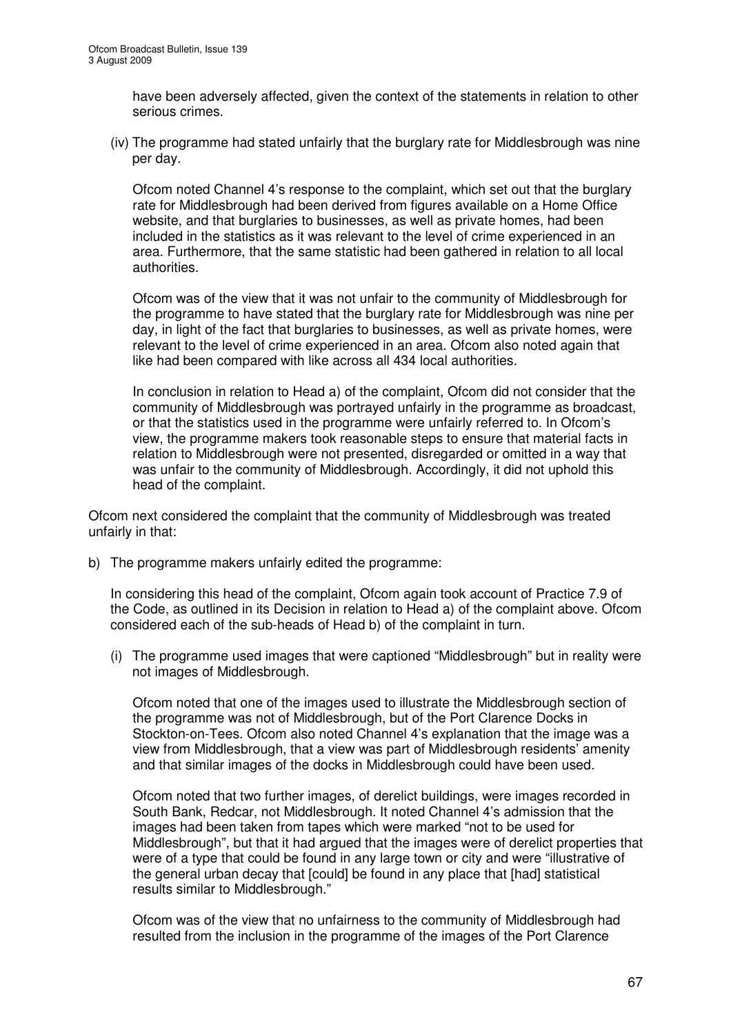have been adversely affected, given the context of the statements in relation to other serious crimes.

(iv) The programme had stated unfairly that the burglary rate for Middlesbrough was nine per day.

Ofcom noted Channel 4's response to the complaint, which set out that the burglary rate for Middlesbrough had been derived from figures available on a Home Office website, and that burglaries to businesses, as well as private homes, had been included in the statistics as it was relevant to the level of crime experienced in an area. Furthermore, that the same statistic had been gathered in relation to all local authorities.

Ofcom was of the view that it was not unfair to the community of Middlesbrough for the programme to have stated that the burglary rate for Middlesbrough was nine per day, in light of the fact that burglaries to businesses, as well as private homes, were relevant to the level of crime experienced in an area. Ofcom also noted again that like had been compared with like across all 434 local authorities.

In conclusion in relation to Head a) of the complaint, Ofcom did not consider that the community of Middlesbrough was portrayed unfairly in the programme as broadcast, or that the statistics used in the programme were unfairly referred to. In Ofcom's view, the programme makers took reasonable steps to ensure that material facts in relation to Middlesbrough were not presented, disregarded or omitted in a way that was unfair to the community of Middlesbrough. Accordingly, it did not uphold this head of the complaint.

Ofcom next considered the complaint that the community of Middlesbrough was treated unfairly in that:

b) The programme makers unfairly edited the programme:

In considering this head of the complaint, Ofcom again took account of Practice 7.9 of the Code, as outlined in its Decision in relation to Head a) of the complaint above. Ofcom considered each of the sub-heads of Head b) of the complaint in turn.

(i) The programme used images that were captioned "Middlesbrough" but in reality were not images of Middlesbrough.

Ofcom noted that one of the images used to illustrate the Middlesbrough section of the programme was not of Middlesbrough, but of the Port Clarence Docks in Stockton-on-Tees. Ofcom also noted Channel 4's explanation that the image was a view from Middlesbrough, that a view was part of Middlesbrough residents' amenity and that similar images of the docks in Middlesbrough could have been used.

Ofcom noted that two further images, of derelict buildings, were images recorded in South Bank, Redcar, not Middlesbrough. It noted Channel 4's admission that the images had been taken from tapes which were marked "not to be used for Middlesbrough", but that it had argued that the images were of derelict properties that were of a type that could be found in any large town or city and were "illustrative of the general urban decay that [could] be found in any place that [had] statistical results similar to Middlesbrough."

Ofcom was of the view that no unfairness to the community of Middlesbrough had resulted from the inclusion in the programme of the images of the Port Clarence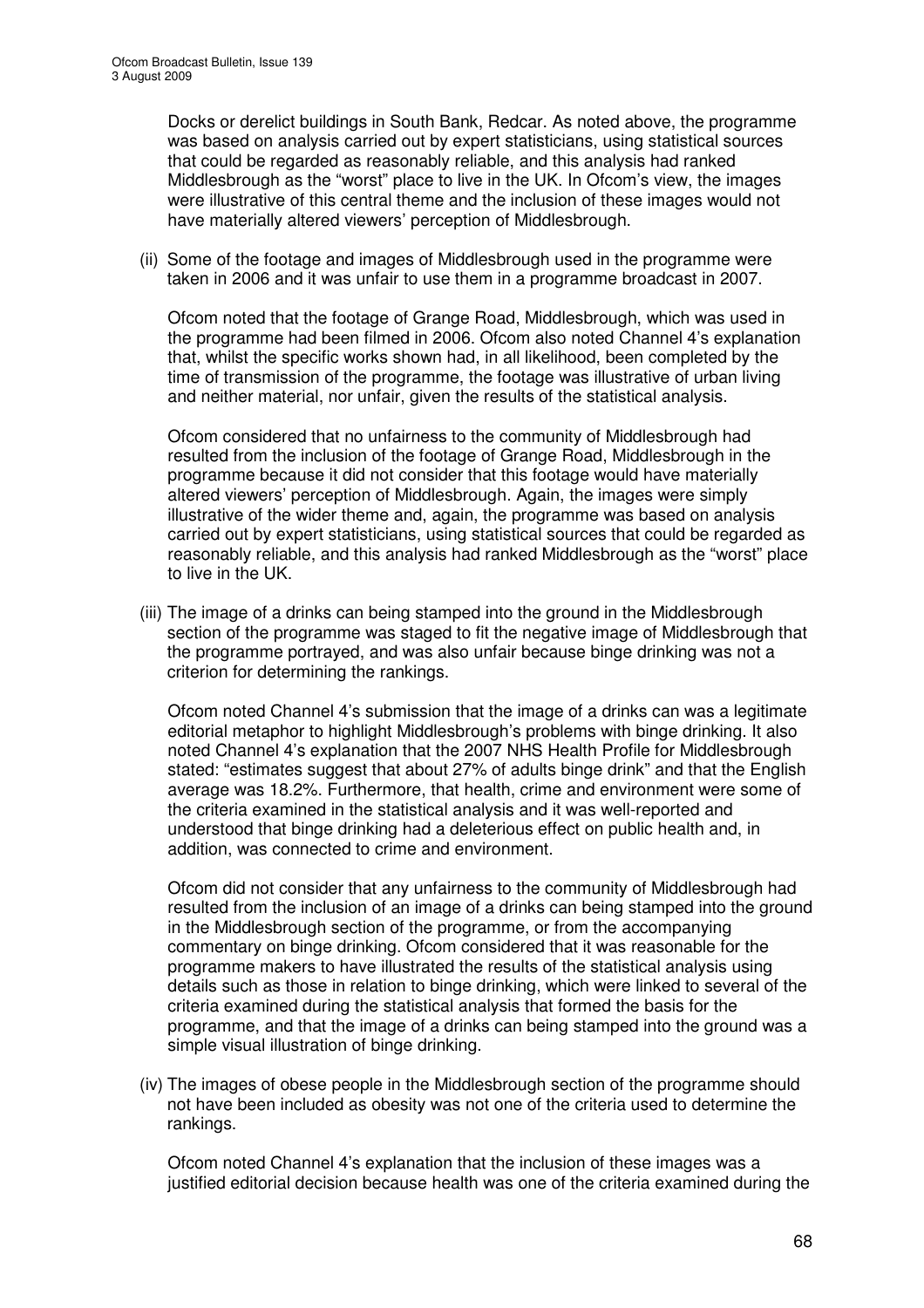Docks or derelict buildings in South Bank, Redcar. As noted above, the programme was based on analysis carried out by expert statisticians, using statistical sources that could be regarded as reasonably reliable, and this analysis had ranked Middlesbrough as the "worst" place to live in the UK. In Ofcom's view, the images were illustrative of this central theme and the inclusion of these images would not have materially altered viewers' perception of Middlesbrough.

(ii) Some of the footage and images of Middlesbrough used in the programme were taken in 2006 and it was unfair to use them in a programme broadcast in 2007.

Ofcom noted that the footage of Grange Road, Middlesbrough, which was used in the programme had been filmed in 2006. Ofcom also noted Channel 4's explanation that, whilst the specific works shown had, in all likelihood, been completed by the time of transmission of the programme, the footage was illustrative of urban living and neither material, nor unfair, given the results of the statistical analysis.

Ofcom considered that no unfairness to the community of Middlesbrough had resulted from the inclusion of the footage of Grange Road, Middlesbrough in the programme because it did not consider that this footage would have materially altered viewers' perception of Middlesbrough. Again, the images were simply illustrative of the wider theme and, again, the programme was based on analysis carried out by expert statisticians, using statistical sources that could be regarded as reasonably reliable, and this analysis had ranked Middlesbrough as the "worst" place to live in the UK.

(iii) The image of a drinks can being stamped into the ground in the Middlesbrough section of the programme was staged to fit the negative image of Middlesbrough that the programme portrayed, and was also unfair because binge drinking was not a criterion for determining the rankings.

Ofcom noted Channel 4's submission that the image of a drinks can was a legitimate editorial metaphor to highlight Middlesbrough's problems with binge drinking. It also noted Channel 4's explanation that the 2007 NHS Health Profile for Middlesbrough stated: "estimates suggest that about 27% of adults binge drink" and that the English average was 18.2%. Furthermore, that health, crime and environment were some of the criteria examined in the statistical analysis and it was well-reported and understood that binge drinking had a deleterious effect on public health and, in addition, was connected to crime and environment.

Ofcom did not consider that any unfairness to the community of Middlesbrough had resulted from the inclusion of an image of a drinks can being stamped into the ground in the Middlesbrough section of the programme, or from the accompanying commentary on binge drinking. Ofcom considered that it was reasonable for the programme makers to have illustrated the results of the statistical analysis using details such as those in relation to binge drinking, which were linked to several of the criteria examined during the statistical analysis that formed the basis for the programme, and that the image of a drinks can being stamped into the ground was a simple visual illustration of binge drinking.

(iv) The images of obese people in the Middlesbrough section of the programme should not have been included as obesity was not one of the criteria used to determine the rankings.

Ofcom noted Channel 4's explanation that the inclusion of these images was a justified editorial decision because health was one of the criteria examined during the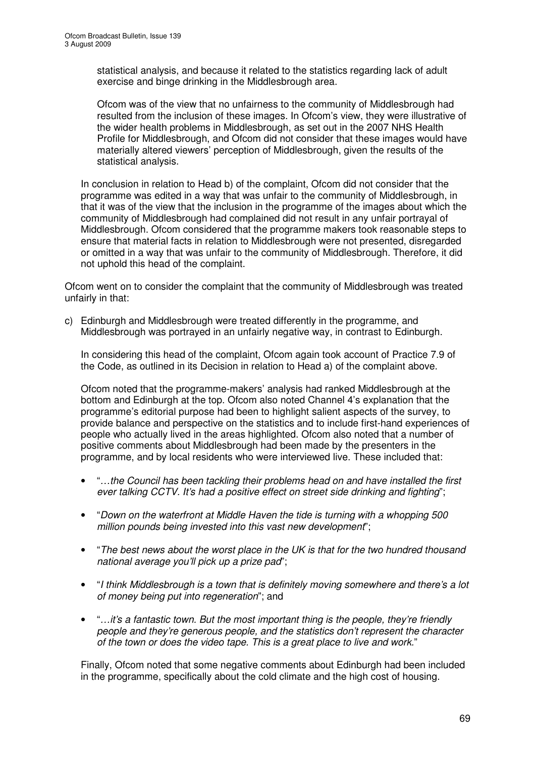statistical analysis, and because it related to the statistics regarding lack of adult exercise and binge drinking in the Middlesbrough area.

Ofcom was of the view that no unfairness to the community of Middlesbrough had resulted from the inclusion of these images. In Ofcom's view, they were illustrative of the wider health problems in Middlesbrough, as set out in the 2007 NHS Health Profile for Middlesbrough, and Ofcom did not consider that these images would have materially altered viewers' perception of Middlesbrough, given the results of the statistical analysis.

In conclusion in relation to Head b) of the complaint, Ofcom did not consider that the programme was edited in a way that was unfair to the community of Middlesbrough, in that it was of the view that the inclusion in the programme of the images about which the community of Middlesbrough had complained did not result in any unfair portrayal of Middlesbrough. Ofcom considered that the programme makers took reasonable steps to ensure that material facts in relation to Middlesbrough were not presented, disregarded or omitted in a way that was unfair to the community of Middlesbrough. Therefore, it did not uphold this head of the complaint.

Ofcom went on to consider the complaint that the community of Middlesbrough was treated unfairly in that:

c) Edinburgh and Middlesbrough were treated differently in the programme, and Middlesbrough was portrayed in an unfairly negative way, in contrast to Edinburgh.

In considering this head of the complaint, Ofcom again took account of Practice 7.9 of the Code, as outlined in its Decision in relation to Head a) of the complaint above.

Ofcom noted that the programme-makers' analysis had ranked Middlesbrough at the bottom and Edinburgh at the top. Ofcom also noted Channel 4's explanation that the programme's editorial purpose had been to highlight salient aspects of the survey, to provide balance and perspective on the statistics and to include first-hand experiences of people who actually lived in the areas highlighted. Ofcom also noted that a number of positive comments about Middlesbrough had been made by the presenters in the programme, and by local residents who were interviewed live. These included that:

- "*…the Council has been tackling their problems head on and have installed the first ever talking CCTV. It's had a positive effect on street side drinking and fighting*";
- "*Down on the waterfront at Middle Haven the tide is turning with a whopping 500 million pounds being invested into this vast new development*";
- "*The best news about the worst place in the UK is that for the two hundred thousand national average you'll pick up a prize pad*";
- "*I think Middlesbrough is a town that is definitely moving somewhere and there's a lot of money being put into regeneration*"; and
- "*…it's a fantastic town. But the most important thing is the people, they're friendly people and they're generous people, and the statistics don't represent the character of the town or does the video tape. This is a great place to live and work.*"

Finally, Ofcom noted that some negative comments about Edinburgh had been included in the programme, specifically about the cold climate and the high cost of housing.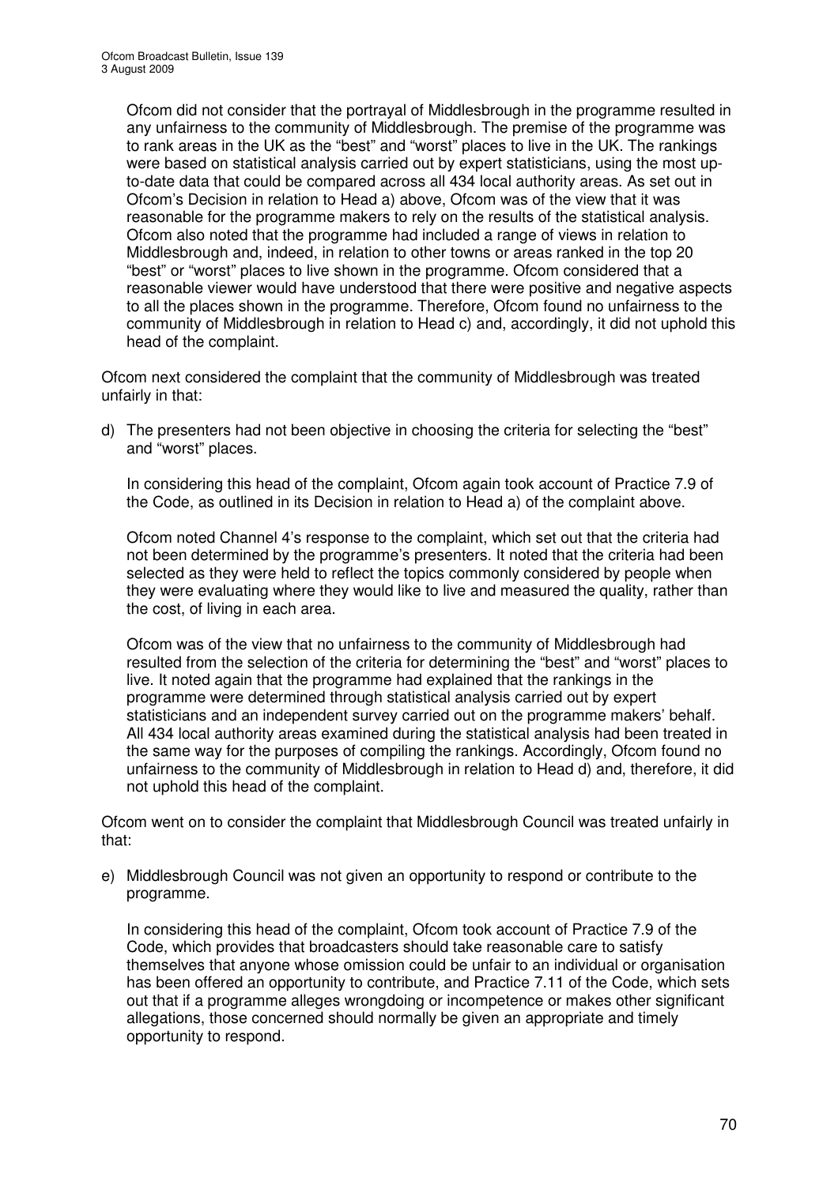Ofcom did not consider that the portrayal of Middlesbrough in the programme resulted in any unfairness to the community of Middlesbrough. The premise of the programme was to rank areas in the UK as the "best" and "worst" places to live in the UK. The rankings were based on statistical analysis carried out by expert statisticians, using the most up-to-date data that could be compared across all 434 local authority areas. As set out in Ofcom's Decision in relation to Head a) above, Ofcom was of the view that it was reasonable for the programme makers to rely on the results of the statistical analysis. Ofcom also noted that the programme had included a range of views in relation to Middlesbrough and, indeed, in relation to other towns or areas ranked in the top 20 "best" or "worst" places to live shown in the programme. Ofcom considered that a reasonable viewer would have understood that there were positive and negative aspects to all the places shown in the programme. Therefore, Ofcom found no unfairness to the community of Middlesbrough in relation to Head c) and, accordingly, it did not uphold this head of the complaint.

Ofcom next considered the complaint that the community of Middlesbrough was treated unfairly in that:

d) The presenters had not been objective in choosing the criteria for selecting the "best" and "worst" places.

   In considering this head of the complaint, Ofcom again took account of Practice 7.9 of the Code, as outlined in its Decision in relation to Head a) of the complaint above.

   Ofcom noted Channel 4's response to the complaint, which set out that the criteria had not been determined by the programme's presenters. It noted that the criteria had been selected as they were held to reflect the topics commonly considered by people when they were evaluating where they would like to live and measured the quality, rather than the cost, of living in each area.

   Ofcom was of the view that no unfairness to the community of Middlesbrough had resulted from the selection of the criteria for determining the "best" and "worst" places to live. It noted again that the programme had explained that the rankings in the programme were determined through statistical analysis carried out by expert statisticians and an independent survey carried out on the programme makers' behalf. All 434 local authority areas examined during the statistical analysis had been treated in the same way for the purposes of compiling the rankings. Accordingly, Ofcom found no unfairness to the community of Middlesbrough in relation to Head d) and, therefore, it did not uphold this head of the complaint.

Ofcom went on to consider the complaint that Middlesbrough Council was treated unfairly in that:

e) Middlesbrough Council was not given an opportunity to respond or contribute to the programme.

   In considering this head of the complaint, Ofcom took account of Practice 7.9 of the Code, which provides that broadcasters should take reasonable care to satisfy themselves that anyone whose omission could be unfair to an individual or organisation has been offered an opportunity to contribute, and Practice 7.11 of the Code, which sets out that if a programme alleges wrongdoing or incompetence or makes other significant allegations, those concerned should normally be given an appropriate and timely opportunity to respond.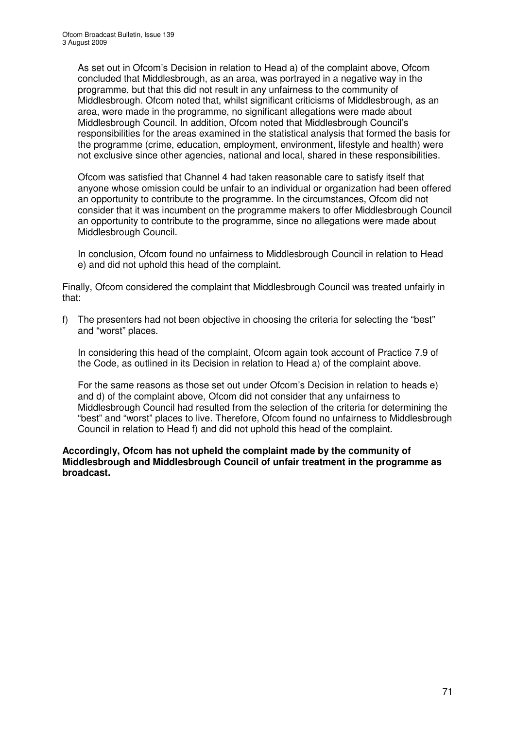As set out in Ofcom's Decision in relation to Head a) of the complaint above, Ofcom concluded that Middlesbrough, as an area, was portrayed in a negative way in the programme, but that this did not result in any unfairness to the community of Middlesbrough. Ofcom noted that, whilst significant criticisms of Middlesbrough, as an area, were made in the programme, no significant allegations were made about Middlesbrough Council. In addition, Ofcom noted that Middlesbrough Council's responsibilities for the areas examined in the statistical analysis that formed the basis for the programme (crime, education, employment, environment, lifestyle and health) were not exclusive since other agencies, national and local, shared in these responsibilities.

Ofcom was satisfied that Channel 4 had taken reasonable care to satisfy itself that anyone whose omission could be unfair to an individual or organization had been offered an opportunity to contribute to the programme. In the circumstances, Ofcom did not consider that it was incumbent on the programme makers to offer Middlesbrough Council an opportunity to contribute to the programme, since no allegations were made about Middlesbrough Council.

In conclusion, Ofcom found no unfairness to Middlesbrough Council in relation to Head e) and did not uphold this head of the complaint.

Finally, Ofcom considered the complaint that Middlesbrough Council was treated unfairly in that:

f) The presenters had not been objective in choosing the criteria for selecting the "best" and "worst" places.

In considering this head of the complaint, Ofcom again took account of Practice 7.9 of the Code, as outlined in its Decision in relation to Head a) of the complaint above.

For the same reasons as those set out under Ofcom's Decision in relation to heads e) and d) of the complaint above, Ofcom did not consider that any unfairness to Middlesbrough Council had resulted from the selection of the criteria for determining the "best" and "worst" places to live. Therefore, Ofcom found no unfairness to Middlesbrough Council in relation to Head f) and did not uphold this head of the complaint.

**Accordingly, Ofcom has not upheld the complaint made by the community of Middlesbrough and Middlesbrough Council of unfair treatment in the programme as broadcast.**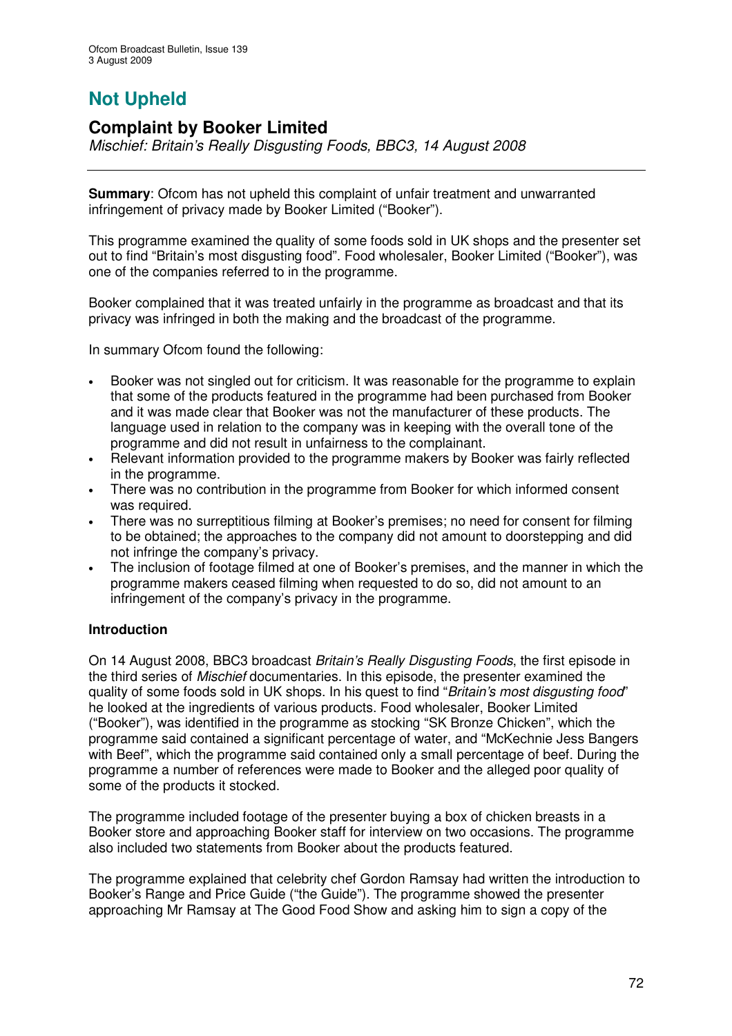# Not Upheld

## Complaint by Booker Limited

*Mischief: Britain's Really Disgusting Foods, BBC3, 14 August 2008*

**Summary**: Ofcom has not upheld this complaint of unfair treatment and unwarranted infringement of privacy made by Booker Limited ("Booker").

This programme examined the quality of some foods sold in UK shops and the presenter set out to find "Britain's most disgusting food". Food wholesaler, Booker Limited ("Booker"), was one of the companies referred to in the programme.

Booker complained that it was treated unfairly in the programme as broadcast and that its privacy was infringed in both the making and the broadcast of the programme.

In summary Ofcom found the following:

- Booker was not singled out for criticism. It was reasonable for the programme to explain that some of the products featured in the programme had been purchased from Booker and it was made clear that Booker was not the manufacturer of these products. The language used in relation to the company was in keeping with the overall tone of the programme and did not result in unfairness to the complainant.
- Relevant information provided to the programme makers by Booker was fairly reflected in the programme.
- There was no contribution in the programme from Booker for which informed consent was required.
- There was no surreptitious filming at Booker's premises; no need for consent for filming to be obtained; the approaches to the company did not amount to doorstepping and did not infringe the company's privacy.
- The inclusion of footage filmed at one of Booker's premises, and the manner in which the programme makers ceased filming when requested to do so, did not amount to an infringement of the company's privacy in the programme.

**Introduction**

On 14 August 2008, BBC3 broadcast *Britain's Really Disgusting Foods*, the first episode in the third series of *Mischief* documentaries. In this episode, the presenter examined the quality of some foods sold in UK shops. In his quest to find "*Britain's most disgusting food*" he looked at the ingredients of various products. Food wholesaler, Booker Limited ("Booker"), was identified in the programme as stocking "SK Bronze Chicken", which the programme said contained a significant percentage of water, and "McKechnie Jess Bangers with Beef", which the programme said contained only a small percentage of beef. During the programme a number of references were made to Booker and the alleged poor quality of some of the products it stocked.

The programme included footage of the presenter buying a box of chicken breasts in a Booker store and approaching Booker staff for interview on two occasions. The programme also included two statements from Booker about the products featured.

The programme explained that celebrity chef Gordon Ramsay had written the introduction to Booker's Range and Price Guide ("the Guide"). The programme showed the presenter approaching Mr Ramsay at The Good Food Show and asking him to sign a copy of the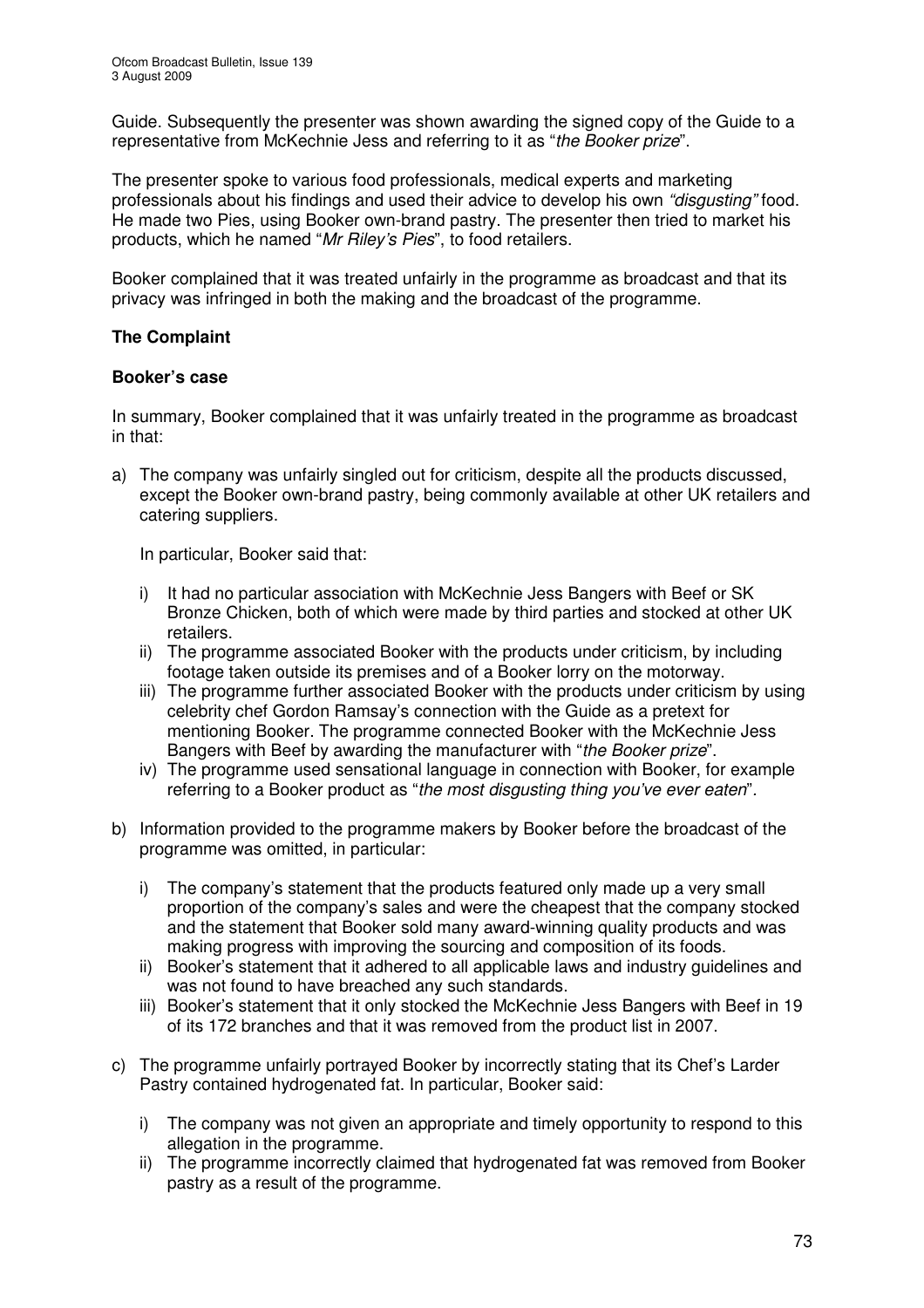Guide. Subsequently the presenter was shown awarding the signed copy of the Guide to a representative from McKechnie Jess and referring to it as "*the Booker prize*".

The presenter spoke to various food professionals, medical experts and marketing professionals about his findings and used their advice to develop his own *"disgusting"* food. He made two Pies, using Booker own-brand pastry. The presenter then tried to market his products, which he named "*Mr Riley's Pies*", to food retailers.

Booker complained that it was treated unfairly in the programme as broadcast and that its privacy was infringed in both the making and the broadcast of the programme.

**The Complaint**

**Booker's case**

In summary, Booker complained that it was unfairly treated in the programme as broadcast in that:

a) The company was unfairly singled out for criticism, despite all the products discussed, except the Booker own-brand pastry, being commonly available at other UK retailers and catering suppliers.

   In particular, Booker said that:

   i) It had no particular association with McKechnie Jess Bangers with Beef or SK Bronze Chicken, both of which were made by third parties and stocked at other UK retailers.
   ii) The programme associated Booker with the products under criticism, by including footage taken outside its premises and of a Booker lorry on the motorway.
   iii) The programme further associated Booker with the products under criticism by using celebrity chef Gordon Ramsay's connection with the Guide as a pretext for mentioning Booker. The programme connected Booker with the McKechnie Jess Bangers with Beef by awarding the manufacturer with "*the Booker prize*".
   iv) The programme used sensational language in connection with Booker, for example referring to a Booker product as "*the most disgusting thing you've ever eaten*".

b) Information provided to the programme makers by Booker before the broadcast of the programme was omitted, in particular:

   i) The company's statement that the products featured only made up a very small proportion of the company's sales and were the cheapest that the company stocked and the statement that Booker sold many award-winning quality products and was making progress with improving the sourcing and composition of its foods.
   ii) Booker's statement that it adhered to all applicable laws and industry guidelines and was not found to have breached any such standards.
   iii) Booker's statement that it only stocked the McKechnie Jess Bangers with Beef in 19 of its 172 branches and that it was removed from the product list in 2007.

c) The programme unfairly portrayed Booker by incorrectly stating that its Chef's Larder Pastry contained hydrogenated fat. In particular, Booker said:

   i) The company was not given an appropriate and timely opportunity to respond to this allegation in the programme.
   ii) The programme incorrectly claimed that hydrogenated fat was removed from Booker pastry as a result of the programme.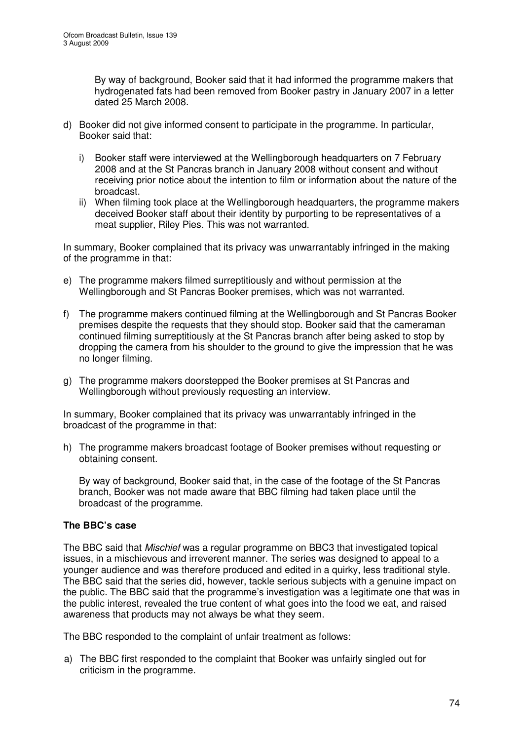By way of background, Booker said that it had informed the programme makers that hydrogenated fats had been removed from Booker pastry in January 2007 in a letter dated 25 March 2008.

d) Booker did not give informed consent to participate in the programme. In particular, Booker said that:

   i) Booker staff were interviewed at the Wellingborough headquarters on 7 February 2008 and at the St Pancras branch in January 2008 without consent and without receiving prior notice about the intention to film or information about the nature of the broadcast.
   ii) When filming took place at the Wellingborough headquarters, the programme makers deceived Booker staff about their identity by purporting to be representatives of a meat supplier, Riley Pies. This was not warranted.

In summary, Booker complained that its privacy was unwarrantably infringed in the making of the programme in that:

e) The programme makers filmed surreptitiously and without permission at the Wellingborough and St Pancras Booker premises, which was not warranted.

f) The programme makers continued filming at the Wellingborough and St Pancras Booker premises despite the requests that they should stop. Booker said that the cameraman continued filming surreptitiously at the St Pancras branch after being asked to stop by dropping the camera from his shoulder to the ground to give the impression that he was no longer filming.

g) The programme makers doorstepped the Booker premises at St Pancras and Wellingborough without previously requesting an interview.

In summary, Booker complained that its privacy was unwarrantably infringed in the broadcast of the programme in that:

h) The programme makers broadcast footage of Booker premises without requesting or obtaining consent.

   By way of background, Booker said that, in the case of the footage of the St Pancras branch, Booker was not made aware that BBC filming had taken place until the broadcast of the programme.

**The BBC's case**

The BBC said that *Mischief* was a regular programme on BBC3 that investigated topical issues, in a mischievous and irreverent manner. The series was designed to appeal to a younger audience and was therefore produced and edited in a quirky, less traditional style. The BBC said that the series did, however, tackle serious subjects with a genuine impact on the public. The BBC said that the programme's investigation was a legitimate one that was in the public interest, revealed the true content of what goes into the food we eat, and raised awareness that products may not always be what they seem.

The BBC responded to the complaint of unfair treatment as follows:

a) The BBC first responded to the complaint that Booker was unfairly singled out for criticism in the programme.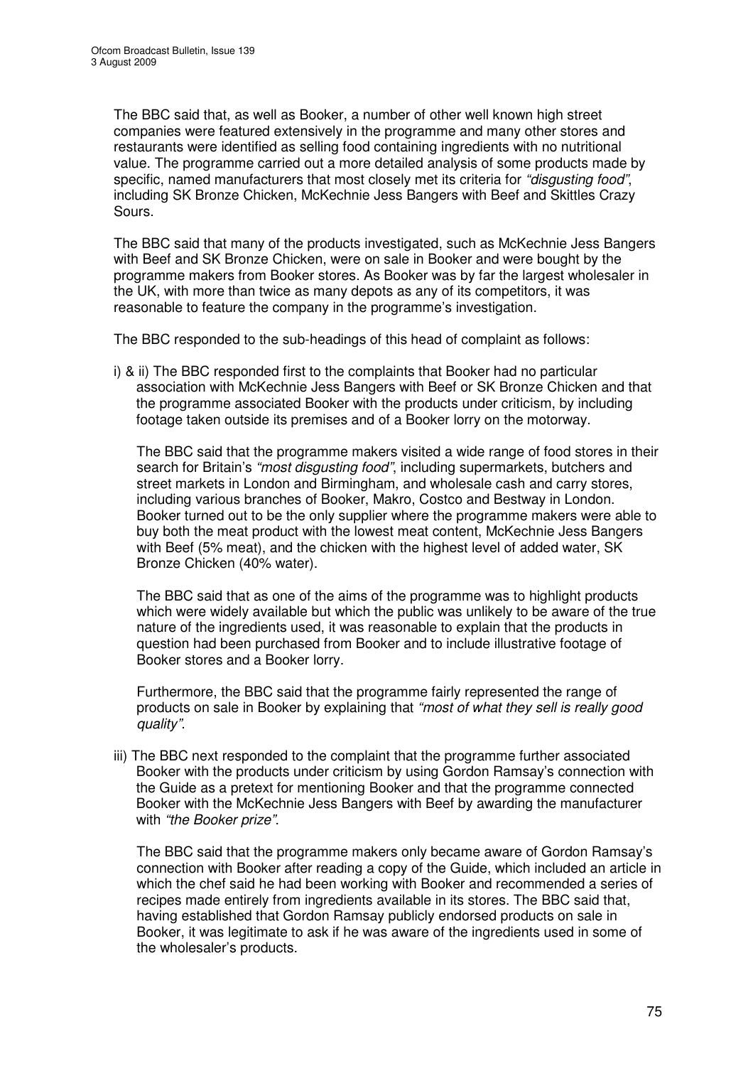The BBC said that, as well as Booker, a number of other well known high street companies were featured extensively in the programme and many other stores and restaurants were identified as selling food containing ingredients with no nutritional value. The programme carried out a more detailed analysis of some products made by specific, named manufacturers that most closely met its criteria for *"disgusting food"*, including SK Bronze Chicken, McKechnie Jess Bangers with Beef and Skittles Crazy Sours.

The BBC said that many of the products investigated, such as McKechnie Jess Bangers with Beef and SK Bronze Chicken, were on sale in Booker and were bought by the programme makers from Booker stores. As Booker was by far the largest wholesaler in the UK, with more than twice as many depots as any of its competitors, it was reasonable to feature the company in the programme's investigation.

The BBC responded to the sub-headings of this head of complaint as follows:

i) & ii) The BBC responded first to the complaints that Booker had no particular association with McKechnie Jess Bangers with Beef or SK Bronze Chicken and that the programme associated Booker with the products under criticism, by including footage taken outside its premises and of a Booker lorry on the motorway.

The BBC said that the programme makers visited a wide range of food stores in their search for Britain's *"most disgusting food"*, including supermarkets, butchers and street markets in London and Birmingham, and wholesale cash and carry stores, including various branches of Booker, Makro, Costco and Bestway in London. Booker turned out to be the only supplier where the programme makers were able to buy both the meat product with the lowest meat content, McKechnie Jess Bangers with Beef (5% meat), and the chicken with the highest level of added water, SK Bronze Chicken (40% water).

The BBC said that as one of the aims of the programme was to highlight products which were widely available but which the public was unlikely to be aware of the true nature of the ingredients used, it was reasonable to explain that the products in question had been purchased from Booker and to include illustrative footage of Booker stores and a Booker lorry.

Furthermore, the BBC said that the programme fairly represented the range of products on sale in Booker by explaining that *"most of what they sell is really good quality"*.

iii) The BBC next responded to the complaint that the programme further associated Booker with the products under criticism by using Gordon Ramsay's connection with the Guide as a pretext for mentioning Booker and that the programme connected Booker with the McKechnie Jess Bangers with Beef by awarding the manufacturer with *"the Booker prize"*.

The BBC said that the programme makers only became aware of Gordon Ramsay's connection with Booker after reading a copy of the Guide, which included an article in which the chef said he had been working with Booker and recommended a series of recipes made entirely from ingredients available in its stores. The BBC said that, having established that Gordon Ramsay publicly endorsed products on sale in Booker, it was legitimate to ask if he was aware of the ingredients used in some of the wholesaler's products.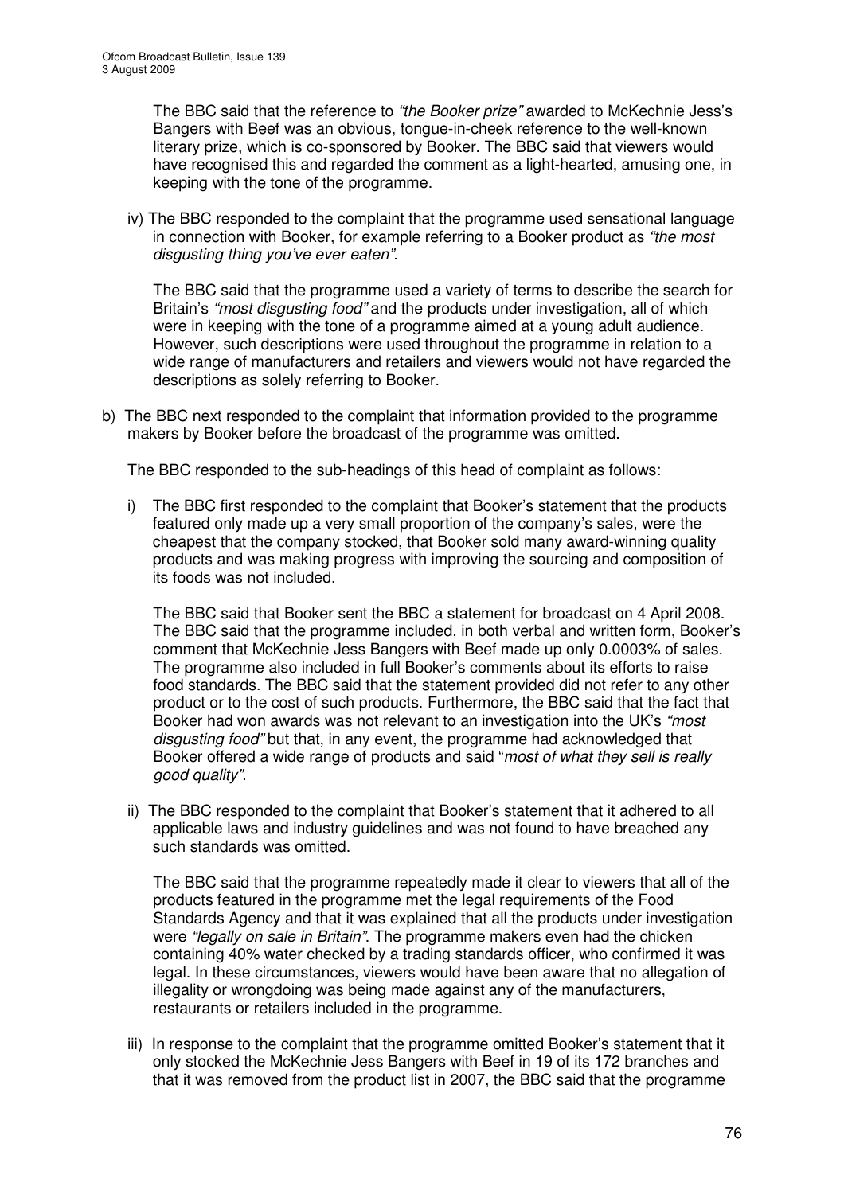The BBC said that the reference to *"the Booker prize"* awarded to McKechnie Jess's Bangers with Beef was an obvious, tongue-in-cheek reference to the well-known literary prize, which is co-sponsored by Booker. The BBC said that viewers would have recognised this and regarded the comment as a light-hearted, amusing one, in keeping with the tone of the programme.

iv) The BBC responded to the complaint that the programme used sensational language in connection with Booker, for example referring to a Booker product as *"the most disgusting thing you've ever eaten"*.

The BBC said that the programme used a variety of terms to describe the search for Britain's *"most disgusting food"* and the products under investigation, all of which were in keeping with the tone of a programme aimed at a young adult audience. However, such descriptions were used throughout the programme in relation to a wide range of manufacturers and retailers and viewers would not have regarded the descriptions as solely referring to Booker.

b) The BBC next responded to the complaint that information provided to the programme makers by Booker before the broadcast of the programme was omitted.

The BBC responded to the sub-headings of this head of complaint as follows:

i) The BBC first responded to the complaint that Booker's statement that the products featured only made up a very small proportion of the company's sales, were the cheapest that the company stocked, that Booker sold many award-winning quality products and was making progress with improving the sourcing and composition of its foods was not included.

The BBC said that Booker sent the BBC a statement for broadcast on 4 April 2008. The BBC said that the programme included, in both verbal and written form, Booker's comment that McKechnie Jess Bangers with Beef made up only 0.0003% of sales. The programme also included in full Booker's comments about its efforts to raise food standards. The BBC said that the statement provided did not refer to any other product or to the cost of such products. Furthermore, the BBC said that the fact that Booker had won awards was not relevant to an investigation into the UK's *"most disgusting food"* but that, in any event, the programme had acknowledged that Booker offered a wide range of products and said "*most of what they sell is really good quality"*.

ii) The BBC responded to the complaint that Booker's statement that it adhered to all applicable laws and industry guidelines and was not found to have breached any such standards was omitted.

The BBC said that the programme repeatedly made it clear to viewers that all of the products featured in the programme met the legal requirements of the Food Standards Agency and that it was explained that all the products under investigation were *"legally on sale in Britain"*. The programme makers even had the chicken containing 40% water checked by a trading standards officer, who confirmed it was legal. In these circumstances, viewers would have been aware that no allegation of illegality or wrongdoing was being made against any of the manufacturers, restaurants or retailers included in the programme.

iii) In response to the complaint that the programme omitted Booker's statement that it only stocked the McKechnie Jess Bangers with Beef in 19 of its 172 branches and that it was removed from the product list in 2007, the BBC said that the programme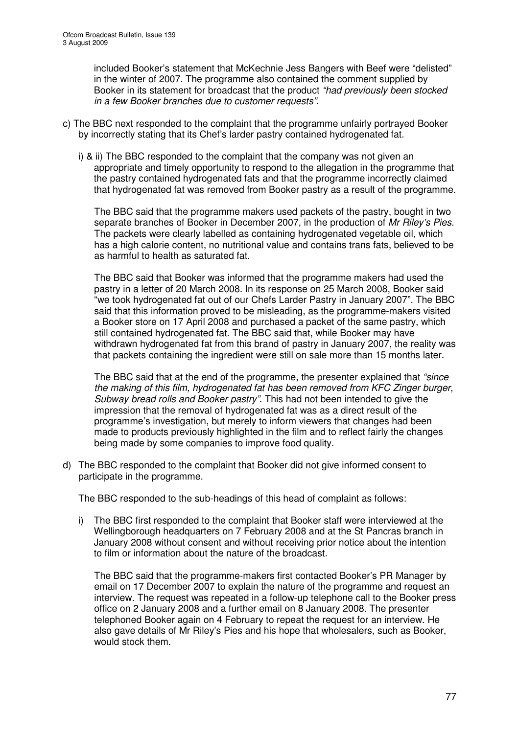included Booker's statement that McKechnie Jess Bangers with Beef were "delisted" in the winter of 2007. The programme also contained the comment supplied by Booker in its statement for broadcast that the product *"had previously been stocked in a few Booker branches due to customer requests"*.

c) The BBC next responded to the complaint that the programme unfairly portrayed Booker by incorrectly stating that its Chef's larder pastry contained hydrogenated fat.

   i) & ii) The BBC responded to the complaint that the company was not given an appropriate and timely opportunity to respond to the allegation in the programme that the pastry contained hydrogenated fats and that the programme incorrectly claimed that hydrogenated fat was removed from Booker pastry as a result of the programme.

   The BBC said that the programme makers used packets of the pastry, bought in two separate branches of Booker in December 2007, in the production of *Mr Riley's Pies*. The packets were clearly labelled as containing hydrogenated vegetable oil, which has a high calorie content, no nutritional value and contains trans fats, believed to be as harmful to health as saturated fat.

   The BBC said that Booker was informed that the programme makers had used the pastry in a letter of 20 March 2008. In its response on 25 March 2008, Booker said "we took hydrogenated fat out of our Chefs Larder Pastry in January 2007". The BBC said that this information proved to be misleading, as the programme-makers visited a Booker store on 17 April 2008 and purchased a packet of the same pastry, which still contained hydrogenated fat. The BBC said that, while Booker may have withdrawn hydrogenated fat from this brand of pastry in January 2007, the reality was that packets containing the ingredient were still on sale more than 15 months later.

   The BBC said that at the end of the programme, the presenter explained that *"since the making of this film, hydrogenated fat has been removed from KFC Zinger burger, Subway bread rolls and Booker pastry"*. This had not been intended to give the impression that the removal of hydrogenated fat was as a direct result of the programme's investigation, but merely to inform viewers that changes had been made to products previously highlighted in the film and to reflect fairly the changes being made by some companies to improve food quality.

d) The BBC responded to the complaint that Booker did not give informed consent to participate in the programme.

   The BBC responded to the sub-headings of this head of complaint as follows:

   i) The BBC first responded to the complaint that Booker staff were interviewed at the Wellingborough headquarters on 7 February 2008 and at the St Pancras branch in January 2008 without consent and without receiving prior notice about the intention to film or information about the nature of the broadcast.

   The BBC said that the programme-makers first contacted Booker's PR Manager by email on 17 December 2007 to explain the nature of the programme and request an interview. The request was repeated in a follow-up telephone call to the Booker press office on 2 January 2008 and a further email on 8 January 2008. The presenter telephoned Booker again on 4 February to repeat the request for an interview. He also gave details of Mr Riley's Pies and his hope that wholesalers, such as Booker, would stock them.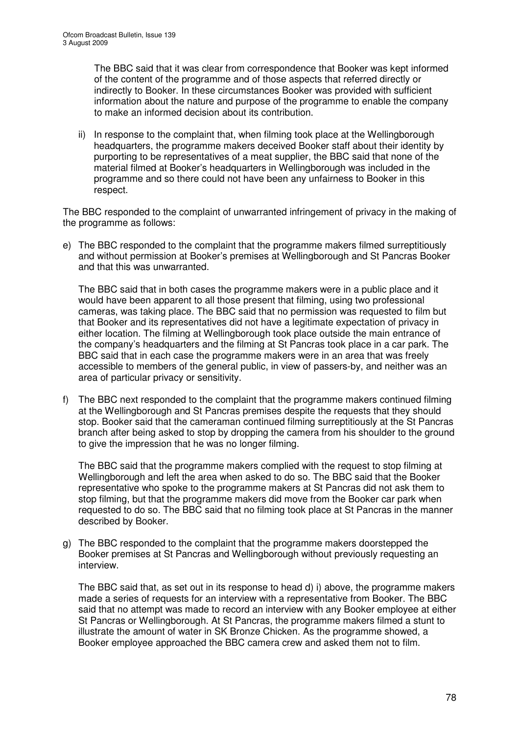The BBC said that it was clear from correspondence that Booker was kept informed of the content of the programme and of those aspects that referred directly or indirectly to Booker. In these circumstances Booker was provided with sufficient information about the nature and purpose of the programme to enable the company to make an informed decision about its contribution.

ii) In response to the complaint that, when filming took place at the Wellingborough headquarters, the programme makers deceived Booker staff about their identity by purporting to be representatives of a meat supplier, the BBC said that none of the material filmed at Booker's headquarters in Wellingborough was included in the programme and so there could not have been any unfairness to Booker in this respect.

The BBC responded to the complaint of unwarranted infringement of privacy in the making of the programme as follows:

e) The BBC responded to the complaint that the programme makers filmed surreptitiously and without permission at Booker's premises at Wellingborough and St Pancras Booker and that this was unwarranted.

   The BBC said that in both cases the programme makers were in a public place and it would have been apparent to all those present that filming, using two professional cameras, was taking place. The BBC said that no permission was requested to film but that Booker and its representatives did not have a legitimate expectation of privacy in either location. The filming at Wellingborough took place outside the main entrance of the company's headquarters and the filming at St Pancras took place in a car park. The BBC said that in each case the programme makers were in an area that was freely accessible to members of the general public, in view of passers-by, and neither was an area of particular privacy or sensitivity.

f) The BBC next responded to the complaint that the programme makers continued filming at the Wellingborough and St Pancras premises despite the requests that they should stop. Booker said that the cameraman continued filming surreptitiously at the St Pancras branch after being asked to stop by dropping the camera from his shoulder to the ground to give the impression that he was no longer filming.

   The BBC said that the programme makers complied with the request to stop filming at Wellingborough and left the area when asked to do so. The BBC said that the Booker representative who spoke to the programme makers at St Pancras did not ask them to stop filming, but that the programme makers did move from the Booker car park when requested to do so. The BBC said that no filming took place at St Pancras in the manner described by Booker.

g) The BBC responded to the complaint that the programme makers doorstepped the Booker premises at St Pancras and Wellingborough without previously requesting an interview.

   The BBC said that, as set out in its response to head d) i) above, the programme makers made a series of requests for an interview with a representative from Booker. The BBC said that no attempt was made to record an interview with any Booker employee at either St Pancras or Wellingborough. At St Pancras, the programme makers filmed a stunt to illustrate the amount of water in SK Bronze Chicken. As the programme showed, a Booker employee approached the BBC camera crew and asked them not to film.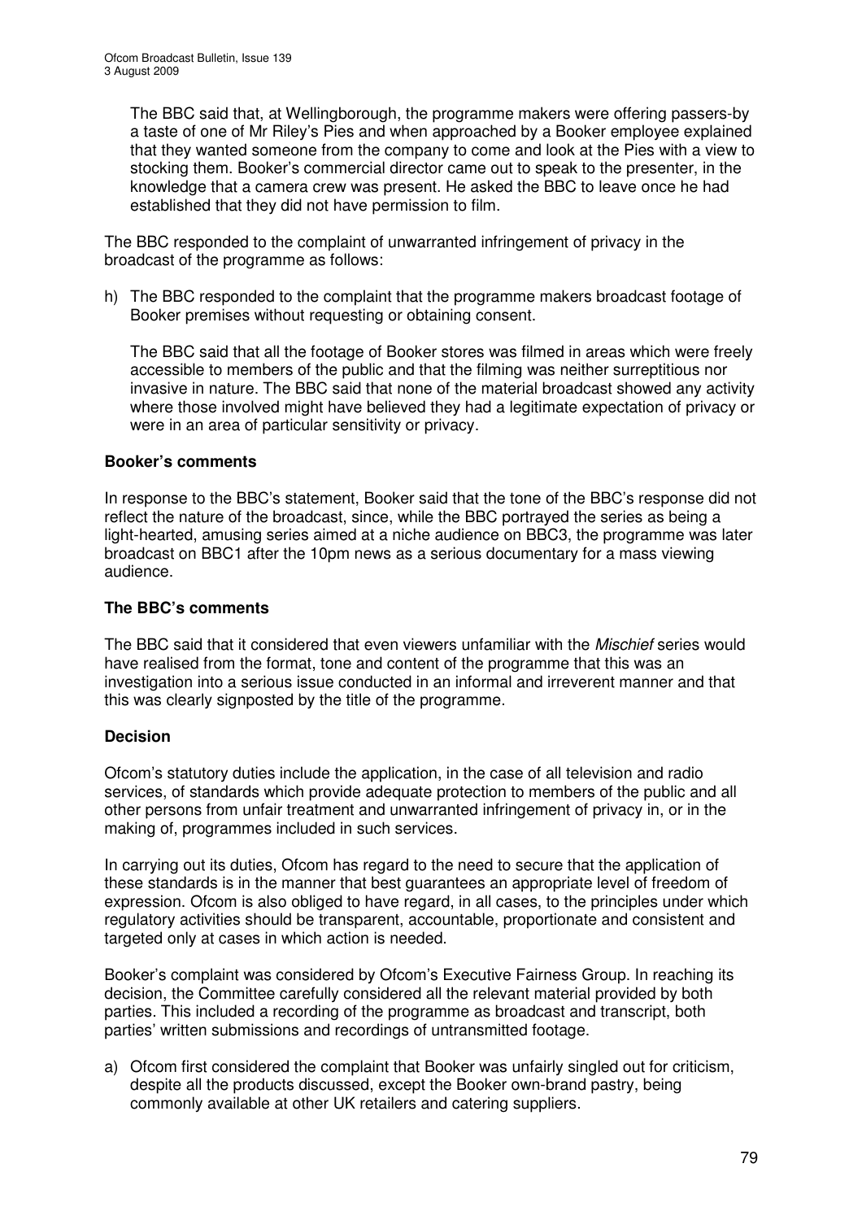The BBC said that, at Wellingborough, the programme makers were offering passers-by a taste of one of Mr Riley's Pies and when approached by a Booker employee explained that they wanted someone from the company to come and look at the Pies with a view to stocking them. Booker's commercial director came out to speak to the presenter, in the knowledge that a camera crew was present. He asked the BBC to leave once he had established that they did not have permission to film.

The BBC responded to the complaint of unwarranted infringement of privacy in the broadcast of the programme as follows:

h) The BBC responded to the complaint that the programme makers broadcast footage of Booker premises without requesting or obtaining consent.

   The BBC said that all the footage of Booker stores was filmed in areas which were freely accessible to members of the public and that the filming was neither surreptitious nor invasive in nature. The BBC said that none of the material broadcast showed any activity where those involved might have believed they had a legitimate expectation of privacy or were in an area of particular sensitivity or privacy.

**Booker's comments**

In response to the BBC's statement, Booker said that the tone of the BBC's response did not reflect the nature of the broadcast, since, while the BBC portrayed the series as being a light-hearted, amusing series aimed at a niche audience on BBC3, the programme was later broadcast on BBC1 after the 10pm news as a serious documentary for a mass viewing audience.

**The BBC's comments**

The BBC said that it considered that even viewers unfamiliar with the *Mischief* series would have realised from the format, tone and content of the programme that this was an investigation into a serious issue conducted in an informal and irreverent manner and that this was clearly signposted by the title of the programme.

**Decision**

Ofcom's statutory duties include the application, in the case of all television and radio services, of standards which provide adequate protection to members of the public and all other persons from unfair treatment and unwarranted infringement of privacy in, or in the making of, programmes included in such services.

In carrying out its duties, Ofcom has regard to the need to secure that the application of these standards is in the manner that best guarantees an appropriate level of freedom of expression. Ofcom is also obliged to have regard, in all cases, to the principles under which regulatory activities should be transparent, accountable, proportionate and consistent and targeted only at cases in which action is needed.

Booker's complaint was considered by Ofcom's Executive Fairness Group. In reaching its decision, the Committee carefully considered all the relevant material provided by both parties. This included a recording of the programme as broadcast and transcript, both parties' written submissions and recordings of untransmitted footage.

a) Ofcom first considered the complaint that Booker was unfairly singled out for criticism, despite all the products discussed, except the Booker own-brand pastry, being commonly available at other UK retailers and catering suppliers.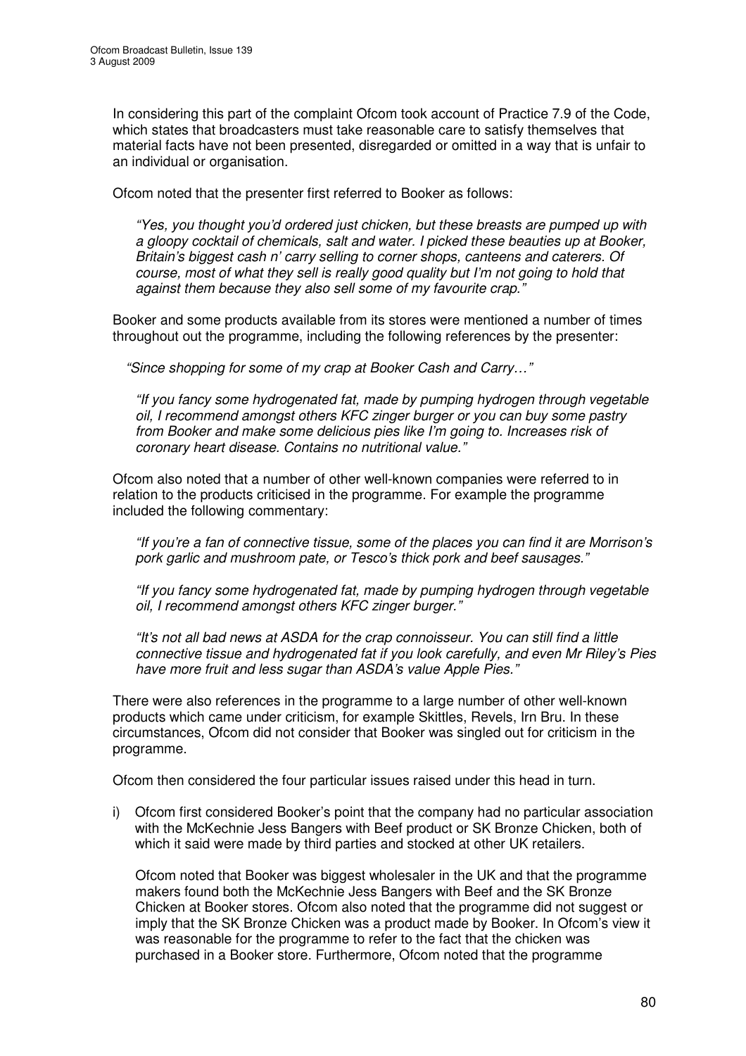In considering this part of the complaint Ofcom took account of Practice 7.9 of the Code, which states that broadcasters must take reasonable care to satisfy themselves that material facts have not been presented, disregarded or omitted in a way that is unfair to an individual or organisation.

Ofcom noted that the presenter first referred to Booker as follows:

> *"Yes, you thought you'd ordered just chicken, but these breasts are pumped up with a gloopy cocktail of chemicals, salt and water. I picked these beauties up at Booker, Britain's biggest cash n' carry selling to corner shops, canteens and caterers. Of course, most of what they sell is really good quality but I'm not going to hold that against them because they also sell some of my favourite crap."*

Booker and some products available from its stores were mentioned a number of times throughout out the programme, including the following references by the presenter:

> *"Since shopping for some of my crap at Booker Cash and Carry…"*
>
> *"If you fancy some hydrogenated fat, made by pumping hydrogen through vegetable oil, I recommend amongst others KFC zinger burger or you can buy some pastry from Booker and make some delicious pies like I'm going to. Increases risk of coronary heart disease. Contains no nutritional value."*

Ofcom also noted that a number of other well-known companies were referred to in relation to the products criticised in the programme. For example the programme included the following commentary:

> *"If you're a fan of connective tissue, some of the places you can find it are Morrison's pork garlic and mushroom pate, or Tesco's thick pork and beef sausages."*
>
> *"If you fancy some hydrogenated fat, made by pumping hydrogen through vegetable oil, I recommend amongst others KFC zinger burger."*
>
> *"It's not all bad news at ASDA for the crap connoisseur. You can still find a little connective tissue and hydrogenated fat if you look carefully, and even Mr Riley's Pies have more fruit and less sugar than ASDA's value Apple Pies."*

There were also references in the programme to a large number of other well-known products which came under criticism, for example Skittles, Revels, Irn Bru. In these circumstances, Ofcom did not consider that Booker was singled out for criticism in the programme.

Ofcom then considered the four particular issues raised under this head in turn.

i) Ofcom first considered Booker's point that the company had no particular association with the McKechnie Jess Bangers with Beef product or SK Bronze Chicken, both of which it said were made by third parties and stocked at other UK retailers.

   Ofcom noted that Booker was biggest wholesaler in the UK and that the programme makers found both the McKechnie Jess Bangers with Beef and the SK Bronze Chicken at Booker stores. Ofcom also noted that the programme did not suggest or imply that the SK Bronze Chicken was a product made by Booker. In Ofcom's view it was reasonable for the programme to refer to the fact that the chicken was purchased in a Booker store. Furthermore, Ofcom noted that the programme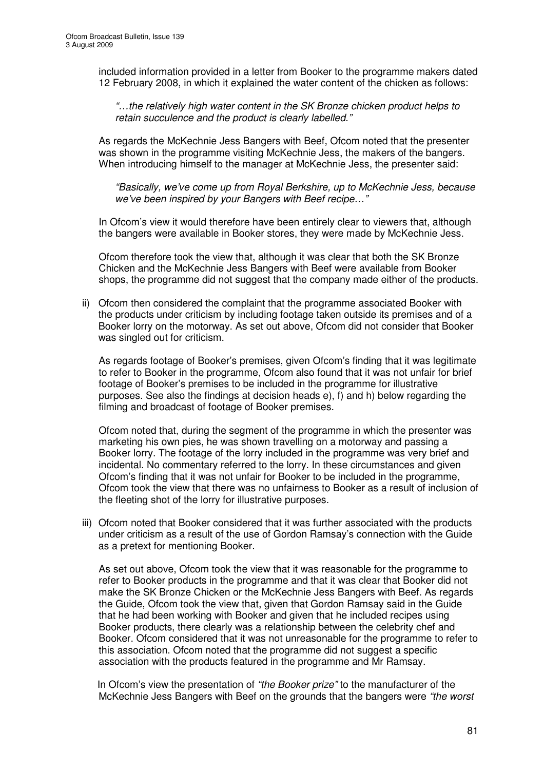included information provided in a letter from Booker to the programme makers dated 12 February 2008, in which it explained the water content of the chicken as follows:

> *"…the relatively high water content in the SK Bronze chicken product helps to retain succulence and the product is clearly labelled."*

As regards the McKechnie Jess Bangers with Beef, Ofcom noted that the presenter was shown in the programme visiting McKechnie Jess, the makers of the bangers. When introducing himself to the manager at McKechnie Jess, the presenter said:

> *"Basically, we've come up from Royal Berkshire, up to McKechnie Jess, because we've been inspired by your Bangers with Beef recipe…"*

In Ofcom's view it would therefore have been entirely clear to viewers that, although the bangers were available in Booker stores, they were made by McKechnie Jess.

Ofcom therefore took the view that, although it was clear that both the SK Bronze Chicken and the McKechnie Jess Bangers with Beef were available from Booker shops, the programme did not suggest that the company made either of the products.

ii) Ofcom then considered the complaint that the programme associated Booker with the products under criticism by including footage taken outside its premises and of a Booker lorry on the motorway. As set out above, Ofcom did not consider that Booker was singled out for criticism.

As regards footage of Booker's premises, given Ofcom's finding that it was legitimate to refer to Booker in the programme, Ofcom also found that it was not unfair for brief footage of Booker's premises to be included in the programme for illustrative purposes. See also the findings at decision heads e), f) and h) below regarding the filming and broadcast of footage of Booker premises.

Ofcom noted that, during the segment of the programme in which the presenter was marketing his own pies, he was shown travelling on a motorway and passing a Booker lorry. The footage of the lorry included in the programme was very brief and incidental. No commentary referred to the lorry. In these circumstances and given Ofcom's finding that it was not unfair for Booker to be included in the programme, Ofcom took the view that there was no unfairness to Booker as a result of inclusion of the fleeting shot of the lorry for illustrative purposes.

iii) Ofcom noted that Booker considered that it was further associated with the products under criticism as a result of the use of Gordon Ramsay's connection with the Guide as a pretext for mentioning Booker.

As set out above, Ofcom took the view that it was reasonable for the programme to refer to Booker products in the programme and that it was clear that Booker did not make the SK Bronze Chicken or the McKechnie Jess Bangers with Beef. As regards the Guide, Ofcom took the view that, given that Gordon Ramsay said in the Guide that he had been working with Booker and given that he included recipes using Booker products, there clearly was a relationship between the celebrity chef and Booker. Ofcom considered that it was not unreasonable for the programme to refer to this association. Ofcom noted that the programme did not suggest a specific association with the products featured in the programme and Mr Ramsay.

In Ofcom's view the presentation of *"the Booker prize"* to the manufacturer of the McKechnie Jess Bangers with Beef on the grounds that the bangers were *"the worst*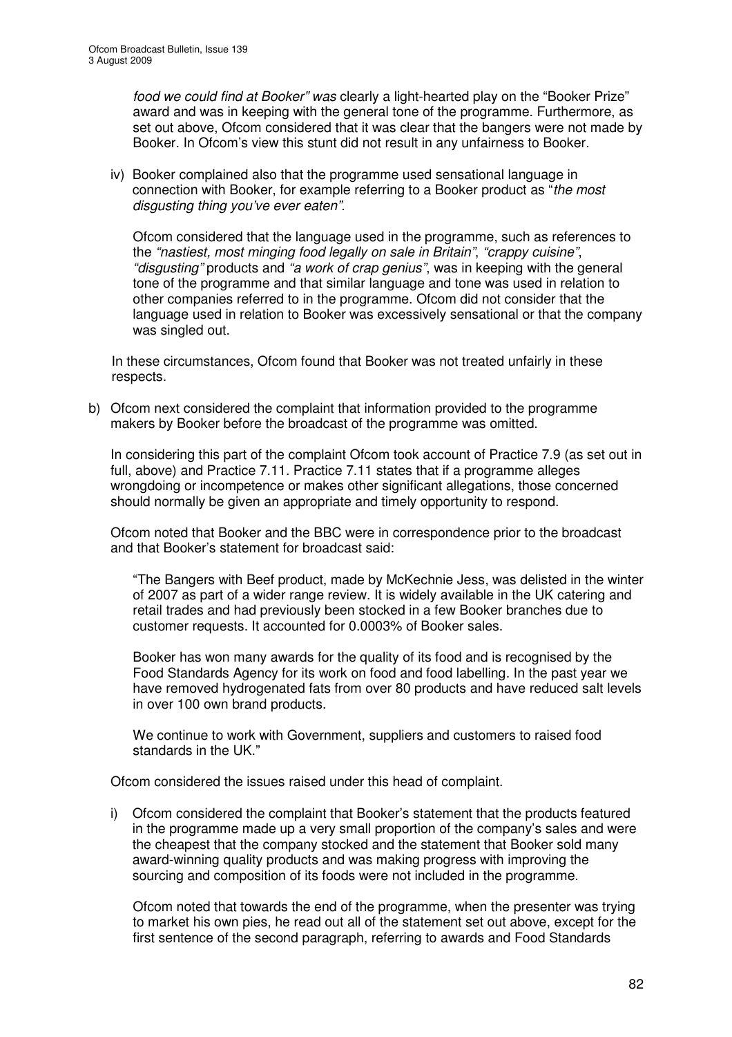*food we could find at Booker" was* clearly a light-hearted play on the "Booker Prize" award and was in keeping with the general tone of the programme. Furthermore, as set out above, Ofcom considered that it was clear that the bangers were not made by Booker. In Ofcom's view this stunt did not result in any unfairness to Booker.

iv) Booker complained also that the programme used sensational language in connection with Booker, for example referring to a Booker product as "*the most disgusting thing you've ever eaten"*.

Ofcom considered that the language used in the programme, such as references to the *"nastiest, most minging food legally on sale in Britain"*, *"crappy cuisine"*, *"disgusting"* products and *"a work of crap genius"*, was in keeping with the general tone of the programme and that similar language and tone was used in relation to other companies referred to in the programme. Ofcom did not consider that the language used in relation to Booker was excessively sensational or that the company was singled out.

In these circumstances, Ofcom found that Booker was not treated unfairly in these respects.

b) Ofcom next considered the complaint that information provided to the programme makers by Booker before the broadcast of the programme was omitted.

In considering this part of the complaint Ofcom took account of Practice 7.9 (as set out in full, above) and Practice 7.11. Practice 7.11 states that if a programme alleges wrongdoing or incompetence or makes other significant allegations, those concerned should normally be given an appropriate and timely opportunity to respond.

Ofcom noted that Booker and the BBC were in correspondence prior to the broadcast and that Booker's statement for broadcast said:

> "The Bangers with Beef product, made by McKechnie Jess, was delisted in the winter of 2007 as part of a wider range review. It is widely available in the UK catering and retail trades and had previously been stocked in a few Booker branches due to customer requests. It accounted for 0.0003% of Booker sales.
>
> Booker has won many awards for the quality of its food and is recognised by the Food Standards Agency for its work on food and food labelling. In the past year we have removed hydrogenated fats from over 80 products and have reduced salt levels in over 100 own brand products.
>
> We continue to work with Government, suppliers and customers to raised food standards in the UK."

Ofcom considered the issues raised under this head of complaint.

i) Ofcom considered the complaint that Booker's statement that the products featured in the programme made up a very small proportion of the company's sales and were the cheapest that the company stocked and the statement that Booker sold many award-winning quality products and was making progress with improving the sourcing and composition of its foods were not included in the programme.

Ofcom noted that towards the end of the programme, when the presenter was trying to market his own pies, he read out all of the statement set out above, except for the first sentence of the second paragraph, referring to awards and Food Standards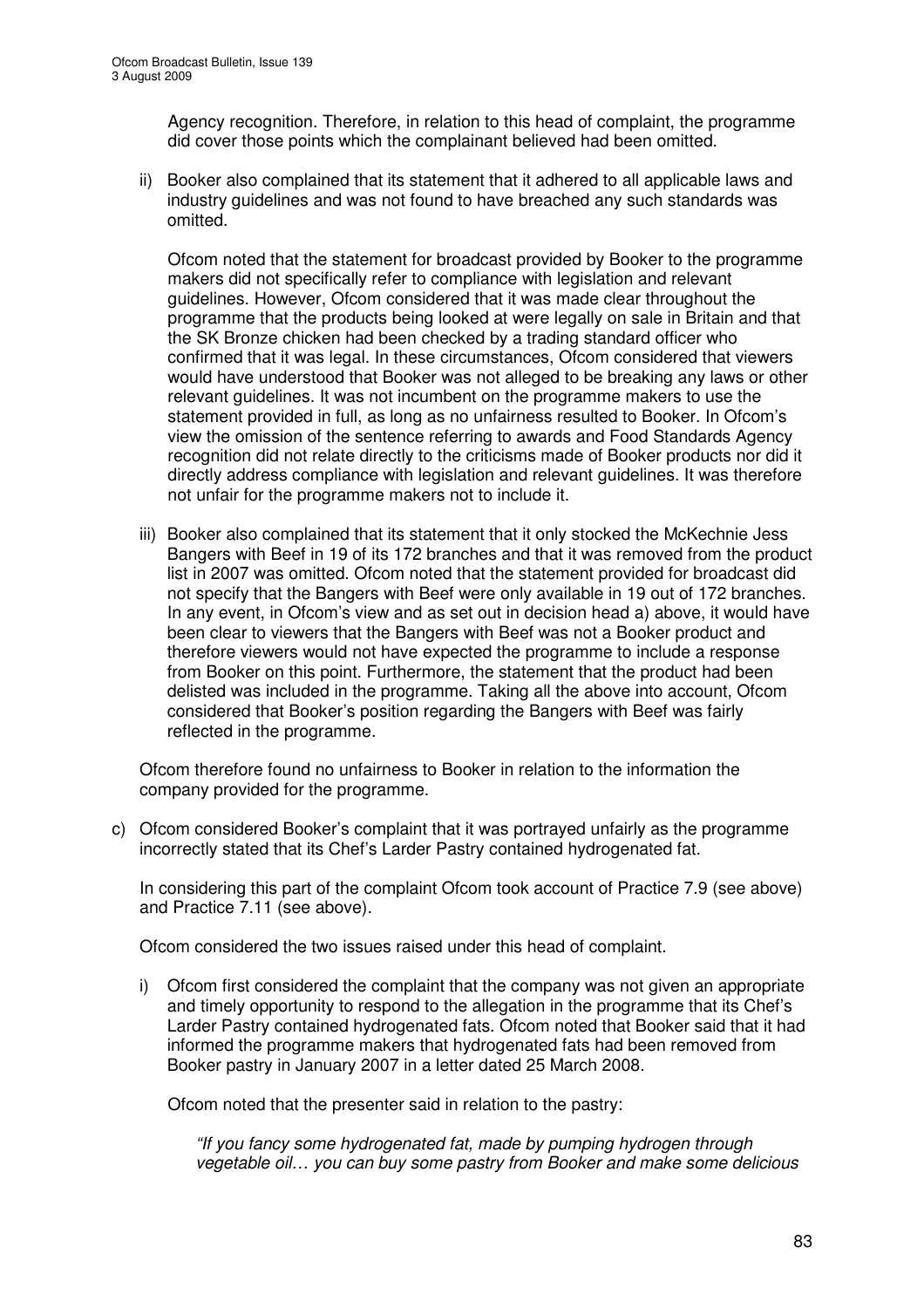Agency recognition. Therefore, in relation to this head of complaint, the programme did cover those points which the complainant believed had been omitted.

ii) Booker also complained that its statement that it adhered to all applicable laws and industry guidelines and was not found to have breached any such standards was omitted.

   Ofcom noted that the statement for broadcast provided by Booker to the programme makers did not specifically refer to compliance with legislation and relevant guidelines. However, Ofcom considered that it was made clear throughout the programme that the products being looked at were legally on sale in Britain and that the SK Bronze chicken had been checked by a trading standard officer who confirmed that it was legal. In these circumstances, Ofcom considered that viewers would have understood that Booker was not alleged to be breaking any laws or other relevant guidelines. It was not incumbent on the programme makers to use the statement provided in full, as long as no unfairness resulted to Booker. In Ofcom's view the omission of the sentence referring to awards and Food Standards Agency recognition did not relate directly to the criticisms made of Booker products nor did it directly address compliance with legislation and relevant guidelines. It was therefore not unfair for the programme makers not to include it.

iii) Booker also complained that its statement that it only stocked the McKechnie Jess Bangers with Beef in 19 of its 172 branches and that it was removed from the product list in 2007 was omitted. Ofcom noted that the statement provided for broadcast did not specify that the Bangers with Beef were only available in 19 out of 172 branches. In any event, in Ofcom's view and as set out in decision head a) above, it would have been clear to viewers that the Bangers with Beef was not a Booker product and therefore viewers would not have expected the programme to include a response from Booker on this point. Furthermore, the statement that the product had been delisted was included in the programme. Taking all the above into account, Ofcom considered that Booker's position regarding the Bangers with Beef was fairly reflected in the programme.

Ofcom therefore found no unfairness to Booker in relation to the information the company provided for the programme.

c) Ofcom considered Booker's complaint that it was portrayed unfairly as the programme incorrectly stated that its Chef's Larder Pastry contained hydrogenated fat.

   In considering this part of the complaint Ofcom took account of Practice 7.9 (see above) and Practice 7.11 (see above).

   Ofcom considered the two issues raised under this head of complaint.

   i) Ofcom first considered the complaint that the company was not given an appropriate and timely opportunity to respond to the allegation in the programme that its Chef's Larder Pastry contained hydrogenated fats. Ofcom noted that Booker said that it had informed the programme makers that hydrogenated fats had been removed from Booker pastry in January 2007 in a letter dated 25 March 2008.

   Ofcom noted that the presenter said in relation to the pastry:

   > *"If you fancy some hydrogenated fat, made by pumping hydrogen through vegetable oil… you can buy some pastry from Booker and make some delicious*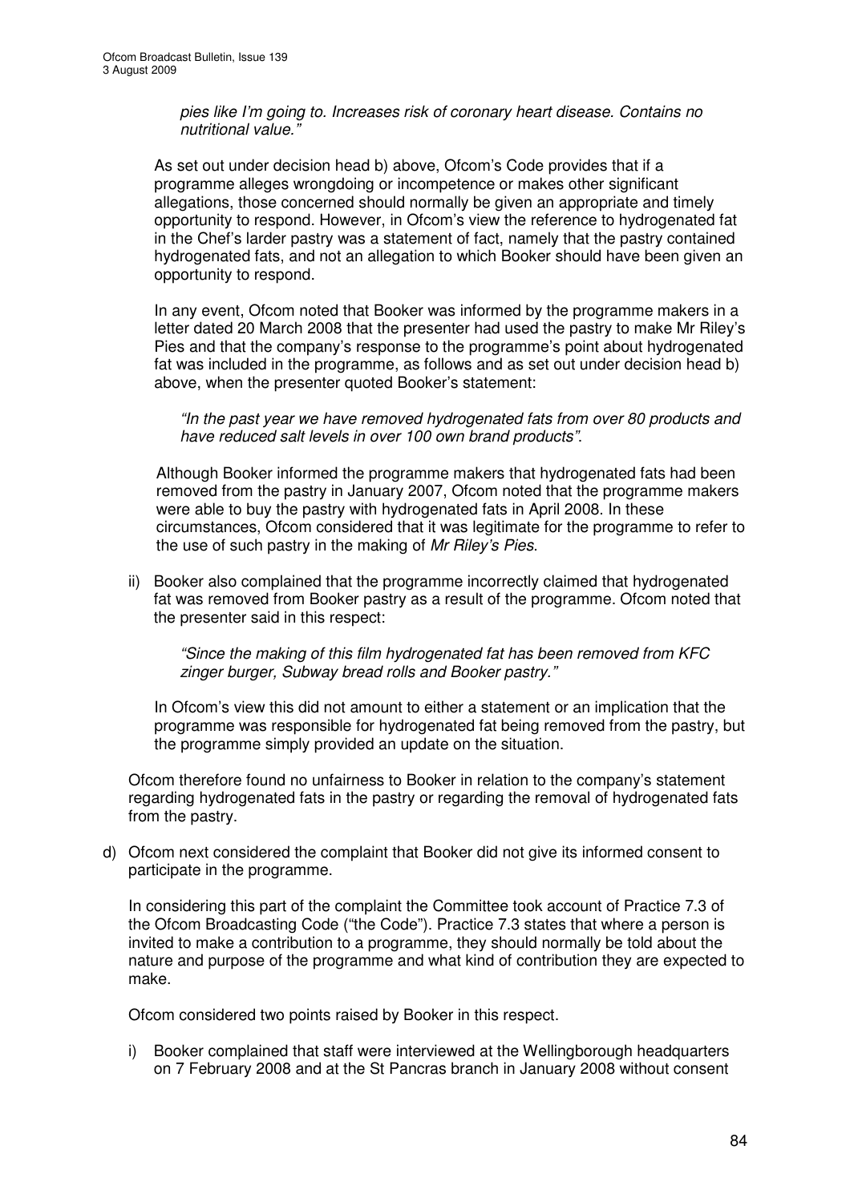*pies like I'm going to. Increases risk of coronary heart disease. Contains no nutritional value."*

As set out under decision head b) above, Ofcom's Code provides that if a programme alleges wrongdoing or incompetence or makes other significant allegations, those concerned should normally be given an appropriate and timely opportunity to respond. However, in Ofcom's view the reference to hydrogenated fat in the Chef's larder pastry was a statement of fact, namely that the pastry contained hydrogenated fats, and not an allegation to which Booker should have been given an opportunity to respond.

In any event, Ofcom noted that Booker was informed by the programme makers in a letter dated 20 March 2008 that the presenter had used the pastry to make Mr Riley's Pies and that the company's response to the programme's point about hydrogenated fat was included in the programme, as follows and as set out under decision head b) above, when the presenter quoted Booker's statement:

*"In the past year we have removed hydrogenated fats from over 80 products and have reduced salt levels in over 100 own brand products"*.

Although Booker informed the programme makers that hydrogenated fats had been removed from the pastry in January 2007, Ofcom noted that the programme makers were able to buy the pastry with hydrogenated fats in April 2008. In these circumstances, Ofcom considered that it was legitimate for the programme to refer to the use of such pastry in the making of *Mr Riley's Pies*.

ii) Booker also complained that the programme incorrectly claimed that hydrogenated fat was removed from Booker pastry as a result of the programme. Ofcom noted that the presenter said in this respect:

*"Since the making of this film hydrogenated fat has been removed from KFC zinger burger, Subway bread rolls and Booker pastry."*

In Ofcom's view this did not amount to either a statement or an implication that the programme was responsible for hydrogenated fat being removed from the pastry, but the programme simply provided an update on the situation.

Ofcom therefore found no unfairness to Booker in relation to the company's statement regarding hydrogenated fats in the pastry or regarding the removal of hydrogenated fats from the pastry.

d) Ofcom next considered the complaint that Booker did not give its informed consent to participate in the programme.

In considering this part of the complaint the Committee took account of Practice 7.3 of the Ofcom Broadcasting Code ("the Code"). Practice 7.3 states that where a person is invited to make a contribution to a programme, they should normally be told about the nature and purpose of the programme and what kind of contribution they are expected to make.

Ofcom considered two points raised by Booker in this respect.

i) Booker complained that staff were interviewed at the Wellingborough headquarters on 7 February 2008 and at the St Pancras branch in January 2008 without consent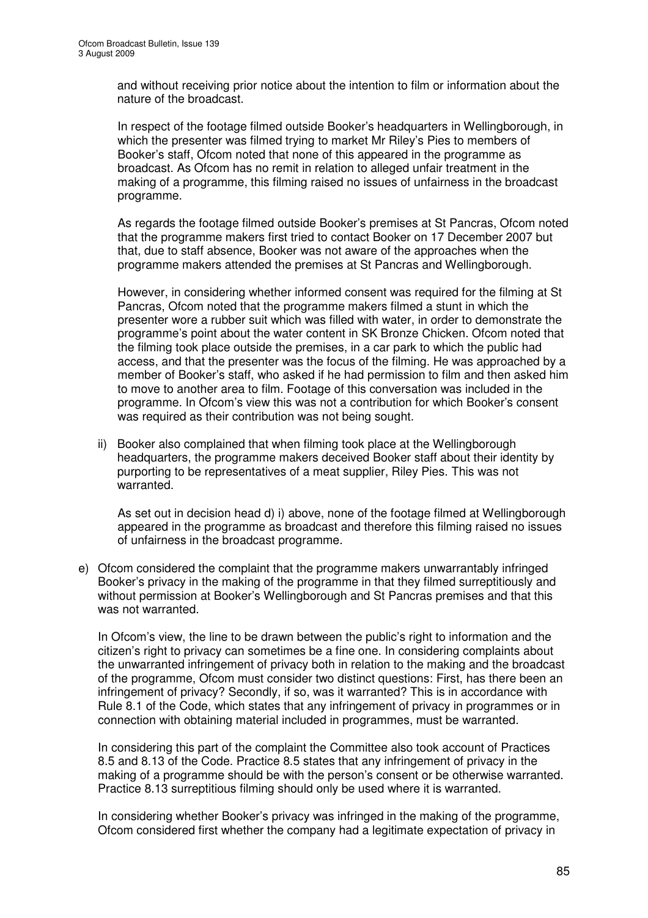and without receiving prior notice about the intention to film or information about the nature of the broadcast.

In respect of the footage filmed outside Booker's headquarters in Wellingborough, in which the presenter was filmed trying to market Mr Riley's Pies to members of Booker's staff, Ofcom noted that none of this appeared in the programme as broadcast. As Ofcom has no remit in relation to alleged unfair treatment in the making of a programme, this filming raised no issues of unfairness in the broadcast programme.

As regards the footage filmed outside Booker's premises at St Pancras, Ofcom noted that the programme makers first tried to contact Booker on 17 December 2007 but that, due to staff absence, Booker was not aware of the approaches when the programme makers attended the premises at St Pancras and Wellingborough.

However, in considering whether informed consent was required for the filming at St Pancras, Ofcom noted that the programme makers filmed a stunt in which the presenter wore a rubber suit which was filled with water, in order to demonstrate the programme's point about the water content in SK Bronze Chicken. Ofcom noted that the filming took place outside the premises, in a car park to which the public had access, and that the presenter was the focus of the filming. He was approached by a member of Booker's staff, who asked if he had permission to film and then asked him to move to another area to film. Footage of this conversation was included in the programme. In Ofcom's view this was not a contribution for which Booker's consent was required as their contribution was not being sought.

ii) Booker also complained that when filming took place at the Wellingborough headquarters, the programme makers deceived Booker staff about their identity by purporting to be representatives of a meat supplier, Riley Pies. This was not warranted.

As set out in decision head d) i) above, none of the footage filmed at Wellingborough appeared in the programme as broadcast and therefore this filming raised no issues of unfairness in the broadcast programme.

e) Ofcom considered the complaint that the programme makers unwarrantably infringed Booker's privacy in the making of the programme in that they filmed surreptitiously and without permission at Booker's Wellingborough and St Pancras premises and that this was not warranted.

In Ofcom's view, the line to be drawn between the public's right to information and the citizen's right to privacy can sometimes be a fine one. In considering complaints about the unwarranted infringement of privacy both in relation to the making and the broadcast of the programme, Ofcom must consider two distinct questions: First, has there been an infringement of privacy? Secondly, if so, was it warranted? This is in accordance with Rule 8.1 of the Code, which states that any infringement of privacy in programmes or in connection with obtaining material included in programmes, must be warranted.

In considering this part of the complaint the Committee also took account of Practices 8.5 and 8.13 of the Code. Practice 8.5 states that any infringement of privacy in the making of a programme should be with the person's consent or be otherwise warranted. Practice 8.13 surreptitious filming should only be used where it is warranted.

In considering whether Booker's privacy was infringed in the making of the programme, Ofcom considered first whether the company had a legitimate expectation of privacy in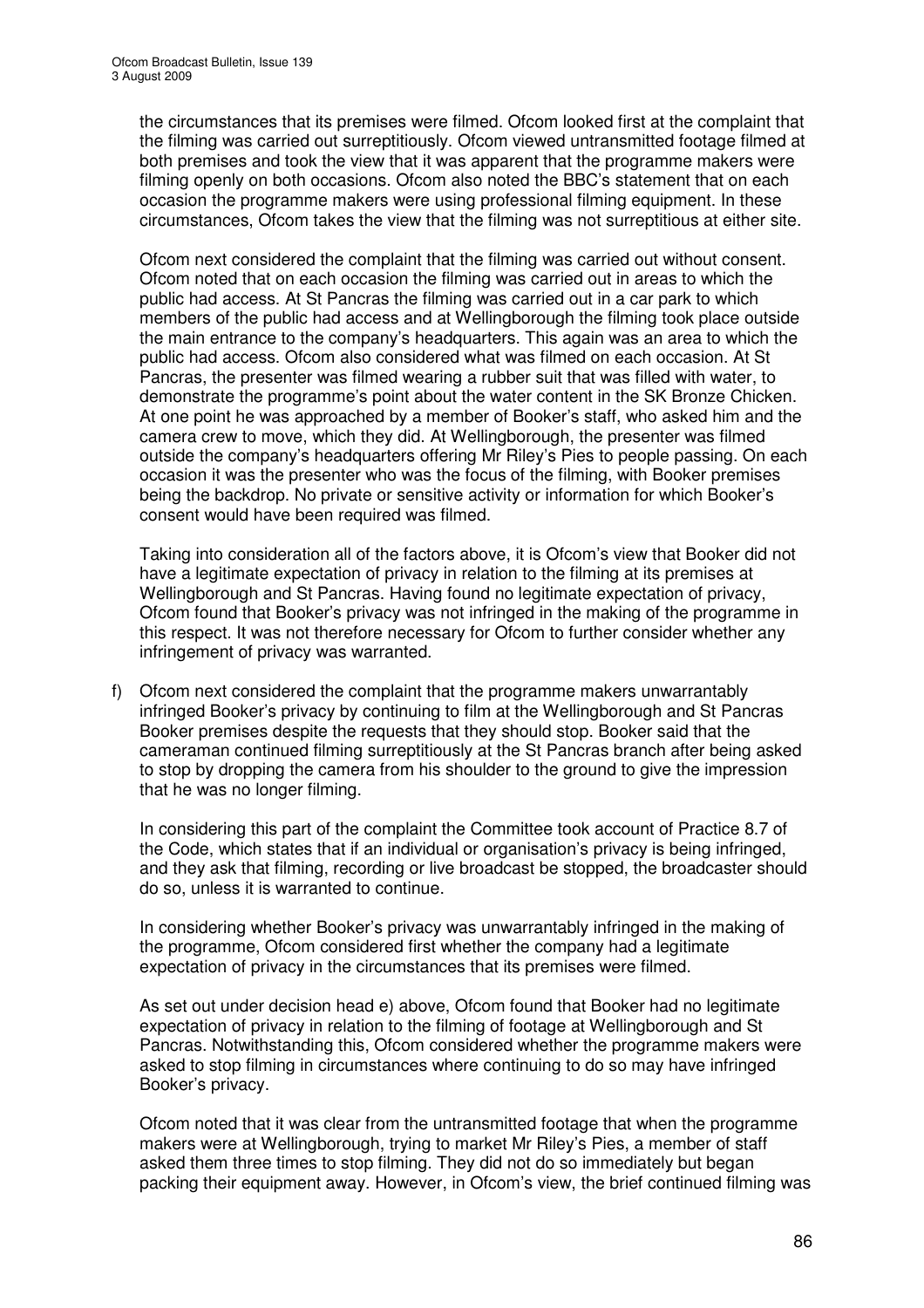the circumstances that its premises were filmed. Ofcom looked first at the complaint that the filming was carried out surreptitiously. Ofcom viewed untransmitted footage filmed at both premises and took the view that it was apparent that the programme makers were filming openly on both occasions. Ofcom also noted the BBC's statement that on each occasion the programme makers were using professional filming equipment. In these circumstances, Ofcom takes the view that the filming was not surreptitious at either site.

Ofcom next considered the complaint that the filming was carried out without consent. Ofcom noted that on each occasion the filming was carried out in areas to which the public had access. At St Pancras the filming was carried out in a car park to which members of the public had access and at Wellingborough the filming took place outside the main entrance to the company's headquarters. This again was an area to which the public had access. Ofcom also considered what was filmed on each occasion. At St Pancras, the presenter was filmed wearing a rubber suit that was filled with water, to demonstrate the programme's point about the water content in the SK Bronze Chicken. At one point he was approached by a member of Booker's staff, who asked him and the camera crew to move, which they did. At Wellingborough, the presenter was filmed outside the company's headquarters offering Mr Riley's Pies to people passing. On each occasion it was the presenter who was the focus of the filming, with Booker premises being the backdrop. No private or sensitive activity or information for which Booker's consent would have been required was filmed.

Taking into consideration all of the factors above, it is Ofcom's view that Booker did not have a legitimate expectation of privacy in relation to the filming at its premises at Wellingborough and St Pancras. Having found no legitimate expectation of privacy, Ofcom found that Booker's privacy was not infringed in the making of the programme in this respect. It was not therefore necessary for Ofcom to further consider whether any infringement of privacy was warranted.

f) Ofcom next considered the complaint that the programme makers unwarrantably infringed Booker's privacy by continuing to film at the Wellingborough and St Pancras Booker premises despite the requests that they should stop. Booker said that the cameraman continued filming surreptitiously at the St Pancras branch after being asked to stop by dropping the camera from his shoulder to the ground to give the impression that he was no longer filming.

In considering this part of the complaint the Committee took account of Practice 8.7 of the Code, which states that if an individual or organisation's privacy is being infringed, and they ask that filming, recording or live broadcast be stopped, the broadcaster should do so, unless it is warranted to continue.

In considering whether Booker's privacy was unwarrantably infringed in the making of the programme, Ofcom considered first whether the company had a legitimate expectation of privacy in the circumstances that its premises were filmed.

As set out under decision head e) above, Ofcom found that Booker had no legitimate expectation of privacy in relation to the filming of footage at Wellingborough and St Pancras. Notwithstanding this, Ofcom considered whether the programme makers were asked to stop filming in circumstances where continuing to do so may have infringed Booker's privacy.

Ofcom noted that it was clear from the untransmitted footage that when the programme makers were at Wellingborough, trying to market Mr Riley's Pies, a member of staff asked them three times to stop filming. They did not do so immediately but began packing their equipment away. However, in Ofcom's view, the brief continued filming was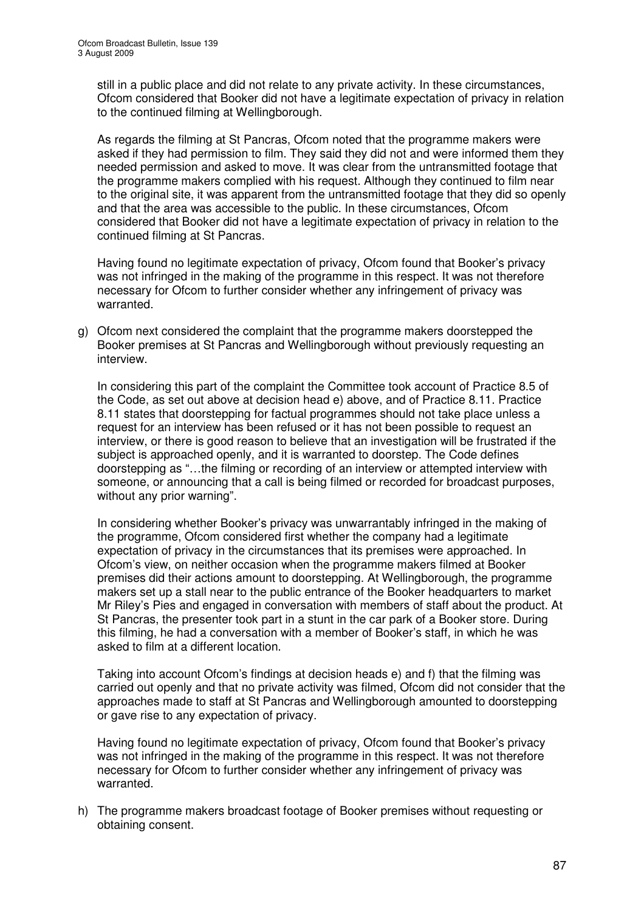still in a public place and did not relate to any private activity. In these circumstances, Ofcom considered that Booker did not have a legitimate expectation of privacy in relation to the continued filming at Wellingborough.

As regards the filming at St Pancras, Ofcom noted that the programme makers were asked if they had permission to film. They said they did not and were informed them they needed permission and asked to move. It was clear from the untransmitted footage that the programme makers complied with his request. Although they continued to film near to the original site, it was apparent from the untransmitted footage that they did so openly and that the area was accessible to the public. In these circumstances, Ofcom considered that Booker did not have a legitimate expectation of privacy in relation to the continued filming at St Pancras.

Having found no legitimate expectation of privacy, Ofcom found that Booker's privacy was not infringed in the making of the programme in this respect. It was not therefore necessary for Ofcom to further consider whether any infringement of privacy was warranted.

g) Ofcom next considered the complaint that the programme makers doorstepped the Booker premises at St Pancras and Wellingborough without previously requesting an interview.

In considering this part of the complaint the Committee took account of Practice 8.5 of the Code, as set out above at decision head e) above, and of Practice 8.11. Practice 8.11 states that doorstepping for factual programmes should not take place unless a request for an interview has been refused or it has not been possible to request an interview, or there is good reason to believe that an investigation will be frustrated if the subject is approached openly, and it is warranted to doorstep. The Code defines doorstepping as "…the filming or recording of an interview or attempted interview with someone, or announcing that a call is being filmed or recorded for broadcast purposes, without any prior warning".

In considering whether Booker's privacy was unwarrantably infringed in the making of the programme, Ofcom considered first whether the company had a legitimate expectation of privacy in the circumstances that its premises were approached. In Ofcom's view, on neither occasion when the programme makers filmed at Booker premises did their actions amount to doorstepping. At Wellingborough, the programme makers set up a stall near to the public entrance of the Booker headquarters to market Mr Riley's Pies and engaged in conversation with members of staff about the product. At St Pancras, the presenter took part in a stunt in the car park of a Booker store. During this filming, he had a conversation with a member of Booker's staff, in which he was asked to film at a different location.

Taking into account Ofcom's findings at decision heads e) and f) that the filming was carried out openly and that no private activity was filmed, Ofcom did not consider that the approaches made to staff at St Pancras and Wellingborough amounted to doorstepping or gave rise to any expectation of privacy.

Having found no legitimate expectation of privacy, Ofcom found that Booker's privacy was not infringed in the making of the programme in this respect. It was not therefore necessary for Ofcom to further consider whether any infringement of privacy was warranted.

h) The programme makers broadcast footage of Booker premises without requesting or obtaining consent.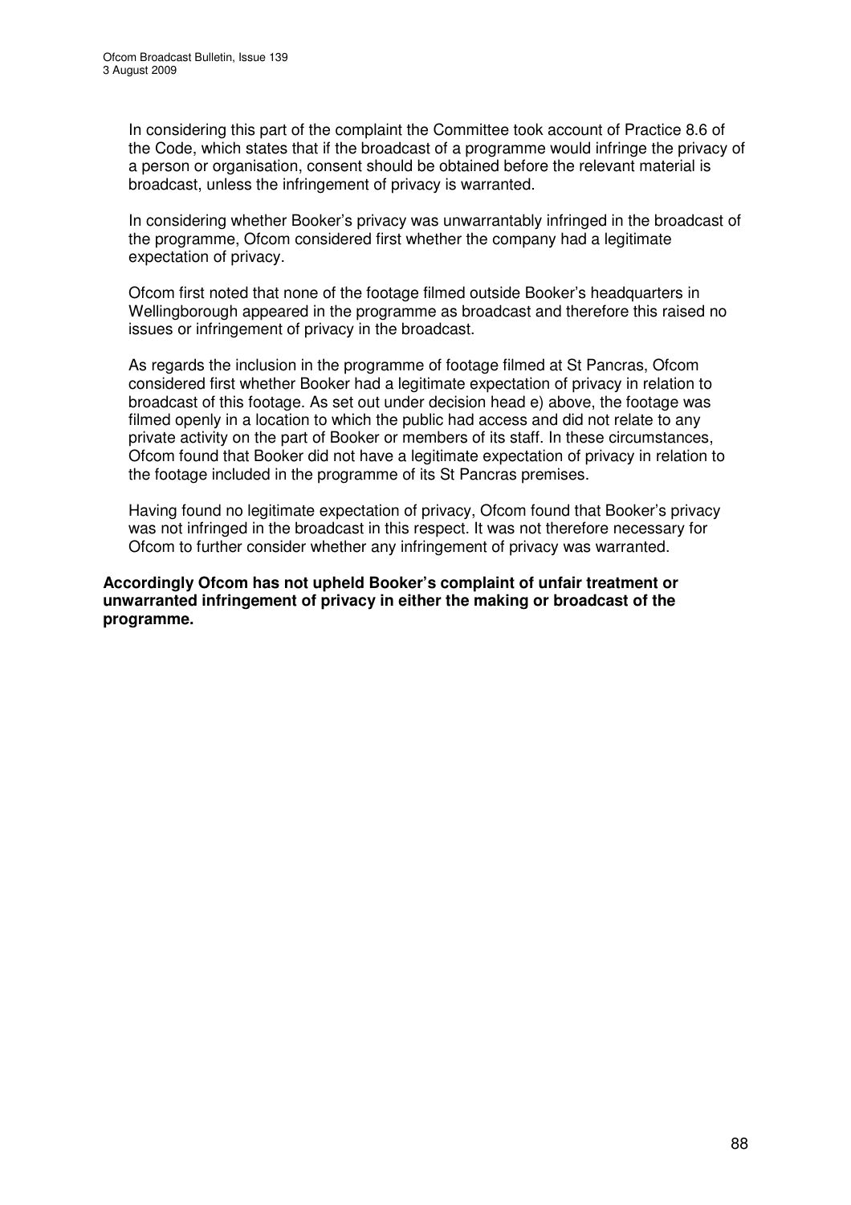In considering this part of the complaint the Committee took account of Practice 8.6 of the Code, which states that if the broadcast of a programme would infringe the privacy of a person or organisation, consent should be obtained before the relevant material is broadcast, unless the infringement of privacy is warranted.

In considering whether Booker's privacy was unwarrantably infringed in the broadcast of the programme, Ofcom considered first whether the company had a legitimate expectation of privacy.

Ofcom first noted that none of the footage filmed outside Booker's headquarters in Wellingborough appeared in the programme as broadcast and therefore this raised no issues or infringement of privacy in the broadcast.

As regards the inclusion in the programme of footage filmed at St Pancras, Ofcom considered first whether Booker had a legitimate expectation of privacy in relation to broadcast of this footage. As set out under decision head e) above, the footage was filmed openly in a location to which the public had access and did not relate to any private activity on the part of Booker or members of its staff. In these circumstances, Ofcom found that Booker did not have a legitimate expectation of privacy in relation to the footage included in the programme of its St Pancras premises.

Having found no legitimate expectation of privacy, Ofcom found that Booker's privacy was not infringed in the broadcast in this respect. It was not therefore necessary for Ofcom to further consider whether any infringement of privacy was warranted.

**Accordingly Ofcom has not upheld Booker's complaint of unfair treatment or unwarranted infringement of privacy in either the making or broadcast of the programme.**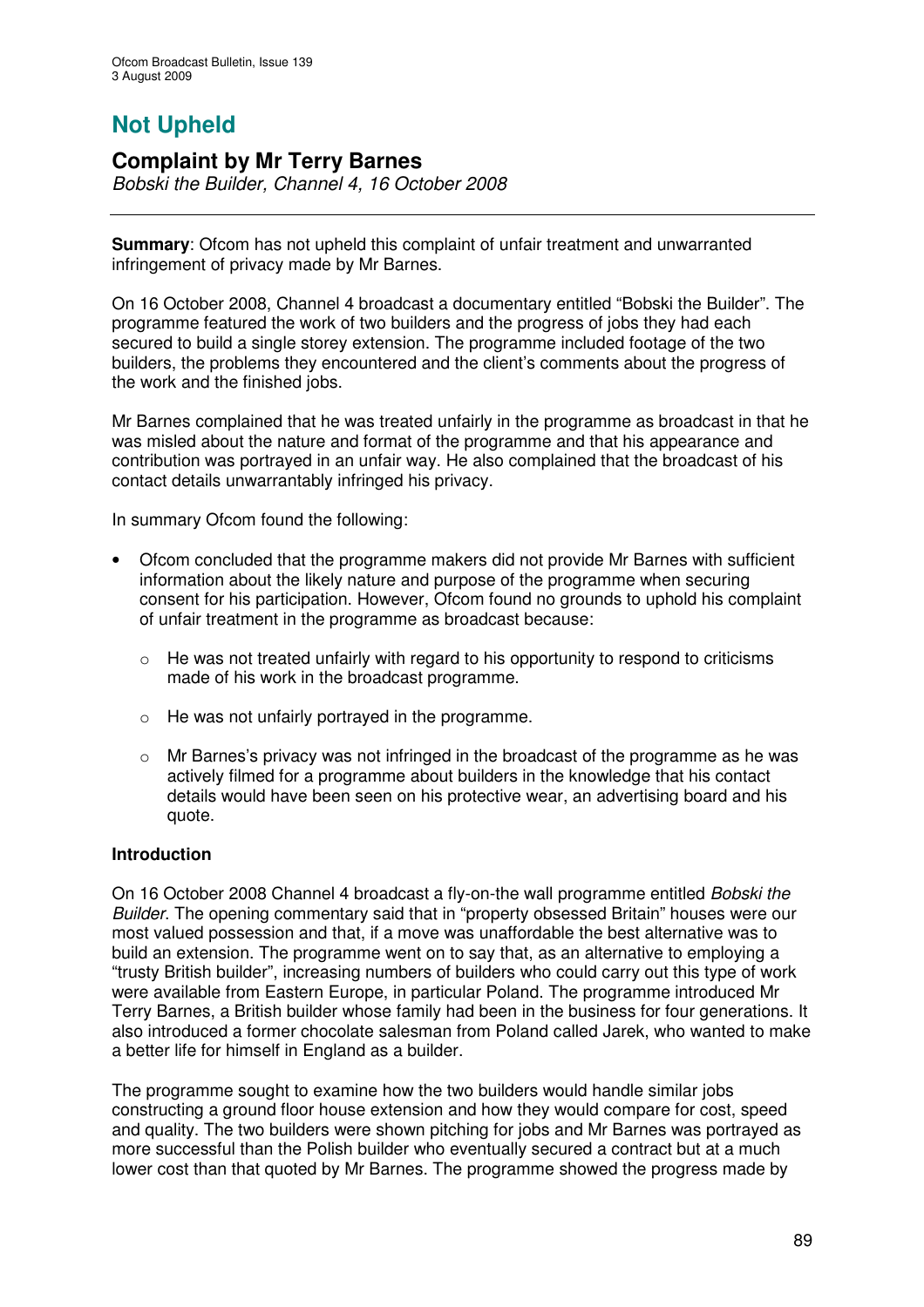# Not Upheld

## Complaint by Mr Terry Barnes

*Bobski the Builder, Channel 4, 16 October 2008*

**Summary**: Ofcom has not upheld this complaint of unfair treatment and unwarranted infringement of privacy made by Mr Barnes.

On 16 October 2008, Channel 4 broadcast a documentary entitled "Bobski the Builder". The programme featured the work of two builders and the progress of jobs they had each secured to build a single storey extension. The programme included footage of the two builders, the problems they encountered and the client's comments about the progress of the work and the finished jobs.

Mr Barnes complained that he was treated unfairly in the programme as broadcast in that he was misled about the nature and format of the programme and that his appearance and contribution was portrayed in an unfair way. He also complained that the broadcast of his contact details unwarrantably infringed his privacy.

In summary Ofcom found the following:

- Ofcom concluded that the programme makers did not provide Mr Barnes with sufficient information about the likely nature and purpose of the programme when securing consent for his participation. However, Ofcom found no grounds to uphold his complaint of unfair treatment in the programme as broadcast because:
  - He was not treated unfairly with regard to his opportunity to respond to criticisms made of his work in the broadcast programme.
  - He was not unfairly portrayed in the programme.
  - Mr Barnes's privacy was not infringed in the broadcast of the programme as he was actively filmed for a programme about builders in the knowledge that his contact details would have been seen on his protective wear, an advertising board and his quote.

**Introduction**

On 16 October 2008 Channel 4 broadcast a fly-on-the wall programme entitled *Bobski the Builder*. The opening commentary said that in "property obsessed Britain" houses were our most valued possession and that, if a move was unaffordable the best alternative was to build an extension. The programme went on to say that, as an alternative to employing a "trusty British builder", increasing numbers of builders who could carry out this type of work were available from Eastern Europe, in particular Poland. The programme introduced Mr Terry Barnes, a British builder whose family had been in the business for four generations. It also introduced a former chocolate salesman from Poland called Jarek, who wanted to make a better life for himself in England as a builder.

The programme sought to examine how the two builders would handle similar jobs constructing a ground floor house extension and how they would compare for cost, speed and quality. The two builders were shown pitching for jobs and Mr Barnes was portrayed as more successful than the Polish builder who eventually secured a contract but at a much lower cost than that quoted by Mr Barnes. The programme showed the progress made by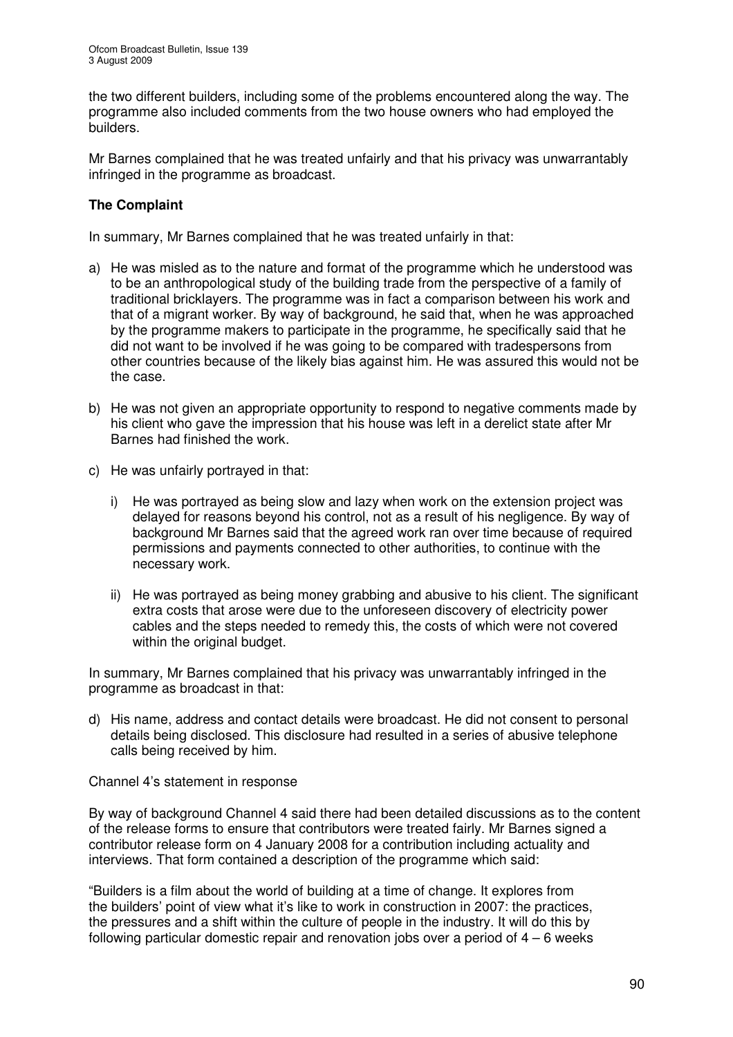the two different builders, including some of the problems encountered along the way. The programme also included comments from the two house owners who had employed the builders.

Mr Barnes complained that he was treated unfairly and that his privacy was unwarrantably infringed in the programme as broadcast.

**The Complaint**

In summary, Mr Barnes complained that he was treated unfairly in that:

a) He was misled as to the nature and format of the programme which he understood was to be an anthropological study of the building trade from the perspective of a family of traditional bricklayers. The programme was in fact a comparison between his work and that of a migrant worker. By way of background, he said that, when he was approached by the programme makers to participate in the programme, he specifically said that he did not want to be involved if he was going to be compared with tradespersons from other countries because of the likely bias against him. He was assured this would not be the case.

b) He was not given an appropriate opportunity to respond to negative comments made by his client who gave the impression that his house was left in a derelict state after Mr Barnes had finished the work.

c) He was unfairly portrayed in that:

   i) He was portrayed as being slow and lazy when work on the extension project was delayed for reasons beyond his control, not as a result of his negligence. By way of background Mr Barnes said that the agreed work ran over time because of required permissions and payments connected to other authorities, to continue with the necessary work.

   ii) He was portrayed as being money grabbing and abusive to his client. The significant extra costs that arose were due to the unforeseen discovery of electricity power cables and the steps needed to remedy this, the costs of which were not covered within the original budget.

In summary, Mr Barnes complained that his privacy was unwarrantably infringed in the programme as broadcast in that:

d) His name, address and contact details were broadcast. He did not consent to personal details being disclosed. This disclosure had resulted in a series of abusive telephone calls being received by him.

Channel 4's statement in response

By way of background Channel 4 said there had been detailed discussions as to the content of the release forms to ensure that contributors were treated fairly. Mr Barnes signed a contributor release form on 4 January 2008 for a contribution including actuality and interviews. That form contained a description of the programme which said:

"Builders is a film about the world of building at a time of change. It explores from the builders' point of view what it's like to work in construction in 2007: the practices, the pressures and a shift within the culture of people in the industry. It will do this by following particular domestic repair and renovation jobs over a period of 4 – 6 weeks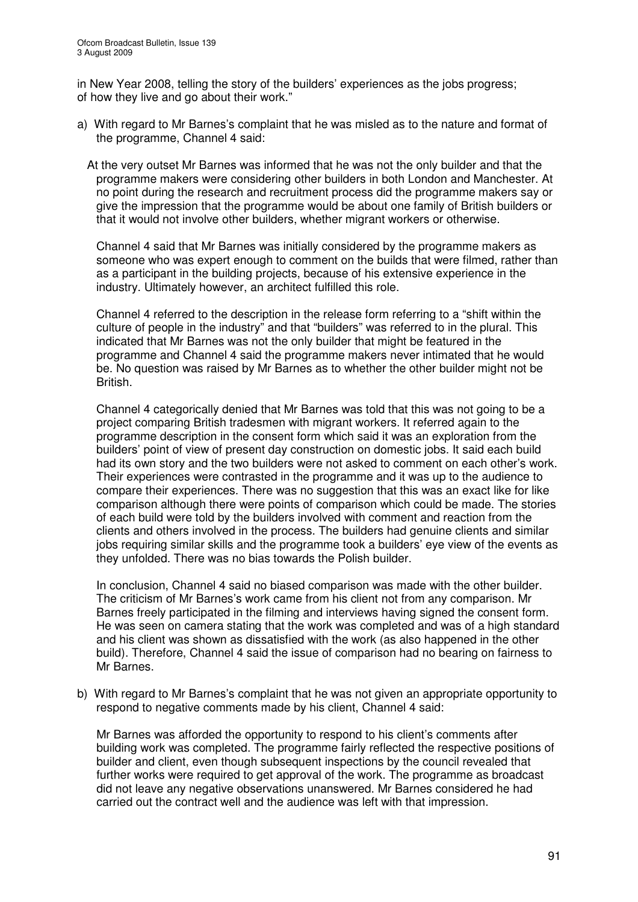in New Year 2008, telling the story of the builders' experiences as the jobs progress; of how they live and go about their work."

a) With regard to Mr Barnes's complaint that he was misled as to the nature and format of the programme, Channel 4 said:

At the very outset Mr Barnes was informed that he was not the only builder and that the programme makers were considering other builders in both London and Manchester. At no point during the research and recruitment process did the programme makers say or give the impression that the programme would be about one family of British builders or that it would not involve other builders, whether migrant workers or otherwise.

Channel 4 said that Mr Barnes was initially considered by the programme makers as someone who was expert enough to comment on the builds that were filmed, rather than as a participant in the building projects, because of his extensive experience in the industry. Ultimately however, an architect fulfilled this role.

Channel 4 referred to the description in the release form referring to a "shift within the culture of people in the industry" and that "builders" was referred to in the plural. This indicated that Mr Barnes was not the only builder that might be featured in the programme and Channel 4 said the programme makers never intimated that he would be. No question was raised by Mr Barnes as to whether the other builder might not be British.

Channel 4 categorically denied that Mr Barnes was told that this was not going to be a project comparing British tradesmen with migrant workers. It referred again to the programme description in the consent form which said it was an exploration from the builders' point of view of present day construction on domestic jobs. It said each build had its own story and the two builders were not asked to comment on each other's work. Their experiences were contrasted in the programme and it was up to the audience to compare their experiences. There was no suggestion that this was an exact like for like comparison although there were points of comparison which could be made. The stories of each build were told by the builders involved with comment and reaction from the clients and others involved in the process. The builders had genuine clients and similar jobs requiring similar skills and the programme took a builders' eye view of the events as they unfolded. There was no bias towards the Polish builder.

In conclusion, Channel 4 said no biased comparison was made with the other builder. The criticism of Mr Barnes's work came from his client not from any comparison. Mr Barnes freely participated in the filming and interviews having signed the consent form. He was seen on camera stating that the work was completed and was of a high standard and his client was shown as dissatisfied with the work (as also happened in the other build). Therefore, Channel 4 said the issue of comparison had no bearing on fairness to Mr Barnes.

b) With regard to Mr Barnes's complaint that he was not given an appropriate opportunity to respond to negative comments made by his client, Channel 4 said:

Mr Barnes was afforded the opportunity to respond to his client's comments after building work was completed. The programme fairly reflected the respective positions of builder and client, even though subsequent inspections by the council revealed that further works were required to get approval of the work. The programme as broadcast did not leave any negative observations unanswered. Mr Barnes considered he had carried out the contract well and the audience was left with that impression.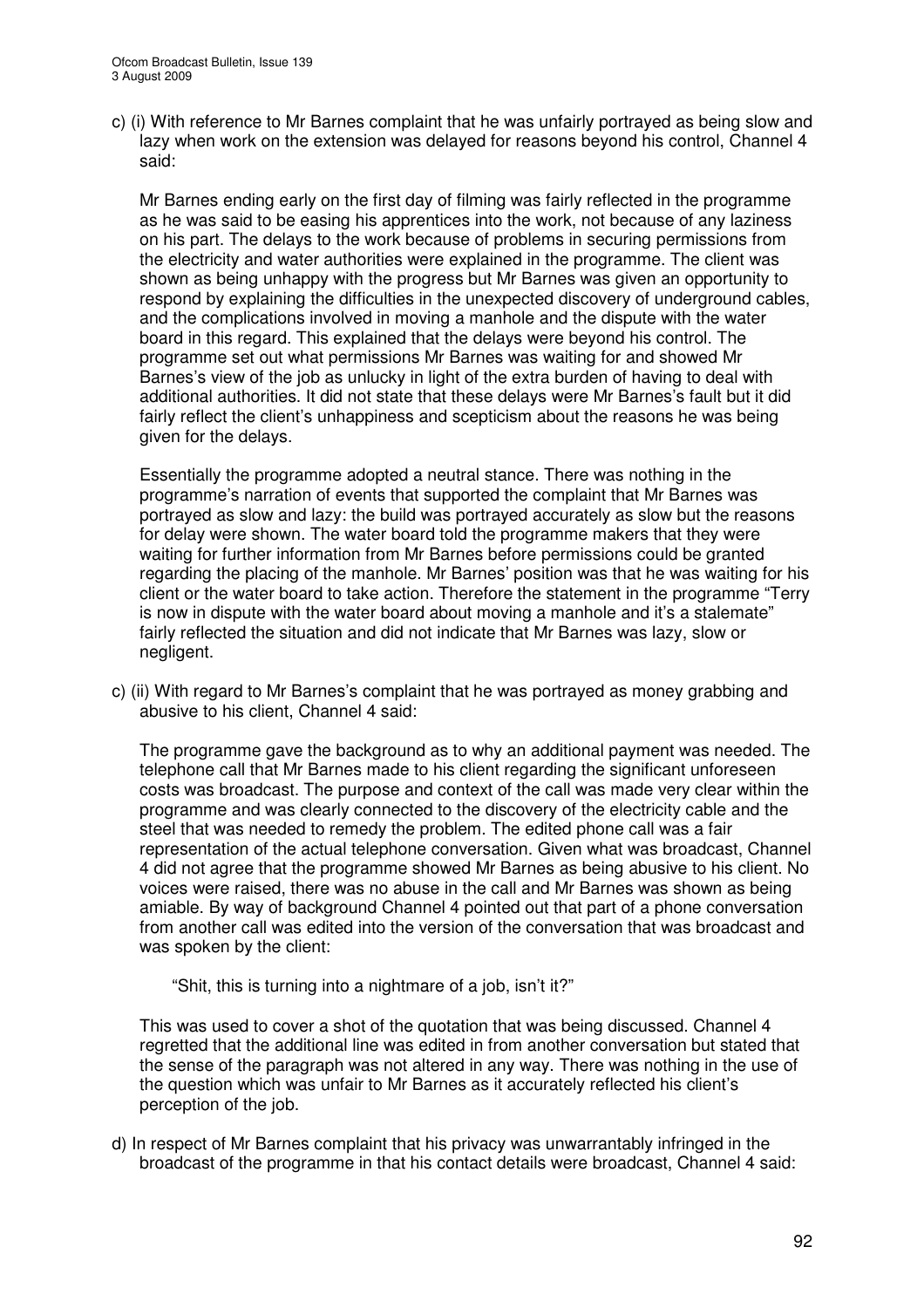c) (i) With reference to Mr Barnes complaint that he was unfairly portrayed as being slow and lazy when work on the extension was delayed for reasons beyond his control, Channel 4 said:

Mr Barnes ending early on the first day of filming was fairly reflected in the programme as he was said to be easing his apprentices into the work, not because of any laziness on his part. The delays to the work because of problems in securing permissions from the electricity and water authorities were explained in the programme. The client was shown as being unhappy with the progress but Mr Barnes was given an opportunity to respond by explaining the difficulties in the unexpected discovery of underground cables, and the complications involved in moving a manhole and the dispute with the water board in this regard. This explained that the delays were beyond his control. The programme set out what permissions Mr Barnes was waiting for and showed Mr Barnes's view of the job as unlucky in light of the extra burden of having to deal with additional authorities. It did not state that these delays were Mr Barnes's fault but it did fairly reflect the client's unhappiness and scepticism about the reasons he was being given for the delays.

Essentially the programme adopted a neutral stance. There was nothing in the programme's narration of events that supported the complaint that Mr Barnes was portrayed as slow and lazy: the build was portrayed accurately as slow but the reasons for delay were shown. The water board told the programme makers that they were waiting for further information from Mr Barnes before permissions could be granted regarding the placing of the manhole. Mr Barnes' position was that he was waiting for his client or the water board to take action. Therefore the statement in the programme "Terry is now in dispute with the water board about moving a manhole and it's a stalemate" fairly reflected the situation and did not indicate that Mr Barnes was lazy, slow or negligent.

c) (ii) With regard to Mr Barnes's complaint that he was portrayed as money grabbing and abusive to his client, Channel 4 said:

The programme gave the background as to why an additional payment was needed. The telephone call that Mr Barnes made to his client regarding the significant unforeseen costs was broadcast. The purpose and context of the call was made very clear within the programme and was clearly connected to the discovery of the electricity cable and the steel that was needed to remedy the problem. The edited phone call was a fair representation of the actual telephone conversation. Given what was broadcast, Channel 4 did not agree that the programme showed Mr Barnes as being abusive to his client. No voices were raised, there was no abuse in the call and Mr Barnes was shown as being amiable. By way of background Channel 4 pointed out that part of a phone conversation from another call was edited into the version of the conversation that was broadcast and was spoken by the client:

> "Shit, this is turning into a nightmare of a job, isn't it?"

This was used to cover a shot of the quotation that was being discussed. Channel 4 regretted that the additional line was edited in from another conversation but stated that the sense of the paragraph was not altered in any way. There was nothing in the use of the question which was unfair to Mr Barnes as it accurately reflected his client's perception of the job.

d) In respect of Mr Barnes complaint that his privacy was unwarrantably infringed in the broadcast of the programme in that his contact details were broadcast, Channel 4 said: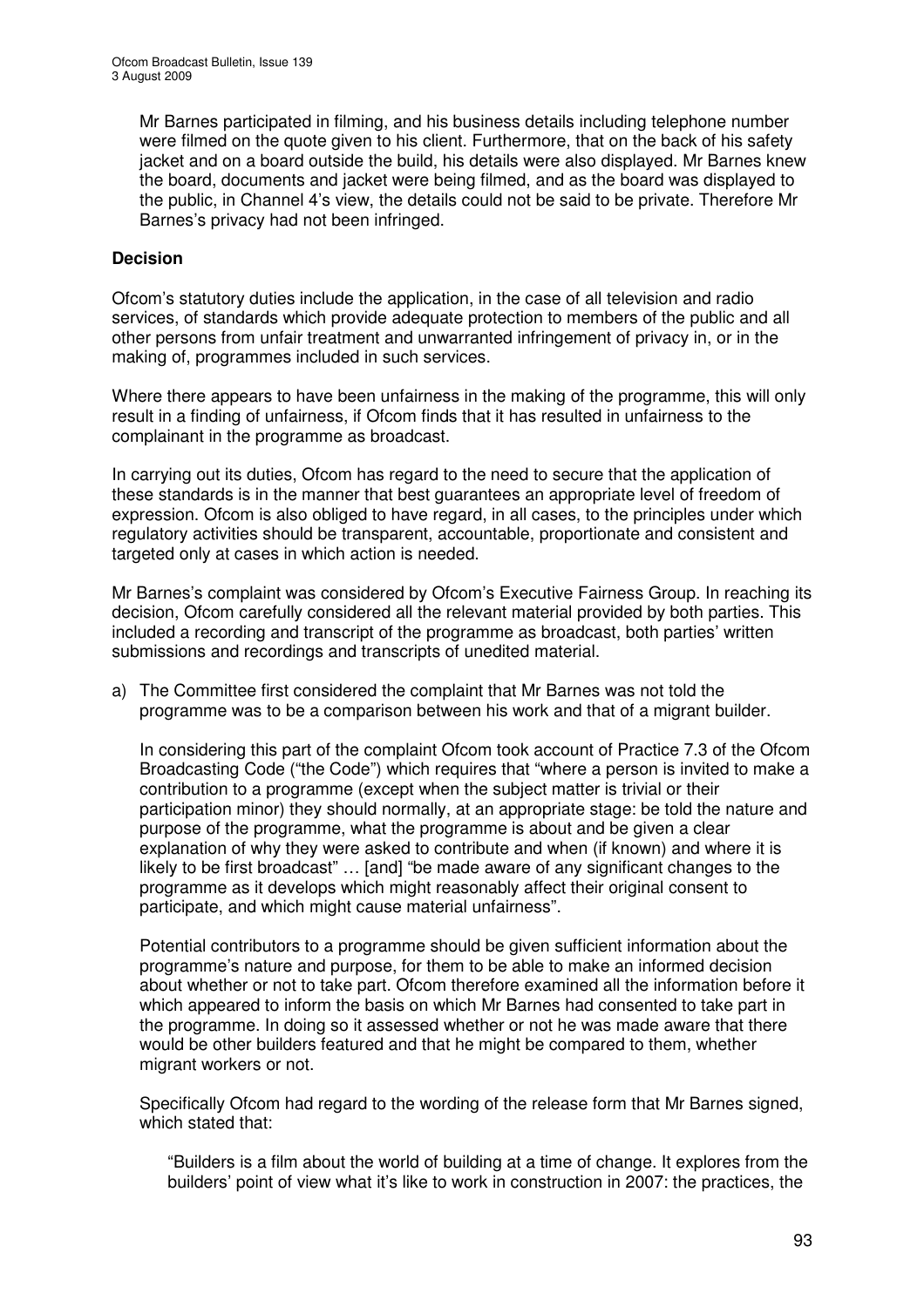Mr Barnes participated in filming, and his business details including telephone number were filmed on the quote given to his client. Furthermore, that on the back of his safety jacket and on a board outside the build, his details were also displayed. Mr Barnes knew the board, documents and jacket were being filmed, and as the board was displayed to the public, in Channel 4's view, the details could not be said to be private. Therefore Mr Barnes's privacy had not been infringed.

## Decision

Ofcom's statutory duties include the application, in the case of all television and radio services, of standards which provide adequate protection to members of the public and all other persons from unfair treatment and unwarranted infringement of privacy in, or in the making of, programmes included in such services.

Where there appears to have been unfairness in the making of the programme, this will only result in a finding of unfairness, if Ofcom finds that it has resulted in unfairness to the complainant in the programme as broadcast.

In carrying out its duties, Ofcom has regard to the need to secure that the application of these standards is in the manner that best guarantees an appropriate level of freedom of expression. Ofcom is also obliged to have regard, in all cases, to the principles under which regulatory activities should be transparent, accountable, proportionate and consistent and targeted only at cases in which action is needed.

Mr Barnes's complaint was considered by Ofcom's Executive Fairness Group. In reaching its decision, Ofcom carefully considered all the relevant material provided by both parties. This included a recording and transcript of the programme as broadcast, both parties' written submissions and recordings and transcripts of unedited material.

a) The Committee first considered the complaint that Mr Barnes was not told the programme was to be a comparison between his work and that of a migrant builder.

   In considering this part of the complaint Ofcom took account of Practice 7.3 of the Ofcom Broadcasting Code ("the Code") which requires that "where a person is invited to make a contribution to a programme (except when the subject matter is trivial or their participation minor) they should normally, at an appropriate stage: be told the nature and purpose of the programme, what the programme is about and be given a clear explanation of why they were asked to contribute and when (if known) and where it is likely to be first broadcast" … [and] "be made aware of any significant changes to the programme as it develops which might reasonably affect their original consent to participate, and which might cause material unfairness".

   Potential contributors to a programme should be given sufficient information about the programme's nature and purpose, for them to be able to make an informed decision about whether or not to take part. Ofcom therefore examined all the information before it which appeared to inform the basis on which Mr Barnes had consented to take part in the programme. In doing so it assessed whether or not he was made aware that there would be other builders featured and that he might be compared to them, whether migrant workers or not.

   Specifically Ofcom had regard to the wording of the release form that Mr Barnes signed, which stated that:

   > "Builders is a film about the world of building at a time of change. It explores from the builders' point of view what it's like to work in construction in 2007: the practices, the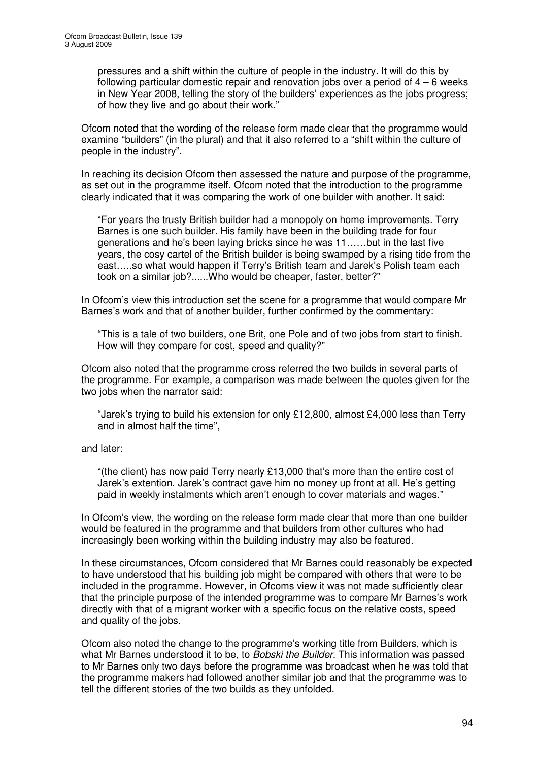> pressures and a shift within the culture of people in the industry. It will do this by following particular domestic repair and renovation jobs over a period of 4 – 6 weeks in New Year 2008, telling the story of the builders' experiences as the jobs progress; of how they live and go about their work."

Ofcom noted that the wording of the release form made clear that the programme would examine "builders" (in the plural) and that it also referred to a "shift within the culture of people in the industry".

In reaching its decision Ofcom then assessed the nature and purpose of the programme, as set out in the programme itself. Ofcom noted that the introduction to the programme clearly indicated that it was comparing the work of one builder with another. It said:

> "For years the trusty British builder had a monopoly on home improvements. Terry Barnes is one such builder. His family have been in the building trade for four generations and he's been laying bricks since he was 11……but in the last five years, the cosy cartel of the British builder is being swamped by a rising tide from the east…..so what would happen if Terry's British team and Jarek's Polish team each took on a similar job?......Who would be cheaper, faster, better?"

In Ofcom's view this introduction set the scene for a programme that would compare Mr Barnes's work and that of another builder, further confirmed by the commentary:

> "This is a tale of two builders, one Brit, one Pole and of two jobs from start to finish. How will they compare for cost, speed and quality?"

Ofcom also noted that the programme cross referred the two builds in several parts of the programme. For example, a comparison was made between the quotes given for the two jobs when the narrator said:

> "Jarek's trying to build his extension for only £12,800, almost £4,000 less than Terry and in almost half the time",

and later:

> "(the client) has now paid Terry nearly £13,000 that's more than the entire cost of Jarek's extention. Jarek's contract gave him no money up front at all. He's getting paid in weekly instalments which aren't enough to cover materials and wages."

In Ofcom's view, the wording on the release form made clear that more than one builder would be featured in the programme and that builders from other cultures who had increasingly been working within the building industry may also be featured.

In these circumstances, Ofcom considered that Mr Barnes could reasonably be expected to have understood that his building job might be compared with others that were to be included in the programme. However, in Ofcoms view it was not made sufficiently clear that the principle purpose of the intended programme was to compare Mr Barnes's work directly with that of a migrant worker with a specific focus on the relative costs, speed and quality of the jobs.

Ofcom also noted the change to the programme's working title from Builders, which is what Mr Barnes understood it to be, to *Bobski the Builder*. This information was passed to Mr Barnes only two days before the programme was broadcast when he was told that the programme makers had followed another similar job and that the programme was to tell the different stories of the two builds as they unfolded.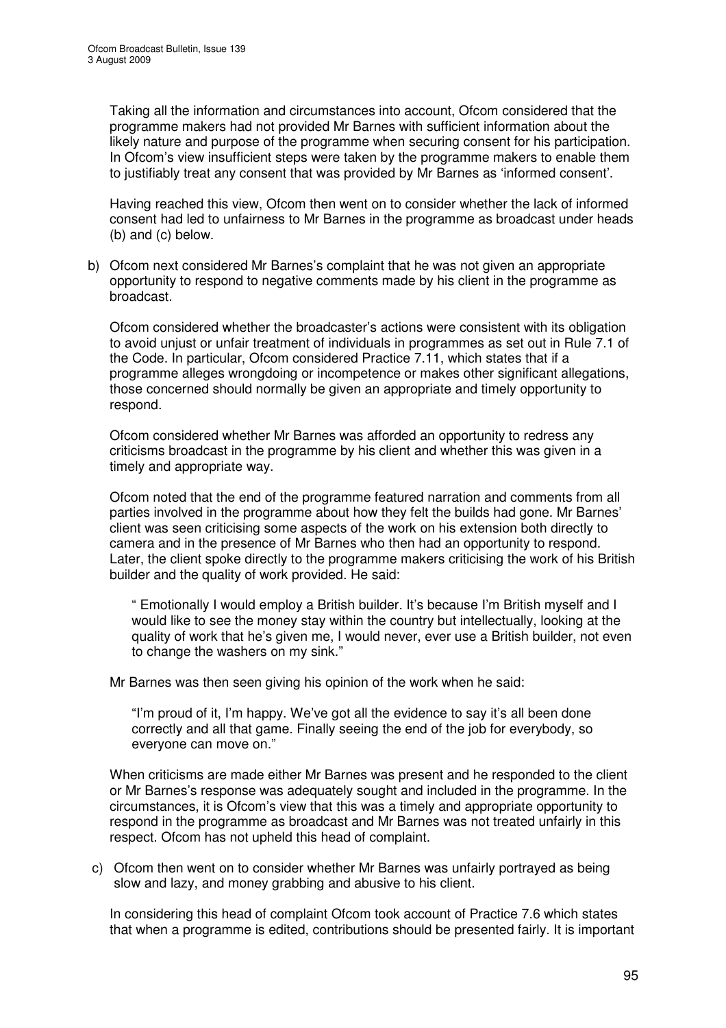Taking all the information and circumstances into account, Ofcom considered that the programme makers had not provided Mr Barnes with sufficient information about the likely nature and purpose of the programme when securing consent for his participation. In Ofcom's view insufficient steps were taken by the programme makers to enable them to justifiably treat any consent that was provided by Mr Barnes as 'informed consent'.

Having reached this view, Ofcom then went on to consider whether the lack of informed consent had led to unfairness to Mr Barnes in the programme as broadcast under heads (b) and (c) below.

b) Ofcom next considered Mr Barnes's complaint that he was not given an appropriate opportunity to respond to negative comments made by his client in the programme as broadcast.

   Ofcom considered whether the broadcaster's actions were consistent with its obligation to avoid unjust or unfair treatment of individuals in programmes as set out in Rule 7.1 of the Code. In particular, Ofcom considered Practice 7.11, which states that if a programme alleges wrongdoing or incompetence or makes other significant allegations, those concerned should normally be given an appropriate and timely opportunity to respond.

   Ofcom considered whether Mr Barnes was afforded an opportunity to redress any criticisms broadcast in the programme by his client and whether this was given in a timely and appropriate way.

   Ofcom noted that the end of the programme featured narration and comments from all parties involved in the programme about how they felt the builds had gone. Mr Barnes' client was seen criticising some aspects of the work on his extension both directly to camera and in the presence of Mr Barnes who then had an opportunity to respond. Later, the client spoke directly to the programme makers criticising the work of his British builder and the quality of work provided. He said:

   > " Emotionally I would employ a British builder. It's because I'm British myself and I would like to see the money stay within the country but intellectually, looking at the quality of work that he's given me, I would never, ever use a British builder, not even to change the washers on my sink."

   Mr Barnes was then seen giving his opinion of the work when he said:

   > "I'm proud of it, I'm happy. We've got all the evidence to say it's all been done correctly and all that game. Finally seeing the end of the job for everybody, so everyone can move on."

   When criticisms are made either Mr Barnes was present and he responded to the client or Mr Barnes's response was adequately sought and included in the programme. In the circumstances, it is Ofcom's view that this was a timely and appropriate opportunity to respond in the programme as broadcast and Mr Barnes was not treated unfairly in this respect. Ofcom has not upheld this head of complaint.

c) Ofcom then went on to consider whether Mr Barnes was unfairly portrayed as being slow and lazy, and money grabbing and abusive to his client.

   In considering this head of complaint Ofcom took account of Practice 7.6 which states that when a programme is edited, contributions should be presented fairly. It is important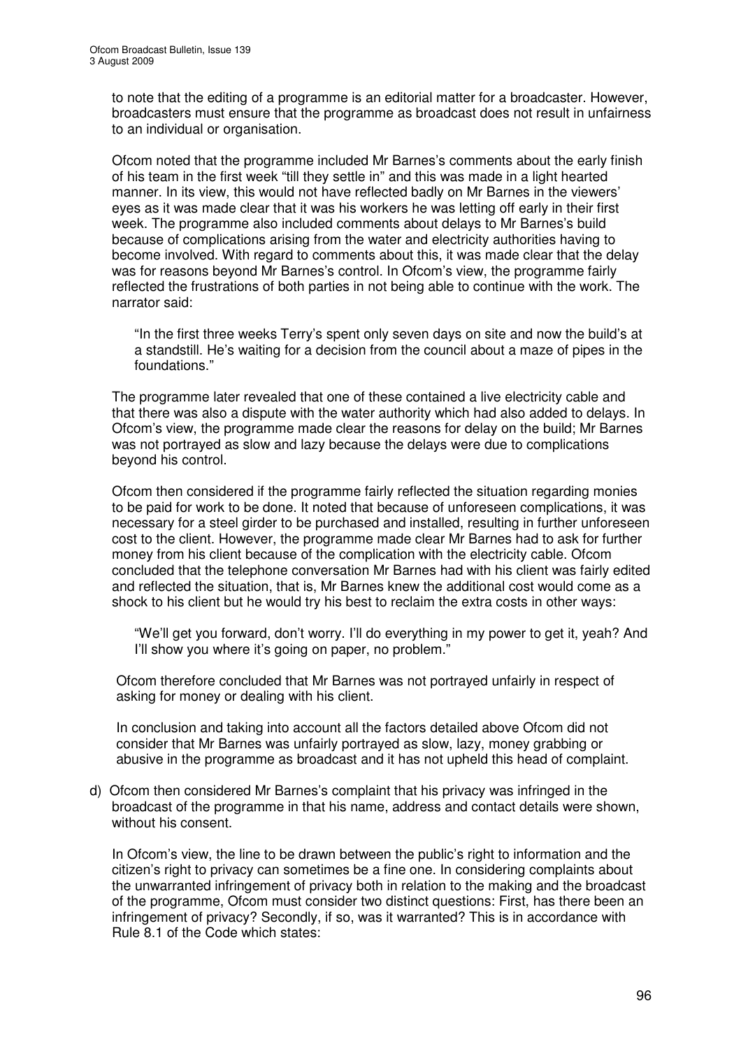to note that the editing of a programme is an editorial matter for a broadcaster. However, broadcasters must ensure that the programme as broadcast does not result in unfairness to an individual or organisation.

Ofcom noted that the programme included Mr Barnes's comments about the early finish of his team in the first week "till they settle in" and this was made in a light hearted manner. In its view, this would not have reflected badly on Mr Barnes in the viewers' eyes as it was made clear that it was his workers he was letting off early in their first week. The programme also included comments about delays to Mr Barnes's build because of complications arising from the water and electricity authorities having to become involved. With regard to comments about this, it was made clear that the delay was for reasons beyond Mr Barnes's control. In Ofcom's view, the programme fairly reflected the frustrations of both parties in not being able to continue with the work. The narrator said:

> "In the first three weeks Terry's spent only seven days on site and now the build's at a standstill. He's waiting for a decision from the council about a maze of pipes in the foundations."

The programme later revealed that one of these contained a live electricity cable and that there was also a dispute with the water authority which had also added to delays. In Ofcom's view, the programme made clear the reasons for delay on the build; Mr Barnes was not portrayed as slow and lazy because the delays were due to complications beyond his control.

Ofcom then considered if the programme fairly reflected the situation regarding monies to be paid for work to be done. It noted that because of unforeseen complications, it was necessary for a steel girder to be purchased and installed, resulting in further unforeseen cost to the client. However, the programme made clear Mr Barnes had to ask for further money from his client because of the complication with the electricity cable. Ofcom concluded that the telephone conversation Mr Barnes had with his client was fairly edited and reflected the situation, that is, Mr Barnes knew the additional cost would come as a shock to his client but he would try his best to reclaim the extra costs in other ways:

> "We'll get you forward, don't worry. I'll do everything in my power to get it, yeah? And I'll show you where it's going on paper, no problem."

Ofcom therefore concluded that Mr Barnes was not portrayed unfairly in respect of asking for money or dealing with his client.

In conclusion and taking into account all the factors detailed above Ofcom did not consider that Mr Barnes was unfairly portrayed as slow, lazy, money grabbing or abusive in the programme as broadcast and it has not upheld this head of complaint.

d) Ofcom then considered Mr Barnes's complaint that his privacy was infringed in the broadcast of the programme in that his name, address and contact details were shown, without his consent.

In Ofcom's view, the line to be drawn between the public's right to information and the citizen's right to privacy can sometimes be a fine one. In considering complaints about the unwarranted infringement of privacy both in relation to the making and the broadcast of the programme, Ofcom must consider two distinct questions: First, has there been an infringement of privacy? Secondly, if so, was it warranted? This is in accordance with Rule 8.1 of the Code which states: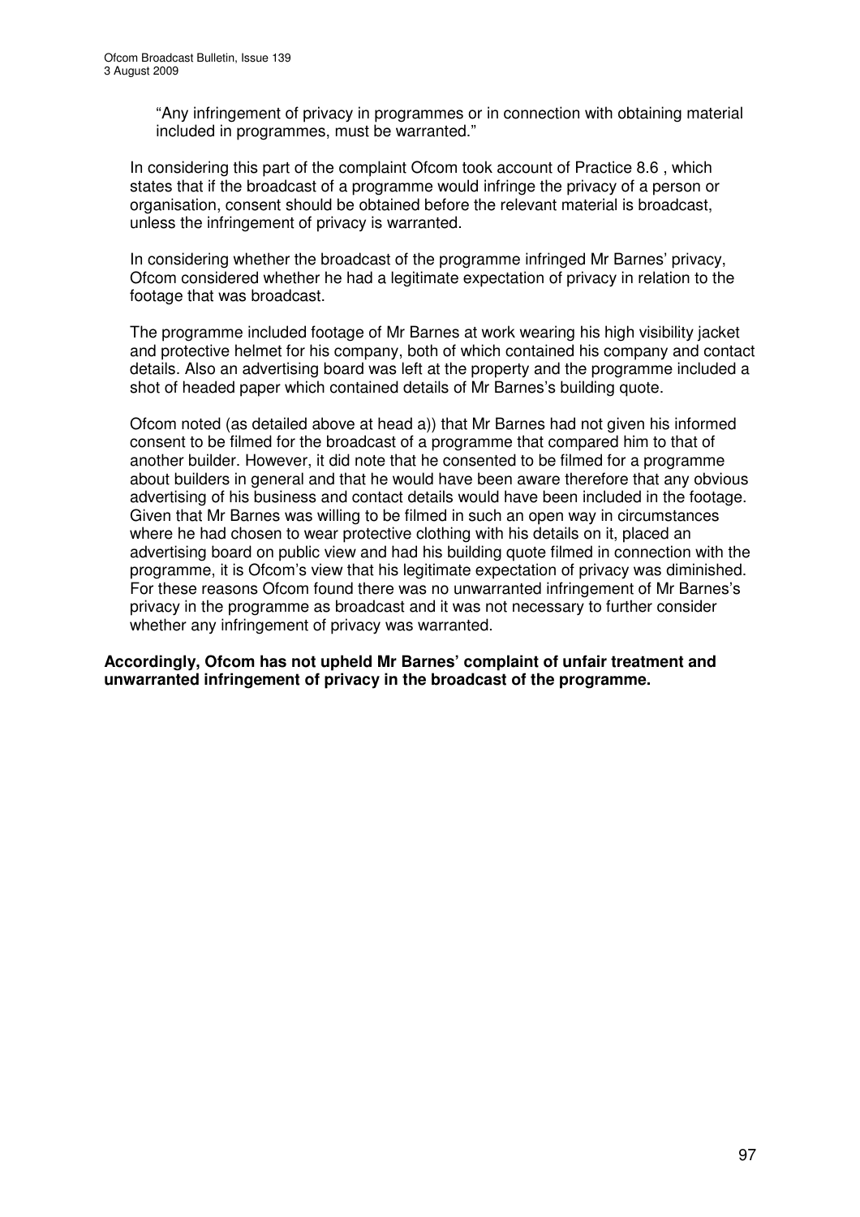> "Any infringement of privacy in programmes or in connection with obtaining material included in programmes, must be warranted."

In considering this part of the complaint Ofcom took account of Practice 8.6 , which states that if the broadcast of a programme would infringe the privacy of a person or organisation, consent should be obtained before the relevant material is broadcast, unless the infringement of privacy is warranted.

In considering whether the broadcast of the programme infringed Mr Barnes' privacy, Ofcom considered whether he had a legitimate expectation of privacy in relation to the footage that was broadcast.

The programme included footage of Mr Barnes at work wearing his high visibility jacket and protective helmet for his company, both of which contained his company and contact details. Also an advertising board was left at the property and the programme included a shot of headed paper which contained details of Mr Barnes's building quote.

Ofcom noted (as detailed above at head a)) that Mr Barnes had not given his informed consent to be filmed for the broadcast of a programme that compared him to that of another builder. However, it did note that he consented to be filmed for a programme about builders in general and that he would have been aware therefore that any obvious advertising of his business and contact details would have been included in the footage. Given that Mr Barnes was willing to be filmed in such an open way in circumstances where he had chosen to wear protective clothing with his details on it, placed an advertising board on public view and had his building quote filmed in connection with the programme, it is Ofcom's view that his legitimate expectation of privacy was diminished. For these reasons Ofcom found there was no unwarranted infringement of Mr Barnes's privacy in the programme as broadcast and it was not necessary to further consider whether any infringement of privacy was warranted.

**Accordingly, Ofcom has not upheld Mr Barnes' complaint of unfair treatment and unwarranted infringement of privacy in the broadcast of the programme.**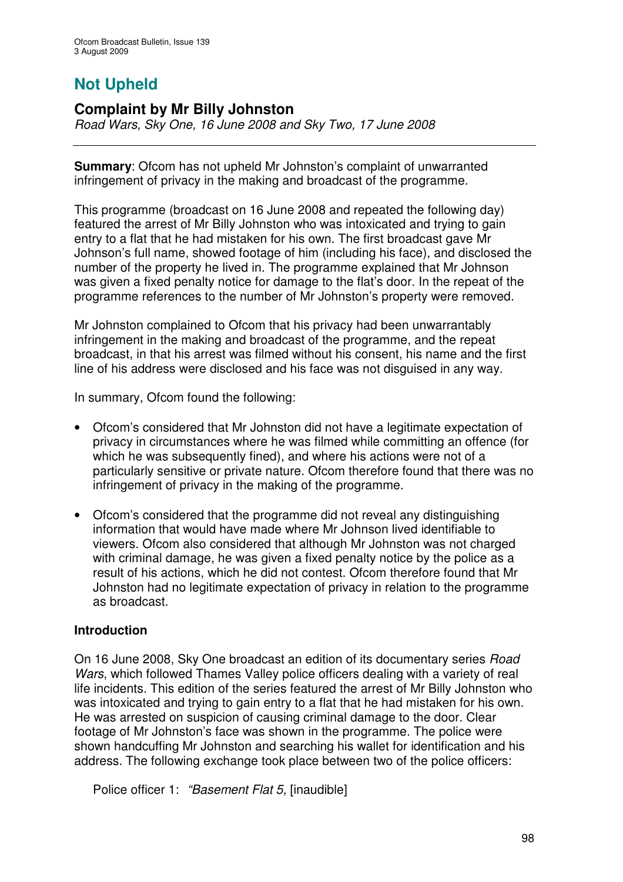# Not Upheld

## Complaint by Mr Billy Johnston

*Road Wars, Sky One, 16 June 2008 and Sky Two, 17 June 2008*

---

**Summary**: Ofcom has not upheld Mr Johnston's complaint of unwarranted infringement of privacy in the making and broadcast of the programme.

This programme (broadcast on 16 June 2008 and repeated the following day) featured the arrest of Mr Billy Johnston who was intoxicated and trying to gain entry to a flat that he had mistaken for his own. The first broadcast gave Mr Johnson's full name, showed footage of him (including his face), and disclosed the number of the property he lived in. The programme explained that Mr Johnson was given a fixed penalty notice for damage to the flat's door. In the repeat of the programme references to the number of Mr Johnston's property were removed.

Mr Johnston complained to Ofcom that his privacy had been unwarrantably infringement in the making and broadcast of the programme, and the repeat broadcast, in that his arrest was filmed without his consent, his name and the first line of his address were disclosed and his face was not disguised in any way.

In summary, Ofcom found the following:

- Ofcom's considered that Mr Johnston did not have a legitimate expectation of privacy in circumstances where he was filmed while committing an offence (for which he was subsequently fined), and where his actions were not of a particularly sensitive or private nature. Ofcom therefore found that there was no infringement of privacy in the making of the programme.
- Ofcom's considered that the programme did not reveal any distinguishing information that would have made where Mr Johnson lived identifiable to viewers. Ofcom also considered that although Mr Johnston was not charged with criminal damage, he was given a fixed penalty notice by the police as a result of his actions, which he did not contest. Ofcom therefore found that Mr Johnston had no legitimate expectation of privacy in relation to the programme as broadcast.

**Introduction**

On 16 June 2008, Sky One broadcast an edition of its documentary series *Road Wars*, which followed Thames Valley police officers dealing with a variety of real life incidents. This edition of the series featured the arrest of Mr Billy Johnston who was intoxicated and trying to gain entry to a flat that he had mistaken for his own. He was arrested on suspicion of causing criminal damage to the door. Clear footage of Mr Johnston's face was shown in the programme. The police were shown handcuffing Mr Johnston and searching his wallet for identification and his address. The following exchange took place between two of the police officers:

Police officer 1: *"Basement Flat 5*, [inaudible]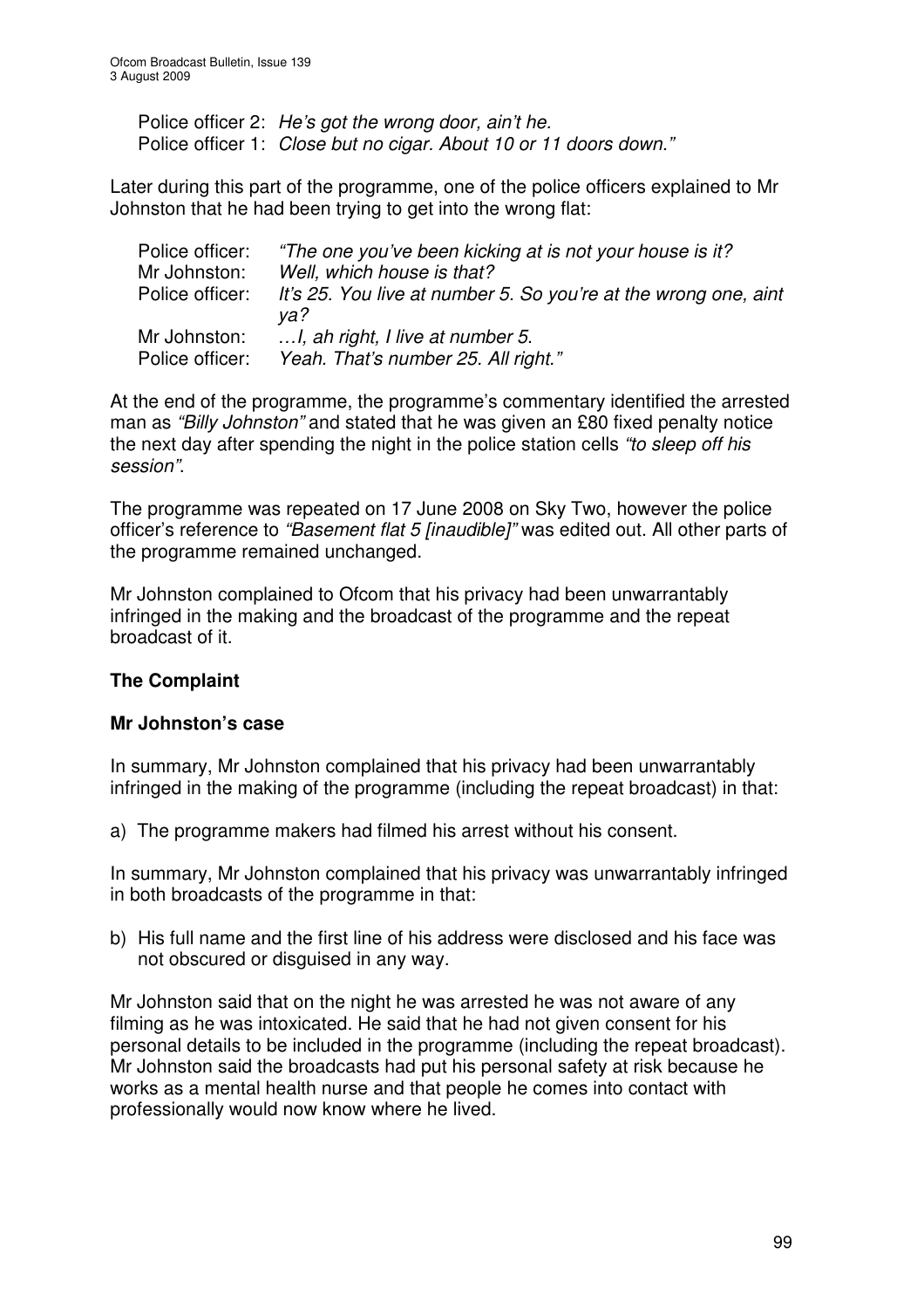Police officer 2: *He's got the wrong door, ain't he.*
Police officer 1: *Close but no cigar. About 10 or 11 doors down."*

Later during this part of the programme, one of the police officers explained to Mr Johnston that he had been trying to get into the wrong flat:

| | |
|---|---|
| Police officer: | *"The one you've been kicking at is not your house is it?* |
| Mr Johnston: | *Well, which house is that?* |
| Police officer: | *It's 25. You live at number 5. So you're at the wrong one, aint ya?* |
| Mr Johnston: | *…I, ah right, I live at number 5.* |
| Police officer: | *Yeah. That's number 25. All right."* |

At the end of the programme, the programme's commentary identified the arrested man as *"Billy Johnston"* and stated that he was given an £80 fixed penalty notice the next day after spending the night in the police station cells *"to sleep off his session"*.

The programme was repeated on 17 June 2008 on Sky Two, however the police officer's reference to *"Basement flat 5 [inaudible]"* was edited out. All other parts of the programme remained unchanged.

Mr Johnston complained to Ofcom that his privacy had been unwarrantably infringed in the making and the broadcast of the programme and the repeat broadcast of it.

## The Complaint

### Mr Johnston's case

In summary, Mr Johnston complained that his privacy had been unwarrantably infringed in the making of the programme (including the repeat broadcast) in that:

a) The programme makers had filmed his arrest without his consent.

In summary, Mr Johnston complained that his privacy was unwarrantably infringed in both broadcasts of the programme in that:

b) His full name and the first line of his address were disclosed and his face was not obscured or disguised in any way.

Mr Johnston said that on the night he was arrested he was not aware of any filming as he was intoxicated. He said that he had not given consent for his personal details to be included in the programme (including the repeat broadcast). Mr Johnston said the broadcasts had put his personal safety at risk because he works as a mental health nurse and that people he comes into contact with professionally would now know where he lived.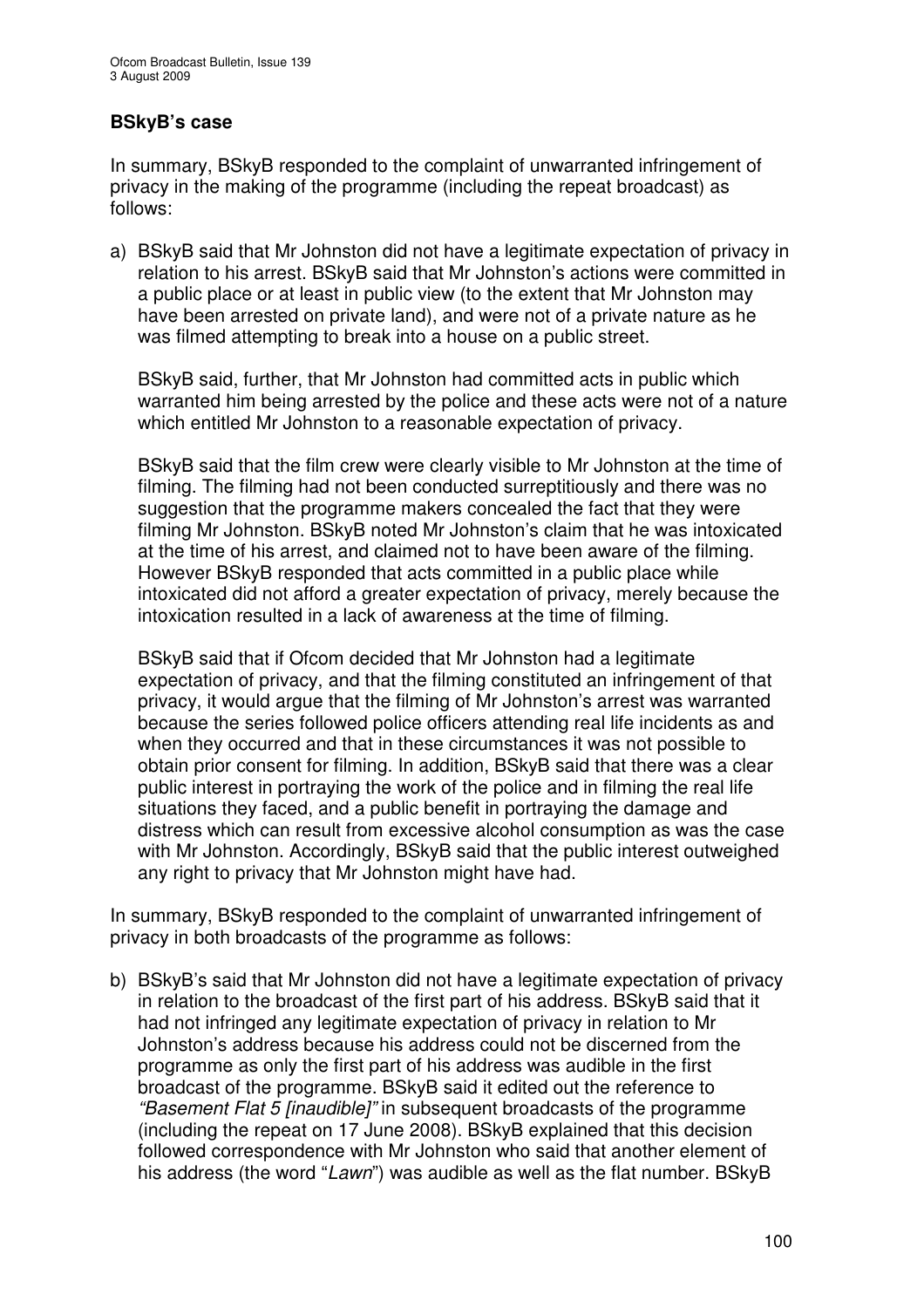**BSkyB's case**

In summary, BSkyB responded to the complaint of unwarranted infringement of privacy in the making of the programme (including the repeat broadcast) as follows:

a) BSkyB said that Mr Johnston did not have a legitimate expectation of privacy in relation to his arrest. BSkyB said that Mr Johnston's actions were committed in a public place or at least in public view (to the extent that Mr Johnston may have been arrested on private land), and were not of a private nature as he was filmed attempting to break into a house on a public street.

   BSkyB said, further, that Mr Johnston had committed acts in public which warranted him being arrested by the police and these acts were not of a nature which entitled Mr Johnston to a reasonable expectation of privacy.

   BSkyB said that the film crew were clearly visible to Mr Johnston at the time of filming. The filming had not been conducted surreptitiously and there was no suggestion that the programme makers concealed the fact that they were filming Mr Johnston. BSkyB noted Mr Johnston's claim that he was intoxicated at the time of his arrest, and claimed not to have been aware of the filming. However BSkyB responded that acts committed in a public place while intoxicated did not afford a greater expectation of privacy, merely because the intoxication resulted in a lack of awareness at the time of filming.

   BSkyB said that if Ofcom decided that Mr Johnston had a legitimate expectation of privacy, and that the filming constituted an infringement of that privacy, it would argue that the filming of Mr Johnston's arrest was warranted because the series followed police officers attending real life incidents as and when they occurred and that in these circumstances it was not possible to obtain prior consent for filming. In addition, BSkyB said that there was a clear public interest in portraying the work of the police and in filming the real life situations they faced, and a public benefit in portraying the damage and distress which can result from excessive alcohol consumption as was the case with Mr Johnston. Accordingly, BSkyB said that the public interest outweighed any right to privacy that Mr Johnston might have had.

In summary, BSkyB responded to the complaint of unwarranted infringement of privacy in both broadcasts of the programme as follows:

b) BSkyB's said that Mr Johnston did not have a legitimate expectation of privacy in relation to the broadcast of the first part of his address. BSkyB said that it had not infringed any legitimate expectation of privacy in relation to Mr Johnston's address because his address could not be discerned from the programme as only the first part of his address was audible in the first broadcast of the programme. BSkyB said it edited out the reference to *"Basement Flat 5 [inaudible]"* in subsequent broadcasts of the programme (including the repeat on 17 June 2008). BSkyB explained that this decision followed correspondence with Mr Johnston who said that another element of his address (the word "*Lawn*") was audible as well as the flat number. BSkyB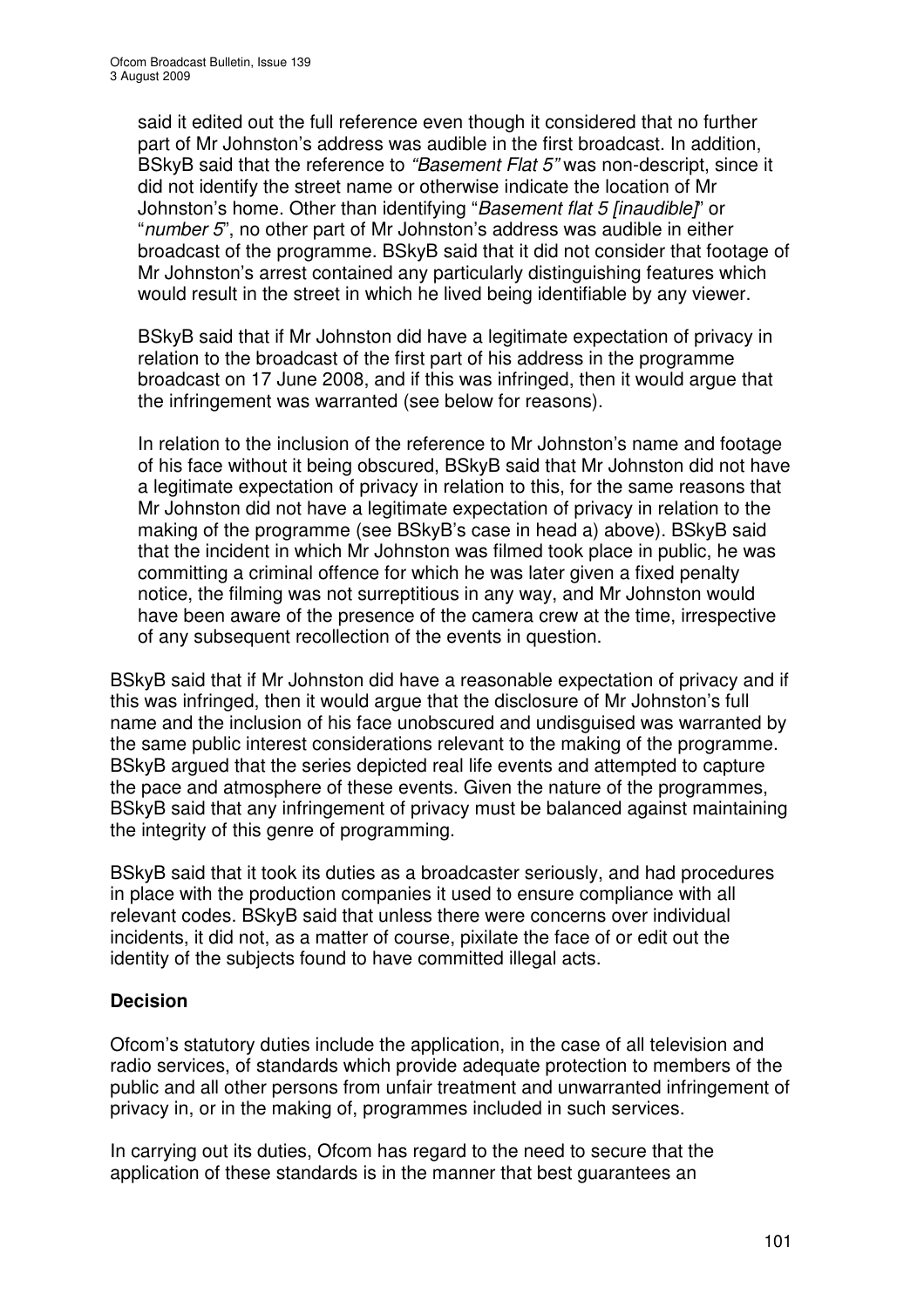said it edited out the full reference even though it considered that no further part of Mr Johnston's address was audible in the first broadcast. In addition, BSkyB said that the reference to *"Basement Flat 5"* was non-descript, since it did not identify the street name or otherwise indicate the location of Mr Johnston's home. Other than identifying "*Basement flat 5 [inaudible]*" or "*number 5*", no other part of Mr Johnston's address was audible in either broadcast of the programme. BSkyB said that it did not consider that footage of Mr Johnston's arrest contained any particularly distinguishing features which would result in the street in which he lived being identifiable by any viewer.

BSkyB said that if Mr Johnston did have a legitimate expectation of privacy in relation to the broadcast of the first part of his address in the programme broadcast on 17 June 2008, and if this was infringed, then it would argue that the infringement was warranted (see below for reasons).

In relation to the inclusion of the reference to Mr Johnston's name and footage of his face without it being obscured, BSkyB said that Mr Johnston did not have a legitimate expectation of privacy in relation to this, for the same reasons that Mr Johnston did not have a legitimate expectation of privacy in relation to the making of the programme (see BSkyB's case in head a) above). BSkyB said that the incident in which Mr Johnston was filmed took place in public, he was committing a criminal offence for which he was later given a fixed penalty notice, the filming was not surreptitious in any way, and Mr Johnston would have been aware of the presence of the camera crew at the time, irrespective of any subsequent recollection of the events in question.

BSkyB said that if Mr Johnston did have a reasonable expectation of privacy and if this was infringed, then it would argue that the disclosure of Mr Johnston's full name and the inclusion of his face unobscured and undisguised was warranted by the same public interest considerations relevant to the making of the programme. BSkyB argued that the series depicted real life events and attempted to capture the pace and atmosphere of these events. Given the nature of the programmes, BSkyB said that any infringement of privacy must be balanced against maintaining the integrity of this genre of programming.

BSkyB said that it took its duties as a broadcaster seriously, and had procedures in place with the production companies it used to ensure compliance with all relevant codes. BSkyB said that unless there were concerns over individual incidents, it did not, as a matter of course, pixilate the face of or edit out the identity of the subjects found to have committed illegal acts.

**Decision**

Ofcom's statutory duties include the application, in the case of all television and radio services, of standards which provide adequate protection to members of the public and all other persons from unfair treatment and unwarranted infringement of privacy in, or in the making of, programmes included in such services.

In carrying out its duties, Ofcom has regard to the need to secure that the application of these standards is in the manner that best guarantees an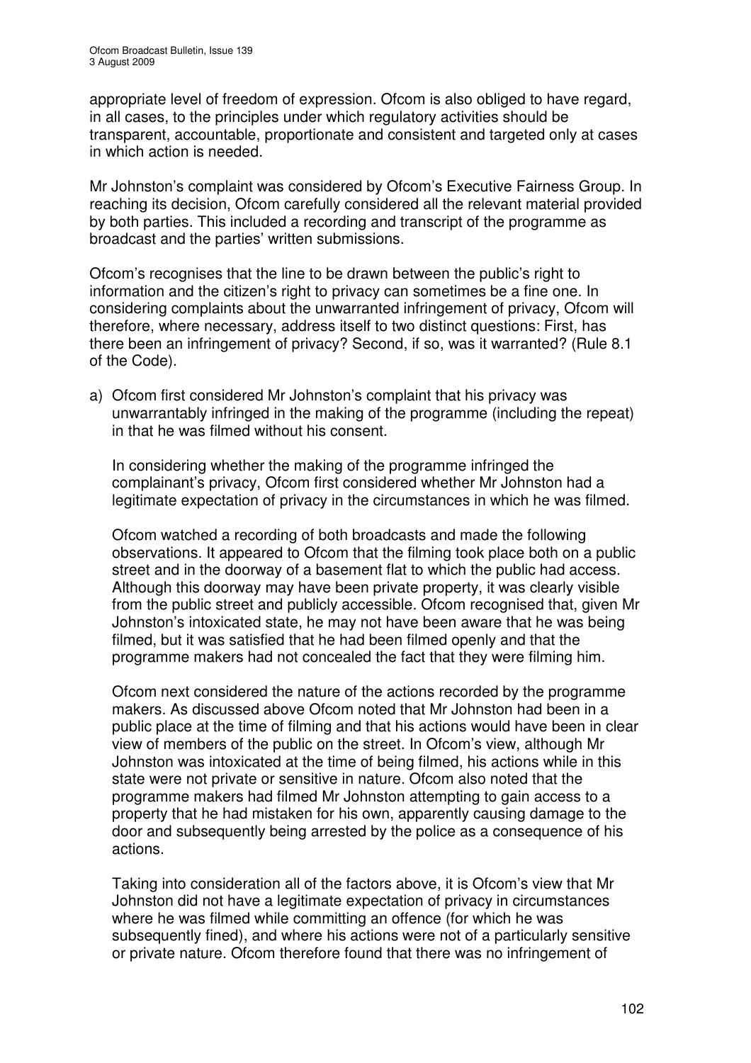appropriate level of freedom of expression. Ofcom is also obliged to have regard, in all cases, to the principles under which regulatory activities should be transparent, accountable, proportionate and consistent and targeted only at cases in which action is needed.

Mr Johnston's complaint was considered by Ofcom's Executive Fairness Group. In reaching its decision, Ofcom carefully considered all the relevant material provided by both parties. This included a recording and transcript of the programme as broadcast and the parties' written submissions.

Ofcom's recognises that the line to be drawn between the public's right to information and the citizen's right to privacy can sometimes be a fine one. In considering complaints about the unwarranted infringement of privacy, Ofcom will therefore, where necessary, address itself to two distinct questions: First, has there been an infringement of privacy? Second, if so, was it warranted? (Rule 8.1 of the Code).

a) Ofcom first considered Mr Johnston's complaint that his privacy was unwarrantably infringed in the making of the programme (including the repeat) in that he was filmed without his consent.

   In considering whether the making of the programme infringed the complainant's privacy, Ofcom first considered whether Mr Johnston had a legitimate expectation of privacy in the circumstances in which he was filmed.

   Ofcom watched a recording of both broadcasts and made the following observations. It appeared to Ofcom that the filming took place both on a public street and in the doorway of a basement flat to which the public had access. Although this doorway may have been private property, it was clearly visible from the public street and publicly accessible. Ofcom recognised that, given Mr Johnston's intoxicated state, he may not have been aware that he was being filmed, but it was satisfied that he had been filmed openly and that the programme makers had not concealed the fact that they were filming him.

   Ofcom next considered the nature of the actions recorded by the programme makers. As discussed above Ofcom noted that Mr Johnston had been in a public place at the time of filming and that his actions would have been in clear view of members of the public on the street. In Ofcom's view, although Mr Johnston was intoxicated at the time of being filmed, his actions while in this state were not private or sensitive in nature. Ofcom also noted that the programme makers had filmed Mr Johnston attempting to gain access to a property that he had mistaken for his own, apparently causing damage to the door and subsequently being arrested by the police as a consequence of his actions.

   Taking into consideration all of the factors above, it is Ofcom's view that Mr Johnston did not have a legitimate expectation of privacy in circumstances where he was filmed while committing an offence (for which he was subsequently fined), and where his actions were not of a particularly sensitive or private nature. Ofcom therefore found that there was no infringement of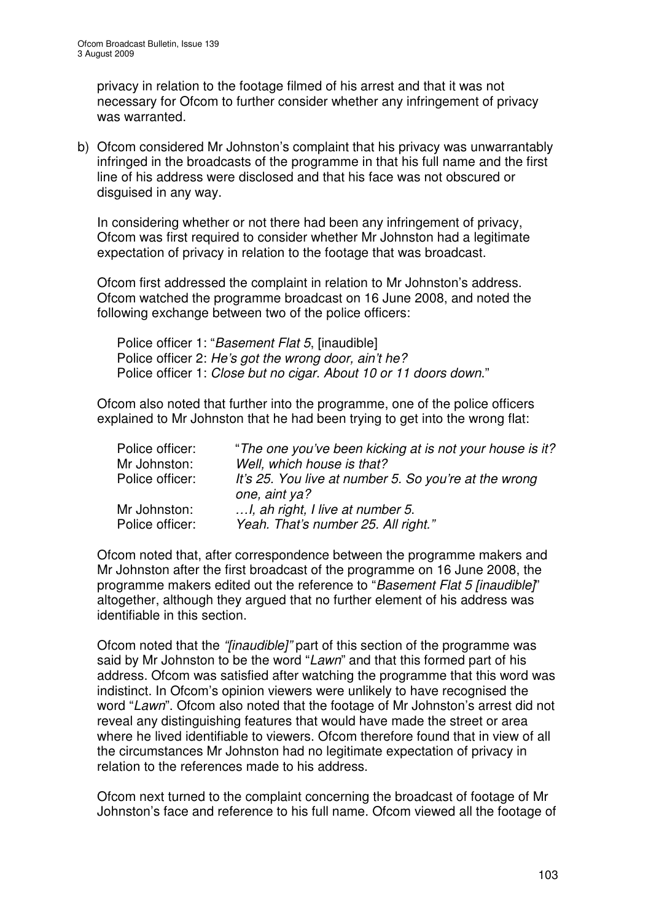privacy in relation to the footage filmed of his arrest and that it was not necessary for Ofcom to further consider whether any infringement of privacy was warranted.

b) Ofcom considered Mr Johnston's complaint that his privacy was unwarrantably infringed in the broadcasts of the programme in that his full name and the first line of his address were disclosed and that his face was not obscured or disguised in any way.

   In considering whether or not there had been any infringement of privacy, Ofcom was first required to consider whether Mr Johnston had a legitimate expectation of privacy in relation to the footage that was broadcast.

   Ofcom first addressed the complaint in relation to Mr Johnston's address. Ofcom watched the programme broadcast on 16 June 2008, and noted the following exchange between two of the police officers:

   > Police officer 1: "*Basement Flat 5*, [inaudible]
   > Police officer 2: *He's got the wrong door, ain't he?*
   > Police officer 1: *Close but no cigar. About 10 or 11 doors down*."

   Ofcom also noted that further into the program, one of the police officers explained to Mr Johnston that he had been trying to get into the wrong flat:

   | | |
   |---|---|
   | Police officer: | "*The one you've been kicking at is not your house is it?* |
   | Mr Johnston: | *Well, which house is that?* |
   | Police officer: | *It's 25. You live at number 5. So you're at the wrong one, aint ya?* |
   | Mr Johnston: | *…I, ah right, I live at number 5.* |
   | Police officer: | *Yeah. That's number 25. All right."* |

   Ofcom noted that, after correspondence between the programme makers and Mr Johnston after the first broadcast of the programme on 16 June 2008, the programme makers edited out the reference to "*Basement Flat 5 [inaudible]*" altogether, although they argued that no further element of his address was identifiable in this section.

   Ofcom noted that the *"[inaudible]"* part of this section of the programme was said by Mr Johnston to be the word "*Lawn*" and that this formed part of his address. Ofcom was satisfied after watching the programme that this word was indistinct. In Ofcom's opinion viewers were unlikely to have recognised the word "*Lawn*". Ofcom also noted that the footage of Mr Johnston's arrest did not reveal any distinguishing features that would have made the street or area where he lived identifiable to viewers. Ofcom therefore found that in view of all the circumstances Mr Johnston had no legitimate expectation of privacy in relation to the references made to his address.

   Ofcom next turned to the complaint concerning the broadcast of footage of Mr Johnston's face and reference to his full name. Ofcom viewed all the footage of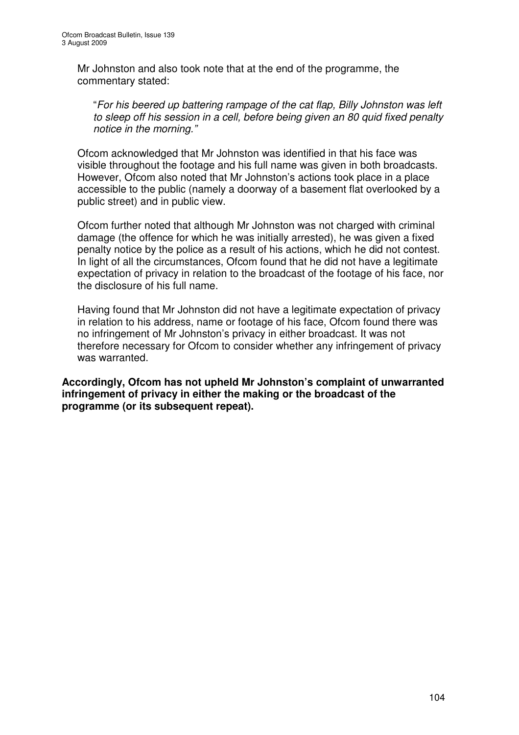Mr Johnston and also took note that at the end of the programme, the commentary stated:

> "*For his beered up battering rampage of the cat flap, Billy Johnston was left to sleep off his session in a cell, before being given an 80 quid fixed penalty notice in the morning."*

Ofcom acknowledged that Mr Johnston was identified in that his face was visible throughout the footage and his full name was given in both broadcasts. However, Ofcom also noted that Mr Johnston's actions took place in a place accessible to the public (namely a doorway of a basement flat overlooked by a public street) and in public view.

Ofcom further noted that although Mr Johnston was not charged with criminal damage (the offence for which he was initially arrested), he was given a fixed penalty notice by the police as a result of his actions, which he did not contest. In light of all the circumstances, Ofcom found that he did not have a legitimate expectation of privacy in relation to the broadcast of the footage of his face, nor the disclosure of his full name.

Having found that Mr Johnston did not have a legitimate expectation of privacy in relation to his address, name or footage of his face, Ofcom found there was no infringement of Mr Johnston's privacy in either broadcast. It was not therefore necessary for Ofcom to consider whether any infringement of privacy was warranted.

**Accordingly, Ofcom has not upheld Mr Johnston's complaint of unwarranted infringement of privacy in either the making or the broadcast of the programme (or its subsequent repeat).**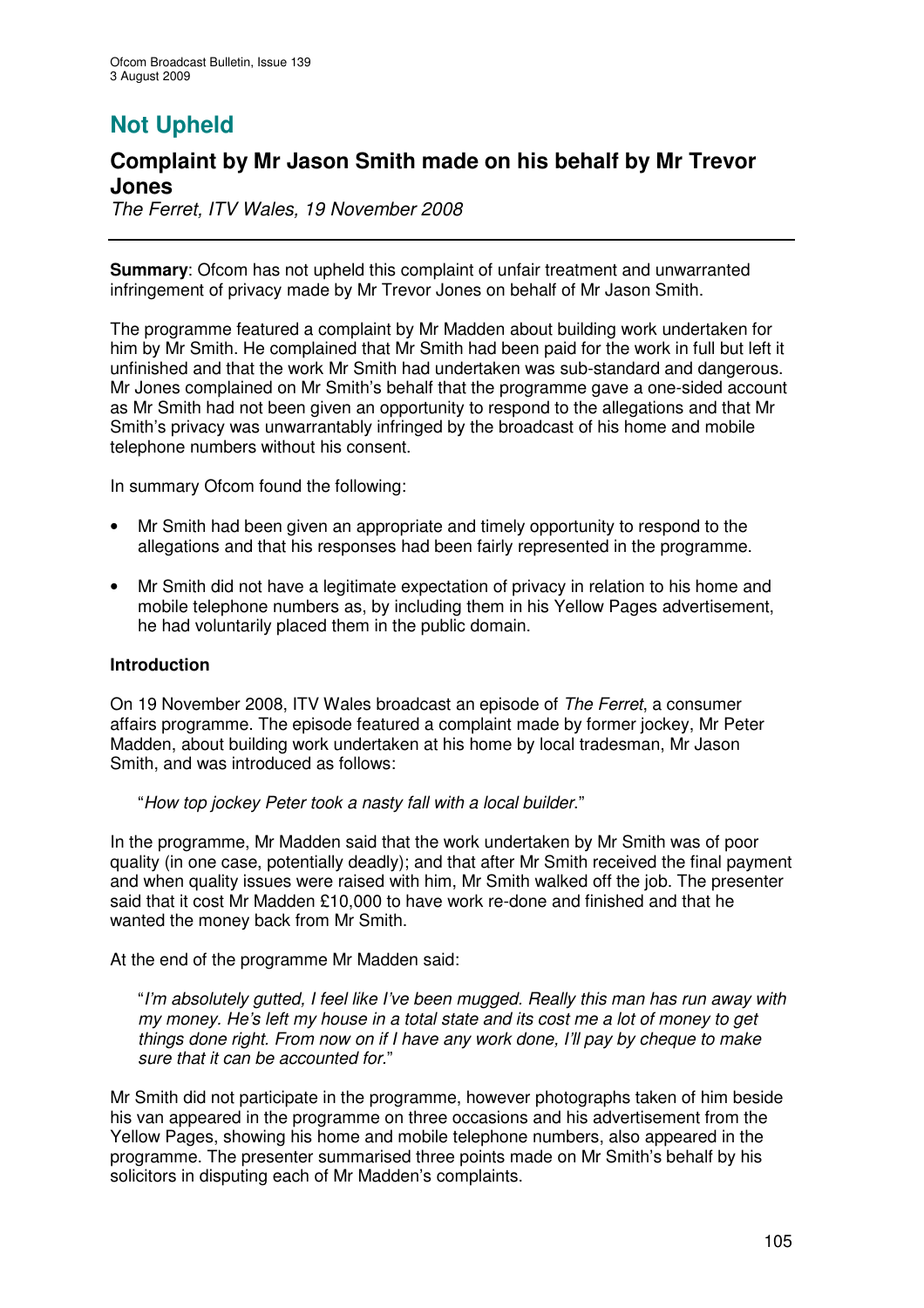# Not Upheld

## Complaint by Mr Jason Smith made on his behalf by Mr Trevor Jones

*The Ferret, ITV Wales, 19 November 2008*

---

**Summary**: Ofcom has not upheld this complaint of unfair treatment and unwarranted infringement of privacy made by Mr Trevor Jones on behalf of Mr Jason Smith.

The programme featured a complaint by Mr Madden about building work undertaken for him by Mr Smith. He complained that Mr Smith had been paid for the work in full but left it unfinished and that the work Mr Smith had undertaken was sub-standard and dangerous. Mr Jones complained on Mr Smith's behalf that the programme gave a one-sided account as Mr Smith had not been given an opportunity to respond to the allegations and that Mr Smith's privacy was unwarrantably infringed by the broadcast of his home and mobile telephone numbers without his consent.

In summary Ofcom found the following:

- Mr Smith had been given an appropriate and timely opportunity to respond to the allegations and that his responses had been fairly represented in the programme.
- Mr Smith did not have a legitimate expectation of privacy in relation to his home and mobile telephone numbers as, by including them in his Yellow Pages advertisement, he had voluntarily placed them in the public domain.

### Introduction

On 19 November 2008, ITV Wales broadcast an episode of *The Ferret*, a consumer affairs programme. The episode featured a complaint made by former jockey, Mr Peter Madden, about building work undertaken at his home by local tradesman, Mr Jason Smith, and was introduced as follows:

> "*How top jockey Peter took a nasty fall with a local builder.*"

In the programme, Mr Madden said that the work undertaken by Mr Smith was of poor quality (in one case, potentially deadly); and that after Mr Smith received the final payment and when quality issues were raised with him, Mr Smith walked off the job. The presenter said that it cost Mr Madden £10,000 to have work re-done and finished and that he wanted the money back from Mr Smith.

At the end of the programme Mr Madden said:

> "*I'm absolutely gutted, I feel like I've been mugged. Really this man has run away with my money. He's left my house in a total state and its cost me a lot of money to get things done right. From now on if I have any work done, I'll pay by cheque to make sure that it can be accounted for.*"

Mr Smith did not participate in the programme, however photographs taken of him beside his van appeared in the programme on three occasions and his advertisement from the Yellow Pages, showing his home and mobile telephone numbers, also appeared in the programme. The presenter summarised three points made on Mr Smith's behalf by his solicitors in disputing each of Mr Madden's complaints.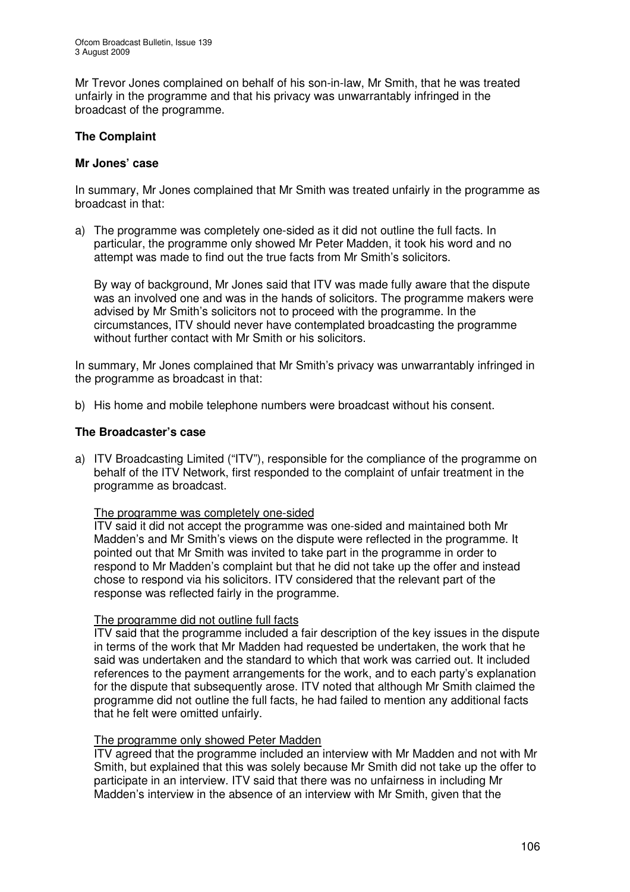Mr Trevor Jones complained on behalf of his son-in-law, Mr Smith, that he was treated unfairly in the programme and that his privacy was unwarrantably infringed in the broadcast of the programme.

## The Complaint

### Mr Jones' case

In summary, Mr Jones complained that Mr Smith was treated unfairly in the programme as broadcast in that:

a) The programme was completely one-sided as it did not outline the full facts. In particular, the programme only showed Mr Peter Madden, it took his word and no attempt was made to find out the true facts from Mr Smith's solicitors.

   By way of background, Mr Jones said that ITV was made fully aware that the dispute was an involved one and was in the hands of solicitors. The programme makers were advised by Mr Smith's solicitors not to proceed with the programme. In the circumstances, ITV should never have contemplated broadcasting the programme without further contact with Mr Smith or his solicitors.

In summary, Mr Jones complained that Mr Smith's privacy was unwarrantably infringed in the programme as broadcast in that:

b) His home and mobile telephone numbers were broadcast without his consent.

### The Broadcaster's case

a) ITV Broadcasting Limited ("ITV"), responsible for the compliance of the programme on behalf of the ITV Network, first responded to the complaint of unfair treatment in the programme as broadcast.

   The programme was completely one-sided
   ITV said it did not accept the programme was one-sided and maintained both Mr Madden's and Mr Smith's views on the dispute were reflected in the programme. It pointed out that Mr Smith was invited to take part in the programme in order to respond to Mr Madden's complaint but that he did not take up the offer and instead chose to respond via his solicitors. ITV considered that the relevant part of the response was reflected fairly in the programme.

   The programme did not outline full facts
   ITV said that the programme included a fair description of the key issues in the dispute in terms of the work that Mr Madden had requested be undertaken, the work that he said was undertaken and the standard to which that work was carried out. It included references to the payment arrangements for the work, and to each party's explanation for the dispute that subsequently arose. ITV noted that although Mr Smith claimed the programme did not outline the full facts, he had failed to mention any additional facts that he felt were omitted unfairly.

   The programme only showed Peter Madden
   ITV agreed that the programme included an interview with Mr Madden and not with Mr Smith, but explained that this was solely because Mr Smith did not take up the offer to participate in an interview. ITV said that there was no unfairness in including Mr Madden's interview in the absence of an interview with Mr Smith, given that the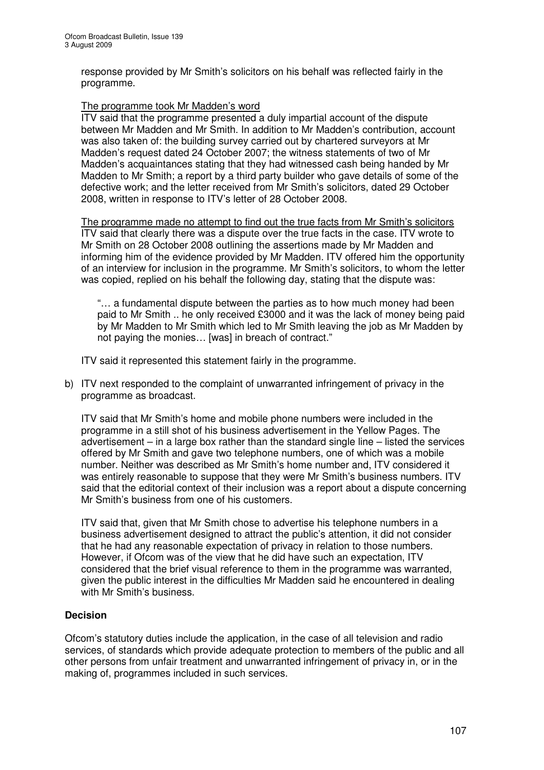response provided by Mr Smith's solicitors on his behalf was reflected fairly in the programme.

The programme took Mr Madden's word
ITV said that the programme presented a duly impartial account of the dispute between Mr Madden and Mr Smith. In addition to Mr Madden's contribution, account was also taken of: the building survey carried out by chartered surveyors at Mr Madden's request dated 24 October 2007; the witness statements of two of Mr Madden's acquaintances stating that they had witnessed cash being handed by Mr Madden to Mr Smith; a report by a third party builder who gave details of some of the defective work; and the letter received from Mr Smith's solicitors, dated 29 October 2008, written in response to ITV's letter of 28 October 2008.

The programme made no attempt to find out the true facts from Mr Smith's solicitors
ITV said that clearly there was a dispute over the true facts in the case. ITV wrote to Mr Smith on 28 October 2008 outlining the assertions made by Mr Madden and informing him of the evidence provided by Mr Madden. ITV offered him the opportunity of an interview for inclusion in the programme. Mr Smith's solicitors, to whom the letter was copied, replied on his behalf the following day, stating that the dispute was:

> "… a fundamental dispute between the parties as to how much money had been paid to Mr Smith .. he only received £3000 and it was the lack of money being paid by Mr Madden to Mr Smith which led to Mr Smith leaving the job as Mr Madden by not paying the monies… [was] in breach of contract."

ITV said it represented this statement fairly in the programme.

b) ITV next responded to the complaint of unwarranted infringement of privacy in the programme as broadcast.

ITV said that Mr Smith's home and mobile phone numbers were included in the programme in a still shot of his business advertisement in the Yellow Pages. The advertisement – in a large box rather than the standard single line – listed the services offered by Mr Smith and gave two telephone numbers, one of which was a mobile number. Neither was described as Mr Smith's home number and, ITV considered it was entirely reasonable to suppose that they were Mr Smith's business numbers. ITV said that the editorial context of their inclusion was a report about a dispute concerning Mr Smith's business from one of his customers.

ITV said that, given that Mr Smith chose to advertise his telephone numbers in a business advertisement designed to attract the public's attention, it did not consider that he had any reasonable expectation of privacy in relation to those numbers. However, if Ofcom was of the view that he did have such an expectation, ITV considered that the brief visual reference to them in the programme was warranted, given the public interest in the difficulties Mr Madden said he encountered in dealing with Mr Smith's business.

## Decision

Ofcom's statutory duties include the application, in the case of all television and radio services, of standards which provide adequate protection to members of the public and all other persons from unfair treatment and unwarranted infringement of privacy in, or in the making of, programmes included in such services.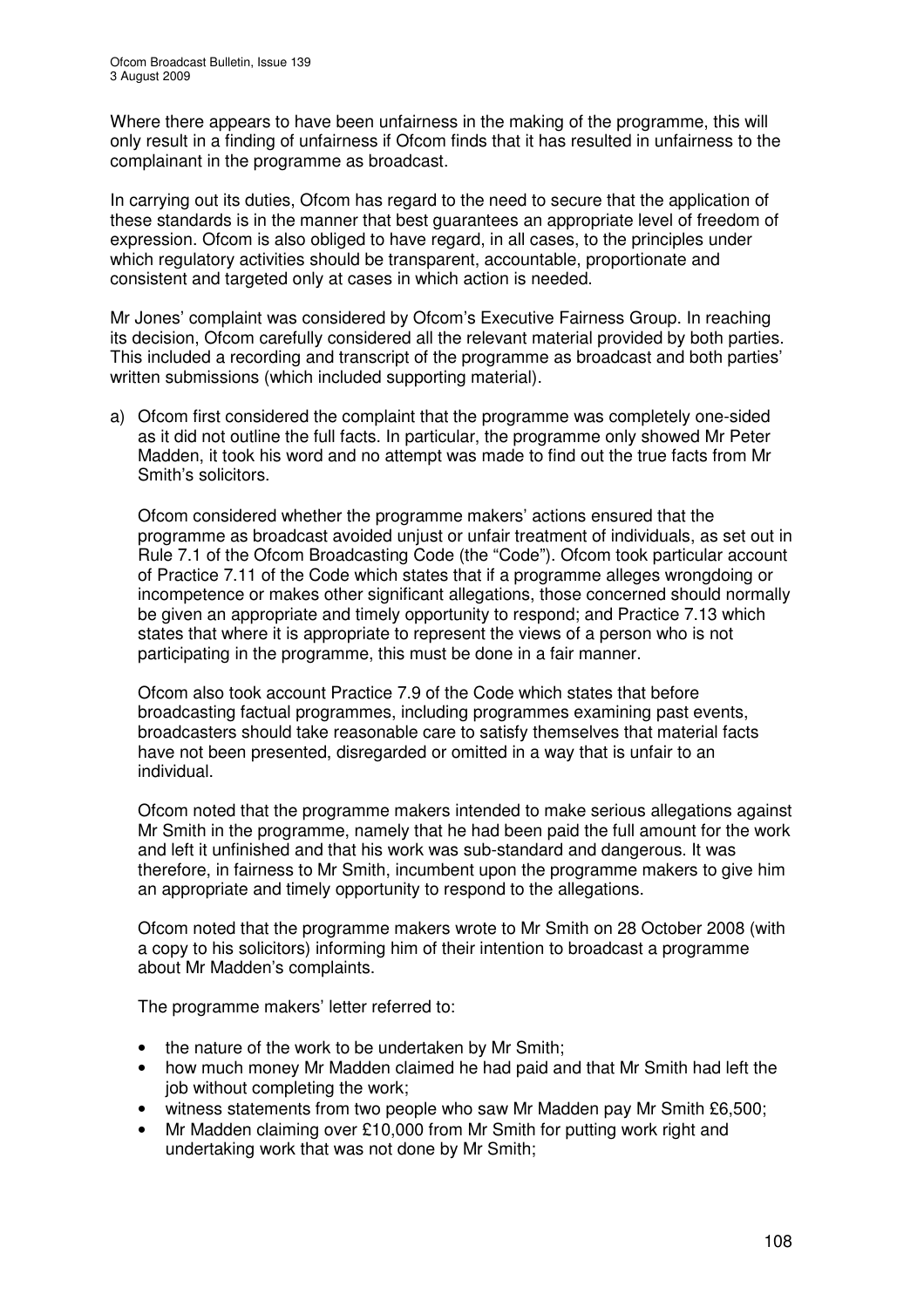Where there appears to have been unfairness in the making of the programme, this will only result in a finding of unfairness if Ofcom finds that it has resulted in unfairness to the complainant in the programme as broadcast.

In carrying out its duties, Ofcom has regard to the need to secure that the application of these standards is in the manner that best guarantees an appropriate level of freedom of expression. Ofcom is also obliged to have regard, in all cases, to the principles under which regulatory activities should be transparent, accountable, proportionate and consistent and targeted only at cases in which action is needed.

Mr Jones' complaint was considered by Ofcom's Executive Fairness Group. In reaching its decision, Ofcom carefully considered all the relevant material provided by both parties. This included a recording and transcript of the programme as broadcast and both parties' written submissions (which included supporting material).

a) Ofcom first considered the complaint that the programme was completely one-sided as it did not outline the full facts. In particular, the programme only showed Mr Peter Madden, it took his word and no attempt was made to find out the true facts from Mr Smith's solicitors.

   Ofcom considered whether the programme makers' actions ensured that the programme as broadcast avoided unjust or unfair treatment of individuals, as set out in Rule 7.1 of the Ofcom Broadcasting Code (the "Code"). Ofcom took particular account of Practice 7.11 of the Code which states that if a programme alleges wrongdoing or incompetence or makes other significant allegations, those concerned should normally be given an appropriate and timely opportunity to respond; and Practice 7.13 which states that where it is appropriate to represent the views of a person who is not participating in the programme, this must be done in a fair manner.

   Ofcom also took account Practice 7.9 of the Code which states that before broadcasting factual programmes, including programmes examining past events, broadcasters should take reasonable care to satisfy themselves that material facts have not been presented, disregarded or omitted in a way that is unfair to an individual.

   Ofcom noted that the programme makers intended to make serious allegations against Mr Smith in the programme, namely that he had been paid the full amount for the work and left it unfinished and that his work was sub-standard and dangerous. It was therefore, in fairness to Mr Smith, incumbent upon the programme makers to give him an appropriate and timely opportunity to respond to the allegations.

   Ofcom noted that the programme makers wrote to Mr Smith on 28 October 2008 (with a copy to his solicitors) informing him of their intention to broadcast a programme about Mr Madden's complaints.

   The programme makers' letter referred to:

   - the nature of the work to be undertaken by Mr Smith;
   - how much money Mr Madden claimed he had paid and that Mr Smith had left the job without completing the work;
   - witness statements from two people who saw Mr Madden pay Mr Smith £6,500;
   - Mr Madden claiming over £10,000 from Mr Smith for putting work right and undertaking work that was not done by Mr Smith;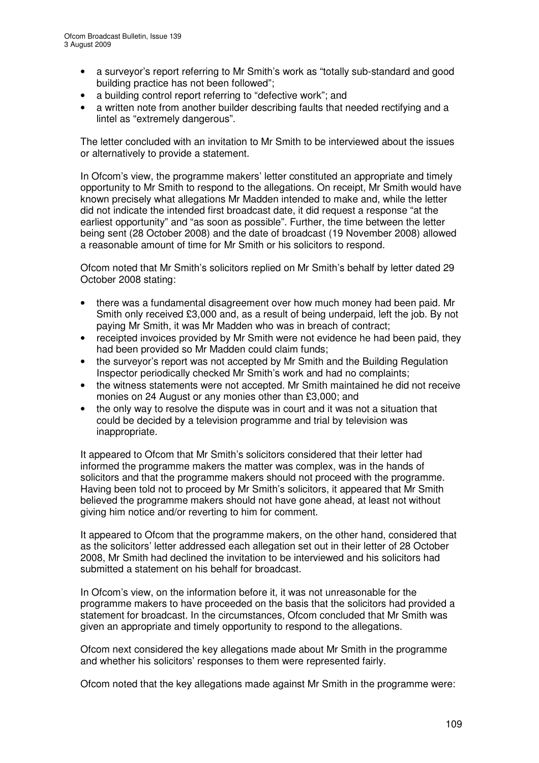- a surveyor's report referring to Mr Smith's work as "totally sub-standard and good building practice has not been followed";
- a building control report referring to "defective work"; and
- a written note from another builder describing faults that needed rectifying and a lintel as "extremely dangerous".

The letter concluded with an invitation to Mr Smith to be interviewed about the issues or alternatively to provide a statement.

In Ofcom's view, the programme makers' letter constituted an appropriate and timely opportunity to Mr Smith to respond to the allegations. On receipt, Mr Smith would have known precisely what allegations Mr Madden intended to make and, while the letter did not indicate the intended first broadcast date, it did request a response "at the earliest opportunity" and "as soon as possible". Further, the time between the letter being sent (28 October 2008) and the date of broadcast (19 November 2008) allowed a reasonable amount of time for Mr Smith or his solicitors to respond.

Ofcom noted that Mr Smith's solicitors replied on Mr Smith's behalf by letter dated 29 October 2008 stating:

- there was a fundamental disagreement over how much money had been paid. Mr Smith only received £3,000 and, as a result of being underpaid, left the job. By not paying Mr Smith, it was Mr Madden who was in breach of contract;
- receipted invoices provided by Mr Smith were not evidence he had been paid, they had been provided so Mr Madden could claim funds;
- the surveyor's report was not accepted by Mr Smith and the Building Regulation Inspector periodically checked Mr Smith's work and had no complaints;
- the witness statements were not accepted. Mr Smith maintained he did not receive monies on 24 August or any monies other than £3,000; and
- the only way to resolve the dispute was in court and it was not a situation that could be decided by a television programme and trial by television was inappropriate.

It appeared to Ofcom that Mr Smith's solicitors considered that their letter had informed the programme makers the matter was complex, was in the hands of solicitors and that the programme makers should not proceed with the programme. Having been told not to proceed by Mr Smith's solicitors, it appeared that Mr Smith believed the programme makers should not have gone ahead, at least not without giving him notice and/or reverting to him for comment.

It appeared to Ofcom that the programme makers, on the other hand, considered that as the solicitors' letter addressed each allegation set out in their letter of 28 October 2008, Mr Smith had declined the invitation to be interviewed and his solicitors had submitted a statement on his behalf for broadcast.

In Ofcom's view, on the information before it, it was not unreasonable for the programme makers to have proceeded on the basis that the solicitors had provided a statement for broadcast. In the circumstances, Ofcom concluded that Mr Smith was given an appropriate and timely opportunity to respond to the allegations.

Ofcom next considered the key allegations made about Mr Smith in the programme and whether his solicitors' responses to them were represented fairly.

Ofcom noted that the key allegations made against Mr Smith in the programme were: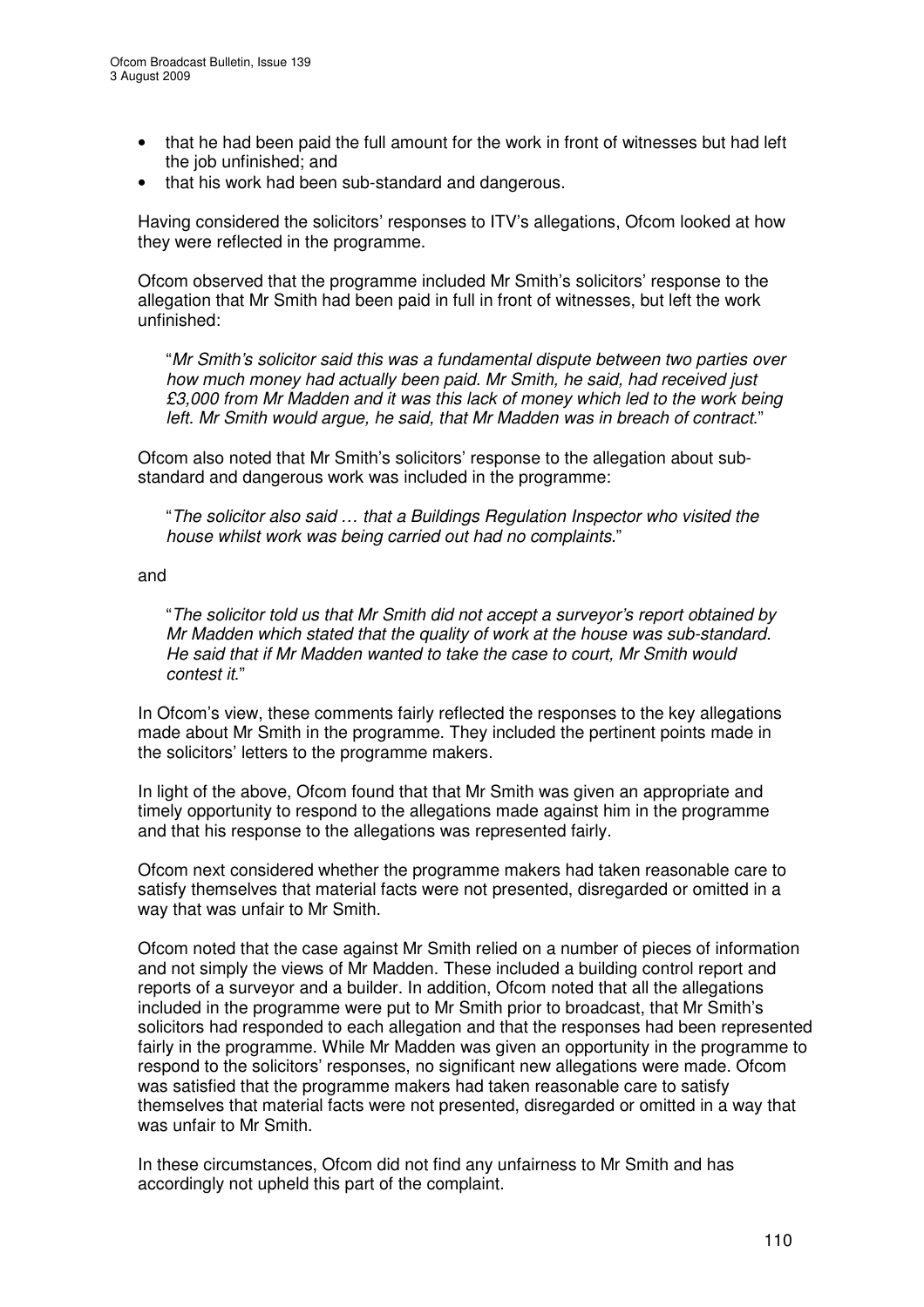- that he had been paid the full amount for the work in front of witnesses but had left the job unfinished; and
- that his work had been sub-standard and dangerous.

Having considered the solicitors' responses to ITV's allegations, Ofcom looked at how they were reflected in the programme.

Ofcom observed that the programme included Mr Smith's solicitors' response to the allegation that Mr Smith had been paid in full in front of witnesses, but left the work unfinished:

> "*Mr Smith's solicitor said this was a fundamental dispute between two parties over how much money had actually been paid. Mr Smith, he said, had received just £3,000 from Mr Madden and it was this lack of money which led to the work being left. Mr Smith would argue, he said, that Mr Madden was in breach of contract.*"

Ofcom also noted that Mr Smith's solicitors' response to the allegation about sub-standard and dangerous work was included in the programme:

> "*The solicitor also said … that a Buildings Regulation Inspector who visited the house whilst work was being carried out had no complaints.*"

and

> "*The solicitor told us that Mr Smith did not accept a surveyor's report obtained by Mr Madden which stated that the quality of work at the house was sub-standard. He said that if Mr Madden wanted to take the case to court, Mr Smith would contest it.*"

In Ofcom's view, these comments fairly reflected the responses to the key allegations made about Mr Smith in the programme. They included the pertinent points made in the solicitors' letters to the programme makers.

In light of the above, Ofcom found that that Mr Smith was given an appropriate and timely opportunity to respond to the allegations made against him in the programme and that his response to the allegations was represented fairly.

Ofcom next considered whether the programme makers had taken reasonable care to satisfy themselves that material facts were not presented, disregarded or omitted in a way that was unfair to Mr Smith.

Ofcom noted that the case against Mr Smith relied on a number of pieces of information and not simply the views of Mr Madden. These included a building control report and reports of a surveyor and a builder. In addition, Ofcom noted that all the allegations included in the programme were put to Mr Smith prior to broadcast, that Mr Smith's solicitors had responded to each allegation and that the responses had been represented fairly in the programme. While Mr Madden was given an opportunity in the programme to respond to the solicitors' responses, no significant new allegations were made. Ofcom was satisfied that the programme makers had taken reasonable care to satisfy themselves that material facts were not presented, disregarded or omitted in a way that was unfair to Mr Smith.

In these circumstances, Ofcom did not find any unfairness to Mr Smith and has accordingly not upheld this part of the complaint.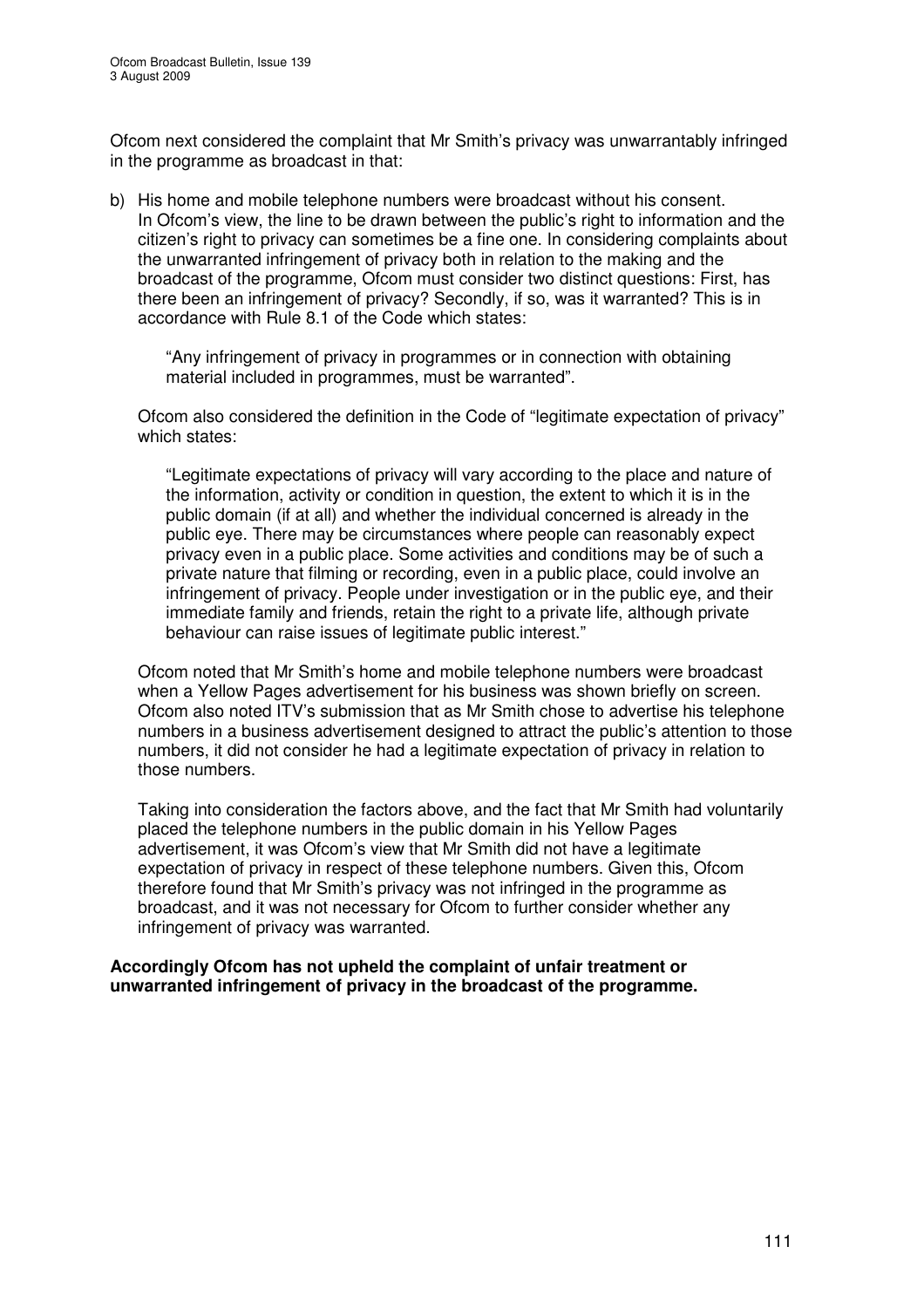Ofcom next considered the complaint that Mr Smith's privacy was unwarrantably infringed in the programme as broadcast in that:

b) His home and mobile telephone numbers were broadcast without his consent. In Ofcom's view, the line to be drawn between the public's right to information and the citizen's right to privacy can sometimes be a fine one. In considering complaints about the unwarranted infringement of privacy both in relation to the making and the broadcast of the programme, Ofcom must consider two distinct questions: First, has there been an infringement of privacy? Secondly, if so, was it warranted? This is in accordance with Rule 8.1 of the Code which states:

   > "Any infringement of privacy in programmes or in connection with obtaining material included in programmes, must be warranted".

   Ofcom also considered the definition in the Code of "legitimate expectation of privacy" which states:

   > "Legitimate expectations of privacy will vary according to the place and nature of the information, activity or condition in question, the extent to which it is in the public domain (if at all) and whether the individual concerned is already in the public eye. There may be circumstances where people can reasonably expect privacy even in a public place. Some activities and conditions may be of such a private nature that filming or recording, even in a public place, could involve an infringement of privacy. People under investigation or in the public eye, and their immediate family and friends, retain the right to a private life, although private behaviour can raise issues of legitimate public interest."

   Ofcom noted that Mr Smith's home and mobile telephone numbers were broadcast when a Yellow Pages advertisement for his business was shown briefly on screen. Ofcom also noted ITV's submission that as Mr Smith chose to advertise his telephone numbers in a business advertisement designed to attract the public's attention to those numbers, it did not consider he had a legitimate expectation of privacy in relation to those numbers.

   Taking into consideration the factors above, and the fact that Mr Smith had voluntarily placed the telephone numbers in the public domain in his Yellow Pages advertisement, it was Ofcom's view that Mr Smith did not have a legitimate expectation of privacy in respect of these telephone numbers. Given this, Ofcom therefore found that Mr Smith's privacy was not infringed in the programme as broadcast, and it was not necessary for Ofcom to further consider whether any infringement of privacy was warranted.

**Accordingly Ofcom has not upheld the complaint of unfair treatment or unwarranted infringement of privacy in the broadcast of the programme.**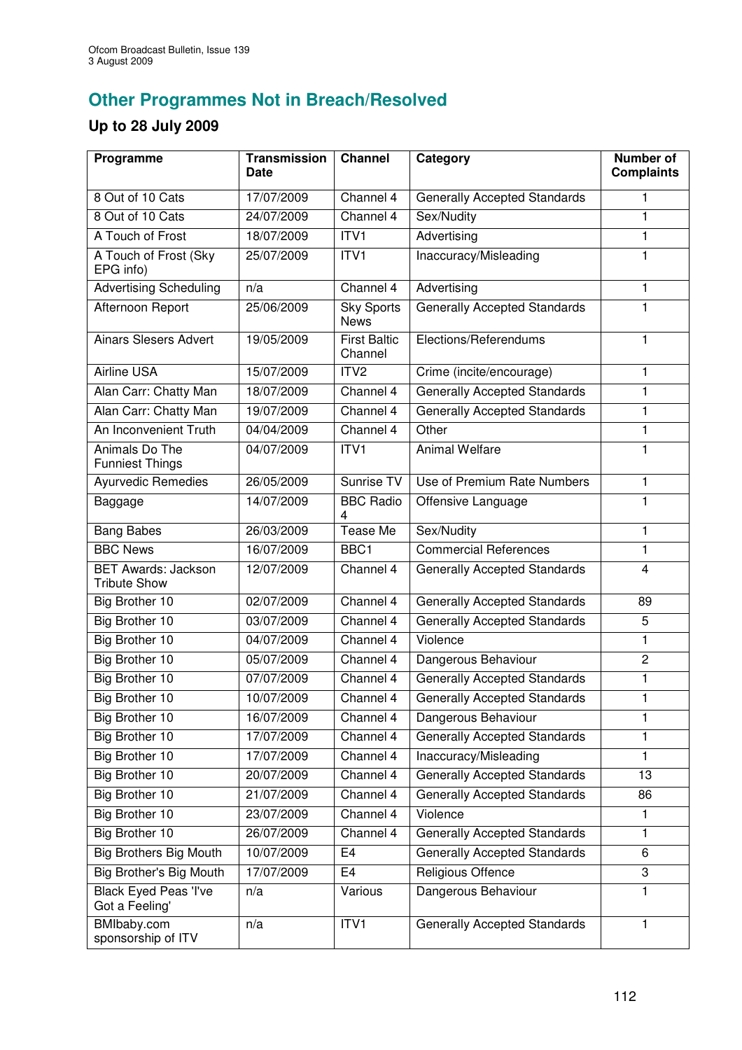## Other Programmes Not in Breach/Resolved

### Up to 28 July 2009

| Programme | Transmission Date | Channel | Category | Number of Complaints |
|---|---|---|---|---|
| 8 Out of 10 Cats | 17/07/2009 | Channel 4 | Generally Accepted Standards | 1 |
| 8 Out of 10 Cats | 24/07/2009 | Channel 4 | Sex/Nudity | 1 |
| A Touch of Frost | 18/07/2009 | ITV1 | Advertising | 1 |
| A Touch of Frost (Sky EPG info) | 25/07/2009 | ITV1 | Inaccuracy/Misleading | 1 |
| Advertising Scheduling | n/a | Channel 4 | Advertising | 1 |
| Afternoon Report | 25/06/2009 | Sky Sports News | Generally Accepted Standards | 1 |
| Ainars Slesers Advert | 19/05/2009 | First Baltic Channel | Elections/Referendums | 1 |
| Airline USA | 15/07/2009 | ITV2 | Crime (incite/encourage) | 1 |
| Alan Carr: Chatty Man | 18/07/2009 | Channel 4 | Generally Accepted Standards | 1 |
| Alan Carr: Chatty Man | 19/07/2009 | Channel 4 | Generally Accepted Standards | 1 |
| An Inconvenient Truth | 04/04/2009 | Channel 4 | Other | 1 |
| Animals Do The Funniest Things | 04/07/2009 | ITV1 | Animal Welfare | 1 |
| Ayurvedic Remedies | 26/05/2009 | Sunrise TV | Use of Premium Rate Numbers | 1 |
| Baggage | 14/07/2009 | BBC Radio 4 | Offensive Language | 1 |
| Bang Babes | 26/03/2009 | Tease Me | Sex/Nudity | 1 |
| BBC News | 16/07/2009 | BBC1 | Commercial References | 1 |
| BET Awards: Jackson Tribute Show | 12/07/2009 | Channel 4 | Generally Accepted Standards | 4 |
| Big Brother 10 | 02/07/2009 | Channel 4 | Generally Accepted Standards | 89 |
| Big Brother 10 | 03/07/2009 | Channel 4 | Generally Accepted Standards | 5 |
| Big Brother 10 | 04/07/2009 | Channel 4 | Violence | 1 |
| Big Brother 10 | 05/07/2009 | Channel 4 | Dangerous Behaviour | 2 |
| Big Brother 10 | 07/07/2009 | Channel 4 | Generally Accepted Standards | 1 |
| Big Brother 10 | 10/07/2009 | Channel 4 | Generally Accepted Standards | 1 |
| Big Brother 10 | 16/07/2009 | Channel 4 | Dangerous Behaviour | 1 |
| Big Brother 10 | 17/07/2009 | Channel 4 | Generally Accepted Standards | 1 |
| Big Brother 10 | 17/07/2009 | Channel 4 | Inaccuracy/Misleading | 1 |
| Big Brother 10 | 20/07/2009 | Channel 4 | Generally Accepted Standards | 13 |
| Big Brother 10 | 21/07/2009 | Channel 4 | Generally Accepted Standards | 86 |
| Big Brother 10 | 23/07/2009 | Channel 4 | Violence | 1 |
| Big Brother 10 | 26/07/2009 | Channel 4 | Generally Accepted Standards | 1 |
| Big Brothers Big Mouth | 10/07/2009 | E4 | Generally Accepted Standards | 6 |
| Big Brother's Big Mouth | 17/07/2009 | E4 | Religious Offence | 3 |
| Black Eyed Peas 'I've Got a Feeling' | n/a | Various | Dangerous Behaviour | 1 |
| BMIbaby.com sponsorship of ITV | n/a | ITV1 | Generally Accepted Standards | 1 |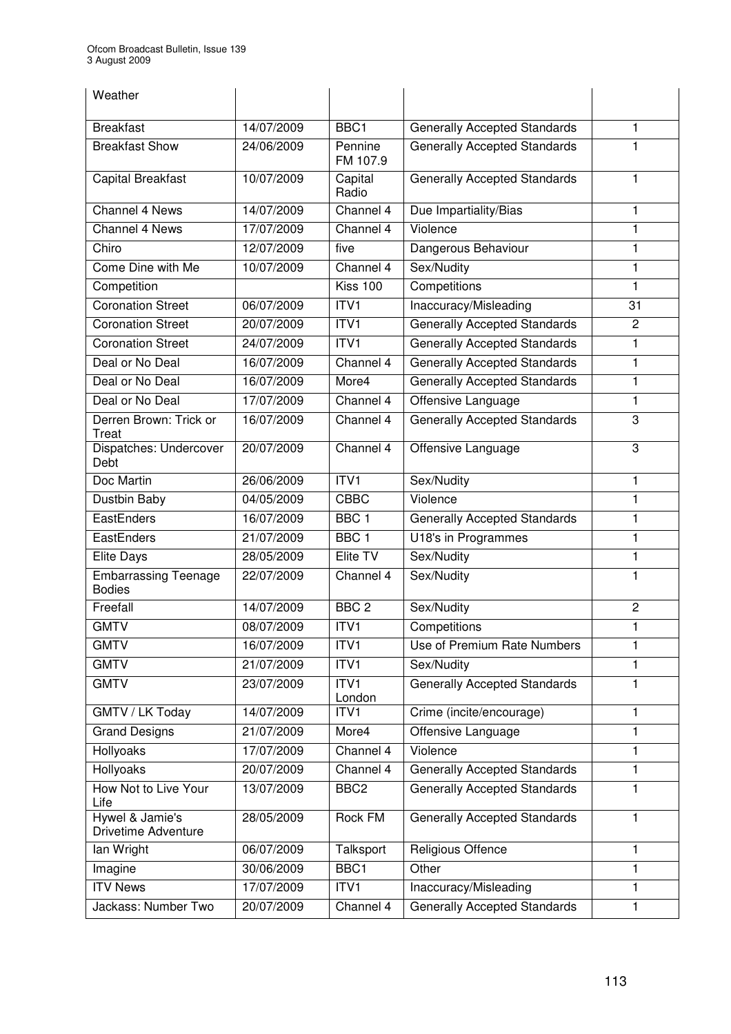| Weather | | | | |
|---|---|---|---|---|
| Breakfast | 14/07/2009 | BBC1 | Generally Accepted Standards | 1 |
| Breakfast Show | 24/06/2009 | Pennine FM 107.9 | Generally Accepted Standards | 1 |
| Capital Breakfast | 10/07/2009 | Capital Radio | Generally Accepted Standards | 1 |
| Channel 4 News | 14/07/2009 | Channel 4 | Due Impartiality/Bias | 1 |
| Channel 4 News | 17/07/2009 | Channel 4 | Violence | 1 |
| Chiro | 12/07/2009 | five | Dangerous Behaviour | 1 |
| Come Dine with Me | 10/07/2009 | Channel 4 | Sex/Nudity | 1 |
| Competition | | Kiss 100 | Competitions | 1 |
| Coronation Street | 06/07/2009 | ITV1 | Inaccuracy/Misleading | 31 |
| Coronation Street | 20/07/2009 | ITV1 | Generally Accepted Standards | 2 |
| Coronation Street | 24/07/2009 | ITV1 | Generally Accepted Standards | 1 |
| Deal or No Deal | 16/07/2009 | Channel 4 | Generally Accepted Standards | 1 |
| Deal or No Deal | 16/07/2009 | More4 | Generally Accepted Standards | 1 |
| Deal or No Deal | 17/07/2009 | Channel 4 | Offensive Language | 1 |
| Derren Brown: Trick or Treat | 16/07/2009 | Channel 4 | Generally Accepted Standards | 3 |
| Dispatches: Undercover Debt | 20/07/2009 | Channel 4 | Offensive Language | 3 |
| Doc Martin | 26/06/2009 | ITV1 | Sex/Nudity | 1 |
| Dustbin Baby | 04/05/2009 | CBBC | Violence | 1 |
| EastEnders | 16/07/2009 | BBC 1 | Generally Accepted Standards | 1 |
| EastEnders | 21/07/2009 | BBC 1 | U18's in Programmes | 1 |
| Elite Days | 28/05/2009 | Elite TV | Sex/Nudity | 1 |
| Embarrassing Teenage Bodies | 22/07/2009 | Channel 4 | Sex/Nudity | 1 |
| Freefall | 14/07/2009 | BBC 2 | Sex/Nudity | 2 |
| GMTV | 08/07/2009 | ITV1 | Competitions | 1 |
| GMTV | 16/07/2009 | ITV1 | Use of Premium Rate Numbers | 1 |
| GMTV | 21/07/2009 | ITV1 | Sex/Nudity | 1 |
| GMTV | 23/07/2009 | ITV1 London | Generally Accepted Standards | 1 |
| GMTV / LK Today | 14/07/2009 | ITV1 | Crime (incite/encourage) | 1 |
| Grand Designs | 21/07/2009 | More4 | Offensive Language | 1 |
| Hollyoaks | 17/07/2009 | Channel 4 | Violence | 1 |
| Hollyoaks | 20/07/2009 | Channel 4 | Generally Accepted Standards | 1 |
| How Not to Live Your Life | 13/07/2009 | BBC2 | Generally Accepted Standards | 1 |
| Hywel & Jamie's Drivetime Adventure | 28/05/2009 | Rock FM | Generally Accepted Standards | 1 |
| Ian Wright | 06/07/2009 | Talksport | Religious Offence | 1 |
| Imagine | 30/06/2009 | BBC1 | Other | 1 |
| ITV News | 17/07/2009 | ITV1 | Inaccuracy/Misleading | 1 |
| Jackass: Number Two | 20/07/2009 | Channel 4 | Generally Accepted Standards | 1 |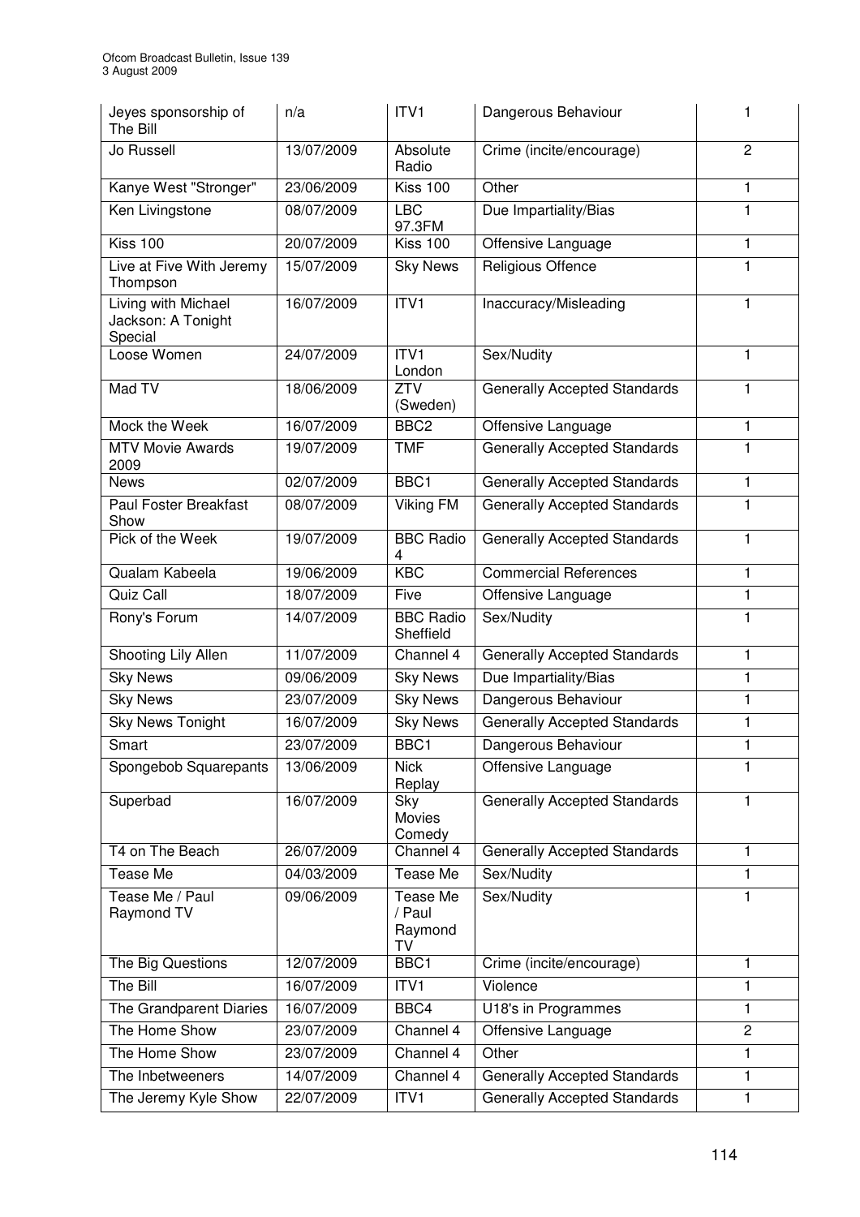| Jeyes sponsorship of The Bill | n/a | ITV1 | Dangerous Behaviour | 1 |
|---|---|---|---|---|
| Jo Russell | 13/07/2009 | Absolute Radio | Crime (incite/encourage) | 2 |
| Kanye West "Stronger" | 23/06/2009 | Kiss 100 | Other | 1 |
| Ken Livingstone | 08/07/2009 | LBC 97.3FM | Due Impartiality/Bias | 1 |
| Kiss 100 | 20/07/2009 | Kiss 100 | Offensive Language | 1 |
| Live at Five With Jeremy Thompson | 15/07/2009 | Sky News | Religious Offence | 1 |
| Living with Michael Jackson: A Tonight Special | 16/07/2009 | ITV1 | Inaccuracy/Misleading | 1 |
| Loose Women | 24/07/2009 | ITV1 London | Sex/Nudity | 1 |
| Mad TV | 18/06/2009 | ZTV (Sweden) | Generally Accepted Standards | 1 |
| Mock the Week | 16/07/2009 | BBC2 | Offensive Language | 1 |
| MTV Movie Awards 2009 | 19/07/2009 | TMF | Generally Accepted Standards | 1 |
| News | 02/07/2009 | BBC1 | Generally Accepted Standards | 1 |
| Paul Foster Breakfast Show | 08/07/2009 | Viking FM | Generally Accepted Standards | 1 |
| Pick of the Week | 19/07/2009 | BBC Radio 4 | Generally Accepted Standards | 1 |
| Qualam Kabeela | 19/06/2009 | KBC | Commercial References | 1 |
| Quiz Call | 18/07/2009 | Five | Offensive Language | 1 |
| Rony's Forum | 14/07/2009 | BBC Radio Sheffield | Sex/Nudity | 1 |
| Shooting Lily Allen | 11/07/2009 | Channel 4 | Generally Accepted Standards | 1 |
| Sky News | 09/06/2009 | Sky News | Due Impartiality/Bias | 1 |
| Sky News | 23/07/2009 | Sky News | Dangerous Behaviour | 1 |
| Sky News Tonight | 16/07/2009 | Sky News | Generally Accepted Standards | 1 |
| Smart | 23/07/2009 | BBC1 | Dangerous Behaviour | 1 |
| Spongebob Squarepants | 13/06/2009 | Nick Replay | Offensive Language | 1 |
| Superbad | 16/07/2009 | Sky Movies Comedy | Generally Accepted Standards | 1 |
| T4 on The Beach | 26/07/2009 | Channel 4 | Generally Accepted Standards | 1 |
| Tease Me | 04/03/2009 | Tease Me | Sex/Nudity | 1 |
| Tease Me / Paul Raymond TV | 09/06/2009 | Tease Me / Paul Raymond TV | Sex/Nudity | 1 |
| The Big Questions | 12/07/2009 | BBC1 | Crime (incite/encourage) | 1 |
| The Bill | 16/07/2009 | ITV1 | Violence | 1 |
| The Grandparent Diaries | 16/07/2009 | BBC4 | U18's in Programmes | 1 |
| The Home Show | 23/07/2009 | Channel 4 | Offensive Language | 2 |
| The Home Show | 23/07/2009 | Channel 4 | Other | 1 |
| The Inbetweeners | 14/07/2009 | Channel 4 | Generally Accepted Standards | 1 |
| The Jeremy Kyle Show | 22/07/2009 | ITV1 | Generally Accepted Standards | 1 |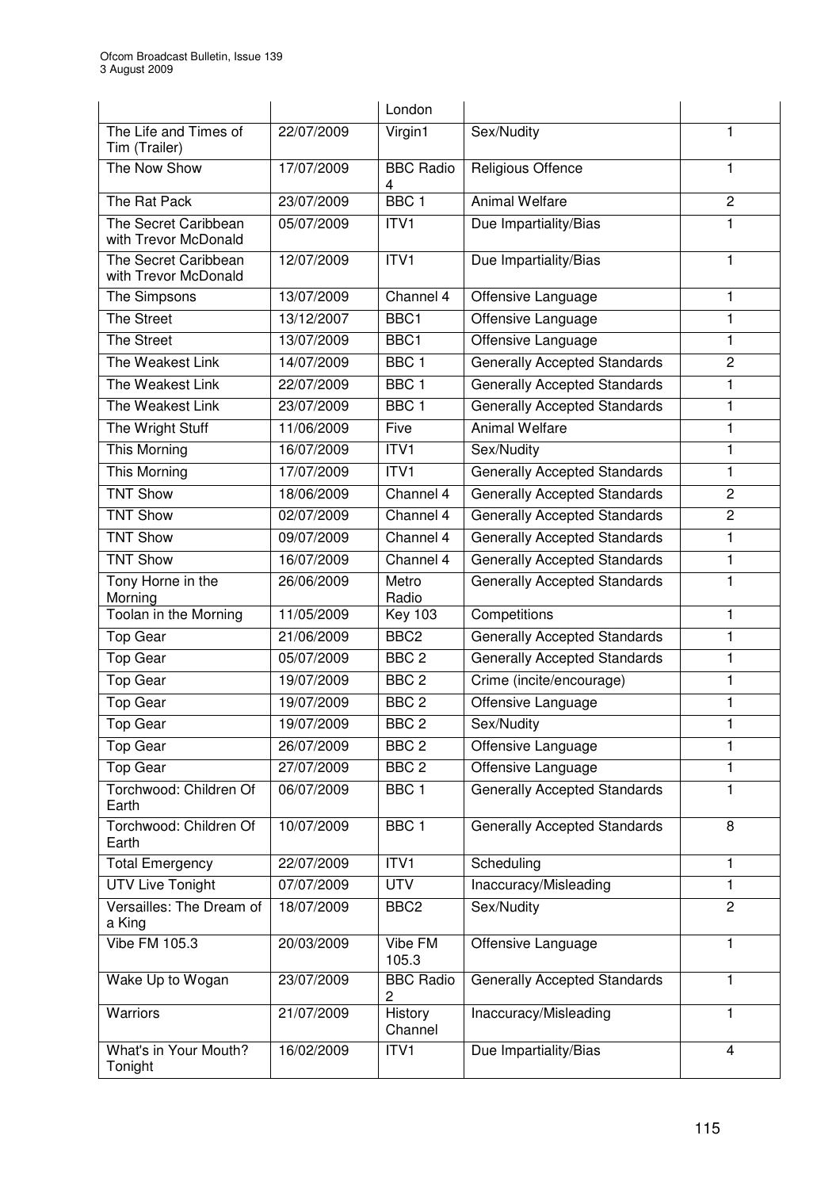| | | London | | |
|---|---|---|---|---|
| The Life and Times of Tim (Trailer) | 22/07/2009 | Virgin1 | Sex/Nudity | 1 |
| The Now Show | 17/07/2009 | BBC Radio 4 | Religious Offence | 1 |
| The Rat Pack | 23/07/2009 | BBC 1 | Animal Welfare | 2 |
| The Secret Caribbean with Trevor McDonald | 05/07/2009 | ITV1 | Due Impartiality/Bias | 1 |
| The Secret Caribbean with Trevor McDonald | 12/07/2009 | ITV1 | Due Impartiality/Bias | 1 |
| The Simpsons | 13/07/2009 | Channel 4 | Offensive Language | 1 |
| The Street | 13/12/2007 | BBC1 | Offensive Language | 1 |
| The Street | 13/07/2009 | BBC1 | Offensive Language | 1 |
| The Weakest Link | 14/07/2009 | BBC 1 | Generally Accepted Standards | 2 |
| The Weakest Link | 22/07/2009 | BBC 1 | Generally Accepted Standards | 1 |
| The Weakest Link | 23/07/2009 | BBC 1 | Generally Accepted Standards | 1 |
| The Wright Stuff | 11/06/2009 | Five | Animal Welfare | 1 |
| This Morning | 16/07/2009 | ITV1 | Sex/Nudity | 1 |
| This Morning | 17/07/2009 | ITV1 | Generally Accepted Standards | 1 |
| TNT Show | 18/06/2009 | Channel 4 | Generally Accepted Standards | 2 |
| TNT Show | 02/07/2009 | Channel 4 | Generally Accepted Standards | 2 |
| TNT Show | 09/07/2009 | Channel 4 | Generally Accepted Standards | 1 |
| TNT Show | 16/07/2009 | Channel 4 | Generally Accepted Standards | 1 |
| Tony Horne in the Morning | 26/06/2009 | Metro Radio | Generally Accepted Standards | 1 |
| Toolan in the Morning | 11/05/2009 | Key 103 | Competitions | 1 |
| Top Gear | 21/06/2009 | BBC2 | Generally Accepted Standards | 1 |
| Top Gear | 05/07/2009 | BBC 2 | Generally Accepted Standards | 1 |
| Top Gear | 19/07/2009 | BBC 2 | Crime (incite/encourage) | 1 |
| Top Gear | 19/07/2009 | BBC 2 | Offensive Language | 1 |
| Top Gear | 19/07/2009 | BBC 2 | Sex/Nudity | 1 |
| Top Gear | 26/07/2009 | BBC 2 | Offensive Language | 1 |
| Top Gear | 27/07/2009 | BBC 2 | Offensive Language | 1 |
| Torchwood: Children Of Earth | 06/07/2009 | BBC 1 | Generally Accepted Standards | 1 |
| Torchwood: Children Of Earth | 10/07/2009 | BBC 1 | Generally Accepted Standards | 8 |
| Total Emergency | 22/07/2009 | ITV1 | Scheduling | 1 |
| UTV Live Tonight | 07/07/2009 | UTV | Inaccuracy/Misleading | 1 |
| Versailles: The Dream of a King | 18/07/2009 | BBC2 | Sex/Nudity | 2 |
| Vibe FM 105.3 | 20/03/2009 | Vibe FM 105.3 | Offensive Language | 1 |
| Wake Up to Wogan | 23/07/2009 | BBC Radio 2 | Generally Accepted Standards | 1 |
| Warriors | 21/07/2009 | History Channel | Inaccuracy/Misleading | 1 |
| What's in Your Mouth? Tonight | 16/02/2009 | ITV1 | Due Impartiality/Bias | 4 |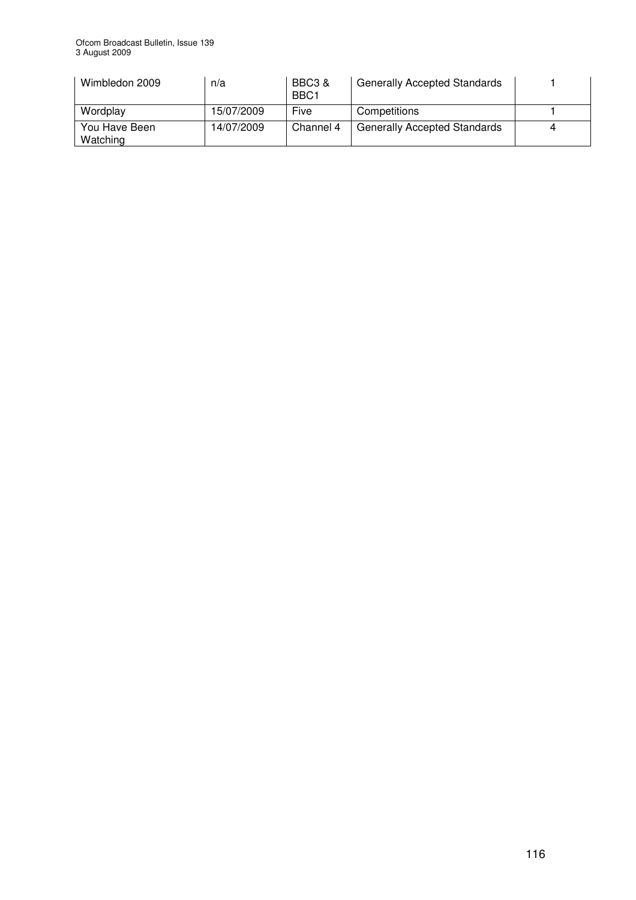| | | | | |
|---|---|---|---|---|
| Wimbledon 2009 | n/a | BBC3 & BBC1 | Generally Accepted Standards | 1 |
| Wordplay | 15/07/2009 | Five | Competitions | 1 |
| You Have Been Watching | 14/07/2009 | Channel 4 | Generally Accepted Standards | 4 |